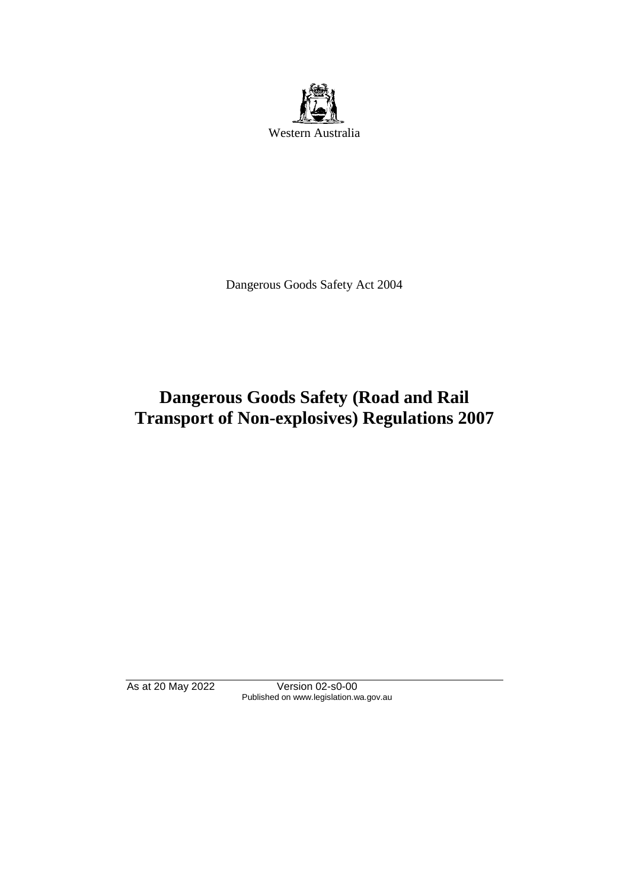Western Australia

Dangerous Goods Safety Act 2004

# Dangerous Goods Safety (Road and Rail Transport of Non-explosives) Regulations 2007

As at 20 May 2022 Version 02-s0-00
Published on www.legislation.wa.gov.au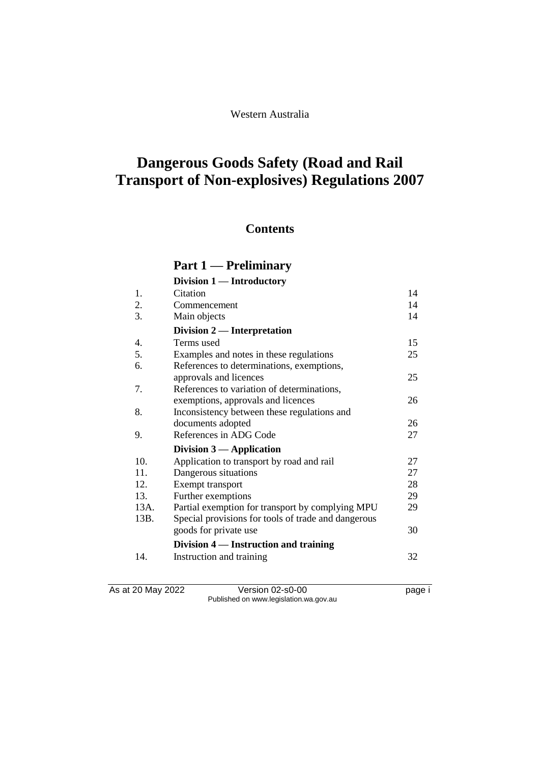Western Australia

# Dangerous Goods Safety (Road and Rail Transport of Non-explosives) Regulations 2007

## Contents

## Part 1 — Preliminary

### Division 1 — Introductory

| | | |
|---|---|---|
| 1. | Citation | 14 |
| 2. | Commencement | 14 |
| 3. | Main objects | 14 |

### Division 2 — Interpretation

| | | |
|---|---|---|
| 4. | Terms used | 15 |
| 5. | Examples and notes in these regulations | 25 |
| 6. | References to determinations, exemptions, approvals and licences | 25 |
| 7. | References to variation of determinations, exemptions, approvals and licences | 26 |
| 8. | Inconsistency between these regulations and documents adopted | 26 |
| 9. | References in ADG Code | 27 |

### Division 3 — Application

| | | |
|---|---|---|
| 10. | Application to transport by road and rail | 27 |
| 11. | Dangerous situations | 27 |
| 12. | Exempt transport | 28 |
| 13. | Further exemptions | 29 |
| 13A. | Partial exemption for transport by complying MPU | 29 |
| 13B. | Special provisions for tools of trade and dangerous goods for private use | 30 |

### Division 4 — Instruction and training

| | | |
|---|---|---|
| 14. | Instruction and training | 32 |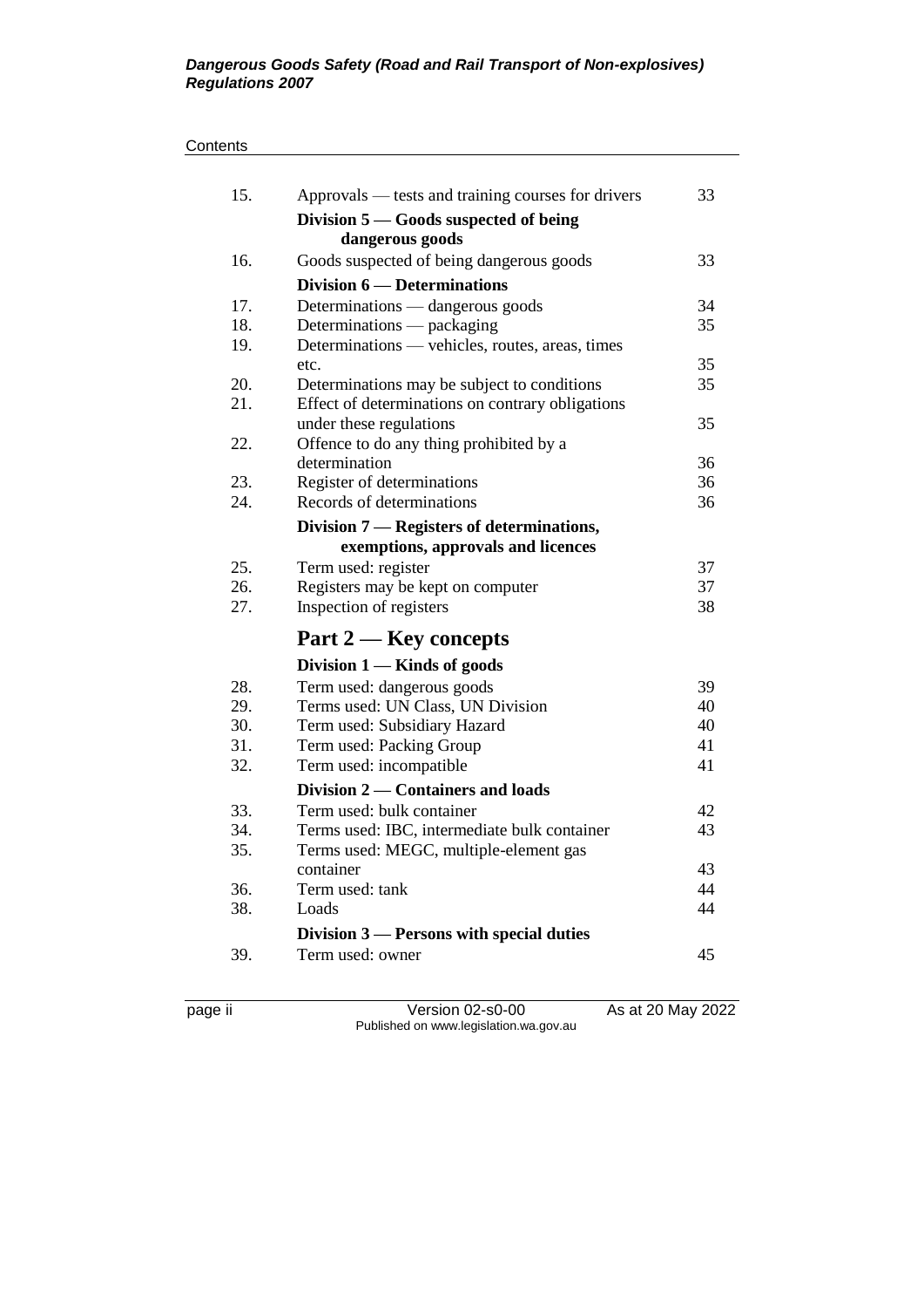| | | |
|---|---|---|
| 15. | Approvals — tests and training courses for drivers | 33 |
| | **Division 5 — Goods suspected of being dangerous goods** | |
| 16. | Goods suspected of being dangerous goods | 33 |
| | **Division 6 — Determinations** | |
| 17. | Determinations — dangerous goods | 34 |
| 18. | Determinations — packaging | 35 |
| 19. | Determinations — vehicles, routes, areas, times etc. | 35 |
| 20. | Determinations may be subject to conditions | 35 |
| 21. | Effect of determinations on contrary obligations under these regulations | 35 |
| 22. | Offence to do any thing prohibited by a determination | 36 |
| 23. | Register of determinations | 36 |
| 24. | Records of determinations | 36 |
| | **Division 7 — Registers of determinations, exemptions, approvals and licences** | |
| 25. | Term used: register | 37 |
| 26. | Registers may be kept on computer | 37 |
| 27. | Inspection of registers | 38 |

## Part 2 — Key concepts

| | | |
|---|---|---|
| | **Division 1 — Kinds of goods** | |
| 28. | Term used: dangerous goods | 39 |
| 29. | Terms used: UN Class, UN Division | 40 |
| 30. | Term used: Subsidiary Hazard | 40 |
| 31. | Term used: Packing Group | 41 |
| 32. | Term used: incompatible | 41 |
| | **Division 2 — Containers and loads** | |
| 33. | Term used: bulk container | 42 |
| 34. | Terms used: IBC, intermediate bulk container | 43 |
| 35. | Terms used: MEGC, multiple-element gas container | 43 |
| 36. | Term used: tank | 44 |
| 38. | Loads | 44 |
| | **Division 3 — Persons with special duties** | |
| 39. | Term used: owner | 45 |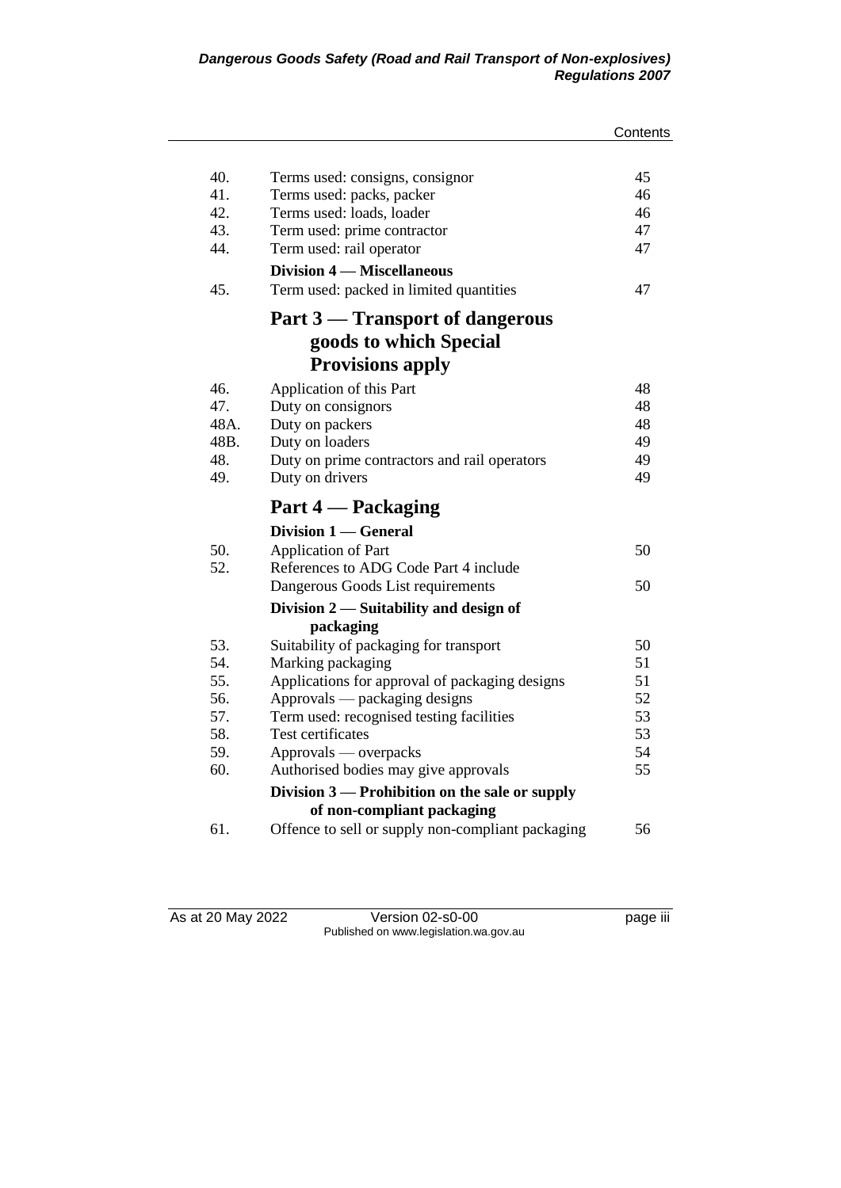| | | |
|---|---|---|
| 40. | Terms used: consigns, consignor | 45 |
| 41. | Terms used: packs, packer | 46 |
| 42. | Terms used: loads, loader | 46 |
| 43. | Term used: prime contractor | 47 |
| 44. | Term used: rail operator | 47 |
| | **Division 4 — Miscellaneous** | |
| 45. | Term used: packed in limited quantities | 47 |

## Part 3 — Transport of dangerous goods to which Special Provisions apply

| | | |
|---|---|---|
| 46. | Application of this Part | 48 |
| 47. | Duty on consignors | 48 |
| 48A. | Duty on packers | 48 |
| 48B. | Duty on loaders | 49 |
| 48. | Duty on prime contractors and rail operators | 49 |
| 49. | Duty on drivers | 49 |

## Part 4 — Packaging

| | | |
|---|---|---|
| | **Division 1 — General** | |
| 50. | Application of Part | 50 |
| 52. | References to ADG Code Part 4 include Dangerous Goods List requirements | 50 |
| | **Division 2 — Suitability and design of packaging** | |
| 53. | Suitability of packaging for transport | 50 |
| 54. | Marking packaging | 51 |
| 55. | Applications for approval of packaging designs | 51 |
| 56. | Approvals — packaging designs | 52 |
| 57. | Term used: recognised testing facilities | 53 |
| 58. | Test certificates | 53 |
| 59. | Approvals — overpacks | 54 |
| 60. | Authorised bodies may give approvals | 55 |
| | **Division 3 — Prohibition on the sale or supply of non-compliant packaging** | |
| 61. | Offence to sell or supply non-compliant packaging | 56 |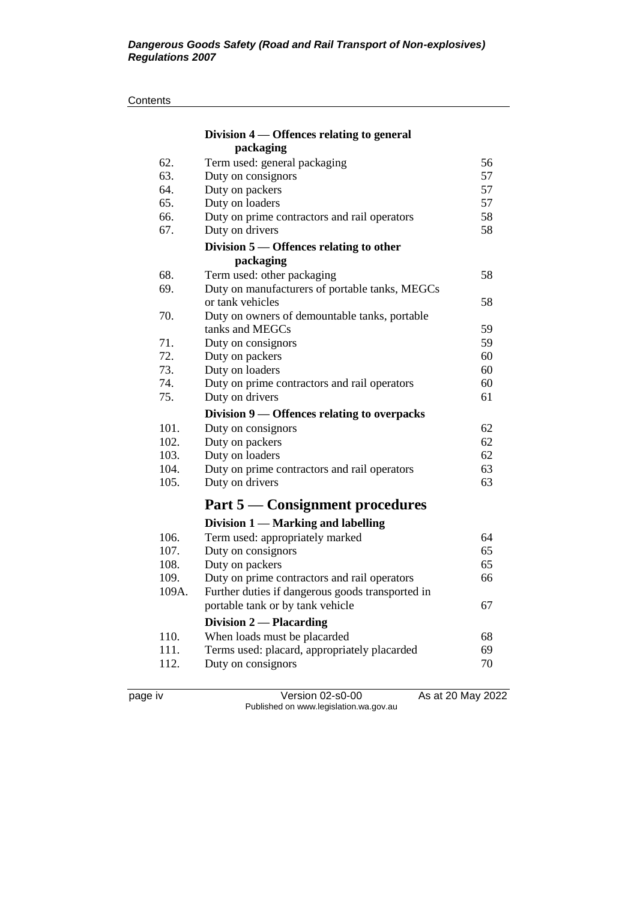Contents

| | Division 4 — Offences relating to general packaging | |
|---|---|---|
| 62. | Term used: general packaging | 56 |
| 63. | Duty on consignors | 57 |
| 64. | Duty on packers | 57 |
| 65. | Duty on loaders | 57 |
| 66. | Duty on prime contractors and rail operators | 58 |
| 67. | Duty on drivers | 58 |
| | **Division 5 — Offences relating to other packaging** | |
| 68. | Term used: other packaging | 58 |
| 69. | Duty on manufacturers of portable tanks, MEGCs or tank vehicles | 58 |
| 70. | Duty on owners of demountable tanks, portable tanks and MEGCs | 59 |
| 71. | Duty on consignors | 59 |
| 72. | Duty on packers | 60 |
| 73. | Duty on loaders | 60 |
| 74. | Duty on prime contractors and rail operators | 60 |
| 75. | Duty on drivers | 61 |
| | **Division 9 — Offences relating to overpacks** | |
| 101. | Duty on consignors | 62 |
| 102. | Duty on packers | 62 |
| 103. | Duty on loaders | 62 |
| 104. | Duty on prime contractors and rail operators | 63 |
| 105. | Duty on drivers | 63 |

## Part 5 — Consignment procedures

| | Division 1 — Marking and labelling | |
|---|---|---|
| 106. | Term used: appropriately marked | 64 |
| 107. | Duty on consignors | 65 |
| 108. | Duty on packers | 65 |
| 109. | Duty on prime contractors and rail operators | 66 |
| 109A. | Further duties if dangerous goods transported in portable tank or by tank vehicle | 67 |
| | **Division 2 — Placarding** | |
| 110. | When loads must be placarded | 68 |
| 111. | Terms used: placard, appropriately placarded | 69 |
| 112. | Duty on consignors | 70 |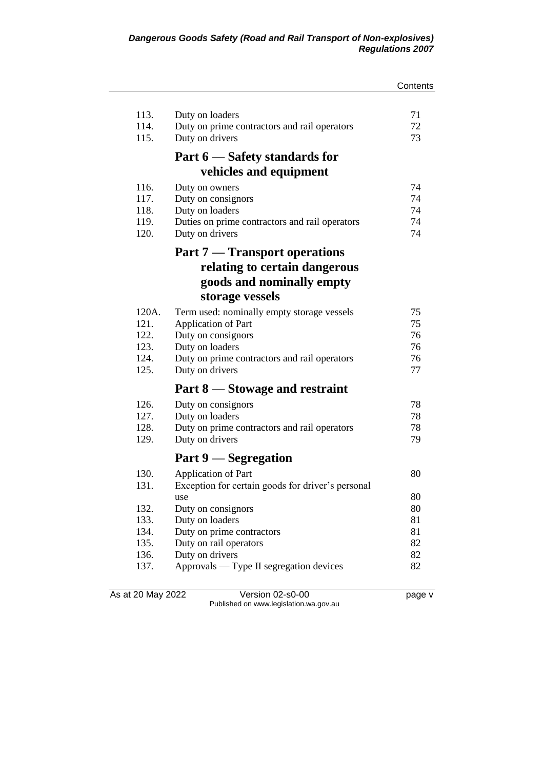| | | |
|---|---|---|
| 113. | Duty on loaders | 71 |
| 114. | Duty on prime contractors and rail operators | 72 |
| 115. | Duty on drivers | 73 |

## Part 6 — Safety standards for vehicles and equipment

| | | |
|---|---|---|
| 116. | Duty on owners | 74 |
| 117. | Duty on consignors | 74 |
| 118. | Duty on loaders | 74 |
| 119. | Duties on prime contractors and rail operators | 74 |
| 120. | Duty on drivers | 74 |

## Part 7 — Transport operations relating to certain dangerous goods and nominally empty storage vessels

| | | |
|---|---|---|
| 120A. | Term used: nominally empty storage vessels | 75 |
| 121. | Application of Part | 75 |
| 122. | Duty on consignors | 76 |
| 123. | Duty on loaders | 76 |
| 124. | Duty on prime contractors and rail operators | 76 |
| 125. | Duty on drivers | 77 |

## Part 8 — Stowage and restraint

| | | |
|---|---|---|
| 126. | Duty on consignors | 78 |
| 127. | Duty on loaders | 78 |
| 128. | Duty on prime contractors and rail operators | 78 |
| 129. | Duty on drivers | 79 |

## Part 9 — Segregation

| | | |
|---|---|---|
| 130. | Application of Part | 80 |
| 131. | Exception for certain goods for driver's personal use | 80 |
| 132. | Duty on consignors | 80 |
| 133. | Duty on loaders | 81 |
| 134. | Duty on prime contractors | 81 |
| 135. | Duty on rail operators | 82 |
| 136. | Duty on drivers | 82 |
| 137. | Approvals — Type II segregation devices | 82 |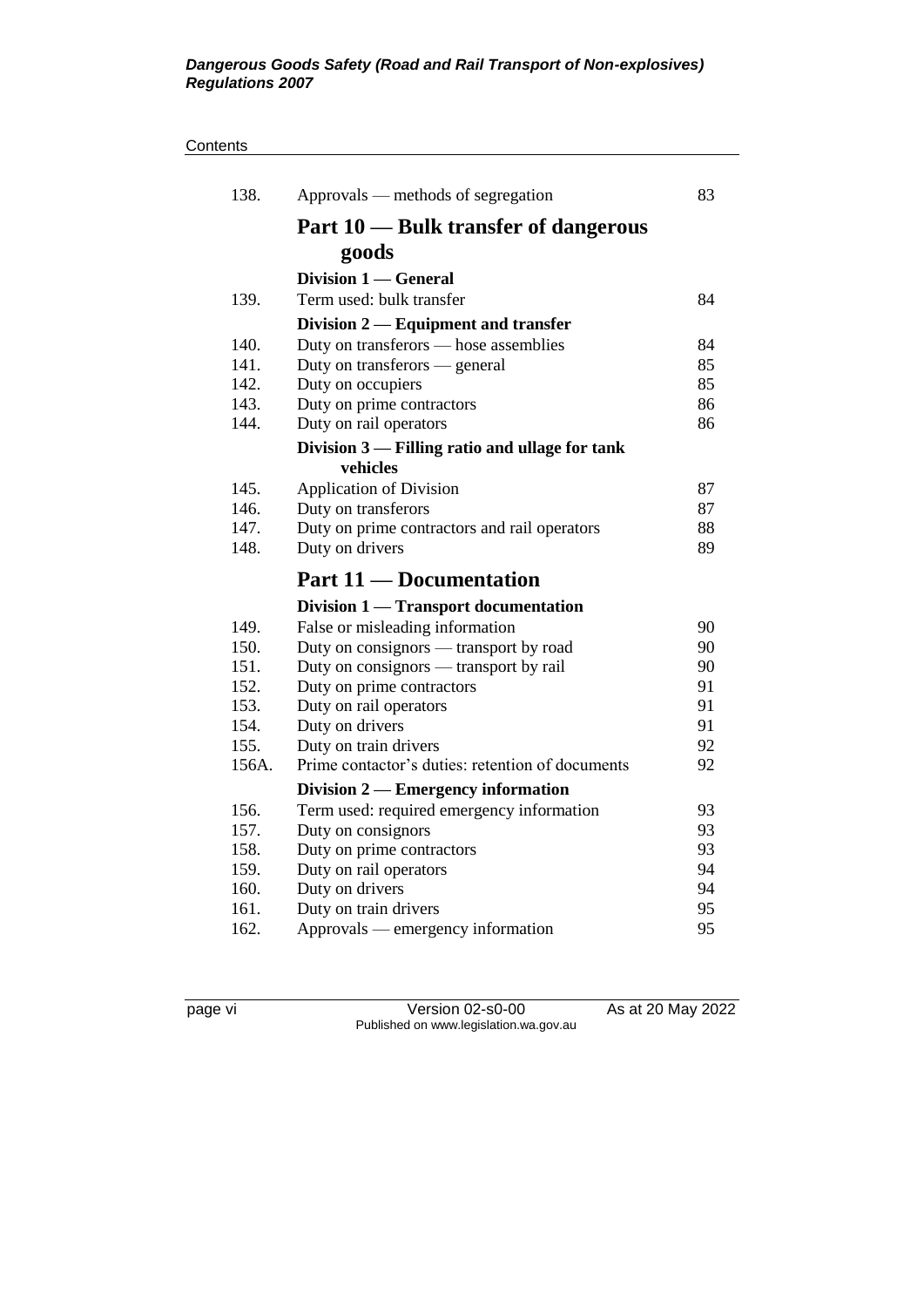| | | |
|---|---|---|
| 138. | Approvals — methods of segregation | 83 |
| | **Part 10 — Bulk transfer of dangerous goods** | |
| | **Division 1 — General** | |
| 139. | Term used: bulk transfer | 84 |
| | **Division 2 — Equipment and transfer** | |
| 140. | Duty on transferors — hose assemblies | 84 |
| 141. | Duty on transferors — general | 85 |
| 142. | Duty on occupiers | 85 |
| 143. | Duty on prime contractors | 86 |
| 144. | Duty on rail operators | 86 |
| | **Division 3 — Filling ratio and ullage for tank vehicles** | |
| 145. | Application of Division | 87 |
| 146. | Duty on transferors | 87 |
| 147. | Duty on prime contractors and rail operators | 88 |
| 148. | Duty on drivers | 89 |
| | **Part 11 — Documentation** | |
| | **Division 1 — Transport documentation** | |
| 149. | False or misleading information | 90 |
| 150. | Duty on consignors — transport by road | 90 |
| 151. | Duty on consignors — transport by rail | 90 |
| 152. | Duty on prime contractors | 91 |
| 153. | Duty on rail operators | 91 |
| 154. | Duty on drivers | 91 |
| 155. | Duty on train drivers | 92 |
| 156A. | Prime contactor's duties: retention of documents | 92 |
| | **Division 2 — Emergency information** | |
| 156. | Term used: required emergency information | 93 |
| 157. | Duty on consignors | 93 |
| 158. | Duty on prime contractors | 93 |
| 159. | Duty on rail operators | 94 |
| 160. | Duty on drivers | 94 |
| 161. | Duty on train drivers | 95 |
| 162. | Approvals — emergency information | 95 |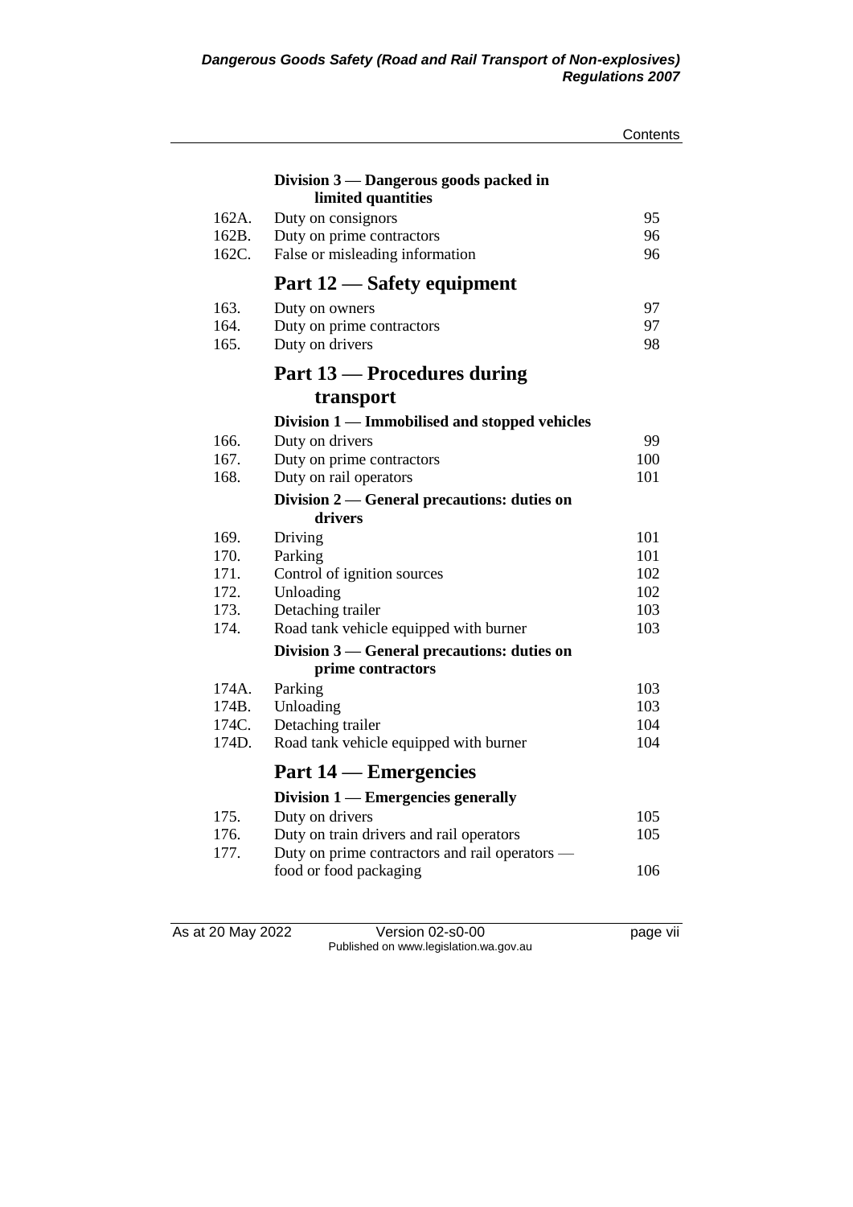| | | |
|---|---|---|
| | **Division 3 — Dangerous goods packed in limited quantities** | |
| 162A. | Duty on consignors | 95 |
| 162B. | Duty on prime contractors | 96 |
| 162C. | False or misleading information | 96 |
| | **Part 12 — Safety equipment** | |
| 163. | Duty on owners | 97 |
| 164. | Duty on prime contractors | 97 |
| 165. | Duty on drivers | 98 |
| | **Part 13 — Procedures during transport** | |
| | **Division 1 — Immobilised and stopped vehicles** | |
| 166. | Duty on drivers | 99 |
| 167. | Duty on prime contractors | 100 |
| 168. | Duty on rail operators | 101 |
| | **Division 2 — General precautions: duties on drivers** | |
| 169. | Driving | 101 |
| 170. | Parking | 101 |
| 171. | Control of ignition sources | 102 |
| 172. | Unloading | 102 |
| 173. | Detaching trailer | 103 |
| 174. | Road tank vehicle equipped with burner | 103 |
| | **Division 3 — General precautions: duties on prime contractors** | |
| 174A. | Parking | 103 |
| 174B. | Unloading | 103 |
| 174C. | Detaching trailer | 104 |
| 174D. | Road tank vehicle equipped with burner | 104 |
| | **Part 14 — Emergencies** | |
| | **Division 1 — Emergencies generally** | |
| 175. | Duty on drivers | 105 |
| 176. | Duty on train drivers and rail operators | 105 |
| 177. | Duty on prime contractors and rail operators — food or food packaging | 106 |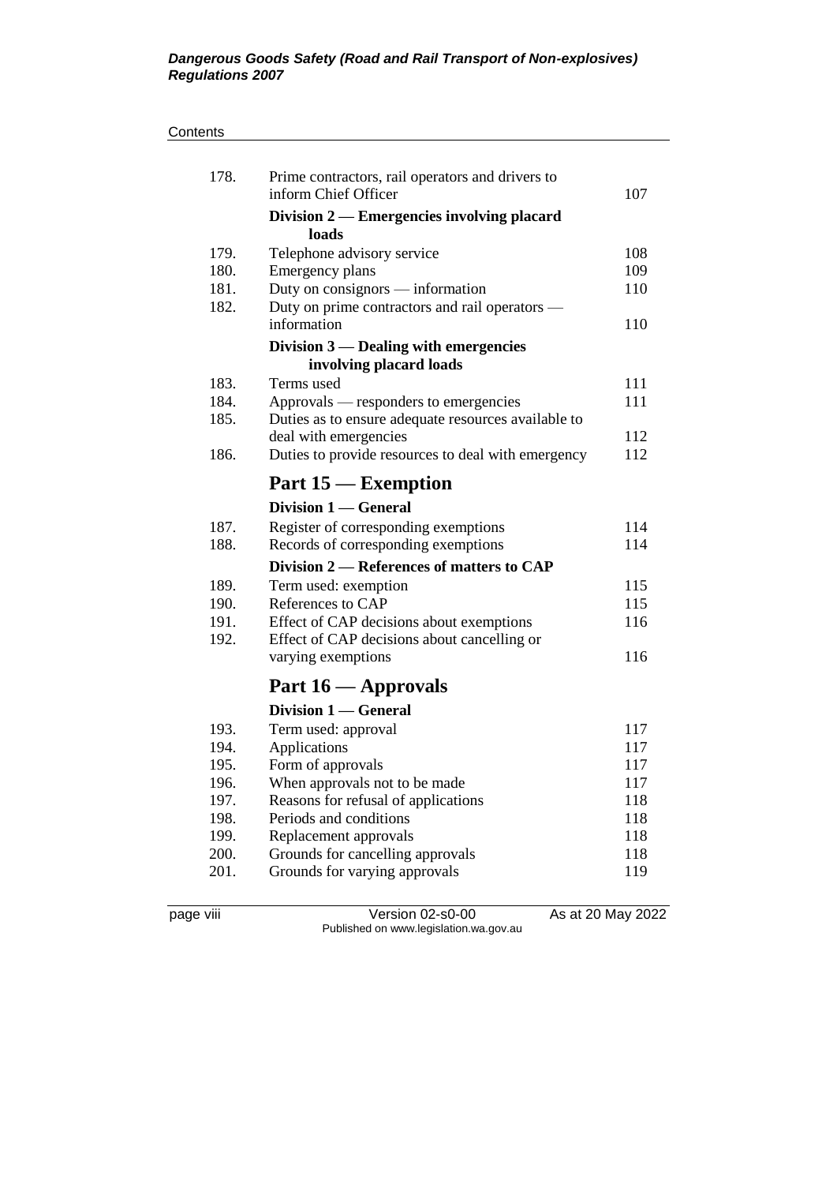| | | |
|---|---|---|
| 178. | Prime contractors, rail operators and drivers to inform Chief Officer | 107 |
| | **Division 2 — Emergencies involving placard loads** | |
| 179. | Telephone advisory service | 108 |
| 180. | Emergency plans | 109 |
| 181. | Duty on consignors — information | 110 |
| 182. | Duty on prime contractors and rail operators — information | 110 |
| | **Division 3 — Dealing with emergencies involving placard loads** | |
| 183. | Terms used | 111 |
| 184. | Approvals — responders to emergencies | 111 |
| 185. | Duties as to ensure adequate resources available to deal with emergencies | 112 |
| 186. | Duties to provide resources to deal with emergency | 112 |

## Part 15 — Exemption

**Division 1 — General**

| | | |
|---|---|---|
| 187. | Register of corresponding exemptions | 114 |
| 188. | Records of corresponding exemptions | 114 |
| | **Division 2 — References of matters to CAP** | |
| 189. | Term used: exemption | 115 |
| 190. | References to CAP | 115 |
| 191. | Effect of CAP decisions about exemptions | 116 |
| 192. | Effect of CAP decisions about cancelling or varying exemptions | 116 |

## Part 16 — Approvals

**Division 1 — General**

| | | |
|---|---|---|
| 193. | Term used: approval | 117 |
| 194. | Applications | 117 |
| 195. | Form of approvals | 117 |
| 196. | When approvals not to be made | 117 |
| 197. | Reasons for refusal of applications | 118 |
| 198. | Periods and conditions | 118 |
| 199. | Replacement approvals | 118 |
| 200. | Grounds for cancelling approvals | 118 |
| 201. | Grounds for varying approvals | 119 |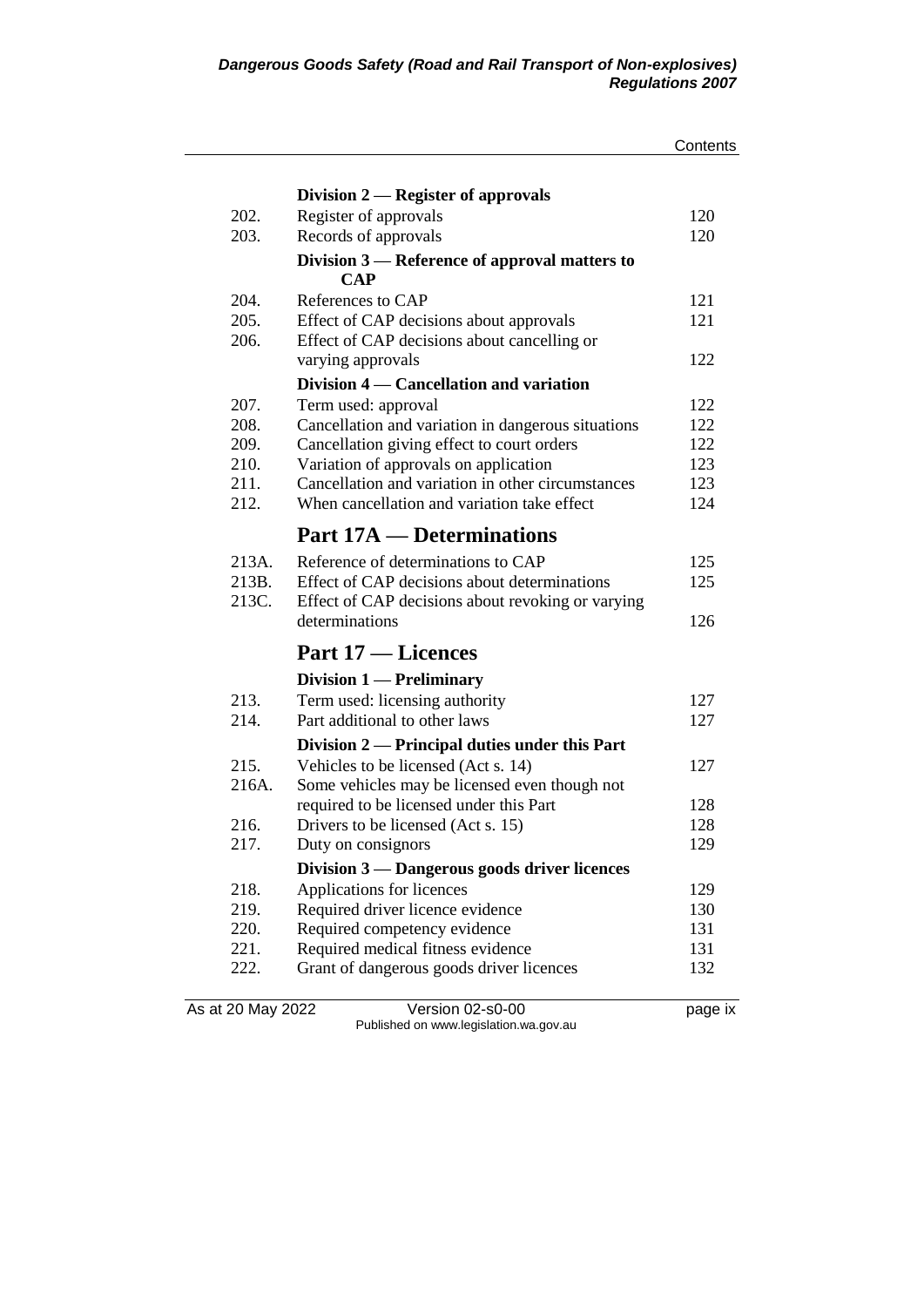| | | |
|---|---|---|
| | **Division 2 — Register of approvals** | |
| 202. | Register of approvals | 120 |
| 203. | Records of approvals | 120 |
| | **Division 3 — Reference of approval matters to CAP** | |
| 204. | References to CAP | 121 |
| 205. | Effect of CAP decisions about approvals | 121 |
| 206. | Effect of CAP decisions about cancelling or varying approvals | 122 |
| | **Division 4 — Cancellation and variation** | |
| 207. | Term used: approval | 122 |
| 208. | Cancellation and variation in dangerous situations | 122 |
| 209. | Cancellation giving effect to court orders | 122 |
| 210. | Variation of approvals on application | 123 |
| 211. | Cancellation and variation in other circumstances | 123 |
| 212. | When cancellation and variation take effect | 124 |
| | **Part 17A — Determinations** | |
| 213A. | Reference of determinations to CAP | 125 |
| 213B. | Effect of CAP decisions about determinations | 125 |
| 213C. | Effect of CAP decisions about revoking or varying determinations | 126 |
| | **Part 17 — Licences** | |
| | **Division 1 — Preliminary** | |
| 213. | Term used: licensing authority | 127 |
| 214. | Part additional to other laws | 127 |
| | **Division 2 — Principal duties under this Part** | |
| 215. | Vehicles to be licensed (Act s. 14) | 127 |
| 216A. | Some vehicles may be licensed even though not required to be licensed under this Part | 128 |
| 216. | Drivers to be licensed (Act s. 15) | 128 |
| 217. | Duty on consignors | 129 |
| | **Division 3 — Dangerous goods driver licences** | |
| 218. | Applications for licences | 129 |
| 219. | Required driver licence evidence | 130 |
| 220. | Required competency evidence | 131 |
| 221. | Required medical fitness evidence | 131 |
| 222. | Grant of dangerous goods driver licences | 132 |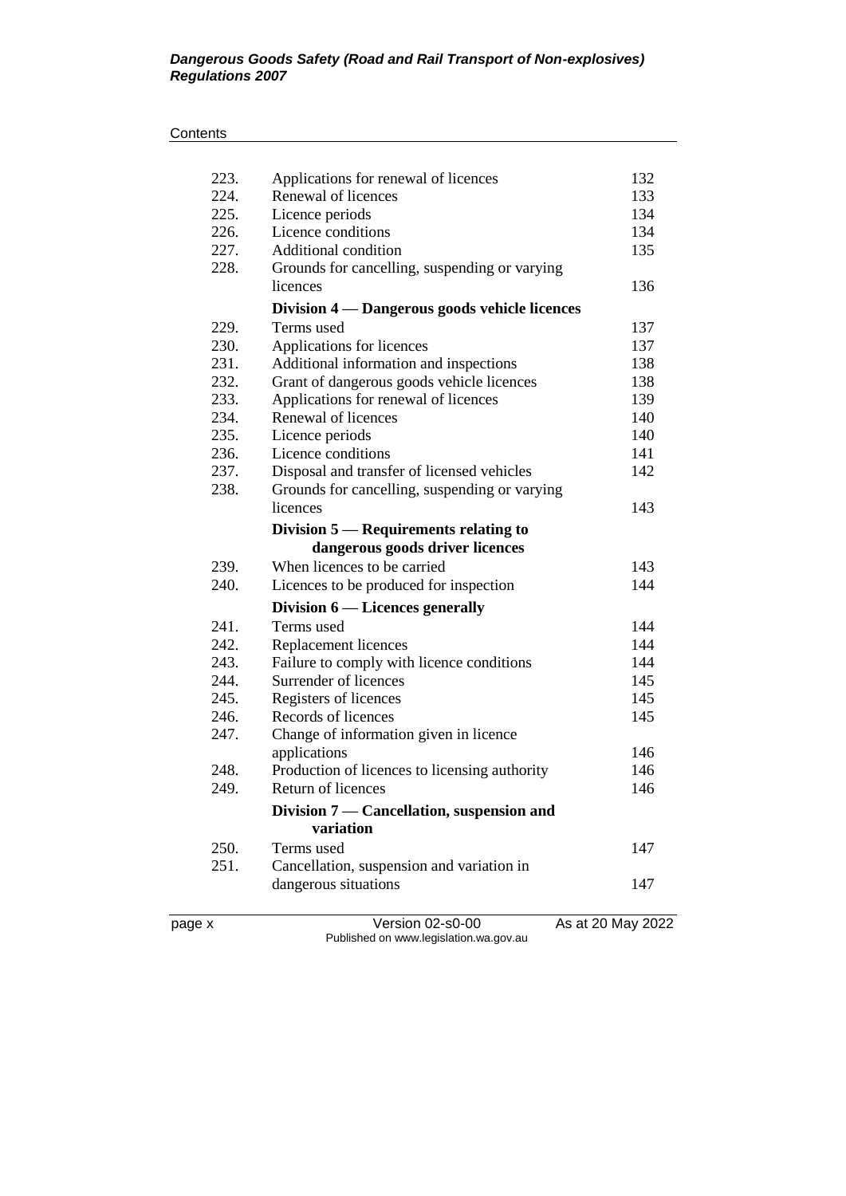| | | |
|---|---|---|
| 223. | Applications for renewal of licences | 132 |
| 224. | Renewal of licences | 133 |
| 225. | Licence periods | 134 |
| 226. | Licence conditions | 134 |
| 227. | Additional condition | 135 |
| 228. | Grounds for cancelling, suspending or varying licences | 136 |
| | **Division 4 — Dangerous goods vehicle licences** | |
| 229. | Terms used | 137 |
| 230. | Applications for licences | 137 |
| 231. | Additional information and inspections | 138 |
| 232. | Grant of dangerous goods vehicle licences | 138 |
| 233. | Applications for renewal of licences | 139 |
| 234. | Renewal of licences | 140 |
| 235. | Licence periods | 140 |
| 236. | Licence conditions | 141 |
| 237. | Disposal and transfer of licensed vehicles | 142 |
| 238. | Grounds for cancelling, suspending or varying licences | 143 |
| | **Division 5 — Requirements relating to dangerous goods driver licences** | |
| 239. | When licences to be carried | 143 |
| 240. | Licences to be produced for inspection | 144 |
| | **Division 6 — Licences generally** | |
| 241. | Terms used | 144 |
| 242. | Replacement licences | 144 |
| 243. | Failure to comply with licence conditions | 144 |
| 244. | Surrender of licences | 145 |
| 245. | Registers of licences | 145 |
| 246. | Records of licences | 145 |
| 247. | Change of information given in licence applications | 146 |
| 248. | Production of licences to licensing authority | 146 |
| 249. | Return of licences | 146 |
| | **Division 7 — Cancellation, suspension and variation** | |
| 250. | Terms used | 147 |
| 251. | Cancellation, suspension and variation in dangerous situations | 147 |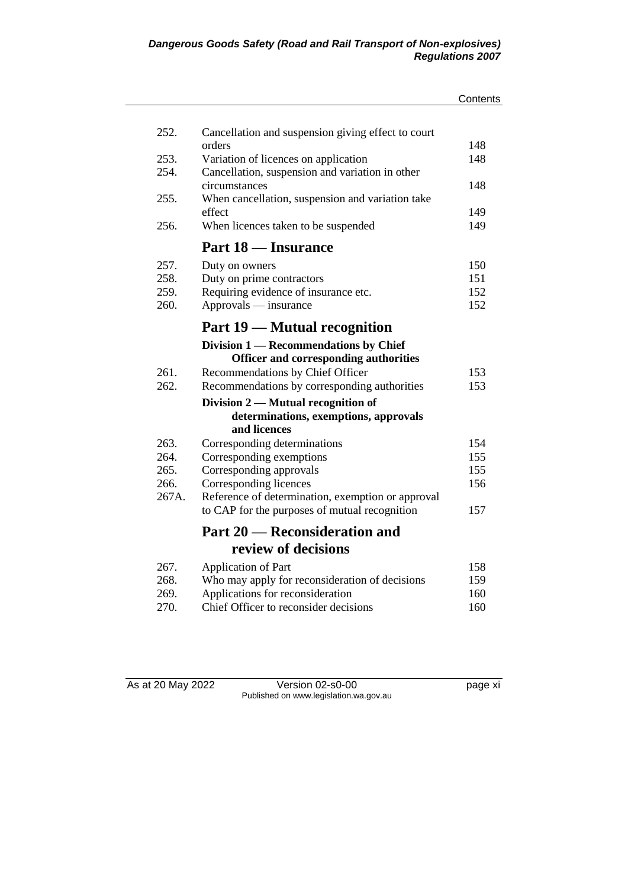| | | |
|---|---|---|
| 252. | Cancellation and suspension giving effect to court orders | 148 |
| 253. | Variation of licences on application | 148 |
| 254. | Cancellation, suspension and variation in other circumstances | 148 |
| 255. | When cancellation, suspension and variation take effect | 149 |
| 256. | When licences taken to be suspended | 149 |

## Part 18 — Insurance

| | | |
|---|---|---|
| 257. | Duty on owners | 150 |
| 258. | Duty on prime contractors | 151 |
| 259. | Requiring evidence of insurance etc. | 152 |
| 260. | Approvals — insurance | 152 |

## Part 19 — Mutual recognition

### Division 1 — Recommendations by Chief Officer and corresponding authorities

| | | |
|---|---|---|
| 261. | Recommendations by Chief Officer | 153 |
| 262. | Recommendations by corresponding authorities | 153 |

### Division 2 — Mutual recognition of determinations, exemptions, approvals and licences

| | | |
|---|---|---|
| 263. | Corresponding determinations | 154 |
| 264. | Corresponding exemptions | 155 |
| 265. | Corresponding approvals | 155 |
| 266. | Corresponding licences | 156 |
| 267A. | Reference of determination, exemption or approval to CAP for the purposes of mutual recognition | 157 |

## Part 20 — Reconsideration and review of decisions

| | | |
|---|---|---|
| 267. | Application of Part | 158 |
| 268. | Who may apply for reconsideration of decisions | 159 |
| 269. | Applications for reconsideration | 160 |
| 270. | Chief Officer to reconsider decisions | 160 |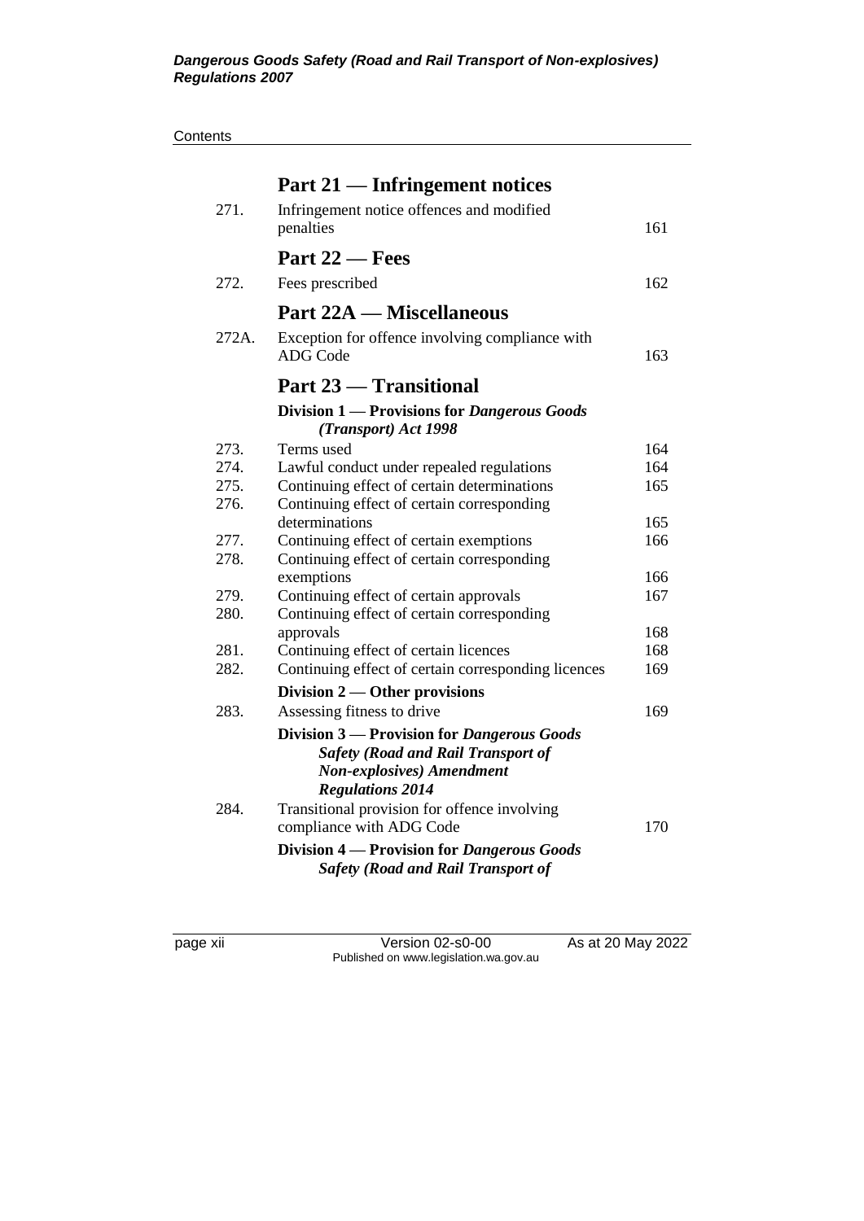## Part 21 — Infringement notices

| | | |
|---|---|---|
| 271. | Infringement notice offences and modified penalties | 161 |

## Part 22 — Fees

| | | |
|---|---|---|
| 272. | Fees prescribed | 162 |

## Part 22A — Miscellaneous

| | | |
|---|---|---|
| 272A. | Exception for offence involving compliance with ADG Code | 163 |

## Part 23 — Transitional

### Division 1 — Provisions for *Dangerous Goods (Transport) Act 1998*

| | | |
|---|---|---|
| 273. | Terms used | 164 |
| 274. | Lawful conduct under repealed regulations | 164 |
| 275. | Continuing effect of certain determinations | 165 |
| 276. | Continuing effect of certain corresponding determinations | 165 |
| 277. | Continuing effect of certain exemptions | 166 |
| 278. | Continuing effect of certain corresponding exemptions | 166 |
| 279. | Continuing effect of certain approvals | 167 |
| 280. | Continuing effect of certain corresponding approvals | 168 |
| 281. | Continuing effect of certain licences | 168 |
| 282. | Continuing effect of certain corresponding licences | 169 |

### Division 2 — Other provisions

| | | |
|---|---|---|
| 283. | Assessing fitness to drive | 169 |

### Division 3 — Provision for *Dangerous Goods Safety (Road and Rail Transport of Non-explosives) Amendment Regulations 2014*

| | | |
|---|---|---|
| 284. | Transitional provision for offence involving compliance with ADG Code | 170 |

### Division 4 — Provision for *Dangerous Goods Safety (Road and Rail Transport of*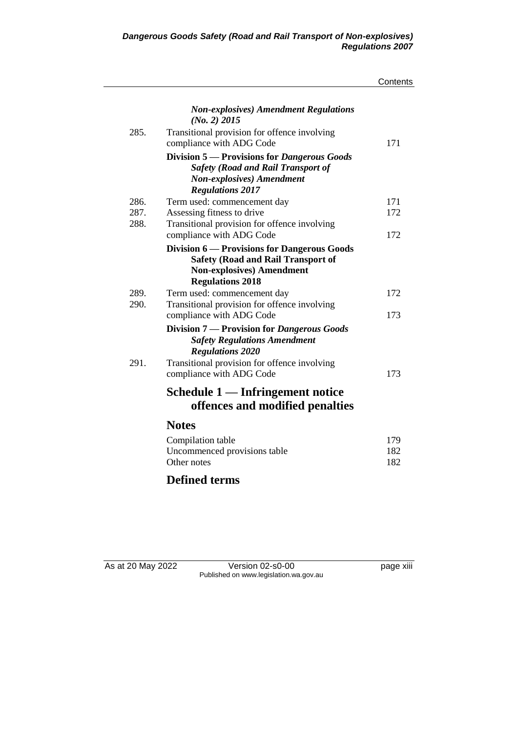*Non-explosives) Amendment Regulations (No. 2) 2015*

| | | |
|---|---|---|
| 285. | Transitional provision for offence involving compliance with ADG Code | 171 |
| | **Division 5 — Provisions for *Dangerous Goods Safety (Road and Rail Transport of Non-explosives) Amendment Regulations 2017*** | |
| 286. | Term used: commencement day | 171 |
| 287. | Assessing fitness to drive | 172 |
| 288. | Transitional provision for offence involving compliance with ADG Code | 172 |
| | **Division 6 — Provisions for Dangerous Goods Safety (Road and Rail Transport of Non-explosives) Amendment Regulations 2018** | |
| 289. | Term used: commencement day | 172 |
| 290. | Transitional provision for offence involving compliance with ADG Code | 173 |
| | **Division 7 — Provision for *Dangerous Goods Safety Regulations Amendment Regulations 2020*** | |
| 291. | Transitional provision for offence involving compliance with ADG Code | 173 |

## Schedule 1 — Infringement notice offences and modified penalties

## Notes

| | |
|---|---|
| Compilation table | 179 |
| Uncommenced provisions table | 182 |
| Other notes | 182 |

## Defined terms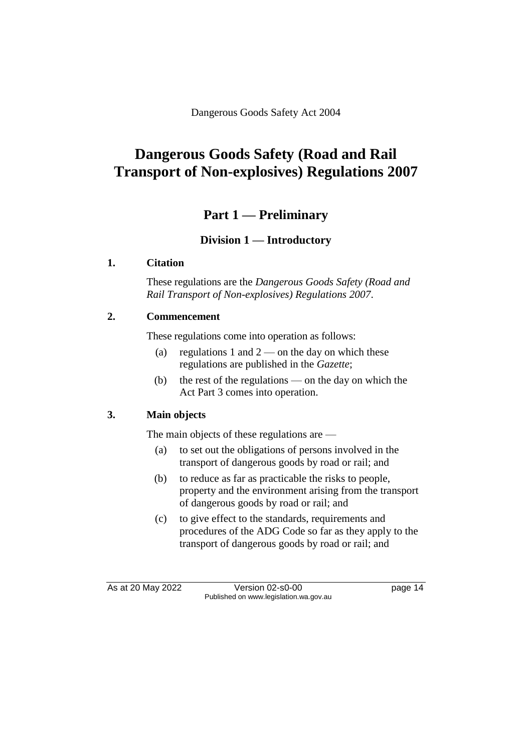Dangerous Goods Safety Act 2004

# Dangerous Goods Safety (Road and Rail Transport of Non-explosives) Regulations 2007

## Part 1 — Preliminary

### Division 1 — Introductory

**1. Citation**

These regulations are the *Dangerous Goods Safety (Road and Rail Transport of Non-explosives) Regulations 2007*.

**2. Commencement**

These regulations come into operation as follows:

(a) regulations 1 and 2 — on the day on which these regulations are published in the *Gazette*;

(b) the rest of the regulations — on the day on which the Act Part 3 comes into operation.

**3. Main objects**

The main objects of these regulations are —

(a) to set out the obligations of persons involved in the transport of dangerous goods by road or rail; and

(b) to reduce as far as practicable the risks to people, property and the environment arising from the transport of dangerous goods by road or rail; and

(c) to give effect to the standards, requirements and procedures of the ADG Code so far as they apply to the transport of dangerous goods by road or rail; and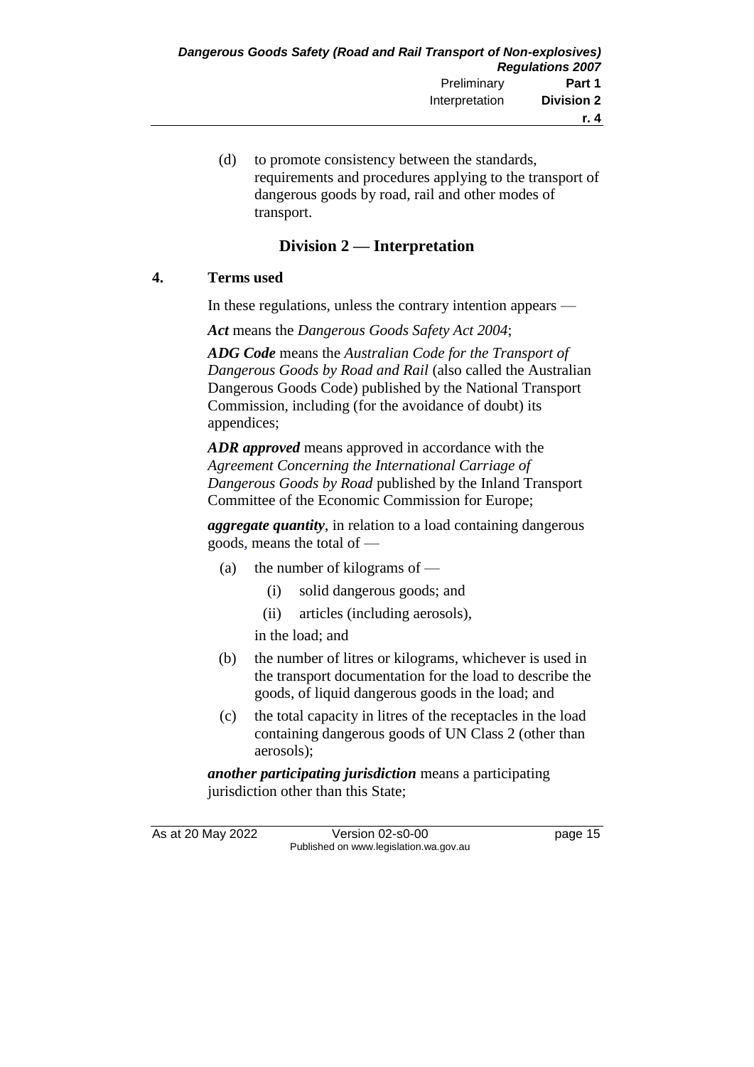(d) to promote consistency between the standards, requirements and procedures applying to the transport of dangerous goods by road, rail and other modes of transport.

## Division 2 — Interpretation

### 4. Terms used

In these regulations, unless the contrary intention appears —

***Act*** means the *Dangerous Goods Safety Act 2004*;

***ADG Code*** means the *Australian Code for the Transport of Dangerous Goods by Road and Rail* (also called the Australian Dangerous Goods Code) published by the National Transport Commission, including (for the avoidance of doubt) its appendices;

***ADR approved*** means approved in accordance with the *Agreement Concerning the International Carriage of Dangerous Goods by Road* published by the Inland Transport Committee of the Economic Commission for Europe;

***aggregate quantity***, in relation to a load containing dangerous goods, means the total of —

- (a) the number of kilograms of —
  - (i) solid dangerous goods; and
  - (ii) articles (including aerosols),

  in the load; and
- (b) the number of litres or kilograms, whichever is used in the transport documentation for the load to describe the goods, of liquid dangerous goods in the load; and
- (c) the total capacity in litres of the receptacles in the load containing dangerous goods of UN Class 2 (other than aerosols);

***another participating jurisdiction*** means a participating jurisdiction other than this State;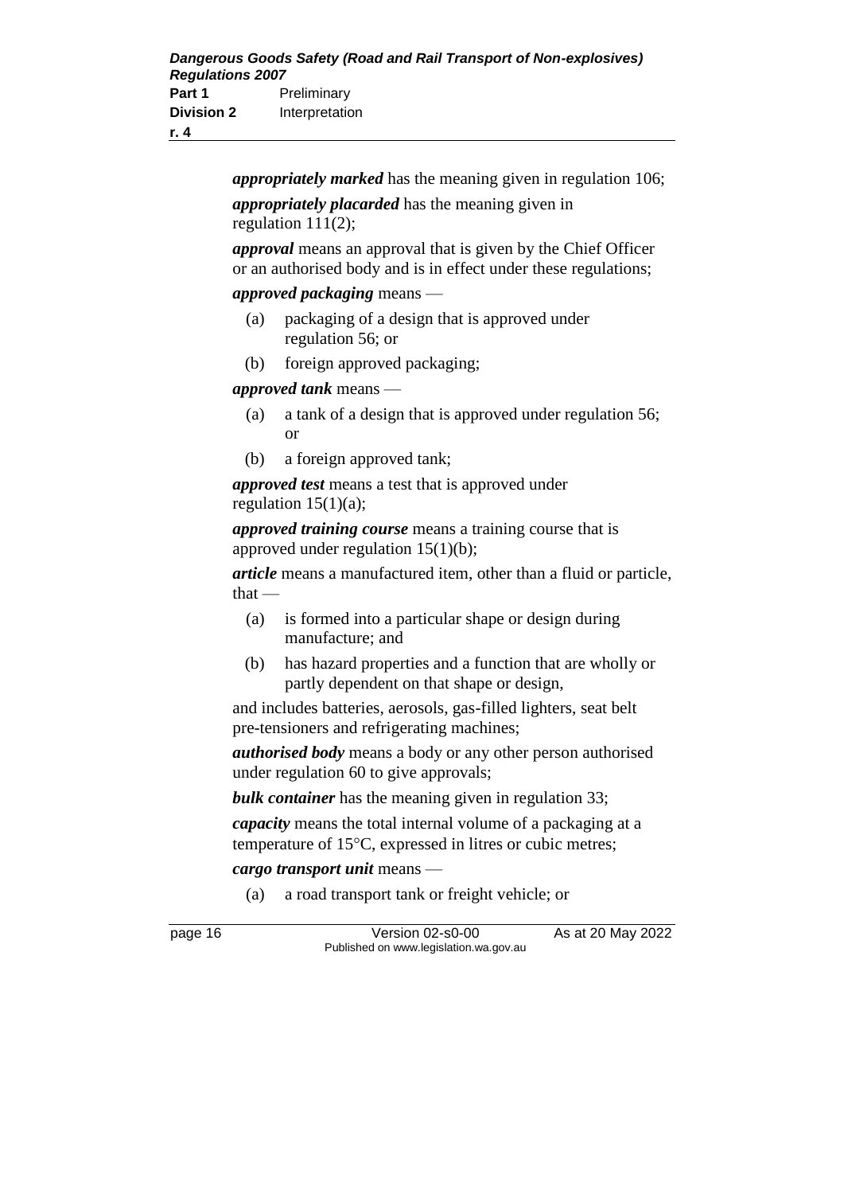***appropriately marked*** has the meaning given in regulation 106;

***appropriately placarded*** has the meaning given in regulation 111(2);

***approval*** means an approval that is given by the Chief Officer or an authorised body and is in effect under these regulations;

***approved packaging*** means —

(a) packaging of a design that is approved under regulation 56; or

(b) foreign approved packaging;

***approved tank*** means —

(a) a tank of a design that is approved under regulation 56; or

(b) a foreign approved tank;

***approved test*** means a test that is approved under regulation 15(1)(a);

***approved training course*** means a training course that is approved under regulation 15(1)(b);

***article*** means a manufactured item, other than a fluid or particle, that —

(a) is formed into a particular shape or design during manufacture; and

(b) has hazard properties and a function that are wholly or partly dependent on that shape or design,

and includes batteries, aerosols, gas-filled lighters, seat belt pre-tensioners and refrigerating machines;

***authorised body*** means a body or any other person authorised under regulation 60 to give approvals;

***bulk container*** has the meaning given in regulation 33;

***capacity*** means the total internal volume of a packaging at a temperature of 15°C, expressed in litres or cubic metres;

***cargo transport unit*** means —

(a) a road transport tank or freight vehicle; or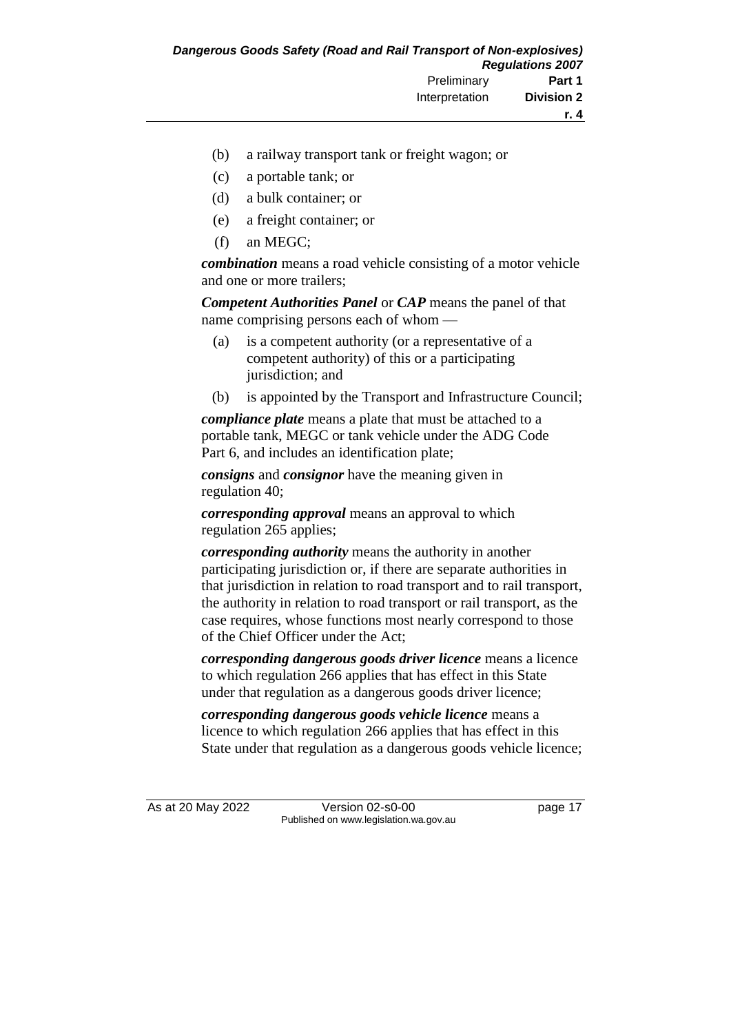- (b) a railway transport tank or freight wagon; or
- (c) a portable tank; or
- (d) a bulk container; or
- (e) a freight container; or
- (f) an MEGC;

***combination*** means a road vehicle consisting of a motor vehicle and one or more trailers;

***Competent Authorities Panel*** or ***CAP*** means the panel of that name comprising persons each of whom —

- (a) is a competent authority (or a representative of a competent authority) of this or a participating jurisdiction; and
- (b) is appointed by the Transport and Infrastructure Council;

***compliance plate*** means a plate that must be attached to a portable tank, MEGC or tank vehicle under the ADG Code Part 6, and includes an identification plate;

***consigns*** and ***consignor*** have the meaning given in regulation 40;

***corresponding approval*** means an approval to which regulation 265 applies;

***corresponding authority*** means the authority in another participating jurisdiction or, if there are separate authorities in that jurisdiction in relation to road transport and to rail transport, the authority in relation to road transport or rail transport, as the case requires, whose functions most nearly correspond to those of the Chief Officer under the Act;

***corresponding dangerous goods driver licence*** means a licence to which regulation 266 applies that has effect in this State under that regulation as a dangerous goods driver licence;

***corresponding dangerous goods vehicle licence*** means a licence to which regulation 266 applies that has effect in this State under that regulation as a dangerous goods vehicle licence;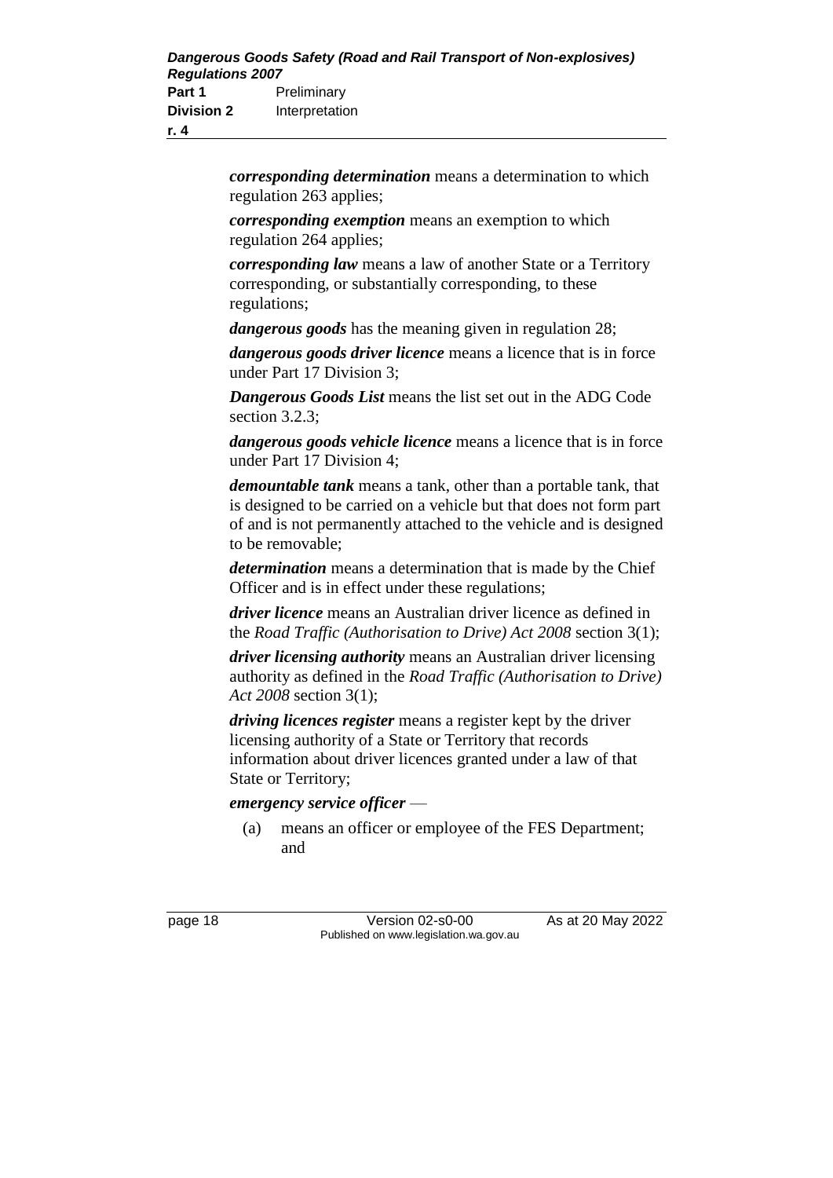***corresponding determination*** means a determination to which regulation 263 applies;

***corresponding exemption*** means an exemption to which regulation 264 applies;

***corresponding law*** means a law of another State or a Territory corresponding, or substantially corresponding, to these regulations;

***dangerous goods*** has the meaning given in regulation 28;

***dangerous goods driver licence*** means a licence that is in force under Part 17 Division 3;

***Dangerous Goods List*** means the list set out in the ADG Code section 3.2.3;

***dangerous goods vehicle licence*** means a licence that is in force under Part 17 Division 4;

***demountable tank*** means a tank, other than a portable tank, that is designed to be carried on a vehicle but that does not form part of and is not permanently attached to the vehicle and is designed to be removable;

***determination*** means a determination that is made by the Chief Officer and is in effect under these regulations;

***driver licence*** means an Australian driver licence as defined in the *Road Traffic (Authorisation to Drive) Act 2008* section 3(1);

***driver licensing authority*** means an Australian driver licensing authority as defined in the *Road Traffic (Authorisation to Drive) Act 2008* section 3(1);

***driving licences register*** means a register kept by the driver licensing authority of a State or Territory that records information about driver licences granted under a law of that State or Territory;

***emergency service officer*** —

(a) means an officer or employee of the FES Department; and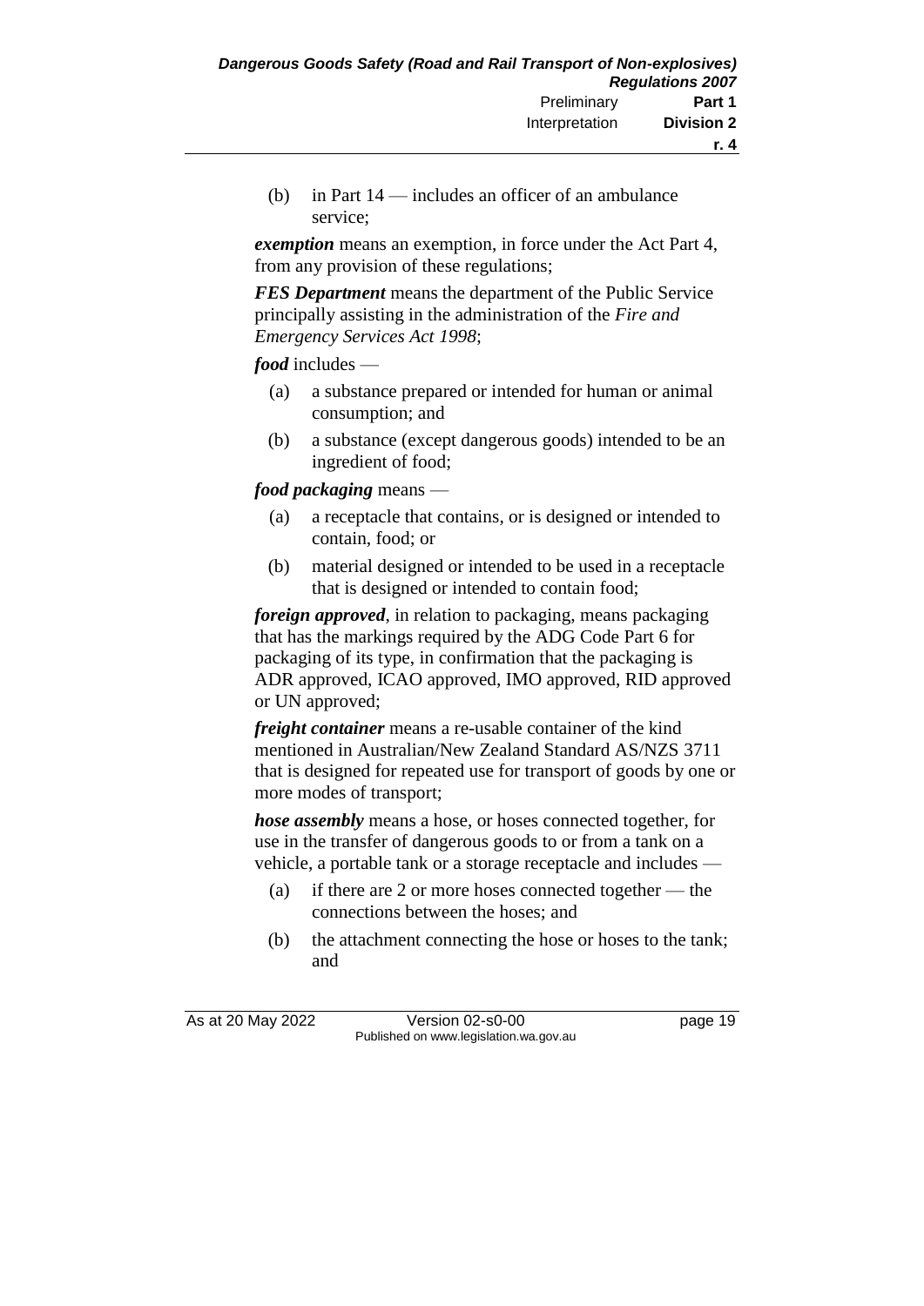(b) in Part 14 — includes an officer of an ambulance service;

***exemption*** means an exemption, in force under the Act Part 4, from any provision of these regulations;

***FES Department*** means the department of the Public Service principally assisting in the administration of the *Fire and Emergency Services Act 1998*;

***food*** includes —

(a) a substance prepared or intended for human or animal consumption; and

(b) a substance (except dangerous goods) intended to be an ingredient of food;

***food packaging*** means —

(a) a receptacle that contains, or is designed or intended to contain, food; or

(b) material designed or intended to be used in a receptacle that is designed or intended to contain food;

***foreign approved***, in relation to packaging, means packaging that has the markings required by the ADG Code Part 6 for packaging of its type, in confirmation that the packaging is ADR approved, ICAO approved, IMO approved, RID approved or UN approved;

***freight container*** means a re-usable container of the kind mentioned in Australian/New Zealand Standard AS/NZS 3711 that is designed for repeated use for transport of goods by one or more modes of transport;

***hose assembly*** means a hose, or hoses connected together, for use in the transfer of dangerous goods to or from a tank on a vehicle, a portable tank or a storage receptacle and includes —

(a) if there are 2 or more hoses connected together — the connections between the hoses; and

(b) the attachment connecting the hose or hoses to the tank; and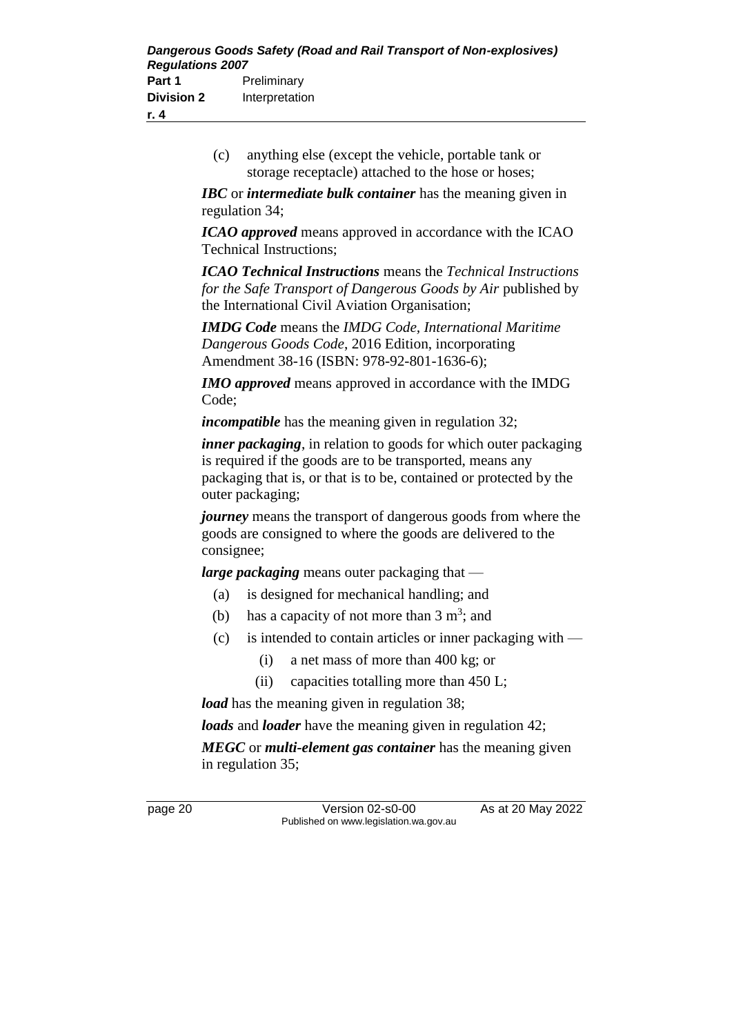(c) anything else (except the vehicle, portable tank or storage receptacle) attached to the hose or hoses;

***IBC*** or ***intermediate bulk container*** has the meaning given in regulation 34;

***ICAO approved*** means approved in accordance with the ICAO Technical Instructions;

***ICAO Technical Instructions*** means the *Technical Instructions for the Safe Transport of Dangerous Goods by Air* published by the International Civil Aviation Organisation;

***IMDG Code*** means the *IMDG Code, International Maritime Dangerous Goods Code*, 2016 Edition, incorporating Amendment 38-16 (ISBN: 978-92-801-1636-6);

***IMO approved*** means approved in accordance with the IMDG Code;

***incompatible*** has the meaning given in regulation 32;

***inner packaging***, in relation to goods for which outer packaging is required if the goods are to be transported, means any packaging that is, or that is to be, contained or protected by the outer packaging;

***journey*** means the transport of dangerous goods from where the goods are consigned to where the goods are delivered to the consignee;

***large packaging*** means outer packaging that —

(a) is designed for mechanical handling; and

(b) has a capacity of not more than 3 $m^3$; and

(c) is intended to contain articles or inner packaging with —

  (i) a net mass of more than 400 kg; or

  (ii) capacities totalling more than 450 L;

***load*** has the meaning given in regulation 38;

***loads*** and ***loader*** have the meaning given in regulation 42;

***MEGC*** or ***multi-element gas container*** has the meaning given in regulation 35;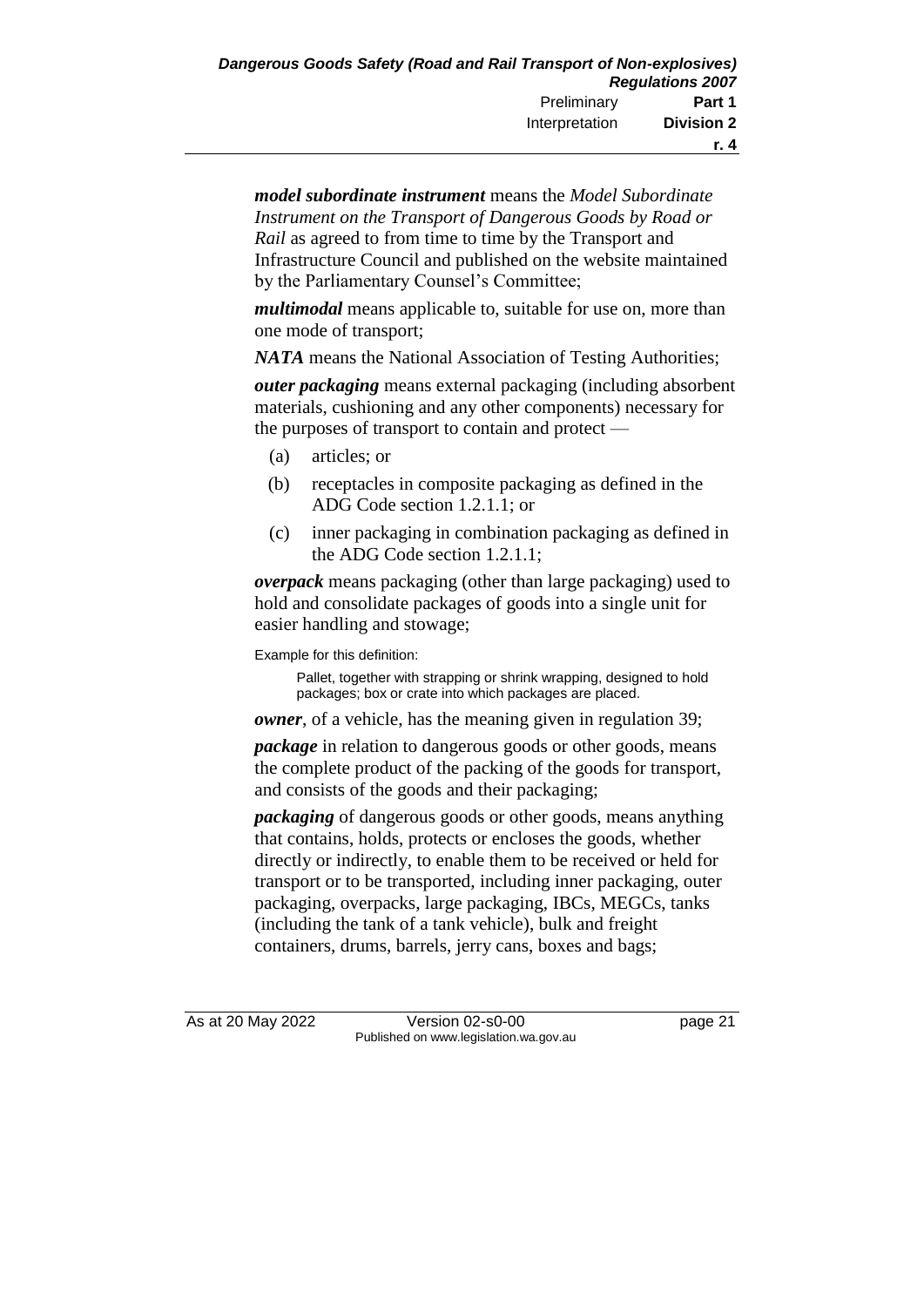***model subordinate instrument*** means the *Model Subordinate Instrument on the Transport of Dangerous Goods by Road or Rail* as agreed to from time to time by the Transport and Infrastructure Council and published on the website maintained by the Parliamentary Counsel's Committee;

***multimodal*** means applicable to, suitable for use on, more than one mode of transport;

***NATA*** means the National Association of Testing Authorities;

***outer packaging*** means external packaging (including absorbent materials, cushioning and any other components) necessary for the purposes of transport to contain and protect —

(a) articles; or

(b) receptacles in composite packaging as defined in the ADG Code section 1.2.1.1; or

(c) inner packaging in combination packaging as defined in the ADG Code section 1.2.1.1;

***overpack*** means packaging (other than large packaging) used to hold and consolidate packages of goods into a single unit for easier handling and stowage;

Example for this definition:

Pallet, together with strapping or shrink wrapping, designed to hold packages; box or crate into which packages are placed.

***owner***, of a vehicle, has the meaning given in regulation 39;

***package*** in relation to dangerous goods or other goods, means the complete product of the packing of the goods for transport, and consists of the goods and their packaging;

***packaging*** of dangerous goods or other goods, means anything that contains, holds, protects or encloses the goods, whether directly or indirectly, to enable them to be received or held for transport or to be transported, including inner packaging, outer packaging, overpacks, large packaging, IBCs, MEGCs, tanks (including the tank of a tank vehicle), bulk and freight containers, drums, barrels, jerry cans, boxes and bags;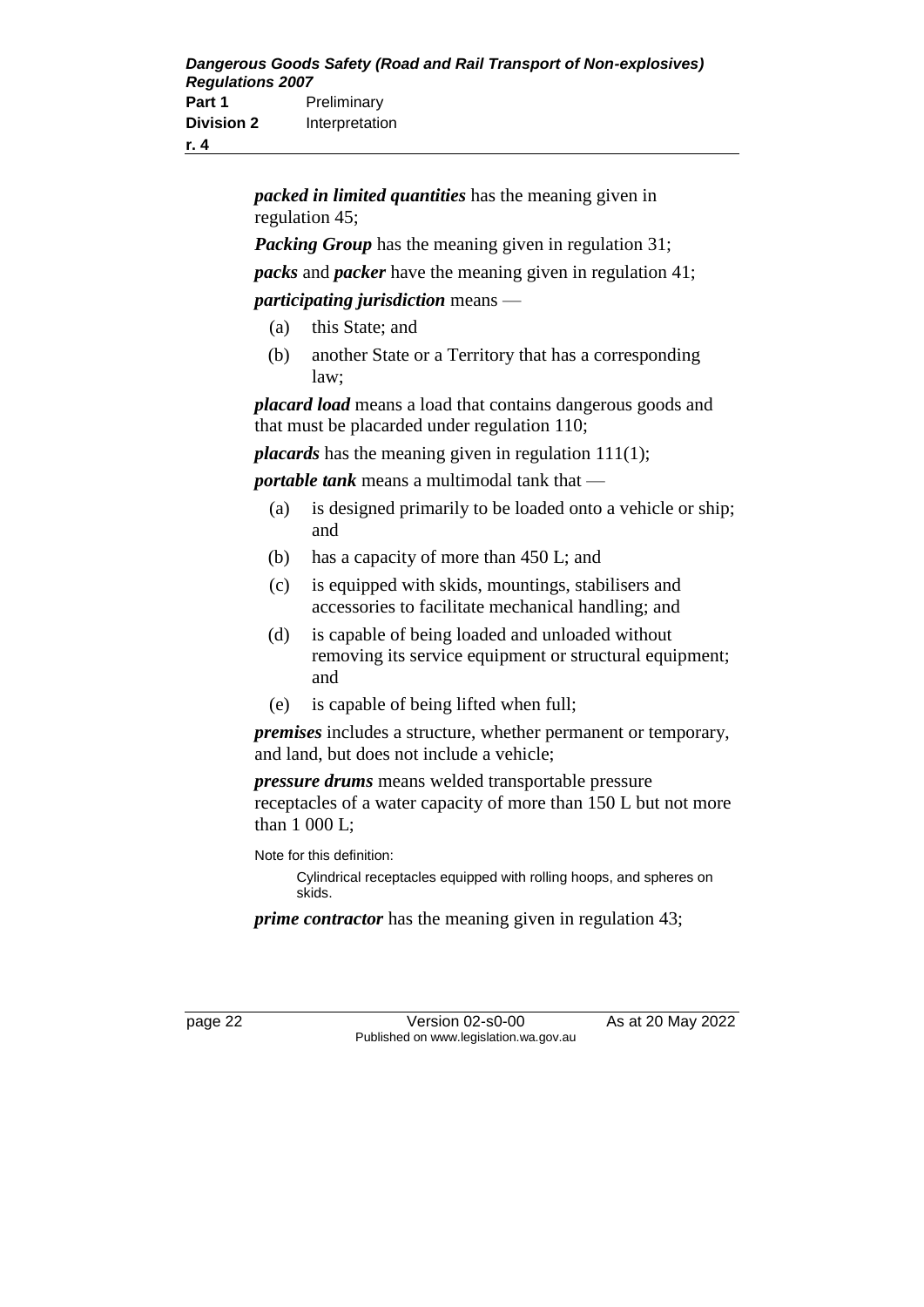***packed in limited quantities*** has the meaning given in regulation 45;

***Packing Group*** has the meaning given in regulation 31;

***packs*** and ***packer*** have the meaning given in regulation 41;

***participating jurisdiction*** means —

- (a) this State; and
- (b) another State or a Territory that has a corresponding law;

***placard load*** means a load that contains dangerous goods and that must be placarded under regulation 110;

***placards*** has the meaning given in regulation 111(1);

***portable tank*** means a multimodal tank that —

- (a) is designed primarily to be loaded onto a vehicle or ship; and
- (b) has a capacity of more than 450 L; and
- (c) is equipped with skids, mountings, stabilisers and accessories to facilitate mechanical handling; and
- (d) is capable of being loaded and unloaded without removing its service equipment or structural equipment; and
- (e) is capable of being lifted when full;

***premises*** includes a structure, whether permanent or temporary, and land, but does not include a vehicle;

***pressure drums*** means welded transportable pressure receptacles of a water capacity of more than 150 L but not more than 1 000 L;

Note for this definition:

Cylindrical receptacles equipped with rolling hoops, and spheres on skids.

***prime contractor*** has the meaning given in regulation 43;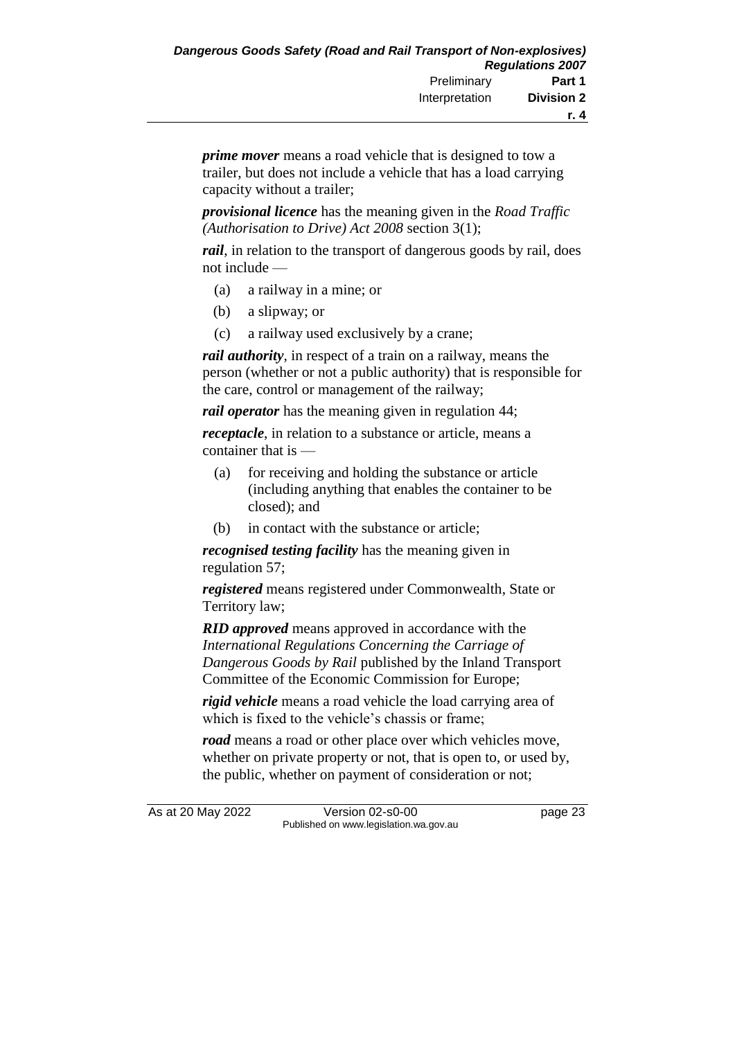***prime mover*** means a road vehicle that is designed to tow a trailer, but does not include a vehicle that has a load carrying capacity without a trailer;

***provisional licence*** has the meaning given in the *Road Traffic (Authorisation to Drive) Act 2008* section 3(1);

***rail***, in relation to the transport of dangerous goods by rail, does not include —

- (a) a railway in a mine; or
- (b) a slipway; or
- (c) a railway used exclusively by a crane;

***rail authority***, in respect of a train on a railway, means the person (whether or not a public authority) that is responsible for the care, control or management of the railway;

***rail operator*** has the meaning given in regulation 44;

***receptacle***, in relation to a substance or article, means a container that is —

- (a) for receiving and holding the substance or article (including anything that enables the container to be closed); and
- (b) in contact with the substance or article;

***recognised testing facility*** has the meaning given in regulation 57;

***registered*** means registered under Commonwealth, State or Territory law;

***RID approved*** means approved in accordance with the *International Regulations Concerning the Carriage of Dangerous Goods by Rail* published by the Inland Transport Committee of the Economic Commission for Europe;

***rigid vehicle*** means a road vehicle the load carrying area of which is fixed to the vehicle's chassis or frame;

***road*** means a road or other place over which vehicles move, whether on private property or not, that is open to, or used by, the public, whether on payment of consideration or not;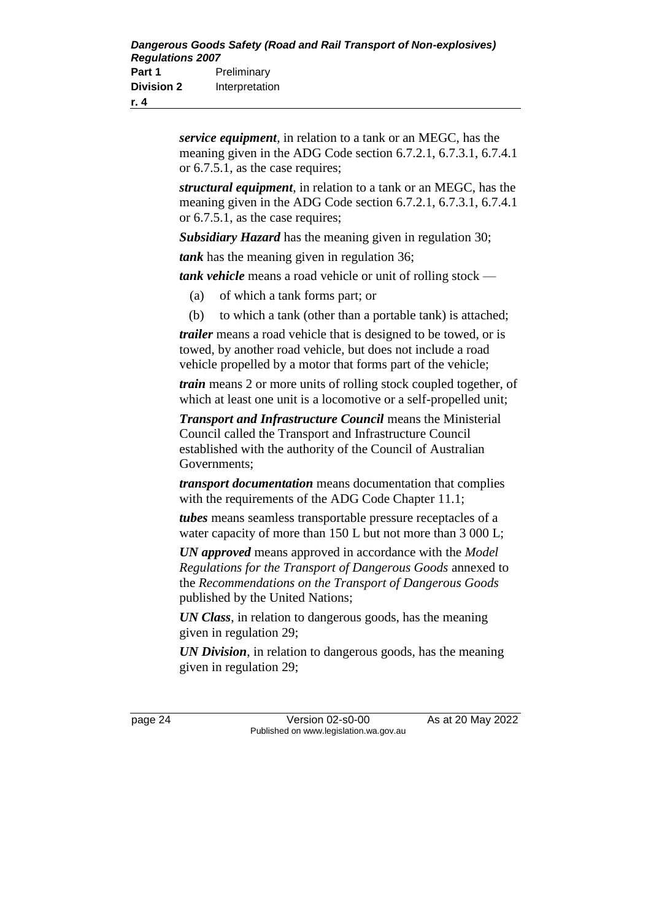***service equipment***, in relation to a tank or an MEGC, has the meaning given in the ADG Code section 6.7.2.1, 6.7.3.1, 6.7.4.1 or 6.7.5.1, as the case requires;

***structural equipment***, in relation to a tank or an MEGC, has the meaning given in the ADG Code section 6.7.2.1, 6.7.3.1, 6.7.4.1 or 6.7.5.1, as the case requires;

***Subsidiary Hazard*** has the meaning given in regulation 30;

***tank*** has the meaning given in regulation 36;

***tank vehicle*** means a road vehicle or unit of rolling stock —

(a) of which a tank forms part; or

(b) to which a tank (other than a portable tank) is attached;

***trailer*** means a road vehicle that is designed to be towed, or is towed, by another road vehicle, but does not include a road vehicle propelled by a motor that forms part of the vehicle;

***train*** means 2 or more units of rolling stock coupled together, of which at least one unit is a locomotive or a self-propelled unit;

***Transport and Infrastructure Council*** means the Ministerial Council called the Transport and Infrastructure Council established with the authority of the Council of Australian Governments;

***transport documentation*** means documentation that complies with the requirements of the ADG Code Chapter 11.1;

***tubes*** means seamless transportable pressure receptacles of a water capacity of more than 150 L but not more than 3 000 L;

***UN approved*** means approved in accordance with the *Model Regulations for the Transport of Dangerous Goods* annexed to the *Recommendations on the Transport of Dangerous Goods* published by the United Nations;

***UN Class***, in relation to dangerous goods, has the meaning given in regulation 29;

***UN Division***, in relation to dangerous goods, has the meaning given in regulation 29;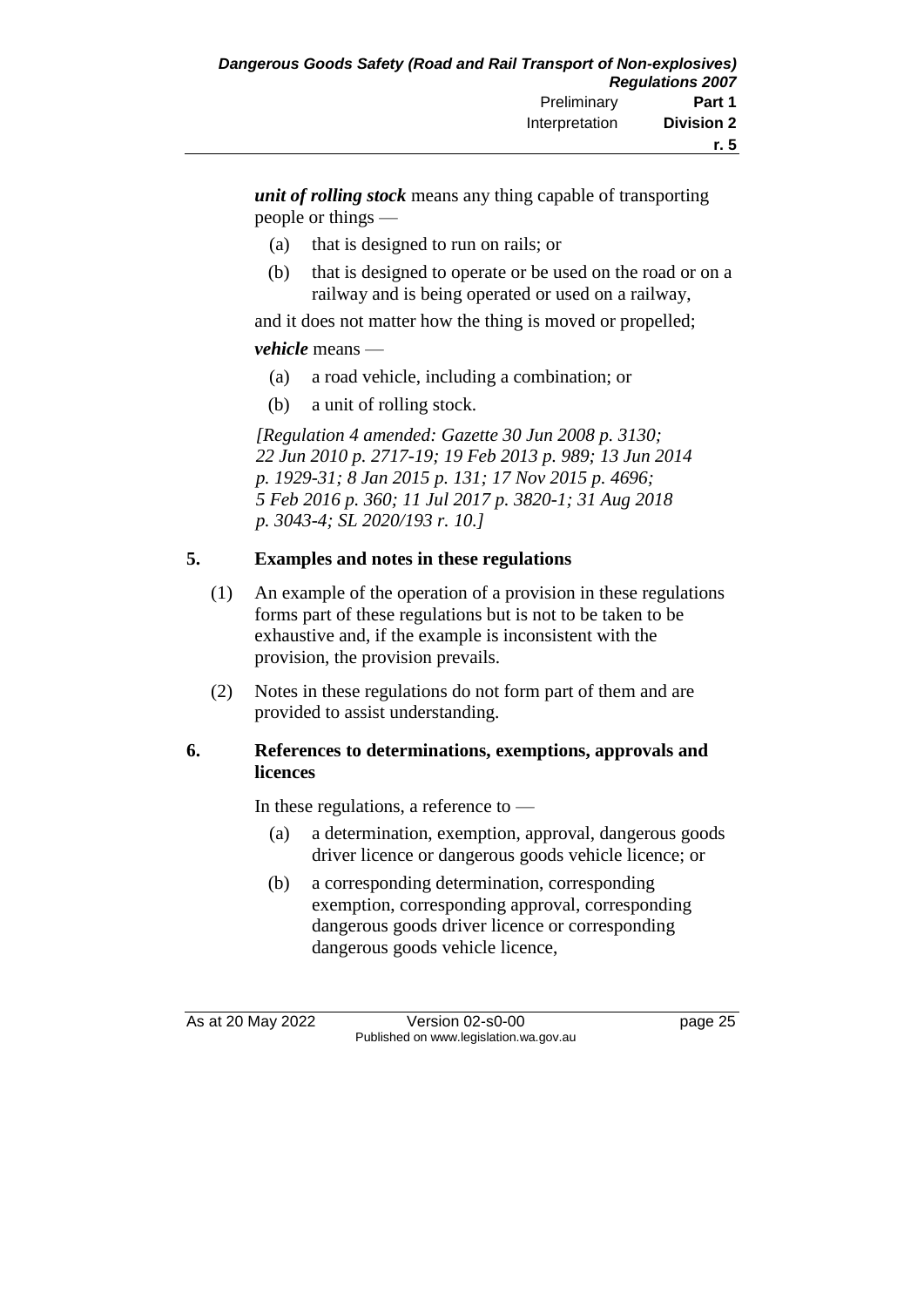***unit of rolling stock*** means any thing capable of transporting people or things —

(a) that is designed to run on rails; or

(b) that is designed to operate or be used on the road or on a railway and is being operated or used on a railway,

and it does not matter how the thing is moved or propelled;

***vehicle*** means —

(a) a road vehicle, including a combination; or

(b) a unit of rolling stock.

*[Regulation 4 amended: Gazette 30 Jun 2008 p. 3130; 22 Jun 2010 p. 2717-19; 19 Feb 2013 p. 989; 13 Jun 2014 p. 1929-31; 8 Jan 2015 p. 131; 17 Nov 2015 p. 4696; 5 Feb 2016 p. 360; 11 Jul 2017 p. 3820-1; 31 Aug 2018 p. 3043-4; SL 2020/193 r. 10.]*

## 5. Examples and notes in these regulations

(1) An example of the operation of a provision in these regulations forms part of these regulations but is not to be taken to be exhaustive and, if the example is inconsistent with the provision, the provision prevails.

(2) Notes in these regulations do not form part of them and are provided to assist understanding.

## 6. References to determinations, exemptions, approvals and licences

In these regulations, a reference to —

(a) a determination, exemption, approval, dangerous goods driver licence or dangerous goods vehicle licence; or

(b) a corresponding determination, corresponding exemption, corresponding approval, corresponding dangerous goods driver licence or corresponding dangerous goods vehicle licence,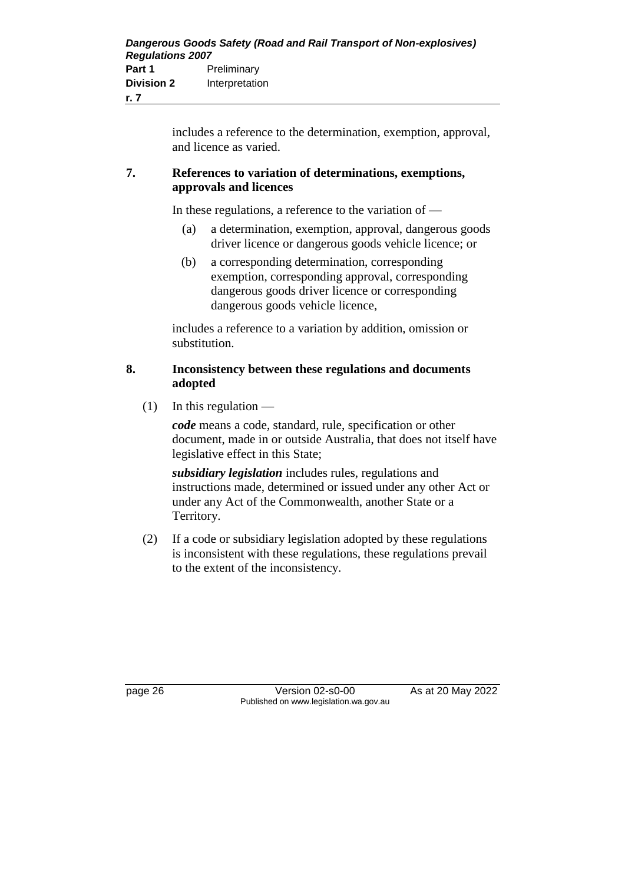includes a reference to the determination, exemption, approval, and licence as varied.

## 7. References to variation of determinations, exemptions, approvals and licences

In these regulations, a reference to the variation of —

(a) a determination, exemption, approval, dangerous goods driver licence or dangerous goods vehicle licence; or

(b) a corresponding determination, corresponding exemption, corresponding approval, corresponding dangerous goods driver licence or corresponding dangerous goods vehicle licence,

includes a reference to a variation by addition, omission or substitution.

## 8. Inconsistency between these regulations and documents adopted

(1) In this regulation —

***code*** means a code, standard, rule, specification or other document, made in or outside Australia, that does not itself have legislative effect in this State;

***subsidiary legislation*** includes rules, regulations and instructions made, determined or issued under any other Act or under any Act of the Commonwealth, another State or a Territory.

(2) If a code or subsidiary legislation adopted by these regulations is inconsistent with these regulations, these regulations prevail to the extent of the inconsistency.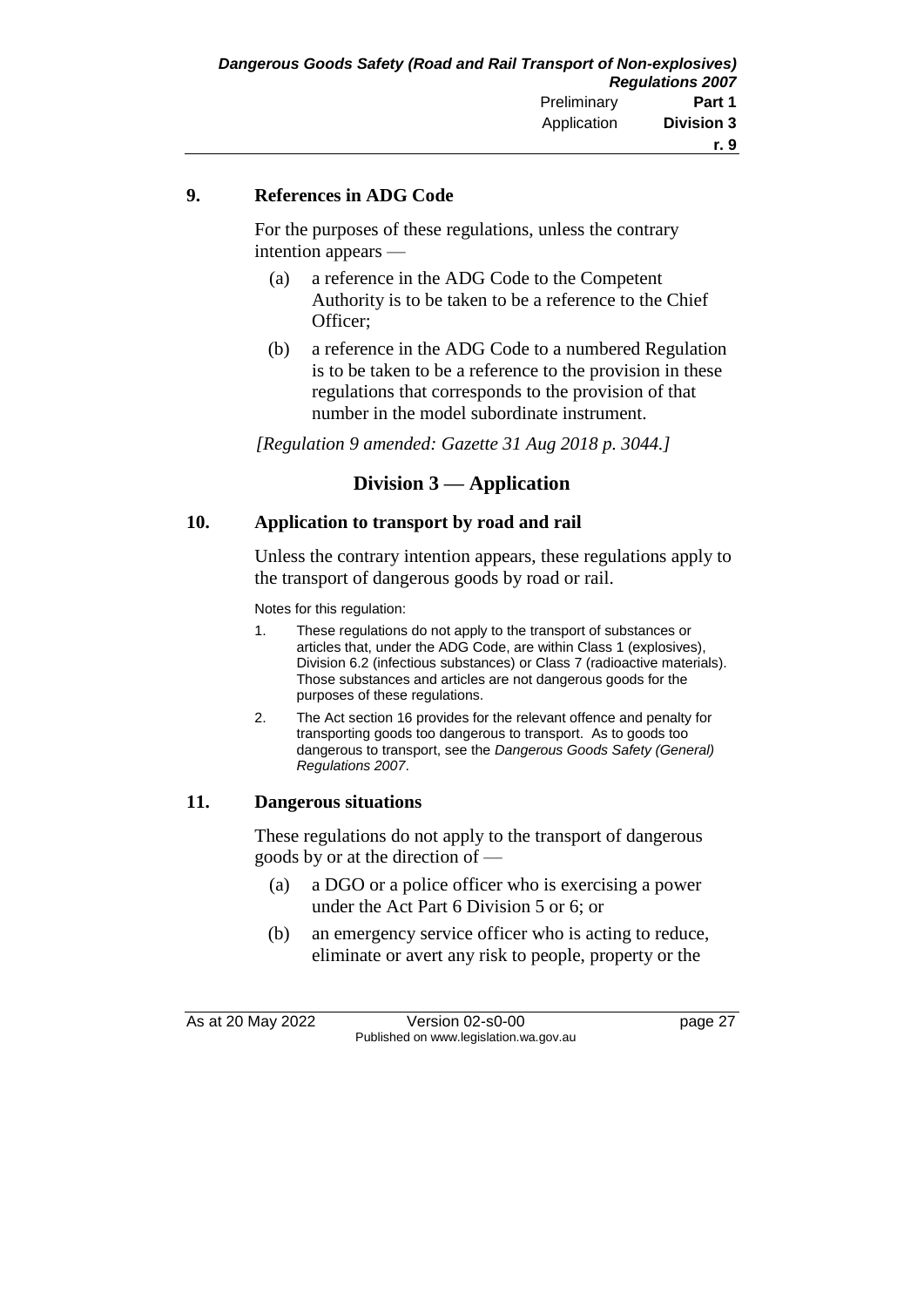**9. References in ADG Code**

For the purposes of these regulations, unless the contrary intention appears —

(a) a reference in the ADG Code to the Competent Authority is to be taken to be a reference to the Chief Officer;

(b) a reference in the ADG Code to a numbered Regulation is to be taken to be a reference to the provision in these regulations that corresponds to the provision of that number in the model subordinate instrument.

*[Regulation 9 amended: Gazette 31 Aug 2018 p. 3044.]*

## Division 3 — Application

**10. Application to transport by road and rail**

Unless the contrary intention appears, these regulations apply to the transport of dangerous goods by road or rail.

Notes for this regulation:

1. These regulations do not apply to the transport of substances or articles that, under the ADG Code, are within Class 1 (explosives), Division 6.2 (infectious substances) or Class 7 (radioactive materials). Those substances and articles are not dangerous goods for the purposes of these regulations.
2. The Act section 16 provides for the relevant offence and penalty for transporting goods too dangerous to transport. As to goods too dangerous to transport, see the *Dangerous Goods Safety (General) Regulations 2007*.

**11. Dangerous situations**

These regulations do not apply to the transport of dangerous goods by or at the direction of —

(a) a DGO or a police officer who is exercising a power under the Act Part 6 Division 5 or 6; or

(b) an emergency service officer who is acting to reduce, eliminate or avert any risk to people, property or the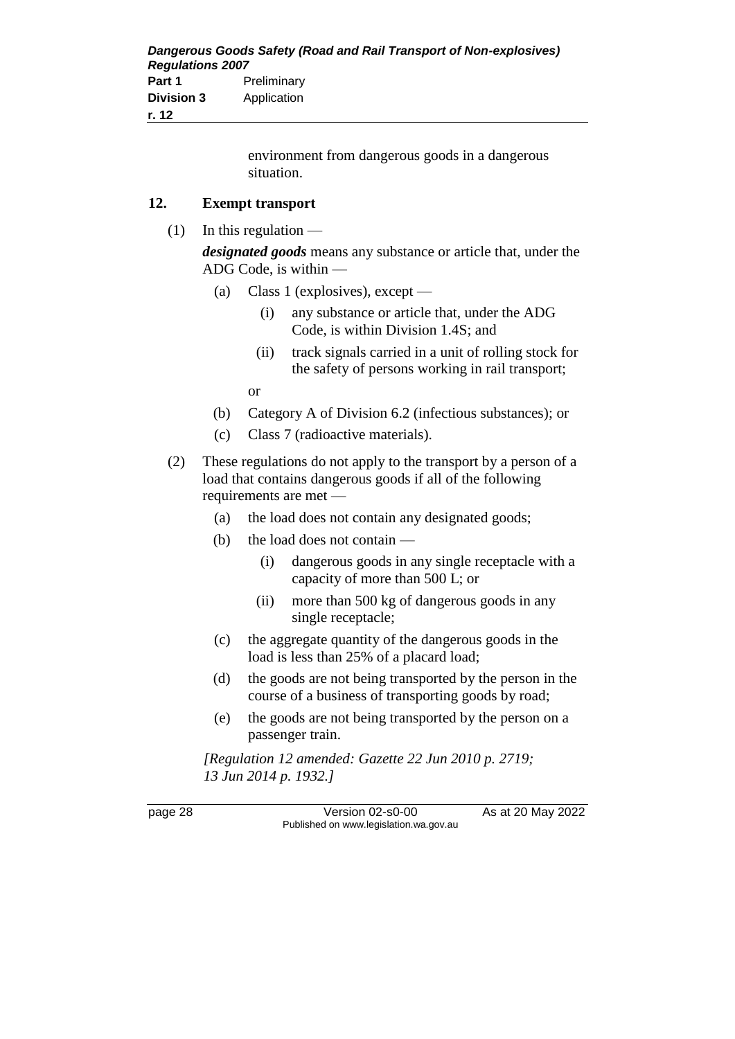environment from dangerous goods in a dangerous situation.

## 12. Exempt transport

(1) In this regulation —

***designated goods*** means any substance or article that, under the ADG Code, is within —

- (a) Class 1 (explosives), except —
  - (i) any substance or article that, under the ADG Code, is within Division 1.4S; and
  - (ii) track signals carried in a unit of rolling stock for the safety of persons working in rail transport;

  or
- (b) Category A of Division 6.2 (infectious substances); or
- (c) Class 7 (radioactive materials).

(2) These regulations do not apply to the transport by a person of a load that contains dangerous goods if all of the following requirements are met —

- (a) the load does not contain any designated goods;
- (b) the load does not contain —
  - (i) dangerous goods in any single receptacle with a capacity of more than 500 L; or
  - (ii) more than 500 kg of dangerous goods in any single receptacle;
- (c) the aggregate quantity of the dangerous goods in the load is less than 25% of a placard load;
- (d) the goods are not being transported by the person in the course of a business of transporting goods by road;
- (e) the goods are not being transported by the person on a passenger train.

*[Regulation 12 amended: Gazette 22 Jun 2010 p. 2719; 13 Jun 2014 p. 1932.]*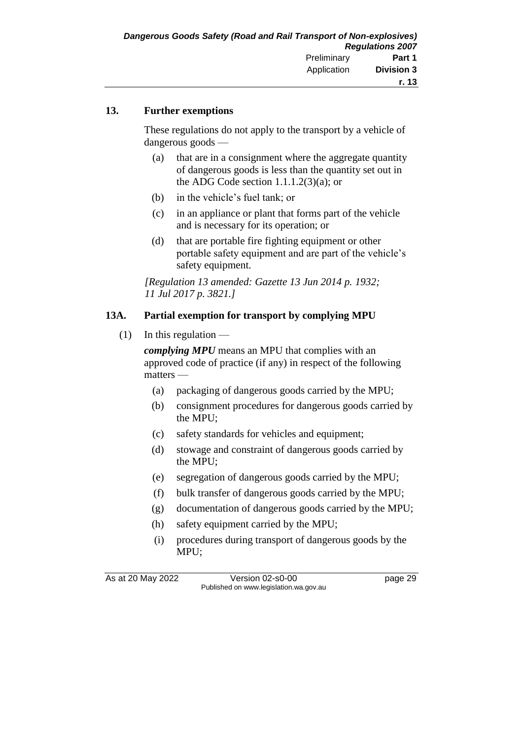## 13. Further exemptions

These regulations do not apply to the transport by a vehicle of dangerous goods —

- (a) that are in a consignment where the aggregate quantity of dangerous goods is less than the quantity set out in the ADG Code section 1.1.1.2(3)(a); or
- (b) in the vehicle's fuel tank; or
- (c) in an appliance or plant that forms part of the vehicle and is necessary for its operation; or
- (d) that are portable fire fighting equipment or other portable safety equipment and are part of the vehicle's safety equipment.

*[Regulation 13 amended: Gazette 13 Jun 2014 p. 1932; 11 Jul 2017 p. 3821.]*

## 13A. Partial exemption for transport by complying MPU

(1) In this regulation —

***complying MPU*** means an MPU that complies with an approved code of practice (if any) in respect of the following matters —

- (a) packaging of dangerous goods carried by the MPU;
- (b) consignment procedures for dangerous goods carried by the MPU;
- (c) safety standards for vehicles and equipment;
- (d) stowage and constraint of dangerous goods carried by the MPU;
- (e) segregation of dangerous goods carried by the MPU;
- (f) bulk transfer of dangerous goods carried by the MPU;
- (g) documentation of dangerous goods carried by the MPU;
- (h) safety equipment carried by the MPU;
- (i) procedures during transport of dangerous goods by the MPU;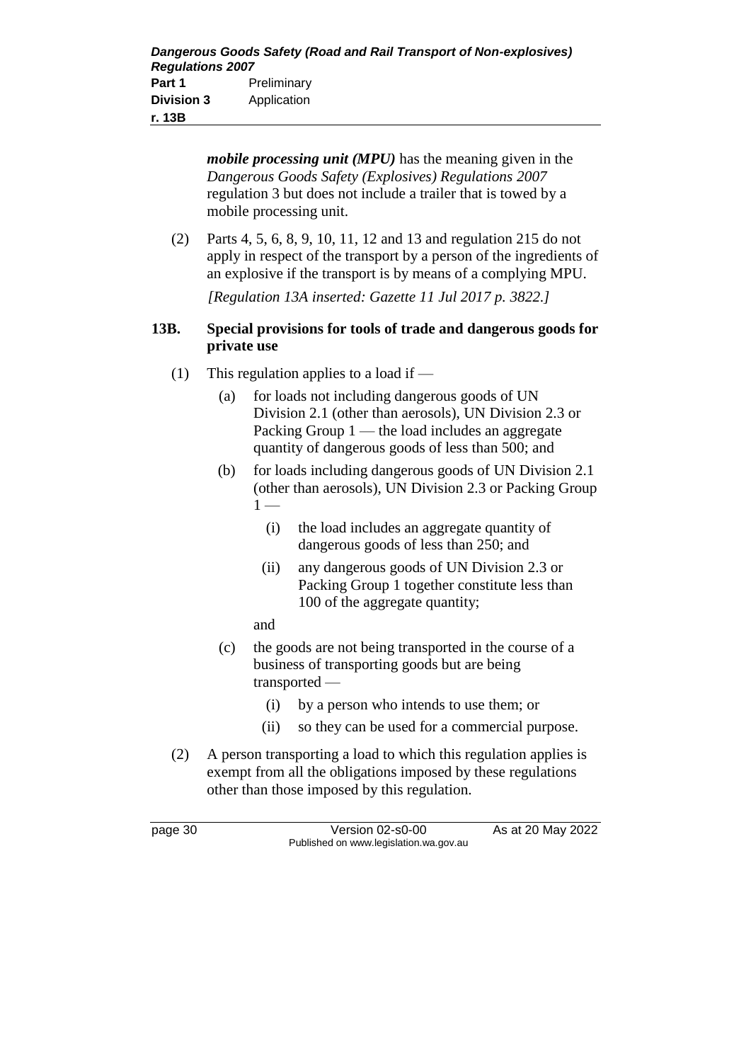*mobile processing unit (MPU)* has the meaning given in the *Dangerous Goods Safety (Explosives) Regulations 2007* regulation 3 but does not include a trailer that is towed by a mobile processing unit.

(2) Parts 4, 5, 6, 8, 9, 10, 11, 12 and 13 and regulation 215 do not apply in respect of the transport by a person of the ingredients of an explosive if the transport is by means of a complying MPU.

*[Regulation 13A inserted: Gazette 11 Jul 2017 p. 3822.]*

### 13B. Special provisions for tools of trade and dangerous goods for private use

(1) This regulation applies to a load if —

(a) for loads not including dangerous goods of UN Division 2.1 (other than aerosols), UN Division 2.3 or Packing Group 1 — the load includes an aggregate quantity of dangerous goods of less than 500; and

(b) for loads including dangerous goods of UN Division 2.1 (other than aerosols), UN Division 2.3 or Packing Group 1 —

(i) the load includes an aggregate quantity of dangerous goods of less than 250; and

(ii) any dangerous goods of UN Division 2.3 or Packing Group 1 together constitute less than 100 of the aggregate quantity;

and

(c) the goods are not being transported in the course of a business of transporting goods but are being transported —

(i) by a person who intends to use them; or

(ii) so they can be used for a commercial purpose.

(2) A person transporting a load to which this regulation applies is exempt from all the obligations imposed by these regulations other than those imposed by this regulation.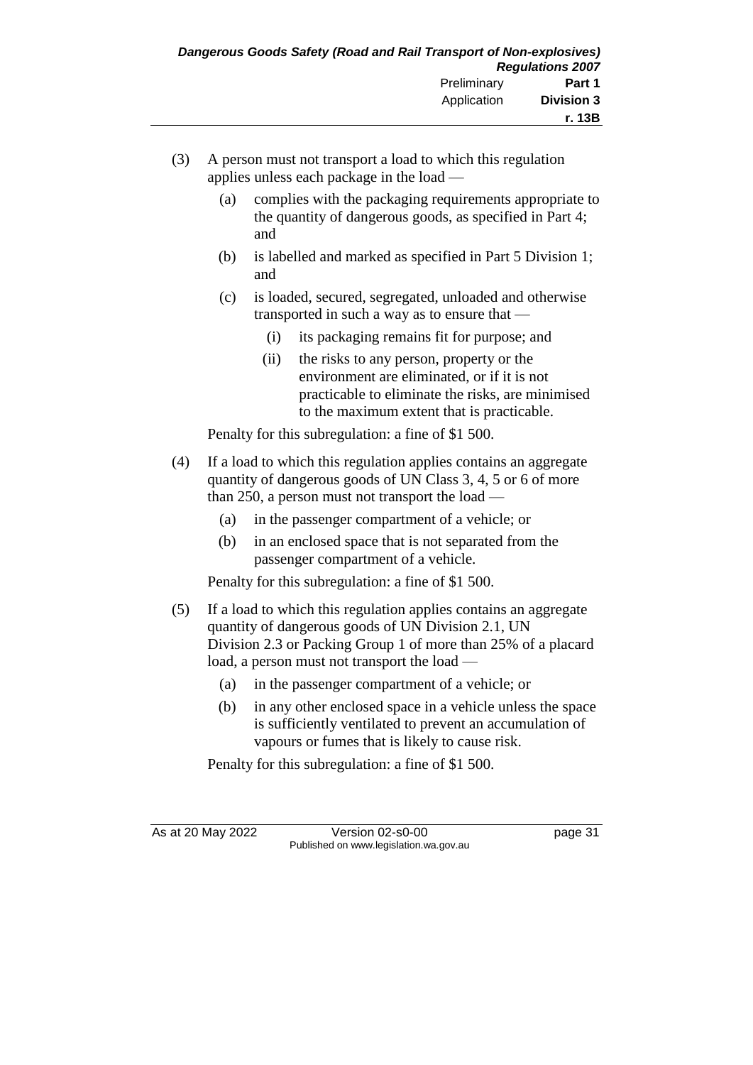(3) A person must not transport a load to which this regulation applies unless each package in the load —

(a) complies with the packaging requirements appropriate to the quantity of dangerous goods, as specified in Part 4; and

(b) is labelled and marked as specified in Part 5 Division 1; and

(c) is loaded, secured, segregated, unloaded and otherwise transported in such a way as to ensure that —

(i) its packaging remains fit for purpose; and

(ii) the risks to any person, property or the environment are eliminated, or if it is not practicable to eliminate the risks, are minimised to the maximum extent that is practicable.

Penalty for this subregulation: a fine of $1 500.

(4) If a load to which this regulation applies contains an aggregate quantity of dangerous goods of UN Class 3, 4, 5 or 6 of more than 250, a person must not transport the load —

(a) in the passenger compartment of a vehicle; or

(b) in an enclosed space that is not separated from the passenger compartment of a vehicle.

Penalty for this subregulation: a fine of $1 500.

(5) If a load to which this regulation applies contains an aggregate quantity of dangerous goods of UN Division 2.1, UN Division 2.3 or Packing Group 1 of more than 25% of a placard load, a person must not transport the load —

(a) in the passenger compartment of a vehicle; or

(b) in any other enclosed space in a vehicle unless the space is sufficiently ventilated to prevent an accumulation of vapours or fumes that is likely to cause risk.

Penalty for this subregulation: a fine of $1 500.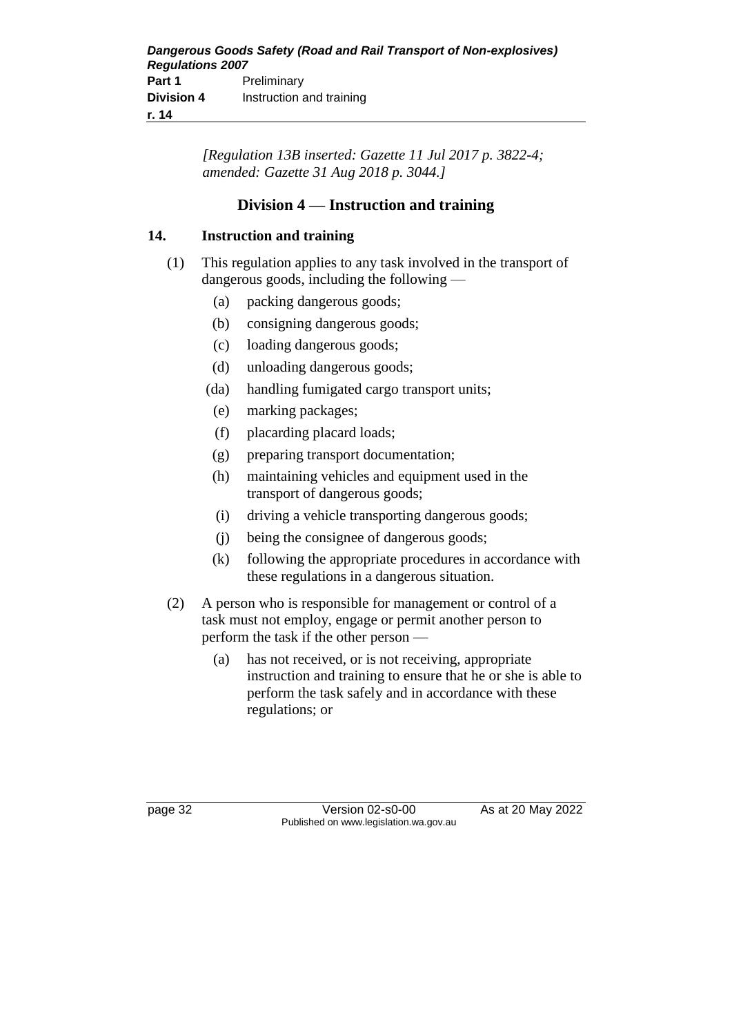*[Regulation 13B inserted: Gazette 11 Jul 2017 p. 3822-4; amended: Gazette 31 Aug 2018 p. 3044.]*

## Division 4 — Instruction and training

### 14. Instruction and training

(1) This regulation applies to any task involved in the transport of dangerous goods, including the following —

- (a) packing dangerous goods;
- (b) consigning dangerous goods;
- (c) loading dangerous goods;
- (d) unloading dangerous goods;
- (da) handling fumigated cargo transport units;
- (e) marking packages;
- (f) placarding placard loads;
- (g) preparing transport documentation;
- (h) maintaining vehicles and equipment used in the transport of dangerous goods;
- (i) driving a vehicle transporting dangerous goods;
- (j) being the consignee of dangerous goods;
- (k) following the appropriate procedures in accordance with these regulations in a dangerous situation.

(2) A person who is responsible for management or control of a task must not employ, engage or permit another person to perform the task if the other person —

- (a) has not received, or is not receiving, appropriate instruction and training to ensure that he or she is able to perform the task safely and in accordance with these regulations; or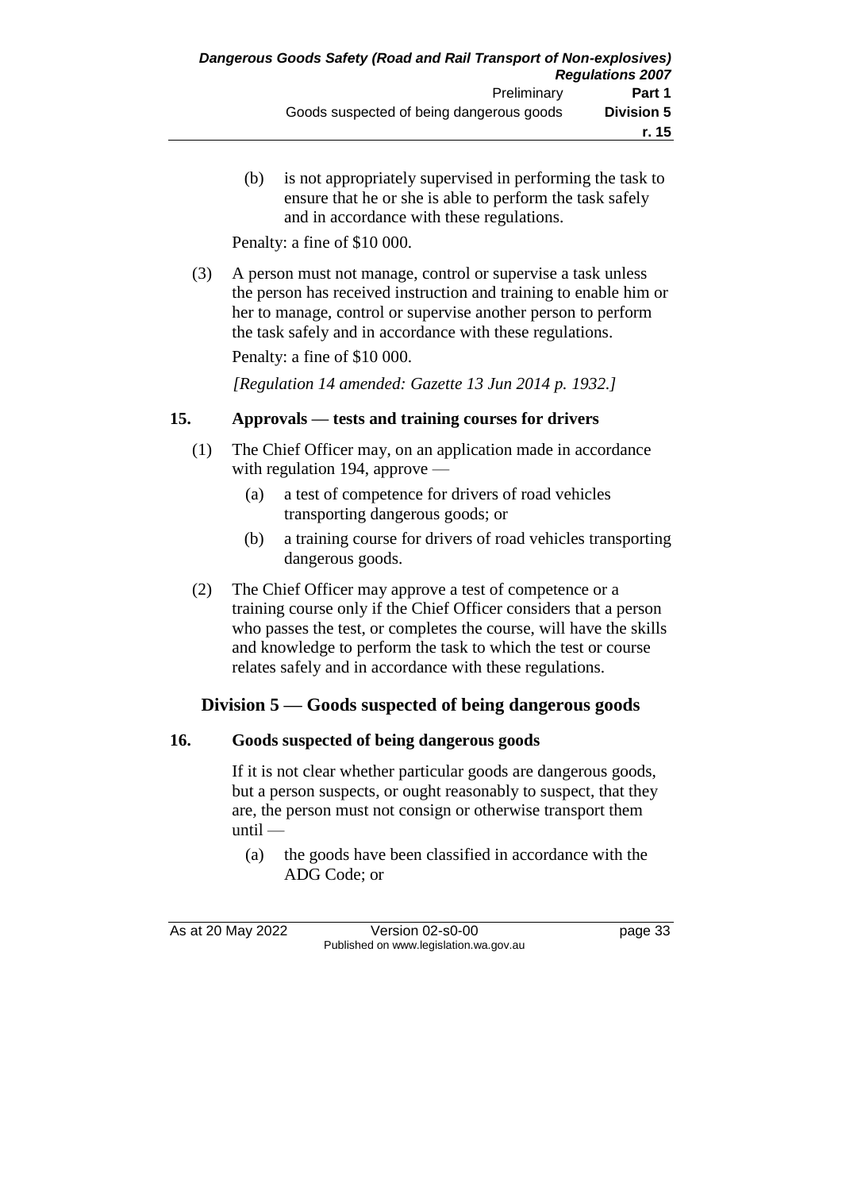(b) is not appropriately supervised in performing the task to ensure that he or she is able to perform the task safely and in accordance with these regulations.

Penalty: a fine of $10 000.

(3) A person must not manage, control or supervise a task unless the person has received instruction and training to enable him or her to manage, control or supervise another person to perform the task safely and in accordance with these regulations.

Penalty: a fine of $10 000.

*[Regulation 14 amended: Gazette 13 Jun 2014 p. 1932.]*

### 15. Approvals — tests and training courses for drivers

(1) The Chief Officer may, on an application made in accordance with regulation 194, approve —

(a) a test of competence for drivers of road vehicles transporting dangerous goods; or

(b) a training course for drivers of road vehicles transporting dangerous goods.

(2) The Chief Officer may approve a test of competence or a training course only if the Chief Officer considers that a person who passes the test, or completes the course, will have the skills and knowledge to perform the task to which the test or course relates safely and in accordance with these regulations.

## Division 5 — Goods suspected of being dangerous goods

### 16. Goods suspected of being dangerous goods

If it is not clear whether particular goods are dangerous goods, but a person suspects, or ought reasonably to suspect, that they are, the person must not consign or otherwise transport them until —

(a) the goods have been classified in accordance with the ADG Code; or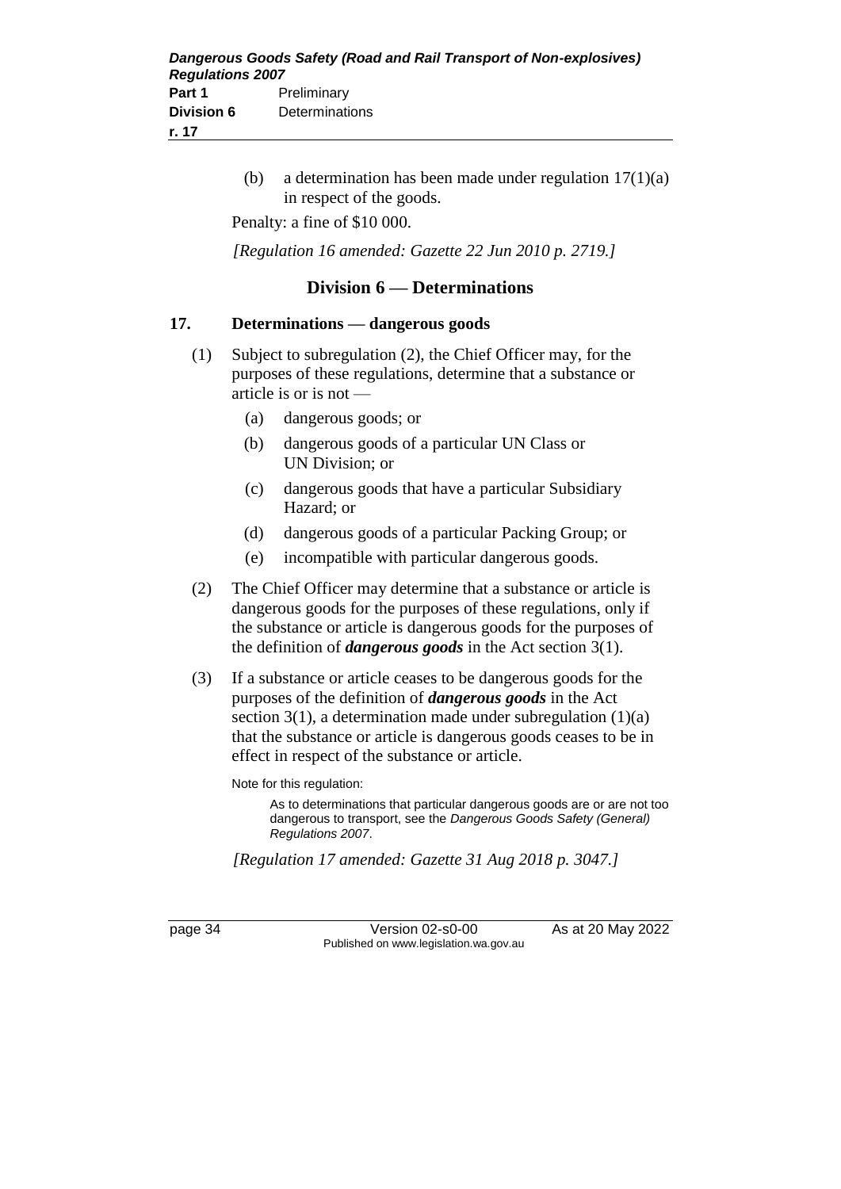(b) a determination has been made under regulation 17(1)(a) in respect of the goods.

Penalty: a fine of $10 000.

*[Regulation 16 amended: Gazette 22 Jun 2010 p. 2719.]*

## Division 6 — Determinations

### 17. Determinations — dangerous goods

(1) Subject to subregulation (2), the Chief Officer may, for the purposes of these regulations, determine that a substance or article is or is not —

(a) dangerous goods; or

(b) dangerous goods of a particular UN Class or UN Division; or

(c) dangerous goods that have a particular Subsidiary Hazard; or

(d) dangerous goods of a particular Packing Group; or

(e) incompatible with particular dangerous goods.

(2) The Chief Officer may determine that a substance or article is dangerous goods for the purposes of these regulations, only if the substance or article is dangerous goods for the purposes of the definition of ***dangerous goods*** in the Act section 3(1).

(3) If a substance or article ceases to be dangerous goods for the purposes of the definition of ***dangerous goods*** in the Act section 3(1), a determination made under subregulation (1)(a) that the substance or article is dangerous goods ceases to be in effect in respect of the substance or article.

Note for this regulation:

As to determinations that particular dangerous goods are or are not too dangerous to transport, see the *Dangerous Goods Safety (General) Regulations 2007*.

*[Regulation 17 amended: Gazette 31 Aug 2018 p. 3047.]*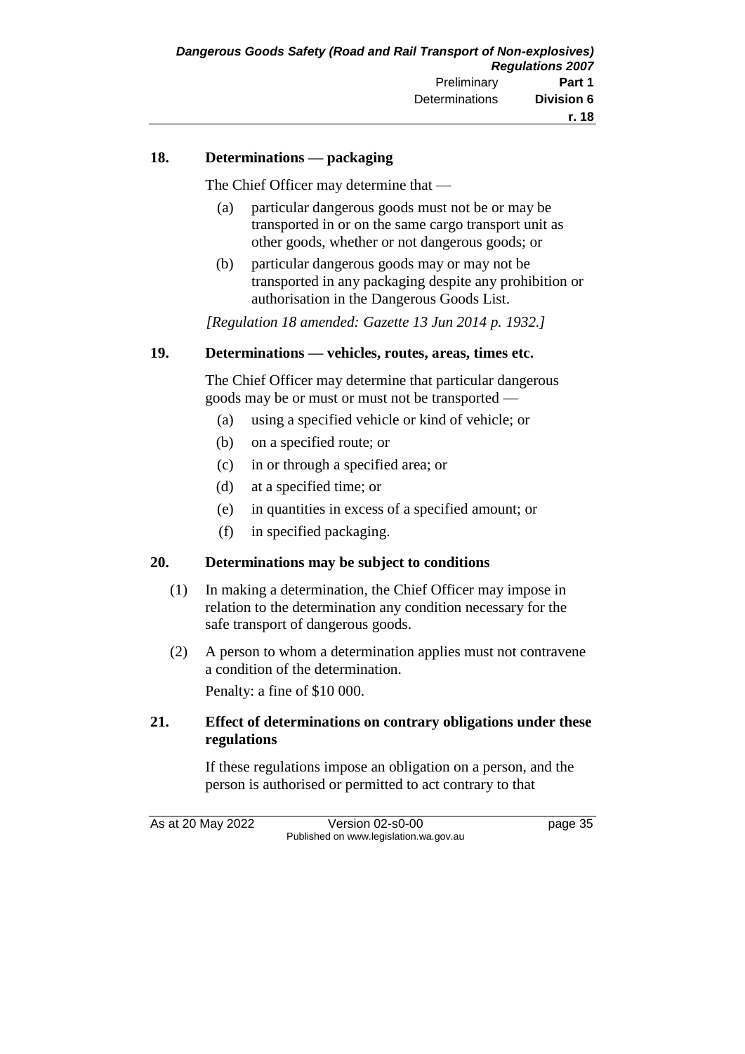## 18. Determinations — packaging

The Chief Officer may determine that —

(a) particular dangerous goods must not be or may be transported in or on the same cargo transport unit as other goods, whether or not dangerous goods; or

(b) particular dangerous goods may or may not be transported in any packaging despite any prohibition or authorisation in the Dangerous Goods List.

*[Regulation 18 amended: Gazette 13 Jun 2014 p. 1932.]*

## 19. Determinations — vehicles, routes, areas, times etc.

The Chief Officer may determine that particular dangerous goods may be or must or must not be transported —

(a) using a specified vehicle or kind of vehicle; or

(b) on a specified route; or

(c) in or through a specified area; or

(d) at a specified time; or

(e) in quantities in excess of a specified amount; or

(f) in specified packaging.

## 20. Determinations may be subject to conditions

(1) In making a determination, the Chief Officer may impose in relation to the determination any condition necessary for the safe transport of dangerous goods.

(2) A person to whom a determination applies must not contravene a condition of the determination.

Penalty: a fine of $10 000.

## 21. Effect of determinations on contrary obligations under these regulations

If these regulations impose an obligation on a person, and the person is authorised or permitted to act contrary to that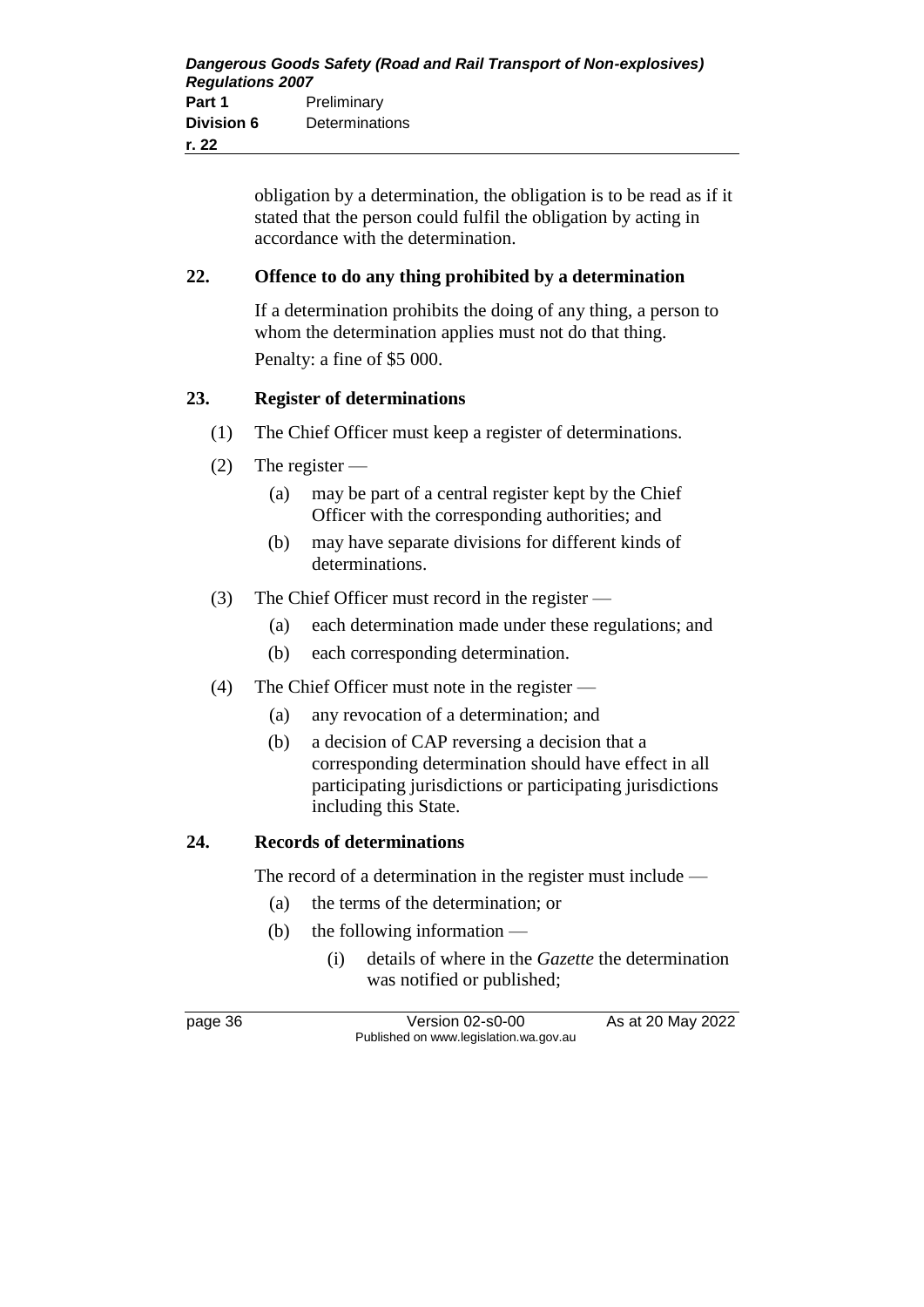obligation by a determination, the obligation is to be read as if it stated that the person could fulfil the obligation by acting in accordance with the determination.

## 22. Offence to do any thing prohibited by a determination

If a determination prohibits the doing of any thing, a person to whom the determination applies must not do that thing.

Penalty: a fine of $5 000.

## 23. Register of determinations

(1) The Chief Officer must keep a register of determinations.

(2) The register —

(a) may be part of a central register kept by the Chief Officer with the corresponding authorities; and

(b) may have separate divisions for different kinds of determinations.

(3) The Chief Officer must record in the register —

(a) each determination made under these regulations; and

(b) each corresponding determination.

(4) The Chief Officer must note in the register —

(a) any revocation of a determination; and

(b) a decision of CAP reversing a decision that a corresponding determination should have effect in all participating jurisdictions or participating jurisdictions including this State.

## 24. Records of determinations

The record of a determination in the register must include —

(a) the terms of the determination; or

(b) the following information —

(i) details of where in the *Gazette* the determination was notified or published;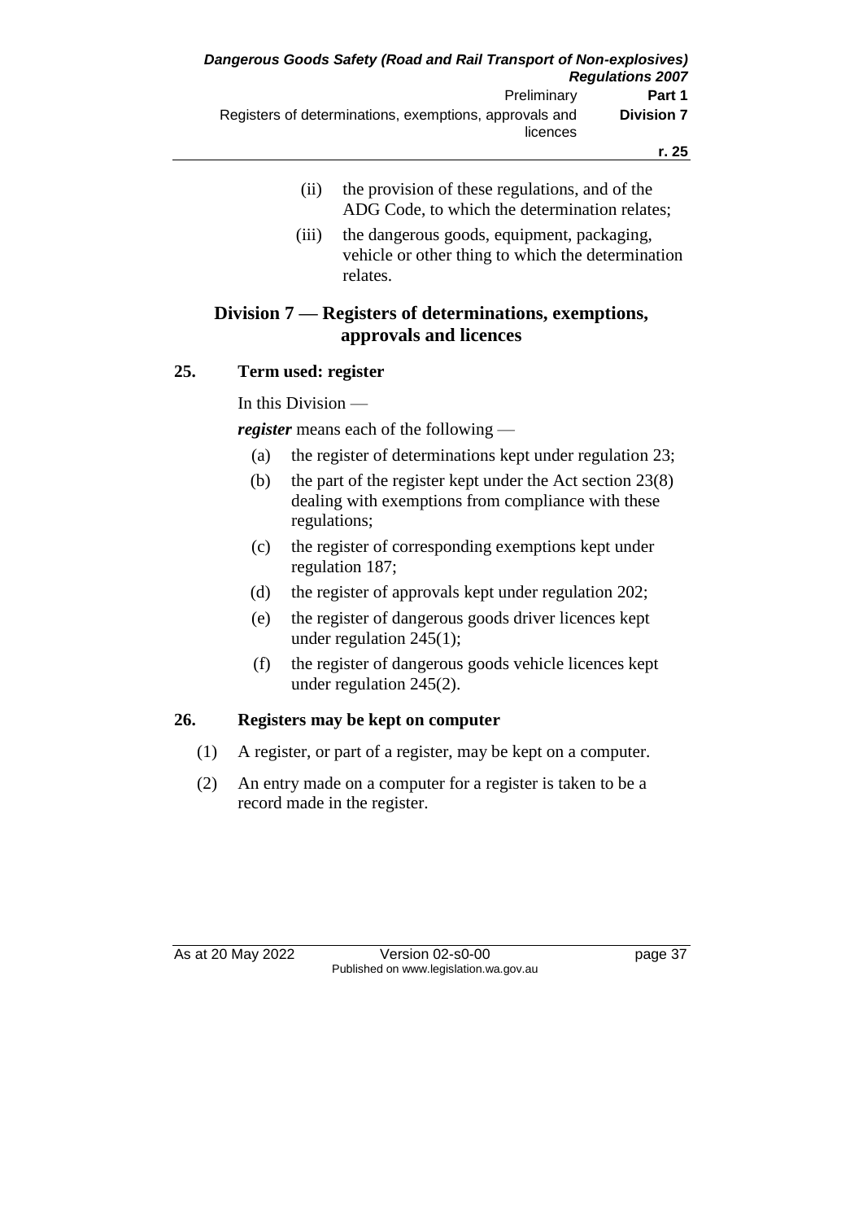(ii) the provision of these regulations, and of the ADG Code, to which the determination relates;

(iii) the dangerous goods, equipment, packaging, vehicle or other thing to which the determination relates.

## Division 7 — Registers of determinations, exemptions, approvals and licences

### 25. Term used: register

In this Division —

***register*** means each of the following —

(a) the register of determinations kept under regulation 23;

(b) the part of the register kept under the Act section 23(8) dealing with exemptions from compliance with these regulations;

(c) the register of corresponding exemptions kept under regulation 187;

(d) the register of approvals kept under regulation 202;

(e) the register of dangerous goods driver licences kept under regulation 245(1);

(f) the register of dangerous goods vehicle licences kept under regulation 245(2).

### 26. Registers may be kept on computer

(1) A register, or part of a register, may be kept on a computer.

(2) An entry made on a computer for a register is taken to be a record made in the register.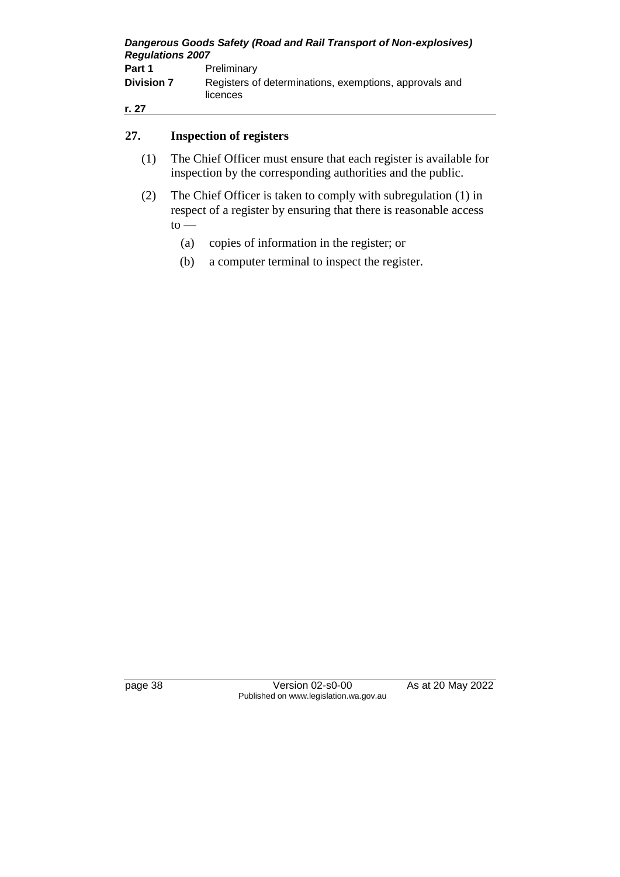## 27. Inspection of registers

(1) The Chief Officer must ensure that each register is available for inspection by the corresponding authorities and the public.

(2) The Chief Officer is taken to comply with subregulation (1) in respect of a register by ensuring that there is reasonable access to —

(a) copies of information in the register; or

(b) a computer terminal to inspect the register.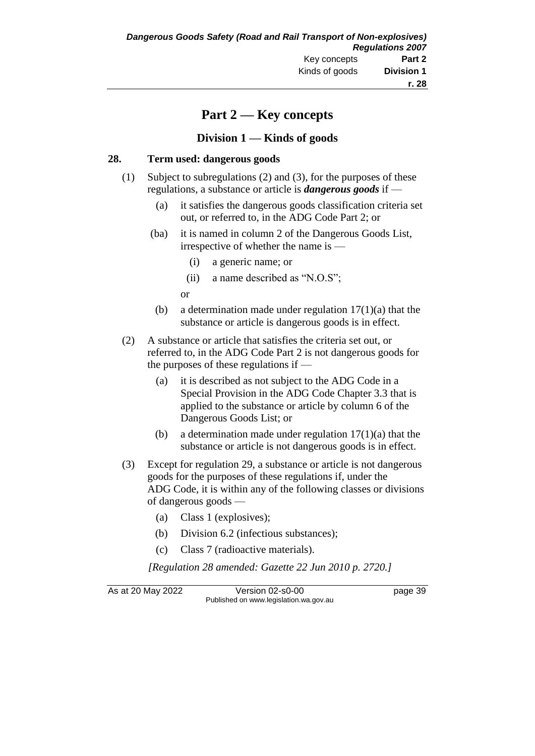# Part 2 — Key concepts

## Division 1 — Kinds of goods

### 28. Term used: dangerous goods

(1) Subject to subregulations (2) and (3), for the purposes of these regulations, a substance or article is ***dangerous goods*** if —

(a) it satisfies the dangerous goods classification criteria set out, or referred to, in the ADG Code Part 2; or

(ba) it is named in column 2 of the Dangerous Goods List, irrespective of whether the name is —

(i) a generic name; or

(ii) a name described as "N.O.S";

or

(b) a determination made under regulation 17(1)(a) that the substance or article is dangerous goods is in effect.

(2) A substance or article that satisfies the criteria set out, or referred to, in the ADG Code Part 2 is not dangerous goods for the purposes of these regulations if —

(a) it is described as not subject to the ADG Code in a Special Provision in the ADG Code Chapter 3.3 that is applied to the substance or article by column 6 of the Dangerous Goods List; or

(b) a determination made under regulation 17(1)(a) that the substance or article is not dangerous goods is in effect.

(3) Except for regulation 29, a substance or article is not dangerous goods for the purposes of these regulations if, under the ADG Code, it is within any of the following classes or divisions of dangerous goods —

(a) Class 1 (explosives);

(b) Division 6.2 (infectious substances);

(c) Class 7 (radioactive materials).

*[Regulation 28 amended: Gazette 22 Jun 2010 p. 2720.]*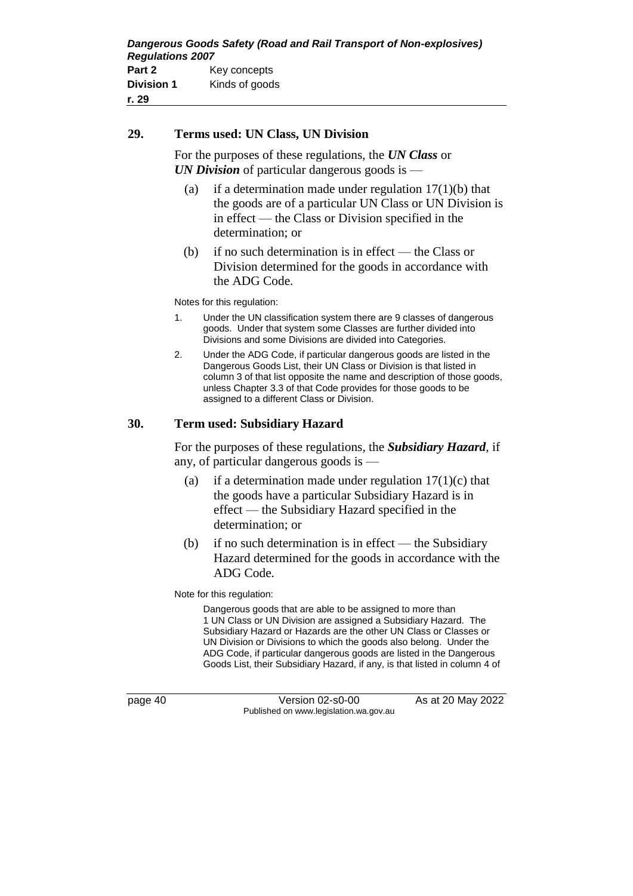## 29. Terms used: UN Class, UN Division

For the purposes of these regulations, the ***UN Class*** or ***UN Division*** of particular dangerous goods is —

(a) if a determination made under regulation 17(1)(b) that the goods are of a particular UN Class or UN Division is in effect — the Class or Division specified in the determination; or

(b) if no such determination is in effect — the Class or Division determined for the goods in accordance with the ADG Code.

Notes for this regulation:

1. Under the UN classification system there are 9 classes of dangerous goods. Under that system some Classes are further divided into Divisions and some Divisions are divided into Categories.
2. Under the ADG Code, if particular dangerous goods are listed in the Dangerous Goods List, their UN Class or Division is that listed in column 3 of that list opposite the name and description of those goods, unless Chapter 3.3 of that Code provides for those goods to be assigned to a different Class or Division.

## 30. Term used: Subsidiary Hazard

For the purposes of these regulations, the ***Subsidiary Hazard***, if any, of particular dangerous goods is —

(a) if a determination made under regulation 17(1)(c) that the goods have a particular Subsidiary Hazard is in effect — the Subsidiary Hazard specified in the determination; or

(b) if no such determination is in effect — the Subsidiary Hazard determined for the goods in accordance with the ADG Code.

Note for this regulation:

Dangerous goods that are able to be assigned to more than 1 UN Class or UN Division are assigned a Subsidiary Hazard. The Subsidiary Hazard or Hazards are the other UN Class or Classes or UN Division or Divisions to which the goods also belong. Under the ADG Code, if particular dangerous goods are listed in the Dangerous Goods List, their Subsidiary Hazard, if any, is that listed in column 4 of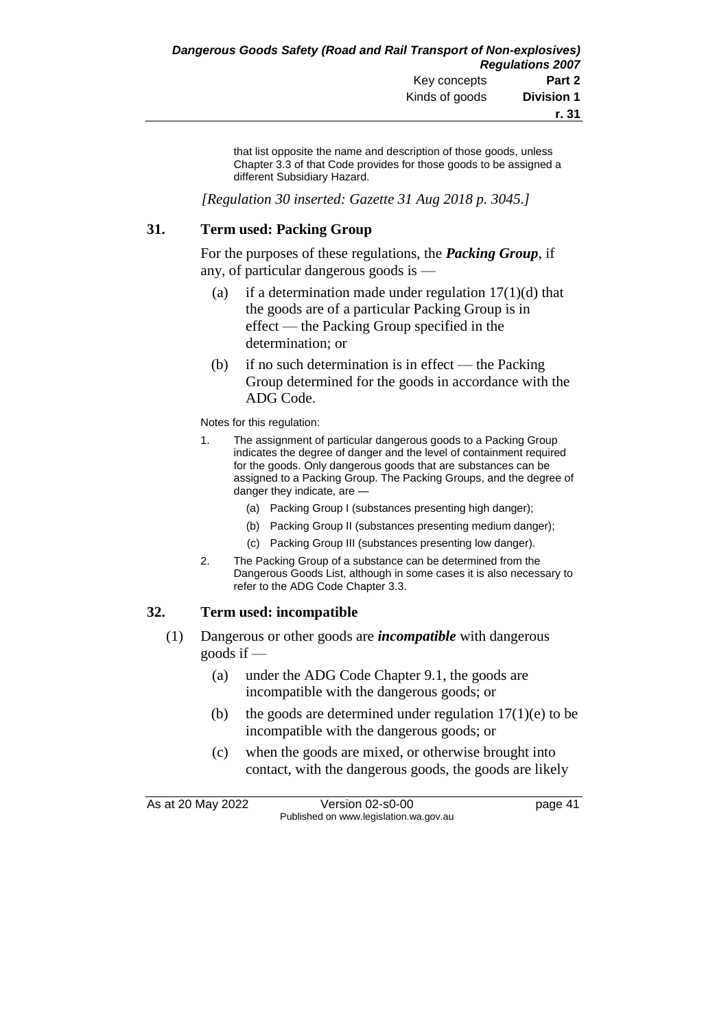that list opposite the name and description of those goods, unless Chapter 3.3 of that Code provides for those goods to be assigned a different Subsidiary Hazard.

*[Regulation 30 inserted: Gazette 31 Aug 2018 p. 3045.]*

## 31. Term used: Packing Group

For the purposes of these regulations, the ***Packing Group***, if any, of particular dangerous goods is —

(a) if a determination made under regulation 17(1)(d) that the goods are of a particular Packing Group is in effect — the Packing Group specified in the determination; or

(b) if no such determination is in effect — the Packing Group determined for the goods in accordance with the ADG Code.

Notes for this regulation:

1. The assignment of particular dangerous goods to a Packing Group indicates the degree of danger and the level of containment required for the goods. Only dangerous goods that are substances can be assigned to a Packing Group. The Packing Groups, and the degree of danger they indicate, are —
   (a) Packing Group I (substances presenting high danger);
   (b) Packing Group II (substances presenting medium danger);
   (c) Packing Group III (substances presenting low danger).
2. The Packing Group of a substance can be determined from the Dangerous Goods List, although in some cases it is also necessary to refer to the ADG Code Chapter 3.3.

## 32. Term used: incompatible

(1) Dangerous or other goods are ***incompatible*** with dangerous goods if —

(a) under the ADG Code Chapter 9.1, the goods are incompatible with the dangerous goods; or

(b) the goods are determined under regulation 17(1)(e) to be incompatible with the dangerous goods; or

(c) when the goods are mixed, or otherwise brought into contact, with the dangerous goods, the goods are likely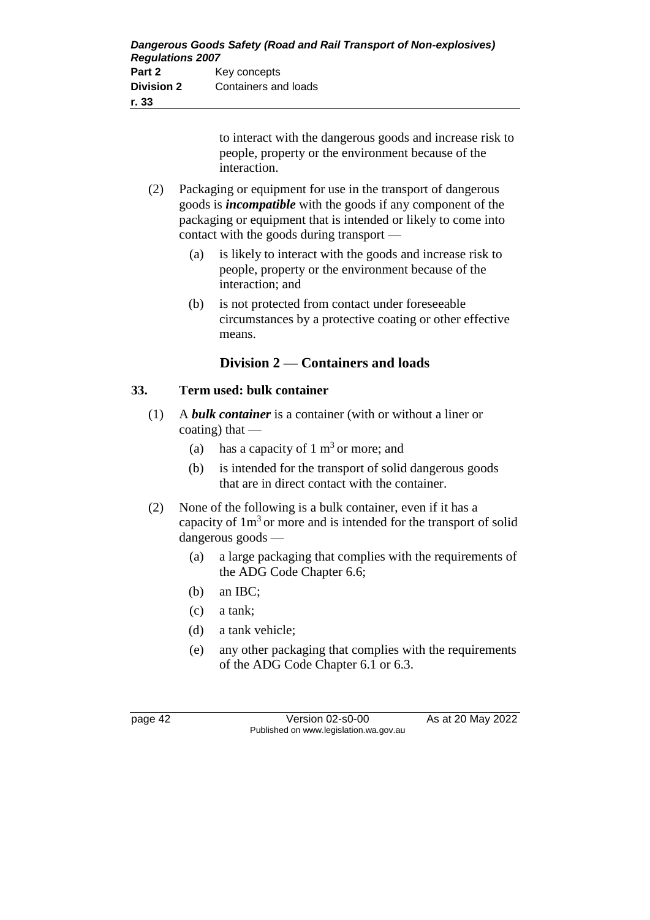to interact with the dangerous goods and increase risk to people, property or the environment because of the interaction.

(2) Packaging or equipment for use in the transport of dangerous goods is ***incompatible*** with the goods if any component of the packaging or equipment that is intended or likely to come into contact with the goods during transport —

(a) is likely to interact with the goods and increase risk to people, property or the environment because of the interaction; and

(b) is not protected from contact under foreseeable circumstances by a protective coating or other effective means.

## Division 2 — Containers and loads

### 33. Term used: bulk container

(1) A ***bulk container*** is a container (with or without a liner or coating) that —

(a) has a capacity of 1 $m^3$ or more; and

(b) is intended for the transport of solid dangerous goods that are in direct contact with the container.

(2) None of the following is a bulk container, even if it has a capacity of $1m^3$ or more and is intended for the transport of solid dangerous goods —

(a) a large packaging that complies with the requirements of the ADG Code Chapter 6.6;

(b) an IBC;

(c) a tank;

(d) a tank vehicle;

(e) any other packaging that complies with the requirements of the ADG Code Chapter 6.1 or 6.3.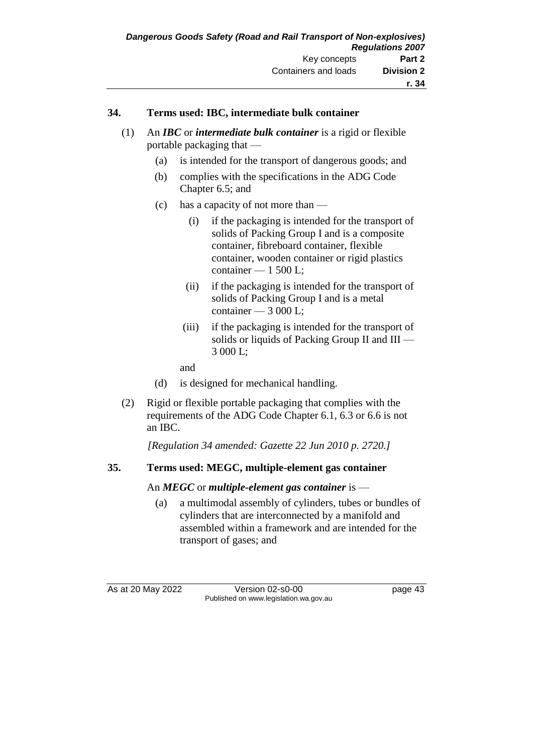## 34. Terms used: IBC, intermediate bulk container

(1) An ***IBC*** or ***intermediate bulk container*** is a rigid or flexible portable packaging that —

- (a) is intended for the transport of dangerous goods; and
- (b) complies with the specifications in the ADG Code Chapter 6.5; and
- (c) has a capacity of not more than —
  - (i) if the packaging is intended for the transport of solids of Packing Group I and is a composite container, fibreboard container, flexible container, wooden container or rigid plastics container — 1 500 L;
  - (ii) if the packaging is intended for the transport of solids of Packing Group I and is a metal container — 3 000 L;
  - (iii) if the packaging is intended for the transport of solids or liquids of Packing Group II and III — 3 000 L;

  and
- (d) is designed for mechanical handling.

(2) Rigid or flexible portable packaging that complies with the requirements of the ADG Code Chapter 6.1, 6.3 or 6.6 is not an IBC.

*[Regulation 34 amended: Gazette 22 Jun 2010 p. 2720.]*

## 35. Terms used: MEGC, multiple-element gas container

An ***MEGC*** or ***multiple-element gas container*** is —

- (a) a multimodal assembly of cylinders, tubes or bundles of cylinders that are interconnected by a manifold and assembled within a framework and are intended for the transport of gases; and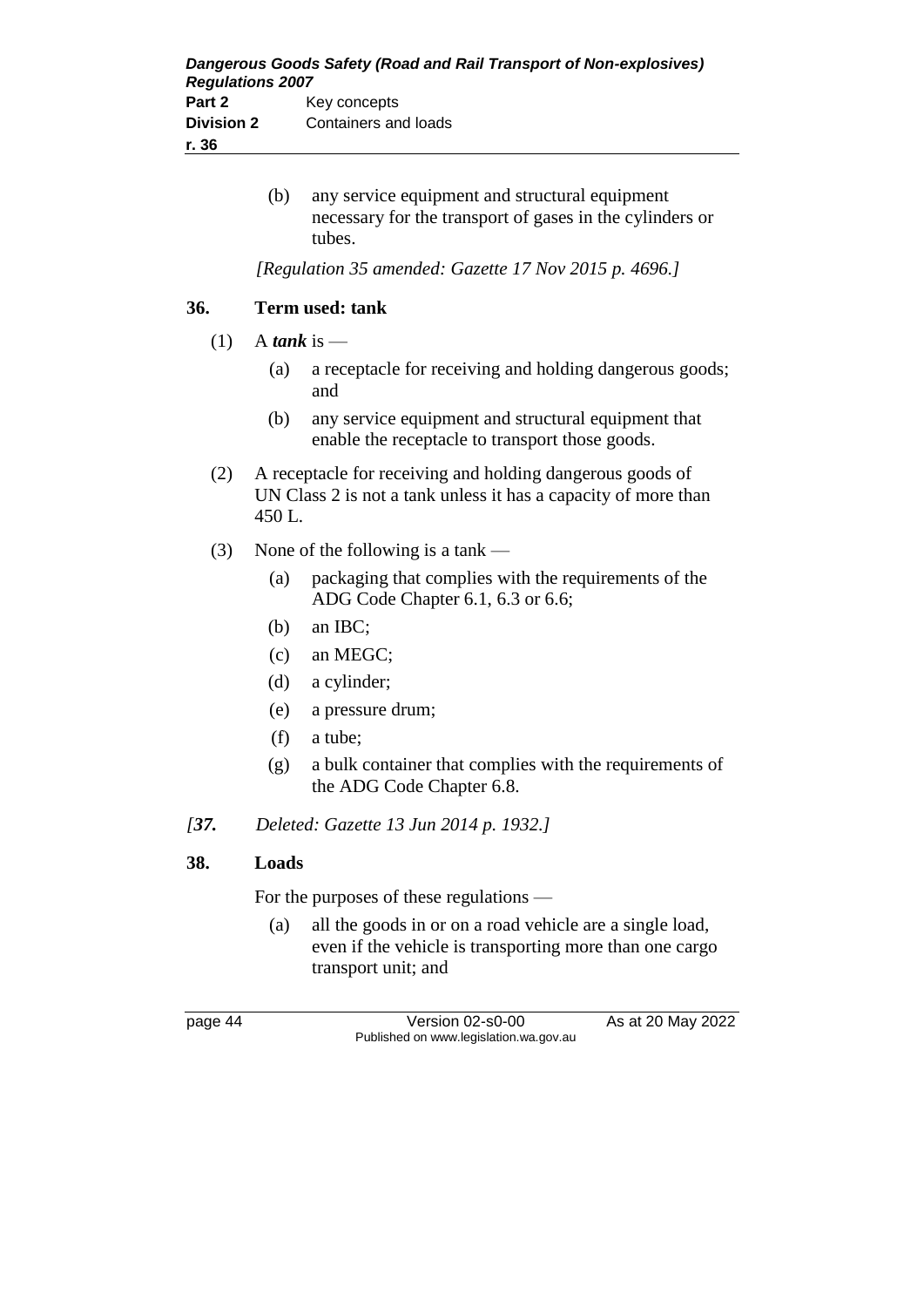(b) any service equipment and structural equipment necessary for the transport of gases in the cylinders or tubes.

*[Regulation 35 amended: Gazette 17 Nov 2015 p. 4696.]*

## 36. Term used: tank

(1) A ***tank*** is —

(a) a receptacle for receiving and holding dangerous goods; and

(b) any service equipment and structural equipment that enable the receptacle to transport those goods.

(2) A receptacle for receiving and holding dangerous goods of UN Class 2 is not a tank unless it has a capacity of more than 450 L.

(3) None of the following is a tank —

(a) packaging that complies with the requirements of the ADG Code Chapter 6.1, 6.3 or 6.6;

(b) an IBC;

(c) an MEGC;

(d) a cylinder;

(e) a pressure drum;

(f) a tube;

(g) a bulk container that complies with the requirements of the ADG Code Chapter 6.8.

*[**37.** Deleted: Gazette 13 Jun 2014 p. 1932.]*

## 38. Loads

For the purposes of these regulations —

(a) all the goods in or on a road vehicle are a single load, even if the vehicle is transporting more than one cargo transport unit; and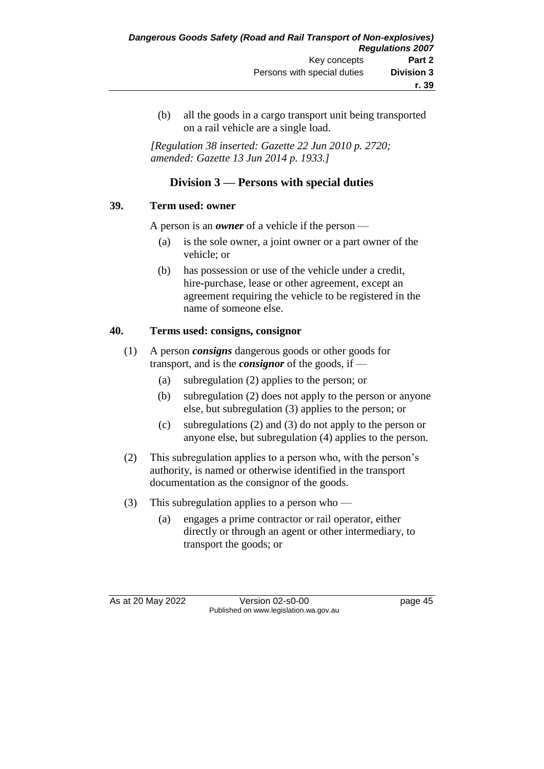(b) all the goods in a cargo transport unit being transported on a rail vehicle are a single load.

*[Regulation 38 inserted: Gazette 22 Jun 2010 p. 2720; amended: Gazette 13 Jun 2014 p. 1933.]*

## Division 3 — Persons with special duties

### 39. Term used: owner

A person is an ***owner*** of a vehicle if the person —

(a) is the sole owner, a joint owner or a part owner of the vehicle; or

(b) has possession or use of the vehicle under a credit, hire-purchase, lease or other agreement, except an agreement requiring the vehicle to be registered in the name of someone else.

### 40. Terms used: consigns, consignor

(1) A person ***consigns*** dangerous goods or other goods for transport, and is the ***consignor*** of the goods, if —

(a) subregulation (2) applies to the person; or

(b) subregulation (2) does not apply to the person or anyone else, but subregulation (3) applies to the person; or

(c) subregulations (2) and (3) do not apply to the person or anyone else, but subregulation (4) applies to the person.

(2) This subregulation applies to a person who, with the person's authority, is named or otherwise identified in the transport documentation as the consignor of the goods.

(3) This subregulation applies to a person who —

(a) engages a prime contractor or rail operator, either directly or through an agent or other intermediary, to transport the goods; or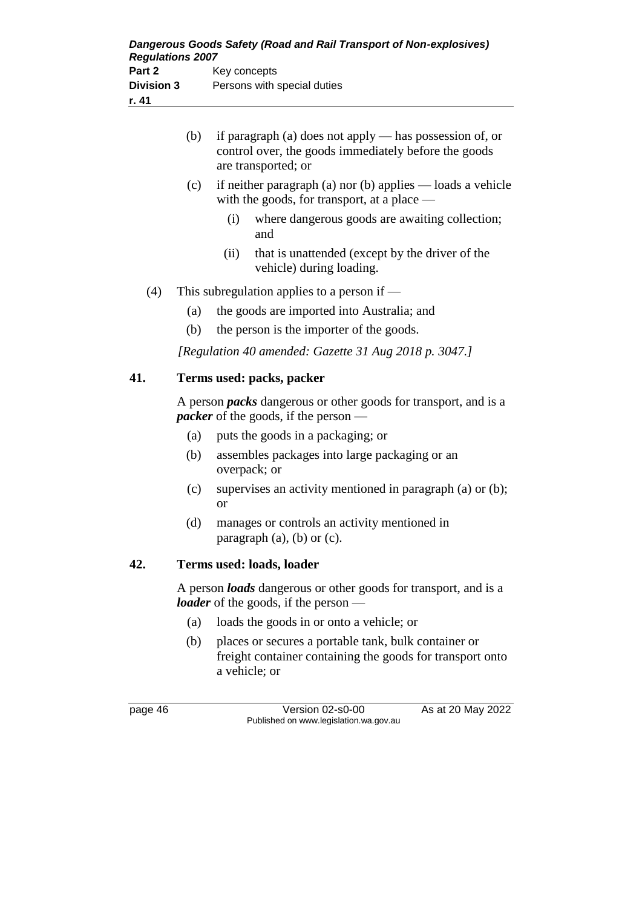(b) if paragraph (a) does not apply — has possession of, or control over, the goods immediately before the goods are transported; or

(c) if neither paragraph (a) nor (b) applies — loads a vehicle with the goods, for transport, at a place —

(i) where dangerous goods are awaiting collection; and

(ii) that is unattended (except by the driver of the vehicle) during loading.

(4) This subregulation applies to a person if —

(a) the goods are imported into Australia; and

(b) the person is the importer of the goods.

*[Regulation 40 amended: Gazette 31 Aug 2018 p. 3047.]*

## 41. Terms used: packs, packer

A person ***packs*** dangerous or other goods for transport, and is a ***packer*** of the goods, if the person —

(a) puts the goods in a packaging; or

(b) assembles packages into large packaging or an overpack; or

(c) supervises an activity mentioned in paragraph (a) or (b); or

(d) manages or controls an activity mentioned in paragraph (a), (b) or (c).

## 42. Terms used: loads, loader

A person ***loads*** dangerous or other goods for transport, and is a ***loader*** of the goods, if the person —

(a) loads the goods in or onto a vehicle; or

(b) places or secures a portable tank, bulk container or freight container containing the goods for transport onto a vehicle; or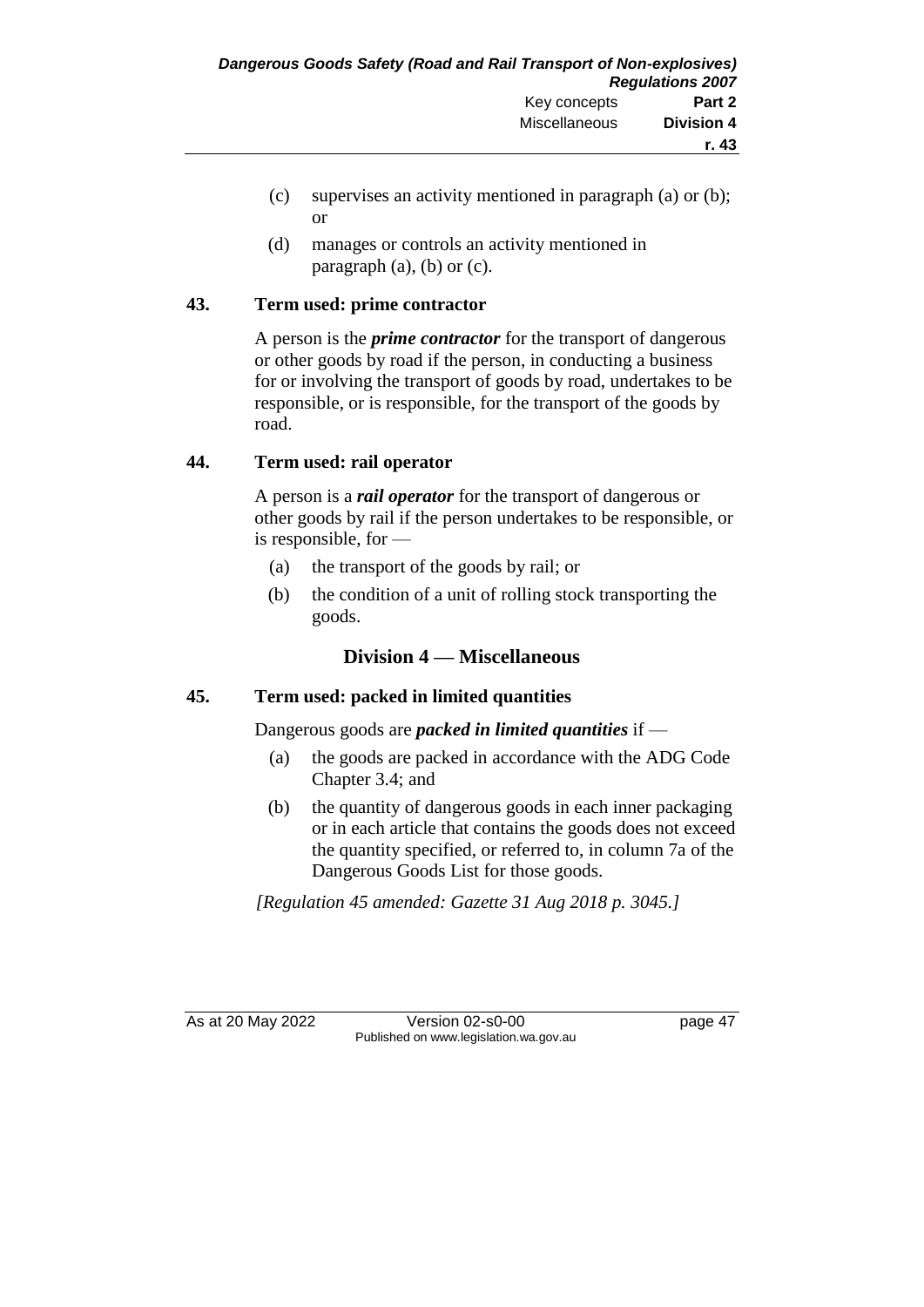(c) supervises an activity mentioned in paragraph (a) or (b); or

(d) manages or controls an activity mentioned in paragraph (a), (b) or (c).

**43. Term used: prime contractor**

A person is the ***prime contractor*** for the transport of dangerous or other goods by road if the person, in conducting a business for or involving the transport of goods by road, undertakes to be responsible, or is responsible, for the transport of the goods by road.

**44. Term used: rail operator**

A person is a ***rail operator*** for the transport of dangerous or other goods by rail if the person undertakes to be responsible, or is responsible, for —

(a) the transport of the goods by rail; or

(b) the condition of a unit of rolling stock transporting the goods.

## Division 4 — Miscellaneous

**45. Term used: packed in limited quantities**

Dangerous goods are ***packed in limited quantities*** if —

(a) the goods are packed in accordance with the ADG Code Chapter 3.4; and

(b) the quantity of dangerous goods in each inner packaging or in each article that contains the goods does not exceed the quantity specified, or referred to, in column 7a of the Dangerous Goods List for those goods.

*[Regulation 45 amended: Gazette 31 Aug 2018 p. 3045.]*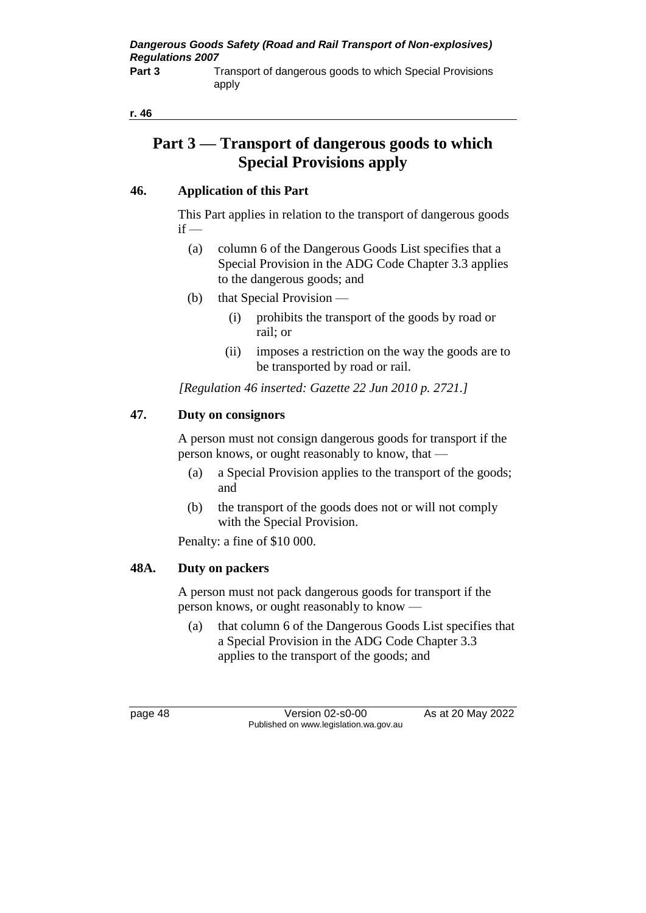# Part 3 — Transport of dangerous goods to which Special Provisions apply

## 46. Application of this Part

This Part applies in relation to the transport of dangerous goods if —

- (a) column 6 of the Dangerous Goods List specifies that a Special Provision in the ADG Code Chapter 3.3 applies to the dangerous goods; and
- (b) that Special Provision —
  - (i) prohibits the transport of the goods by road or rail; or
  - (ii) imposes a restriction on the way the goods are to be transported by road or rail.

*[Regulation 46 inserted: Gazette 22 Jun 2010 p. 2721.]*

## 47. Duty on consignors

A person must not consign dangerous goods for transport if the person knows, or ought reasonably to know, that —

- (a) a Special Provision applies to the transport of the goods; and
- (b) the transport of the goods does not or will not comply with the Special Provision.

Penalty: a fine of $10 000.

## 48A. Duty on packers

A person must not pack dangerous goods for transport if the person knows, or ought reasonably to know —

- (a) that column 6 of the Dangerous Goods List specifies that a Special Provision in the ADG Code Chapter 3.3 applies to the transport of the goods; and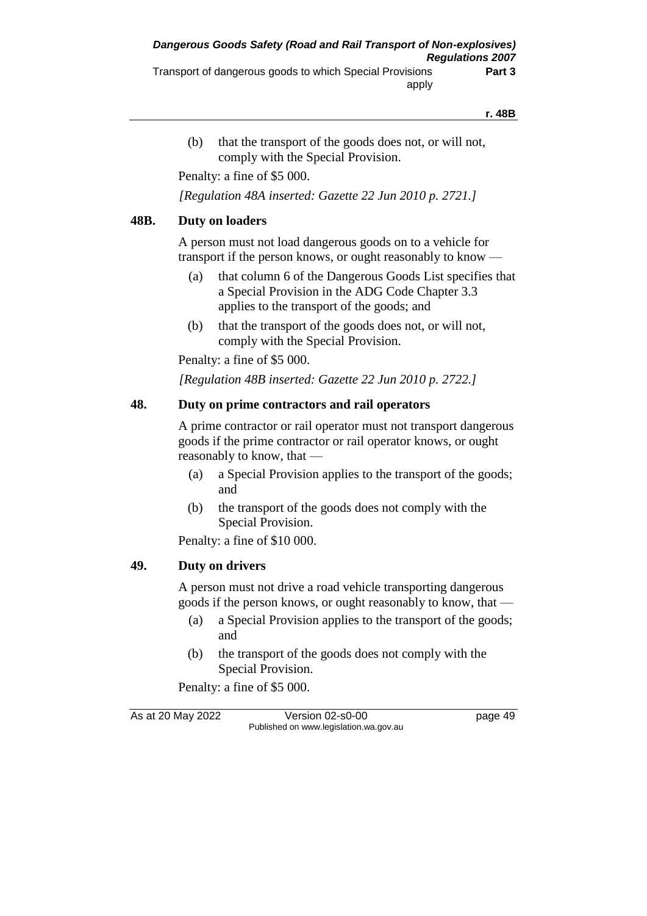(b) that the transport of the goods does not, or will not, comply with the Special Provision.

Penalty: a fine of $5 000.

*[Regulation 48A inserted: Gazette 22 Jun 2010 p. 2721.]*

## 48B. Duty on loaders

A person must not load dangerous goods on to a vehicle for transport if the person knows, or ought reasonably to know —

(a) that column 6 of the Dangerous Goods List specifies that a Special Provision in the ADG Code Chapter 3.3 applies to the transport of the goods; and

(b) that the transport of the goods does not, or will not, comply with the Special Provision.

Penalty: a fine of $5 000.

*[Regulation 48B inserted: Gazette 22 Jun 2010 p. 2722.]*

## 48. Duty on prime contractors and rail operators

A prime contractor or rail operator must not transport dangerous goods if the prime contractor or rail operator knows, or ought reasonably to know, that —

(a) a Special Provision applies to the transport of the goods; and

(b) the transport of the goods does not comply with the Special Provision.

Penalty: a fine of $10 000.

## 49. Duty on drivers

A person must not drive a road vehicle transporting dangerous goods if the person knows, or ought reasonably to know, that —

(a) a Special Provision applies to the transport of the goods; and

(b) the transport of the goods does not comply with the Special Provision.

Penalty: a fine of $5 000.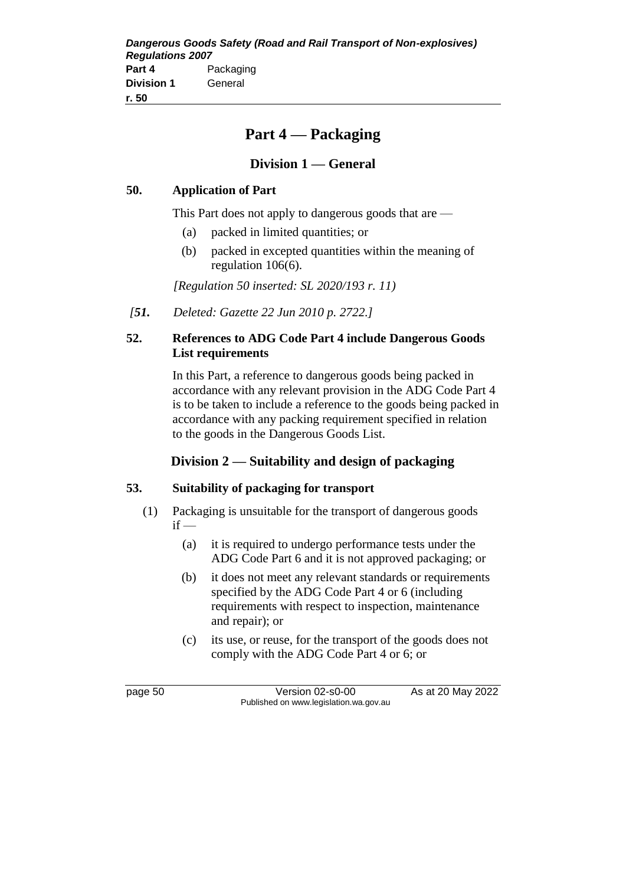# Part 4 — Packaging

## Division 1 — General

### 50. Application of Part

This Part does not apply to dangerous goods that are —

(a) packed in limited quantities; or

(b) packed in excepted quantities within the meaning of regulation 106(6).

*[Regulation 50 inserted: SL 2020/193 r. 11)*

*[**51.** Deleted: Gazette 22 Jun 2010 p. 2722.]*

### 52. References to ADG Code Part 4 include Dangerous Goods List requirements

In this Part, a reference to dangerous goods being packed in accordance with any relevant provision in the ADG Code Part 4 is to be taken to include a reference to the goods being packed in accordance with any packing requirement specified in relation to the goods in the Dangerous Goods List.

## Division 2 — Suitability and design of packaging

### 53. Suitability of packaging for transport

(1) Packaging is unsuitable for the transport of dangerous goods if —

(a) it is required to undergo performance tests under the ADG Code Part 6 and it is not approved packaging; or

(b) it does not meet any relevant standards or requirements specified by the ADG Code Part 4 or 6 (including requirements with respect to inspection, maintenance and repair); or

(c) its use, or reuse, for the transport of the goods does not comply with the ADG Code Part 4 or 6; or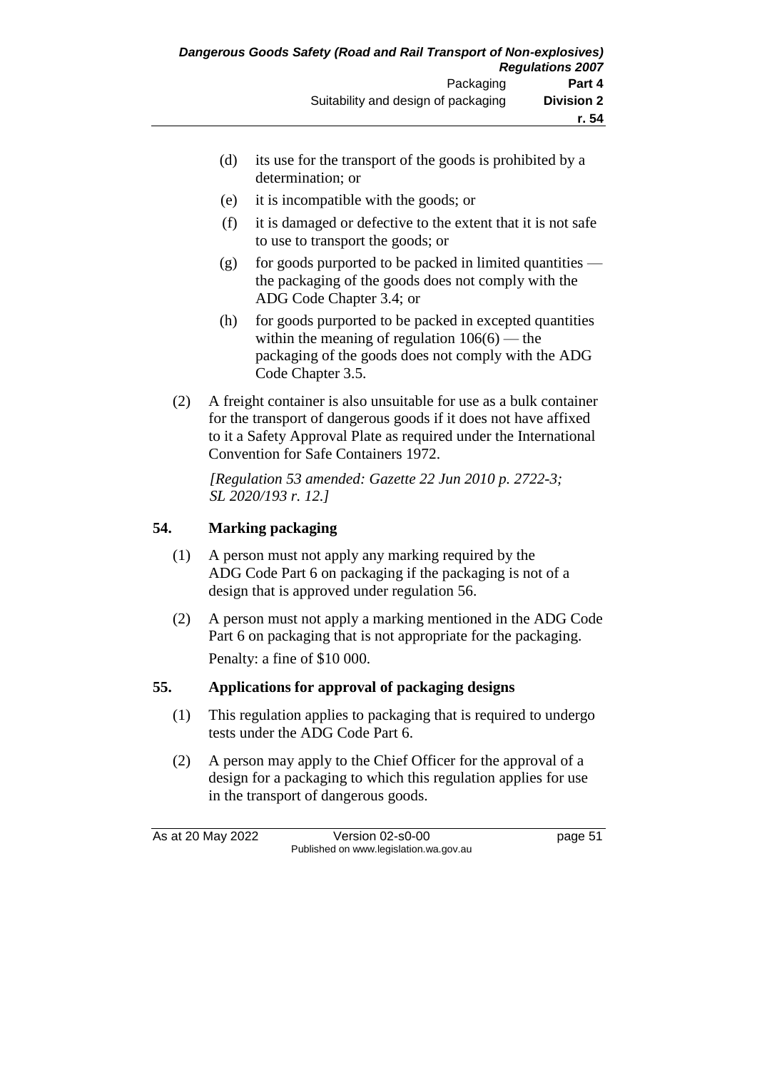(d) its use for the transport of the goods is prohibited by a determination; or

(e) it is incompatible with the goods; or

(f) it is damaged or defective to the extent that it is not safe to use to transport the goods; or

(g) for goods purported to be packed in limited quantities — the packaging of the goods does not comply with the ADG Code Chapter 3.4; or

(h) for goods purported to be packed in excepted quantities within the meaning of regulation 106(6) — the packaging of the goods does not comply with the ADG Code Chapter 3.5.

(2) A freight container is also unsuitable for use as a bulk container for the transport of dangerous goods if it does not have affixed to it a Safety Approval Plate as required under the International Convention for Safe Containers 1972.

*[Regulation 53 amended: Gazette 22 Jun 2010 p. 2722-3; SL 2020/193 r. 12.]*

## 54. Marking packaging

(1) A person must not apply any marking required by the ADG Code Part 6 on packaging if the packaging is not of a design that is approved under regulation 56.

(2) A person must not apply a marking mentioned in the ADG Code Part 6 on packaging that is not appropriate for the packaging.

Penalty: a fine of $10 000.

## 55. Applications for approval of packaging designs

(1) This regulation applies to packaging that is required to undergo tests under the ADG Code Part 6.

(2) A person may apply to the Chief Officer for the approval of a design for a packaging to which this regulation applies for use in the transport of dangerous goods.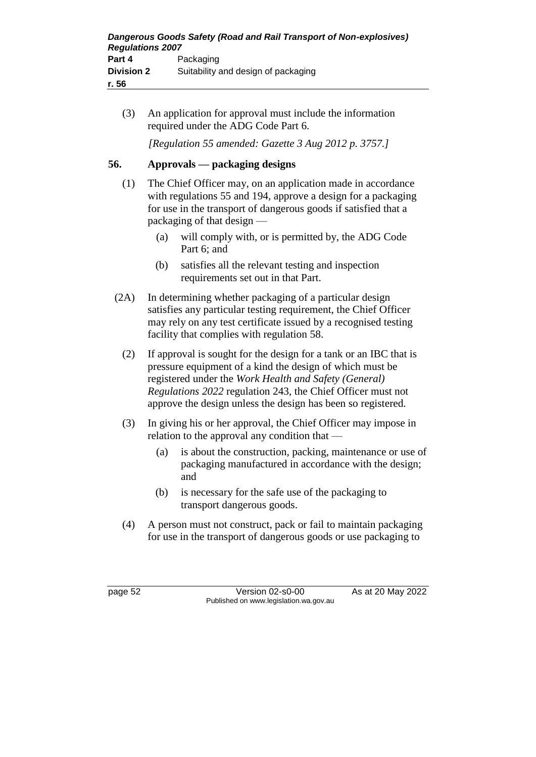(3) An application for approval must include the information required under the ADG Code Part 6.

*[Regulation 55 amended: Gazette 3 Aug 2012 p. 3757.]*

## 56. Approvals — packaging designs

(1) The Chief Officer may, on an application made in accordance with regulations 55 and 194, approve a design for a packaging for use in the transport of dangerous goods if satisfied that a packaging of that design —

(a) will comply with, or is permitted by, the ADG Code Part 6; and

(b) satisfies all the relevant testing and inspection requirements set out in that Part.

(2A) In determining whether packaging of a particular design satisfies any particular testing requirement, the Chief Officer may rely on any test certificate issued by a recognised testing facility that complies with regulation 58.

(2) If approval is sought for the design for a tank or an IBC that is pressure equipment of a kind the design of which must be registered under the *Work Health and Safety (General) Regulations 2022* regulation 243, the Chief Officer must not approve the design unless the design has been so registered.

(3) In giving his or her approval, the Chief Officer may impose in relation to the approval any condition that —

(a) is about the construction, packing, maintenance or use of packaging manufactured in accordance with the design; and

(b) is necessary for the safe use of the packaging to transport dangerous goods.

(4) A person must not construct, pack or fail to maintain packaging for use in the transport of dangerous goods or use packaging to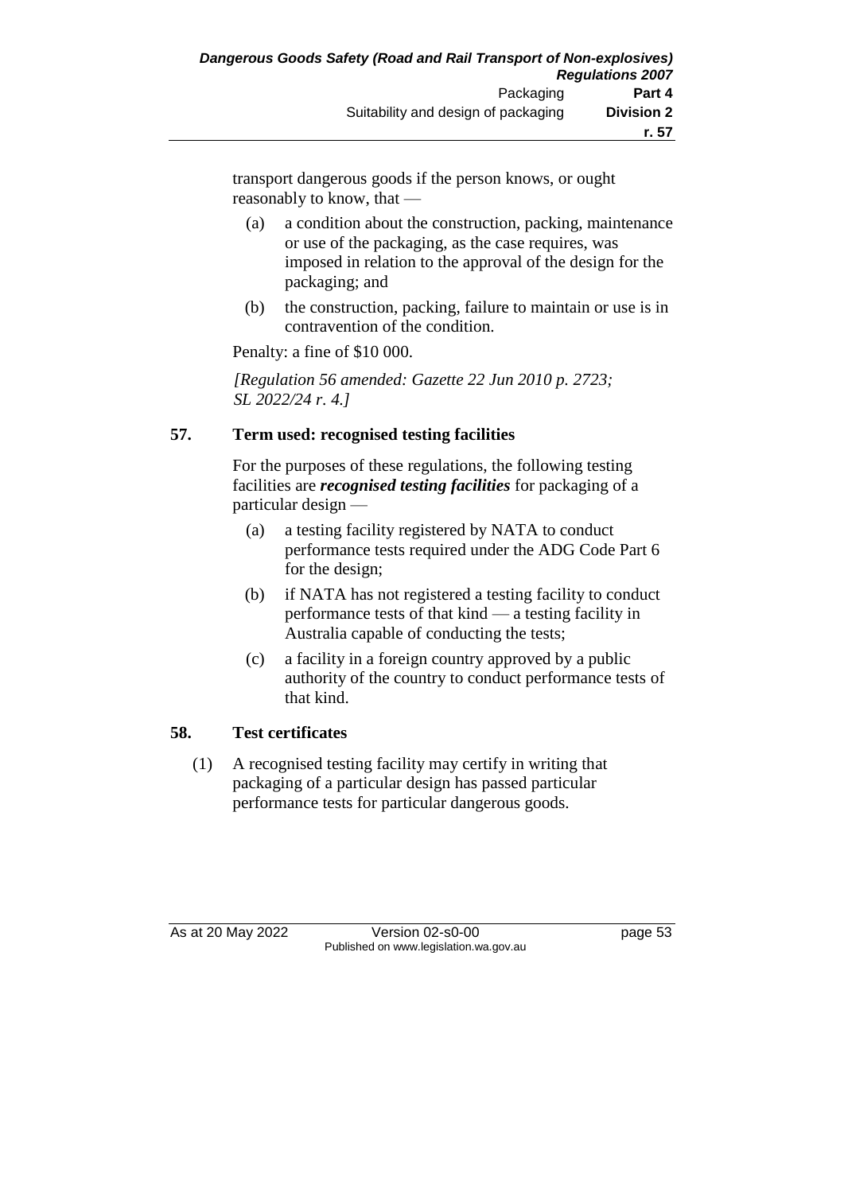transport dangerous goods if the person knows, or ought reasonably to know, that —

(a) a condition about the construction, packing, maintenance or use of the packaging, as the case requires, was imposed in relation to the approval of the design for the packaging; and

(b) the construction, packing, failure to maintain or use is in contravention of the condition.

Penalty: a fine of $10 000.

*[Regulation 56 amended: Gazette 22 Jun 2010 p. 2723; SL 2022/24 r. 4.]*

## 57. Term used: recognised testing facilities

For the purposes of these regulations, the following testing facilities are ***recognised testing facilities*** for packaging of a particular design —

(a) a testing facility registered by NATA to conduct performance tests required under the ADG Code Part 6 for the design;

(b) if NATA has not registered a testing facility to conduct performance tests of that kind — a testing facility in Australia capable of conducting the tests;

(c) a facility in a foreign country approved by a public authority of the country to conduct performance tests of that kind.

## 58. Test certificates

(1) A recognised testing facility may certify in writing that packaging of a particular design has passed particular performance tests for particular dangerous goods.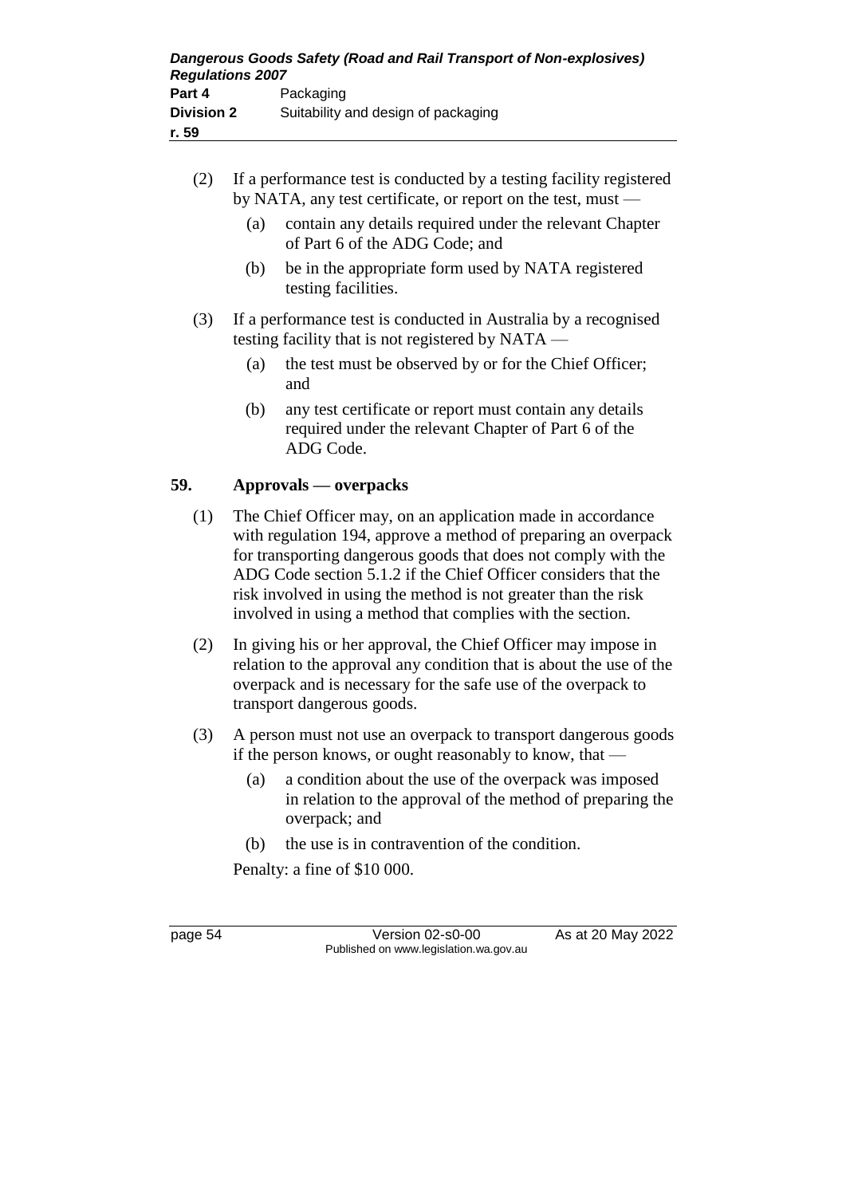(2) If a performance test is conducted by a testing facility registered by NATA, any test certificate, or report on the test, must —

   (a) contain any details required under the relevant Chapter of Part 6 of the ADG Code; and

   (b) be in the appropriate form used by NATA registered testing facilities.

(3) If a performance test is conducted in Australia by a recognised testing facility that is not registered by NATA —

   (a) the test must be observed by or for the Chief Officer; and

   (b) any test certificate or report must contain any details required under the relevant Chapter of Part 6 of the ADG Code.

## 59. Approvals — overpacks

(1) The Chief Officer may, on an application made in accordance with regulation 194, approve a method of preparing an overpack for transporting dangerous goods that does not comply with the ADG Code section 5.1.2 if the Chief Officer considers that the risk involved in using the method is not greater than the risk involved in using a method that complies with the section.

(2) In giving his or her approval, the Chief Officer may impose in relation to the approval any condition that is about the use of the overpack and is necessary for the safe use of the overpack to transport dangerous goods.

(3) A person must not use an overpack to transport dangerous goods if the person knows, or ought reasonably to know, that —

   (a) a condition about the use of the overpack was imposed in relation to the approval of the method of preparing the overpack; and

   (b) the use is in contravention of the condition.

Penalty: a fine of $10 000.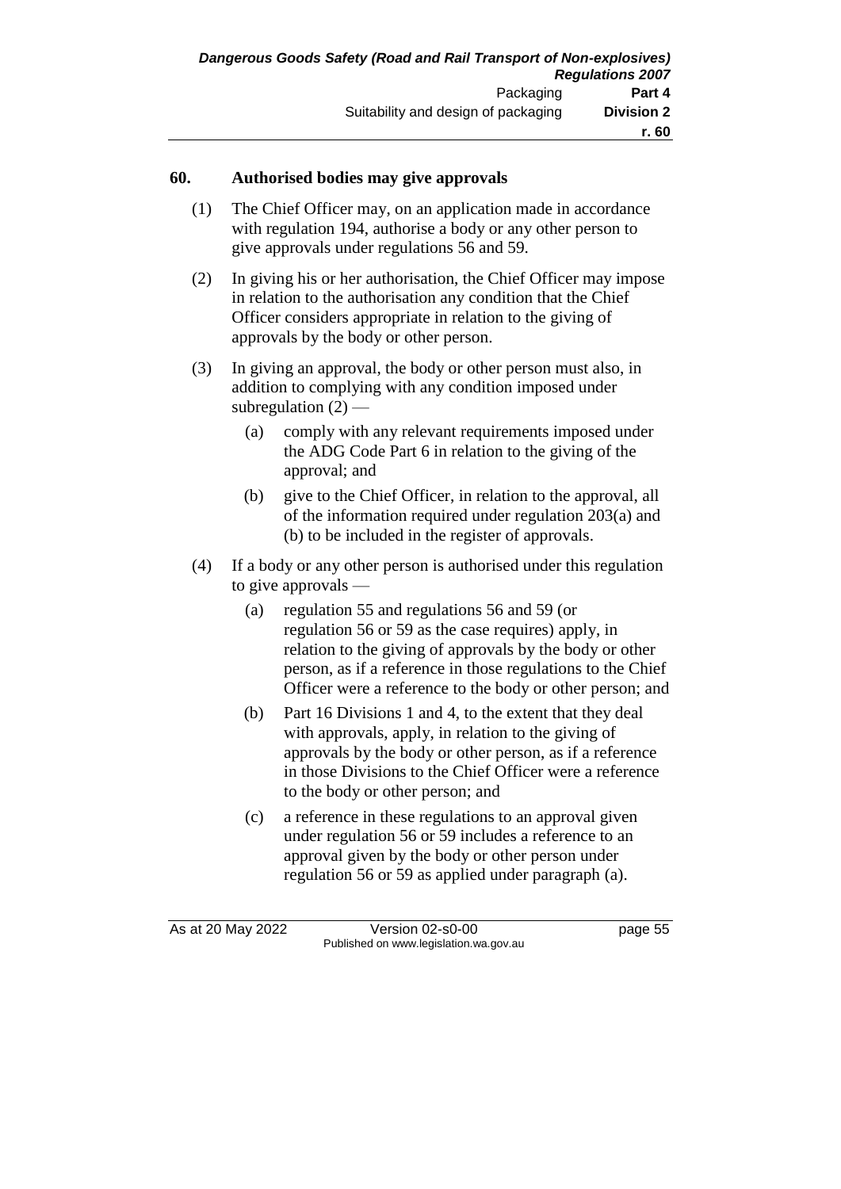## 60. Authorised bodies may give approvals

(1) The Chief Officer may, on an application made in accordance with regulation 194, authorise a body or any other person to give approvals under regulations 56 and 59.

(2) In giving his or her authorisation, the Chief Officer may impose in relation to the authorisation any condition that the Chief Officer considers appropriate in relation to the giving of approvals by the body or other person.

(3) In giving an approval, the body or other person must also, in addition to complying with any condition imposed under subregulation (2) —

- (a) comply with any relevant requirements imposed under the ADG Code Part 6 in relation to the giving of the approval; and
- (b) give to the Chief Officer, in relation to the approval, all of the information required under regulation 203(a) and (b) to be included in the register of approvals.

(4) If a body or any other person is authorised under this regulation to give approvals —

- (a) regulation 55 and regulations 56 and 59 (or regulation 56 or 59 as the case requires) apply, in relation to the giving of approvals by the body or other person, as if a reference in those regulations to the Chief Officer were a reference to the body or other person; and
- (b) Part 16 Divisions 1 and 4, to the extent that they deal with approvals, apply, in relation to the giving of approvals by the body or other person, as if a reference in those Divisions to the Chief Officer were a reference to the body or other person; and
- (c) a reference in these regulations to an approval given under regulation 56 or 59 includes a reference to an approval given by the body or other person under regulation 56 or 59 as applied under paragraph (a).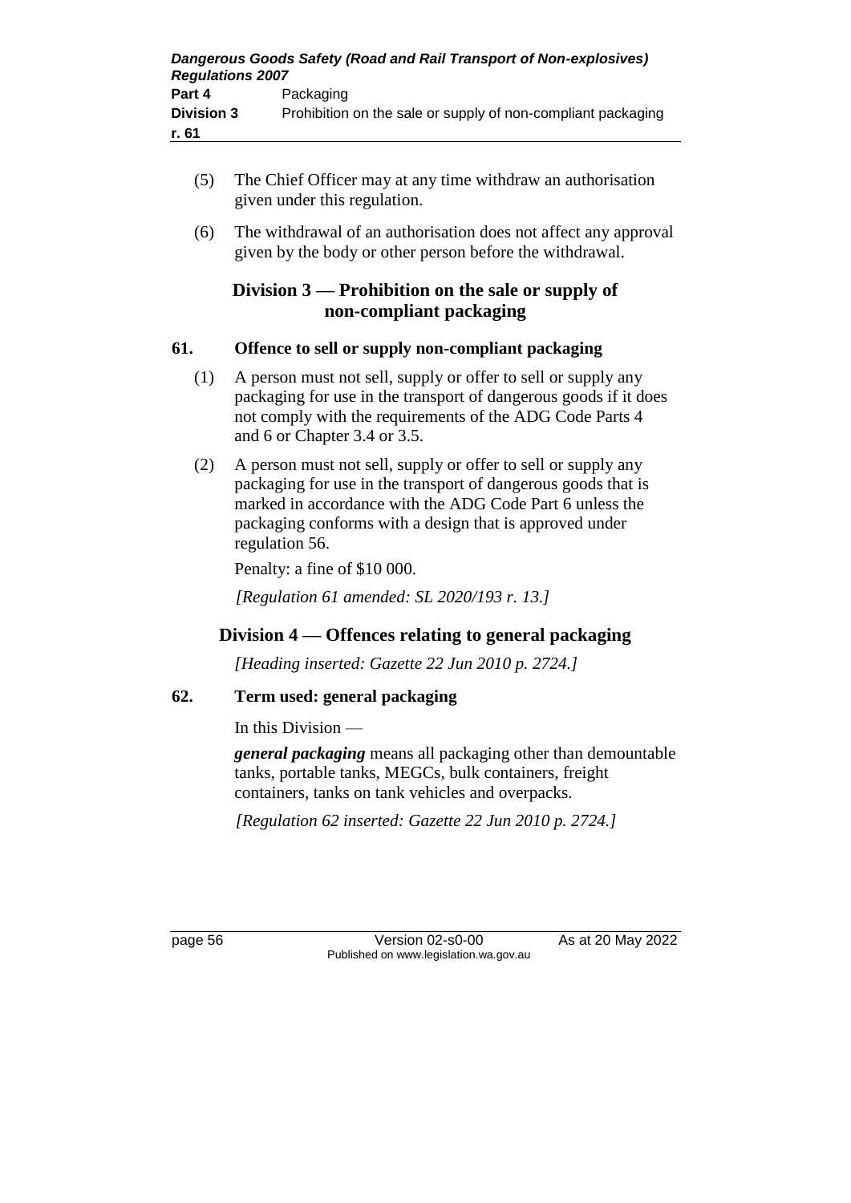(5) The Chief Officer may at any time withdraw an authorisation given under this regulation.

(6) The withdrawal of an authorisation does not affect any approval given by the body or other person before the withdrawal.

## Division 3 — Prohibition on the sale or supply of non-compliant packaging

### 61. Offence to sell or supply non-compliant packaging

(1) A person must not sell, supply or offer to sell or supply any packaging for use in the transport of dangerous goods if it does not comply with the requirements of the ADG Code Parts 4 and 6 or Chapter 3.4 or 3.5.

(2) A person must not sell, supply or offer to sell or supply any packaging for use in the transport of dangerous goods that is marked in accordance with the ADG Code Part 6 unless the packaging conforms with a design that is approved under regulation 56.

Penalty: a fine of $10 000.

*[Regulation 61 amended: SL 2020/193 r. 13.]*

## Division 4 — Offences relating to general packaging

*[Heading inserted: Gazette 22 Jun 2010 p. 2724.]*

### 62. Term used: general packaging

In this Division —

***general packaging*** means all packaging other than demountable tanks, portable tanks, MEGCs, bulk containers, freight containers, tanks on tank vehicles and overpacks.

*[Regulation 62 inserted: Gazette 22 Jun 2010 p. 2724.]*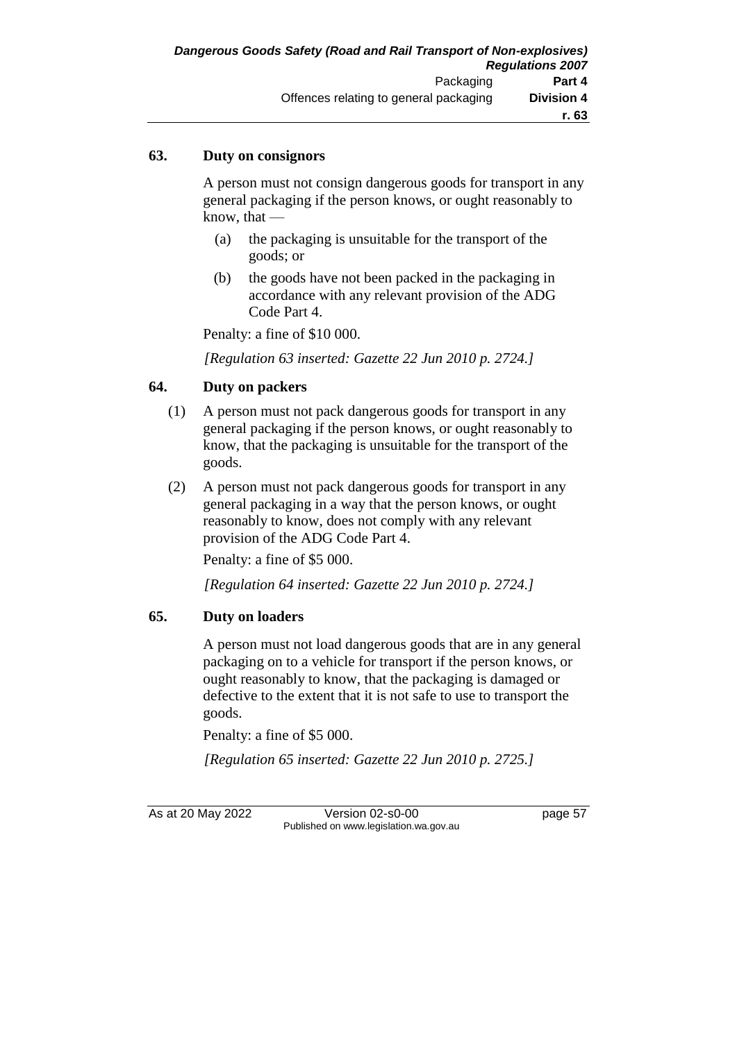### 63. Duty on consignors

A person must not consign dangerous goods for transport in any general packaging if the person knows, or ought reasonably to know, that —

(a) the packaging is unsuitable for the transport of the goods; or

(b) the goods have not been packed in the packaging in accordance with any relevant provision of the ADG Code Part 4.

Penalty: a fine of $10 000.

*[Regulation 63 inserted: Gazette 22 Jun 2010 p. 2724.]*

### 64. Duty on packers

(1) A person must not pack dangerous goods for transport in any general packaging if the person knows, or ought reasonably to know, that the packaging is unsuitable for the transport of the goods.

(2) A person must not pack dangerous goods for transport in any general packaging in a way that the person knows, or ought reasonably to know, does not comply with any relevant provision of the ADG Code Part 4.

Penalty: a fine of $5 000.

*[Regulation 64 inserted: Gazette 22 Jun 2010 p. 2724.]*

### 65. Duty on loaders

A person must not load dangerous goods that are in any general packaging on to a vehicle for transport if the person knows, or ought reasonably to know, that the packaging is damaged or defective to the extent that it is not safe to use to transport the goods.

Penalty: a fine of $5 000.

*[Regulation 65 inserted: Gazette 22 Jun 2010 p. 2725.]*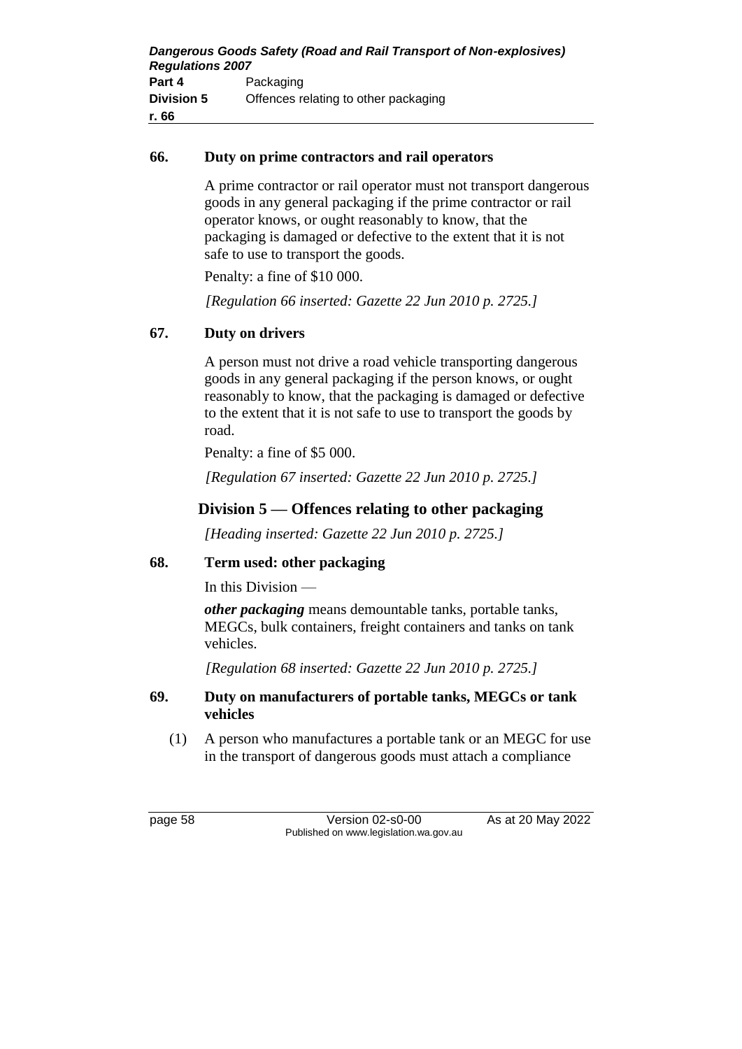### 66. Duty on prime contractors and rail operators

A prime contractor or rail operator must not transport dangerous goods in any general packaging if the prime contractor or rail operator knows, or ought reasonably to know, that the packaging is damaged or defective to the extent that it is not safe to use to transport the goods.

Penalty: a fine of $10 000.

*[Regulation 66 inserted: Gazette 22 Jun 2010 p. 2725.]*

### 67. Duty on drivers

A person must not drive a road vehicle transporting dangerous goods in any general packaging if the person knows, or ought reasonably to know, that the packaging is damaged or defective to the extent that it is not safe to use to transport the goods by road.

Penalty: a fine of $5 000.

*[Regulation 67 inserted: Gazette 22 Jun 2010 p. 2725.]*

## Division 5 — Offences relating to other packaging

*[Heading inserted: Gazette 22 Jun 2010 p. 2725.]*

### 68. Term used: other packaging

In this Division —

***other packaging*** means demountable tanks, portable tanks, MEGCs, bulk containers, freight containers and tanks on tank vehicles.

*[Regulation 68 inserted: Gazette 22 Jun 2010 p. 2725.]*

### 69. Duty on manufacturers of portable tanks, MEGCs or tank vehicles

(1) A person who manufactures a portable tank or an MEGC for use in the transport of dangerous goods must attach a compliance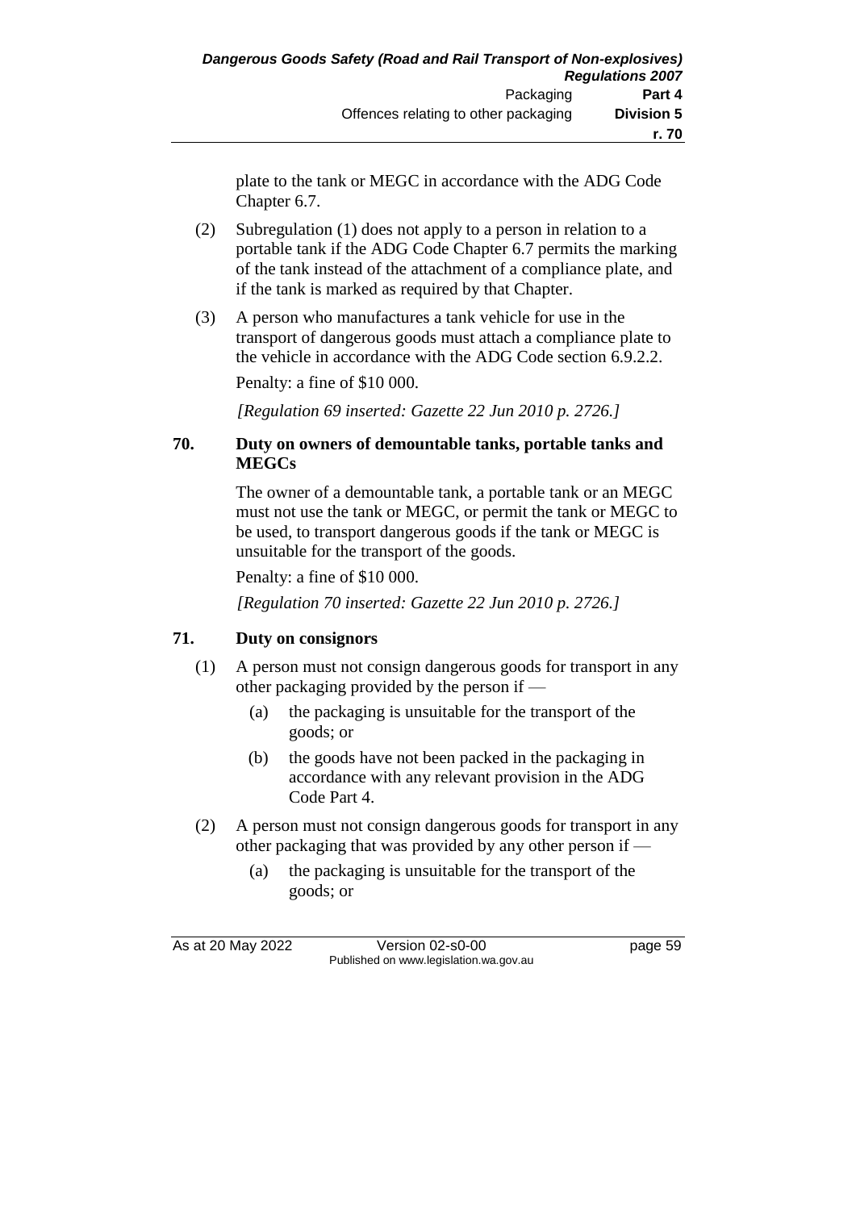plate to the tank or MEGC in accordance with the ADG Code Chapter 6.7.

(2) Subregulation (1) does not apply to a person in relation to a portable tank if the ADG Code Chapter 6.7 permits the marking of the tank instead of the attachment of a compliance plate, and if the tank is marked as required by that Chapter.

(3) A person who manufactures a tank vehicle for use in the transport of dangerous goods must attach a compliance plate to the vehicle in accordance with the ADG Code section 6.9.2.2.

Penalty: a fine of $10 000.

*[Regulation 69 inserted: Gazette 22 Jun 2010 p. 2726.]*

## 70. Duty on owners of demountable tanks, portable tanks and MEGCs

The owner of a demountable tank, a portable tank or an MEGC must not use the tank or MEGC, or permit the tank or MEGC to be used, to transport dangerous goods if the tank or MEGC is unsuitable for the transport of the goods.

Penalty: a fine of $10 000.

*[Regulation 70 inserted: Gazette 22 Jun 2010 p. 2726.]*

## 71. Duty on consignors

(1) A person must not consign dangerous goods for transport in any other packaging provided by the person if —

(a) the packaging is unsuitable for the transport of the goods; or

(b) the goods have not been packed in the packaging in accordance with any relevant provision in the ADG Code Part 4.

(2) A person must not consign dangerous goods for transport in any other packaging that was provided by any other person if —

(a) the packaging is unsuitable for the transport of the goods; or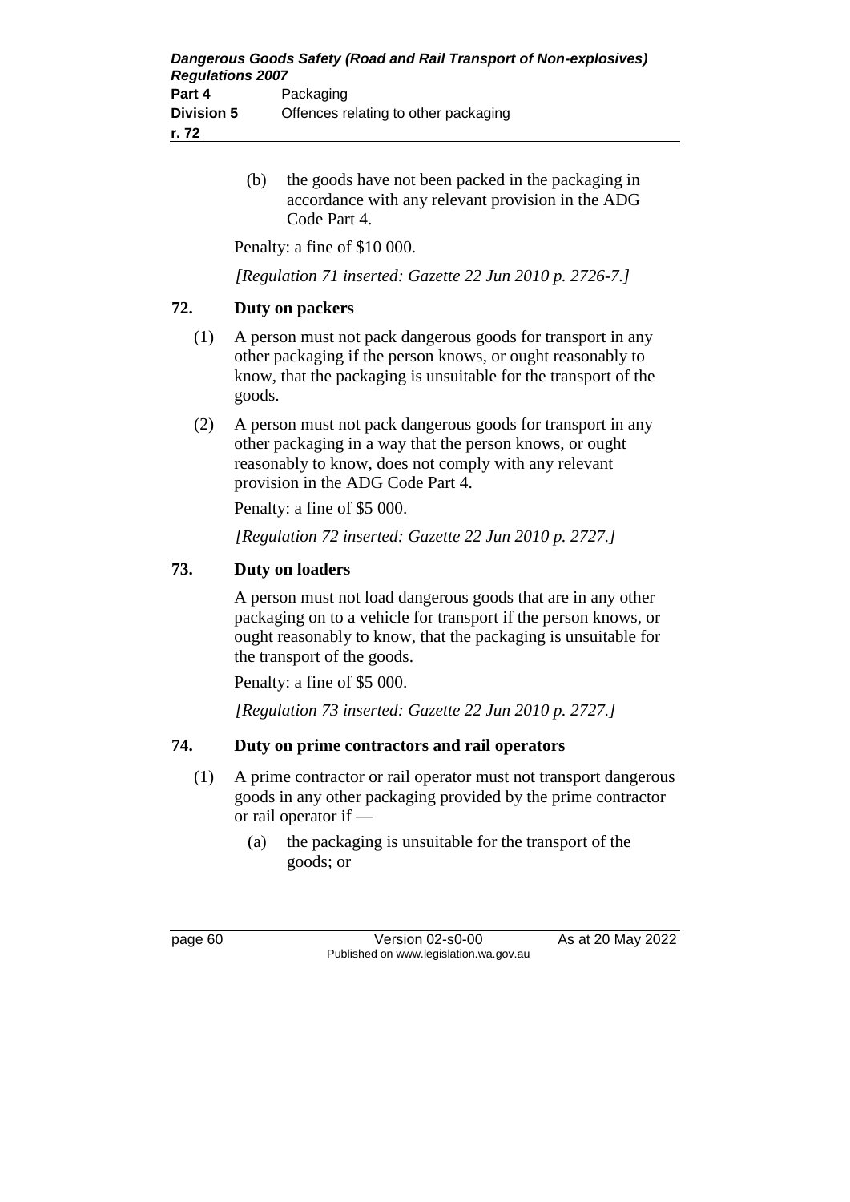(b) the goods have not been packed in the packaging in accordance with any relevant provision in the ADG Code Part 4.

Penalty: a fine of $10 000.

*[Regulation 71 inserted: Gazette 22 Jun 2010 p. 2726-7.]*

## 72. Duty on packers

(1) A person must not pack dangerous goods for transport in any other packaging if the person knows, or ought reasonably to know, that the packaging is unsuitable for the transport of the goods.

(2) A person must not pack dangerous goods for transport in any other packaging in a way that the person knows, or ought reasonably to know, does not comply with any relevant provision in the ADG Code Part 4.

Penalty: a fine of $5 000.

*[Regulation 72 inserted: Gazette 22 Jun 2010 p. 2727.]*

## 73. Duty on loaders

A person must not load dangerous goods that are in any other packaging on to a vehicle for transport if the person knows, or ought reasonably to know, that the packaging is unsuitable for the transport of the goods.

Penalty: a fine of $5 000.

*[Regulation 73 inserted: Gazette 22 Jun 2010 p. 2727.]*

## 74. Duty on prime contractors and rail operators

(1) A prime contractor or rail operator must not transport dangerous goods in any other packaging provided by the prime contractor or rail operator if —

(a) the packaging is unsuitable for the transport of the goods; or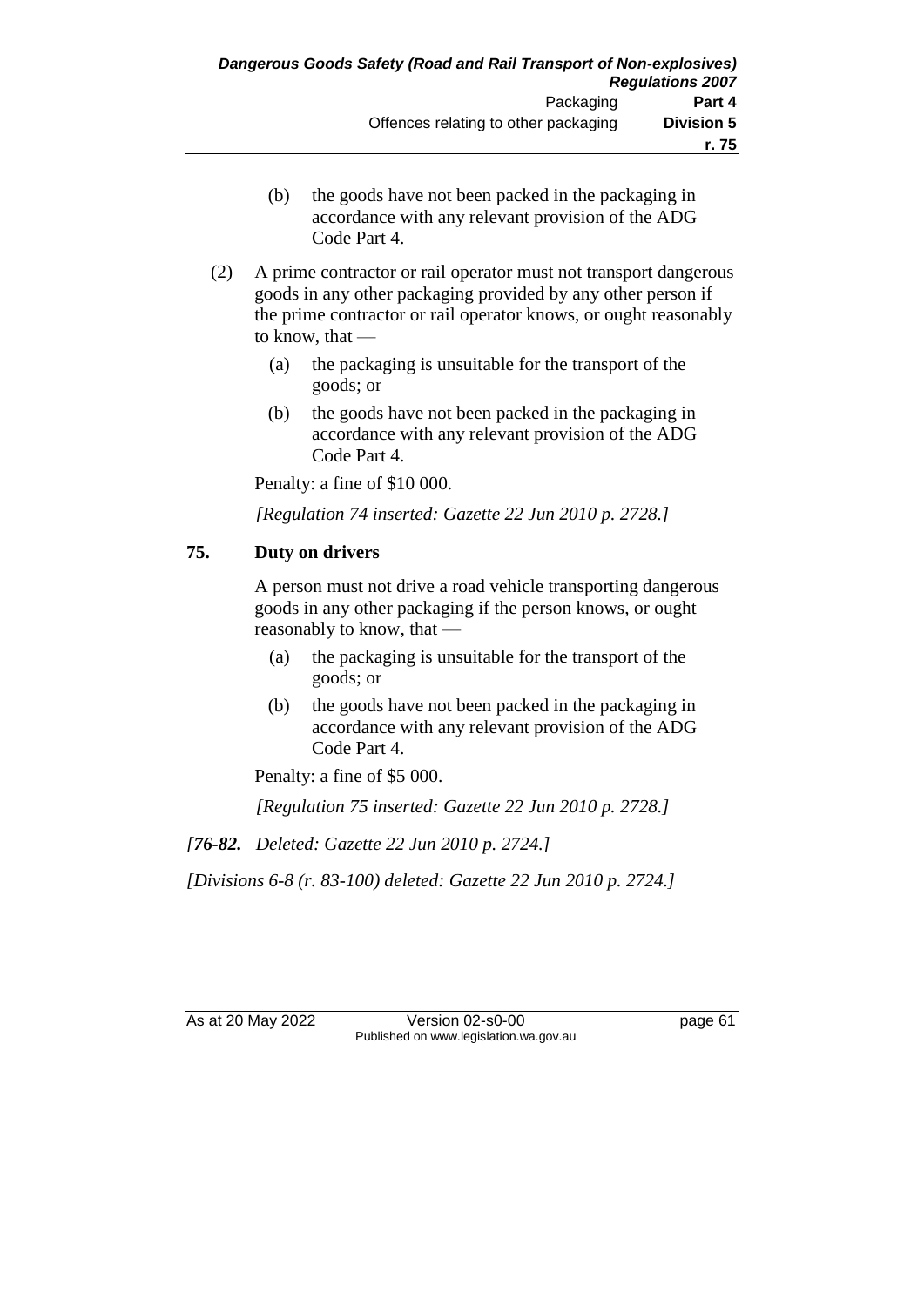(b) the goods have not been packed in the packaging in accordance with any relevant provision of the ADG Code Part 4.

(2) A prime contractor or rail operator must not transport dangerous goods in any other packaging provided by any other person if the prime contractor or rail operator knows, or ought reasonably to know, that —

(a) the packaging is unsuitable for the transport of the goods; or

(b) the goods have not been packed in the packaging in accordance with any relevant provision of the ADG Code Part 4.

Penalty: a fine of $10 000.

*[Regulation 74 inserted: Gazette 22 Jun 2010 p. 2728.]*

## 75. Duty on drivers

A person must not drive a road vehicle transporting dangerous goods in any other packaging if the person knows, or ought reasonably to know, that —

(a) the packaging is unsuitable for the transport of the goods; or

(b) the goods have not been packed in the packaging in accordance with any relevant provision of the ADG Code Part 4.

Penalty: a fine of $5 000.

*[Regulation 75 inserted: Gazette 22 Jun 2010 p. 2728.]*

*[**76-82.** Deleted: Gazette 22 Jun 2010 p. 2724.]*

*[Divisions 6-8 (r. 83-100) deleted: Gazette 22 Jun 2010 p. 2724.]*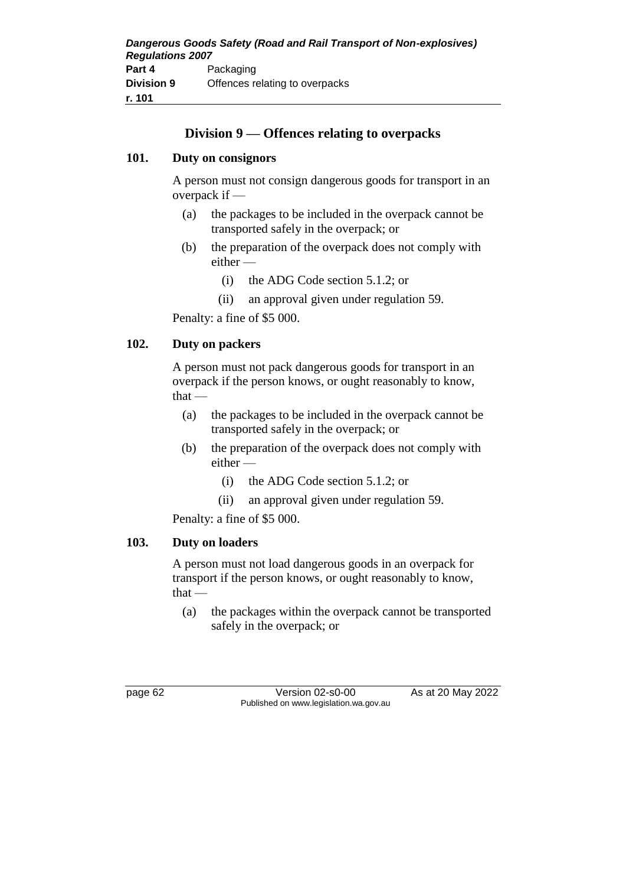## Division 9 — Offences relating to overpacks

### 101. Duty on consignors

A person must not consign dangerous goods for transport in an overpack if —

- (a) the packages to be included in the overpack cannot be transported safely in the overpack; or
- (b) the preparation of the overpack does not comply with either —
  - (i) the ADG Code section 5.1.2; or
  - (ii) an approval given under regulation 59.

Penalty: a fine of $5 000.

### 102. Duty on packers

A person must not pack dangerous goods for transport in an overpack if the person knows, or ought reasonably to know, that —

- (a) the packages to be included in the overpack cannot be transported safely in the overpack; or
- (b) the preparation of the overpack does not comply with either —
  - (i) the ADG Code section 5.1.2; or
  - (ii) an approval given under regulation 59.

Penalty: a fine of $5 000.

### 103. Duty on loaders

A person must not load dangerous goods in an overpack for transport if the person knows, or ought reasonably to know, that —

- (a) the packages within the overpack cannot be transported safely in the overpack; or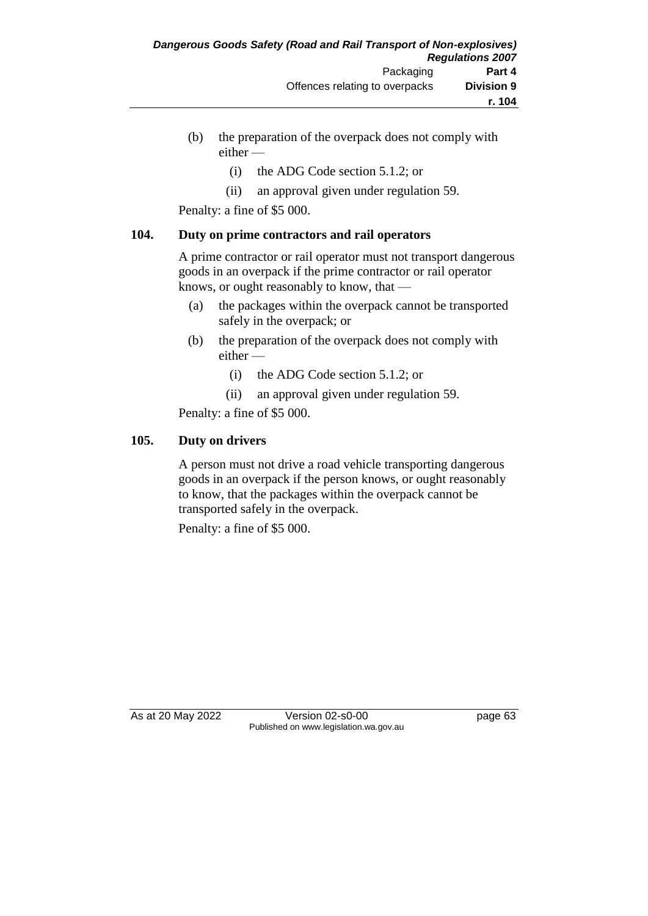(b) the preparation of the overpack does not comply with either —

  (i) the ADG Code section 5.1.2; or

  (ii) an approval given under regulation 59.

Penalty: a fine of $5 000.

**104. Duty on prime contractors and rail operators**

A prime contractor or rail operator must not transport dangerous goods in an overpack if the prime contractor or rail operator knows, or ought reasonably to know, that —

(a) the packages within the overpack cannot be transported safely in the overpack; or

(b) the preparation of the overpack does not comply with either —

  (i) the ADG Code section 5.1.2; or

  (ii) an approval given under regulation 59.

Penalty: a fine of $5 000.

**105. Duty on drivers**

A person must not drive a road vehicle transporting dangerous goods in an overpack if the person knows, or ought reasonably to know, that the packages within the overpack cannot be transported safely in the overpack.

Penalty: a fine of $5 000.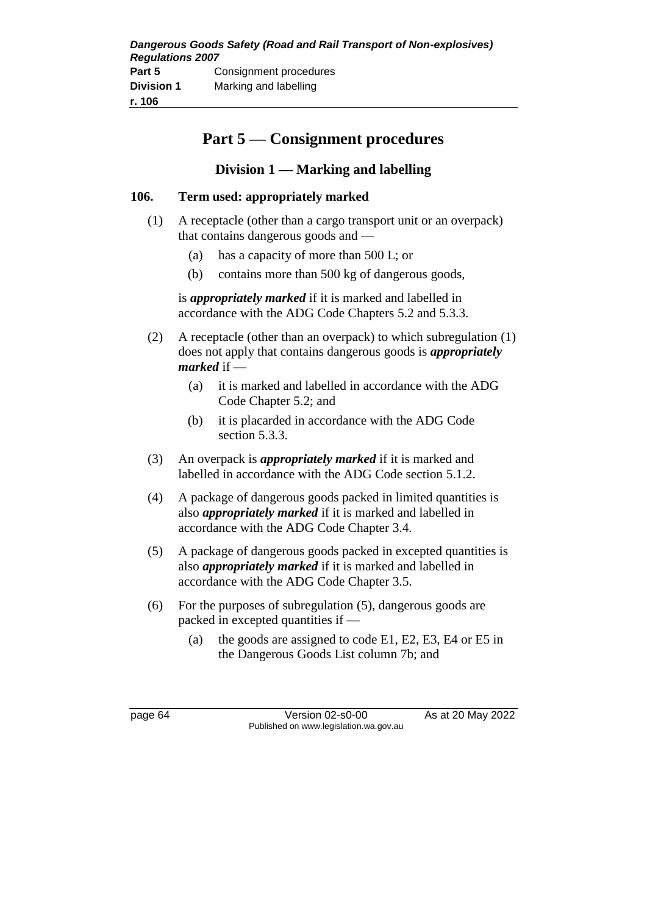# Part 5 — Consignment procedures

## Division 1 — Marking and labelling

### 106. Term used: appropriately marked

(1) A receptacle (other than a cargo transport unit or an overpack) that contains dangerous goods and —

- (a) has a capacity of more than 500 L; or
- (b) contains more than 500 kg of dangerous goods,

is ***appropriately marked*** if it is marked and labelled in accordance with the ADG Code Chapters 5.2 and 5.3.3.

(2) A receptacle (other than an overpack) to which subregulation (1) does not apply that contains dangerous goods is ***appropriately marked*** if —

- (a) it is marked and labelled in accordance with the ADG Code Chapter 5.2; and
- (b) it is placarded in accordance with the ADG Code section 5.3.3.

(3) An overpack is ***appropriately marked*** if it is marked and labelled in accordance with the ADG Code section 5.1.2.

(4) A package of dangerous goods packed in limited quantities is also ***appropriately marked*** if it is marked and labelled in accordance with the ADG Code Chapter 3.4.

(5) A package of dangerous goods packed in excepted quantities is also ***appropriately marked*** if it is marked and labelled in accordance with the ADG Code Chapter 3.5.

(6) For the purposes of subregulation (5), dangerous goods are packed in excepted quantities if —

- (a) the goods are assigned to code E1, E2, E3, E4 or E5 in the Dangerous Goods List column 7b; and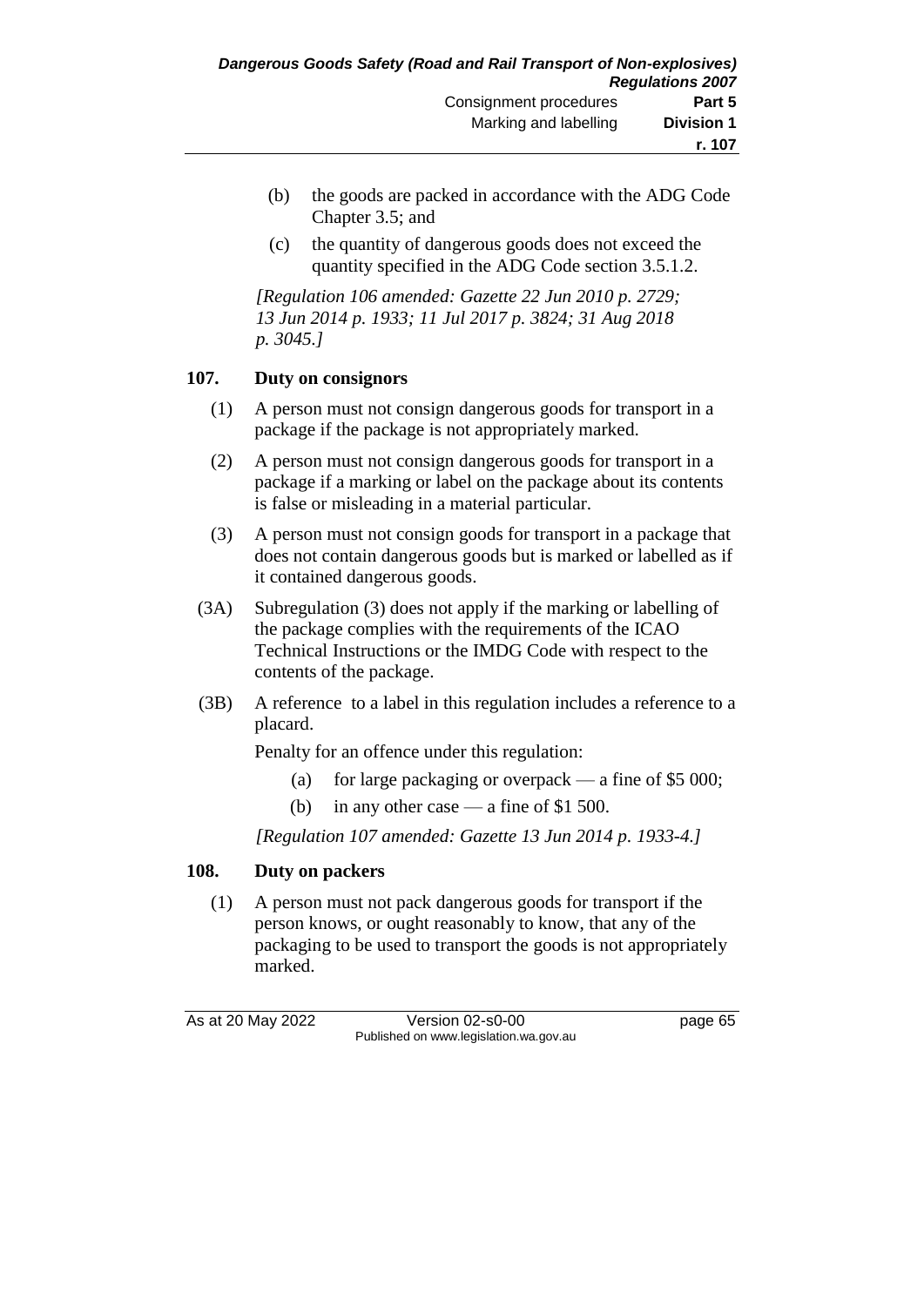(b) the goods are packed in accordance with the ADG Code Chapter 3.5; and

(c) the quantity of dangerous goods does not exceed the quantity specified in the ADG Code section 3.5.1.2.

*[Regulation 106 amended: Gazette 22 Jun 2010 p. 2729; 13 Jun 2014 p. 1933; 11 Jul 2017 p. 3824; 31 Aug 2018 p. 3045.]*

## 107. Duty on consignors

(1) A person must not consign dangerous goods for transport in a package if the package is not appropriately marked.

(2) A person must not consign dangerous goods for transport in a package if a marking or label on the package about its contents is false or misleading in a material particular.

(3) A person must not consign goods for transport in a package that does not contain dangerous goods but is marked or labelled as if it contained dangerous goods.

(3A) Subregulation (3) does not apply if the marking or labelling of the package complies with the requirements of the ICAO Technical Instructions or the IMDG Code with respect to the contents of the package.

(3B) A reference to a label in this regulation includes a reference to a placard.

Penalty for an offence under this regulation:

(a) for large packaging or overpack — a fine of $5 000;

(b) in any other case — a fine of $1 500.

*[Regulation 107 amended: Gazette 13 Jun 2014 p. 1933-4.]*

## 108. Duty on packers

(1) A person must not pack dangerous goods for transport if the person knows, or ought reasonably to know, that any of the packaging to be used to transport the goods is not appropriately marked.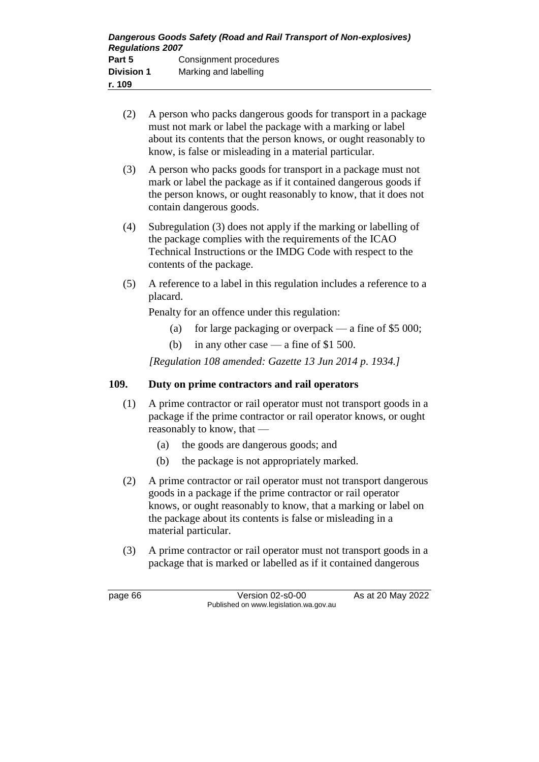(2) A person who packs dangerous goods for transport in a package must not mark or label the package with a marking or label about its contents that the person knows, or ought reasonably to know, is false or misleading in a material particular.

(3) A person who packs goods for transport in a package must not mark or label the package as if it contained dangerous goods if the person knows, or ought reasonably to know, that it does not contain dangerous goods.

(4) Subregulation (3) does not apply if the marking or labelling of the package complies with the requirements of the ICAO Technical Instructions or the IMDG Code with respect to the contents of the package.

(5) A reference to a label in this regulation includes a reference to a placard.

Penalty for an offence under this regulation:

(a) for large packaging or overpack — a fine of $5 000;

(b) in any other case — a fine of $1 500.

*[Regulation 108 amended: Gazette 13 Jun 2014 p. 1934.]*

## 109. Duty on prime contractors and rail operators

(1) A prime contractor or rail operator must not transport goods in a package if the prime contractor or rail operator knows, or ought reasonably to know, that —

(a) the goods are dangerous goods; and

(b) the package is not appropriately marked.

(2) A prime contractor or rail operator must not transport dangerous goods in a package if the prime contractor or rail operator knows, or ought reasonably to know, that a marking or label on the package about its contents is false or misleading in a material particular.

(3) A prime contractor or rail operator must not transport goods in a package that is marked or labelled as if it contained dangerous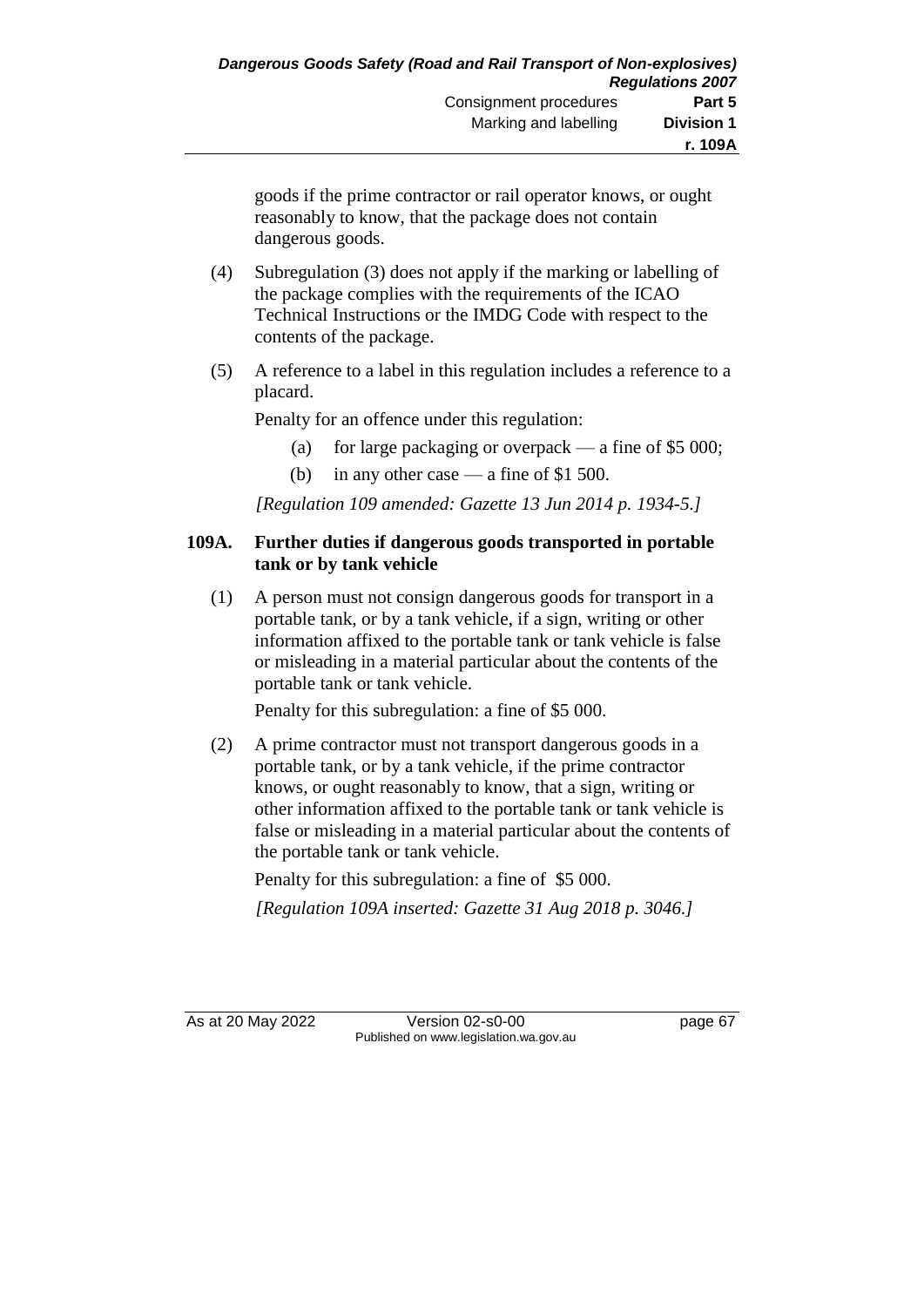goods if the prime contractor or rail operator knows, or ought reasonably to know, that the package does not contain dangerous goods.

(4) Subregulation (3) does not apply if the marking or labelling of the package complies with the requirements of the ICAO Technical Instructions or the IMDG Code with respect to the contents of the package.

(5) A reference to a label in this regulation includes a reference to a placard.

Penalty for an offence under this regulation:

(a) for large packaging or overpack — a fine of $5 000;

(b) in any other case — a fine of $1 500.

*[Regulation 109 amended: Gazette 13 Jun 2014 p. 1934-5.]*

**109A. Further duties if dangerous goods transported in portable tank or by tank vehicle**

(1) A person must not consign dangerous goods for transport in a portable tank, or by a tank vehicle, if a sign, writing or other information affixed to the portable tank or tank vehicle is false or misleading in a material particular about the contents of the portable tank or tank vehicle.

Penalty for this subregulation: a fine of $5 000.

(2) A prime contractor must not transport dangerous goods in a portable tank, or by a tank vehicle, if the prime contractor knows, or ought reasonably to know, that a sign, writing or other information affixed to the portable tank or tank vehicle is false or misleading in a material particular about the contents of the portable tank or tank vehicle.

Penalty for this subregulation: a fine of $5 000.

*[Regulation 109A inserted: Gazette 31 Aug 2018 p. 3046.]*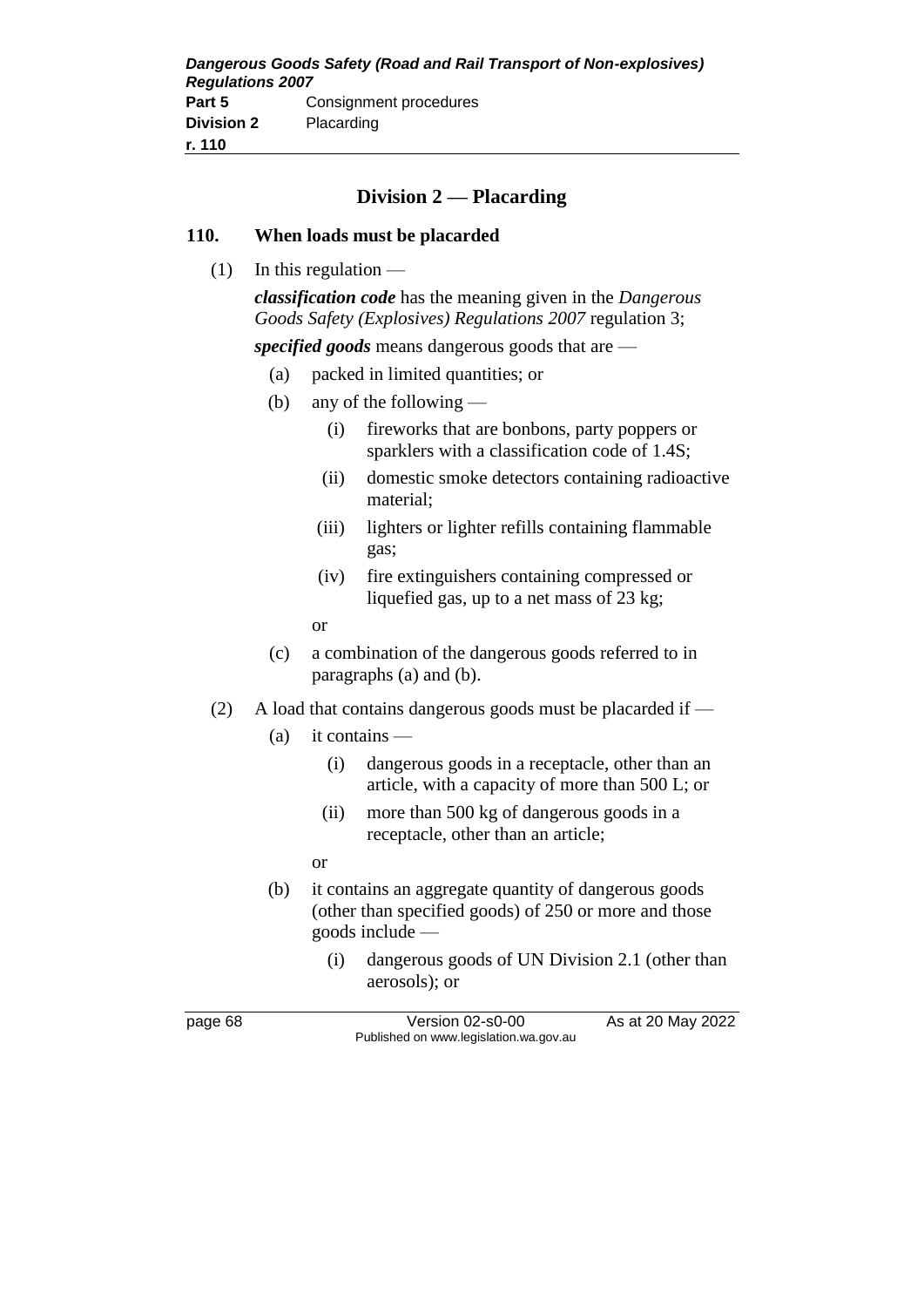## Division 2 — Placarding

### 110. When loads must be placarded

(1) In this regulation —

***classification code*** has the meaning given in the *Dangerous Goods Safety (Explosives) Regulations 2007* regulation 3;

***specified goods*** means dangerous goods that are —

- (a) packed in limited quantities; or
- (b) any of the following —
  - (i) fireworks that are bonbons, party poppers or sparklers with a classification code of 1.4S;
  - (ii) domestic smoke detectors containing radioactive material;
  - (iii) lighters or lighter refills containing flammable gas;
  - (iv) fire extinguishers containing compressed or liquefied gas, up to a net mass of 23 kg;

  or
- (c) a combination of the dangerous goods referred to in paragraphs (a) and (b).

(2) A load that contains dangerous goods must be placarded if —

- (a) it contains —
  - (i) dangerous goods in a receptacle, other than an article, with a capacity of more than 500 L; or
  - (ii) more than 500 kg of dangerous goods in a receptacle, other than an article;

  or
- (b) it contains an aggregate quantity of dangerous goods (other than specified goods) of 250 or more and those goods include —
  - (i) dangerous goods of UN Division 2.1 (other than aerosols); or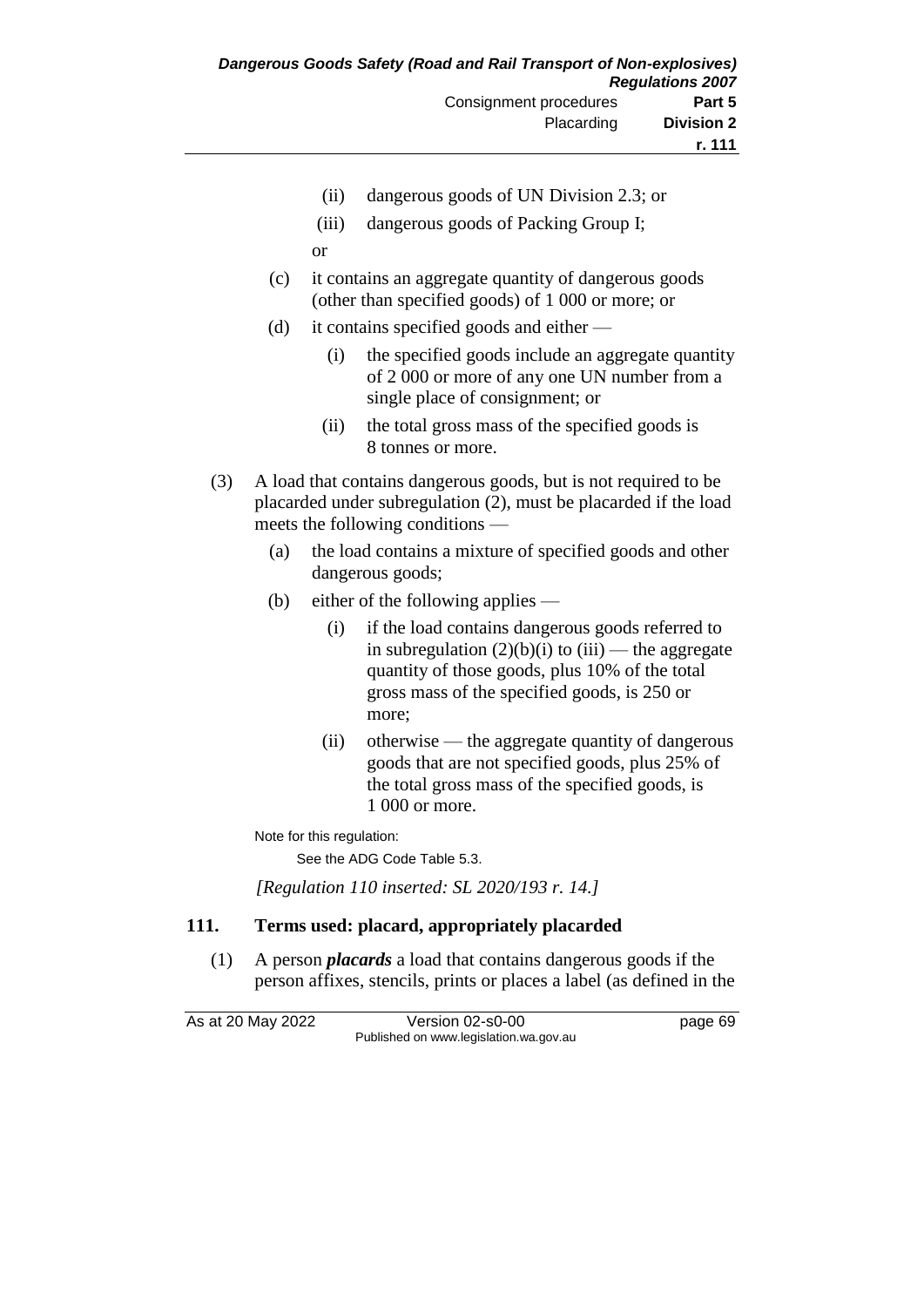(ii) dangerous goods of UN Division 2.3; or

(iii) dangerous goods of Packing Group I;

or

(c) it contains an aggregate quantity of dangerous goods (other than specified goods) of 1 000 or more; or

(d) it contains specified goods and either —

(i) the specified goods include an aggregate quantity of 2 000 or more of any one UN number from a single place of consignment; or

(ii) the total gross mass of the specified goods is 8 tonnes or more.

(3) A load that contains dangerous goods, but is not required to be placarded under subregulation (2), must be placarded if the load meets the following conditions —

(a) the load contains a mixture of specified goods and other dangerous goods;

(b) either of the following applies —

(i) if the load contains dangerous goods referred to in subregulation (2)(b)(i) to (iii) — the aggregate quantity of those goods, plus 10% of the total gross mass of the specified goods, is 250 or more;

(ii) otherwise — the aggregate quantity of dangerous goods that are not specified goods, plus 25% of the total gross mass of the specified goods, is 1 000 or more.

Note for this regulation:

See the ADG Code Table 5.3.

*[Regulation 110 inserted: SL 2020/193 r. 14.]*

## 111. Terms used: placard, appropriately placarded

(1) A person ***placards*** a load that contains dangerous goods if the person affixes, stencils, prints or places a label (as defined in the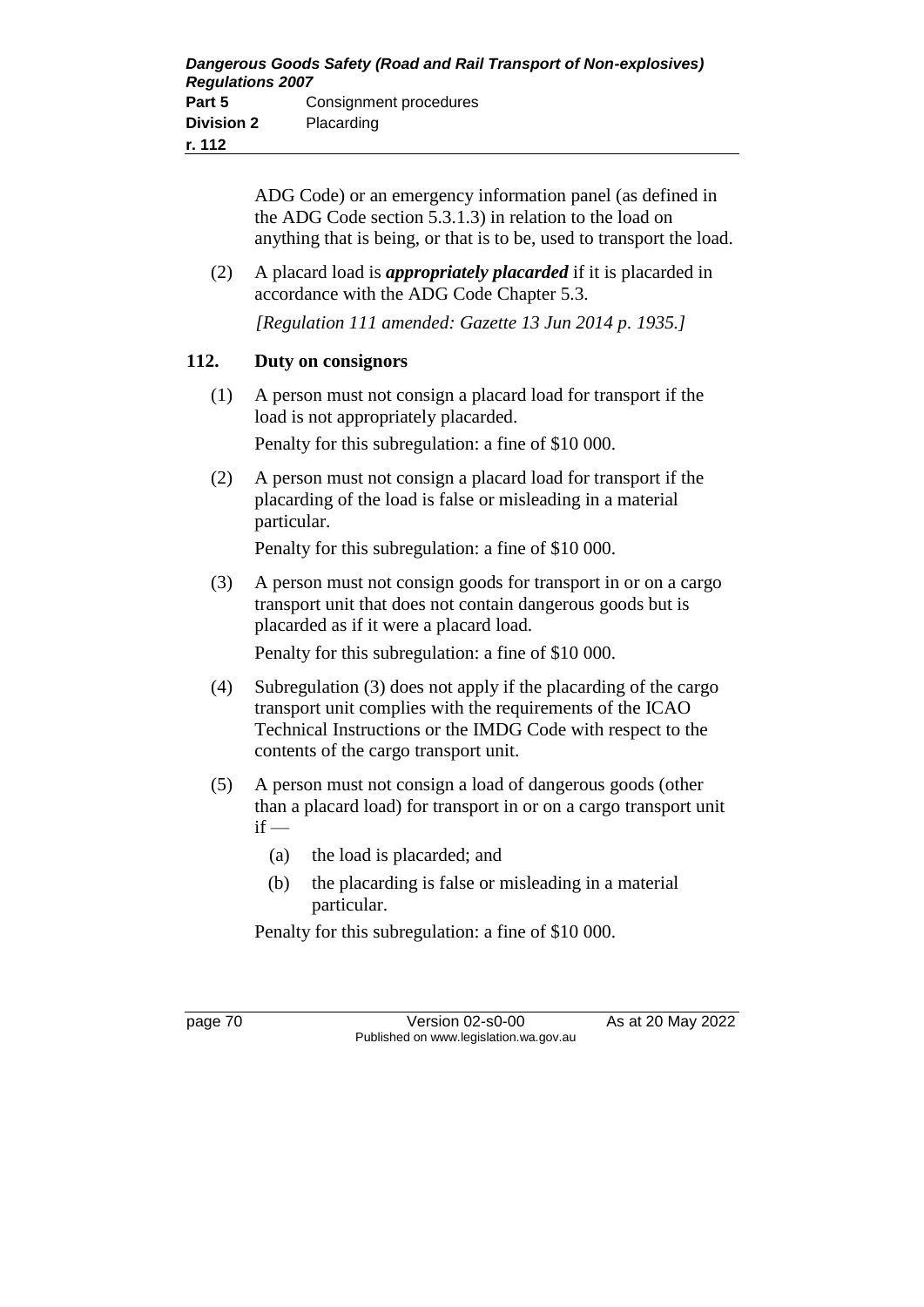ADG Code) or an emergency information panel (as defined in the ADG Code section 5.3.1.3) in relation to the load on anything that is being, or that is to be, used to transport the load.

(2) A placard load is ***appropriately placarded*** if it is placarded in accordance with the ADG Code Chapter 5.3.

*[Regulation 111 amended: Gazette 13 Jun 2014 p. 1935.]*

## 112. Duty on consignors

(1) A person must not consign a placard load for transport if the load is not appropriately placarded.

Penalty for this subregulation: a fine of $10 000.

(2) A person must not consign a placard load for transport if the placarding of the load is false or misleading in a material particular.

Penalty for this subregulation: a fine of $10 000.

(3) A person must not consign goods for transport in or on a cargo transport unit that does not contain dangerous goods but is placarded as if it were a placard load.

Penalty for this subregulation: a fine of $10 000.

(4) Subregulation (3) does not apply if the placarding of the cargo transport unit complies with the requirements of the ICAO Technical Instructions or the IMDG Code with respect to the contents of the cargo transport unit.

(5) A person must not consign a load of dangerous goods (other than a placard load) for transport in or on a cargo transport unit if —

(a) the load is placarded; and

(b) the placarding is false or misleading in a material particular.

Penalty for this subregulation: a fine of $10 000.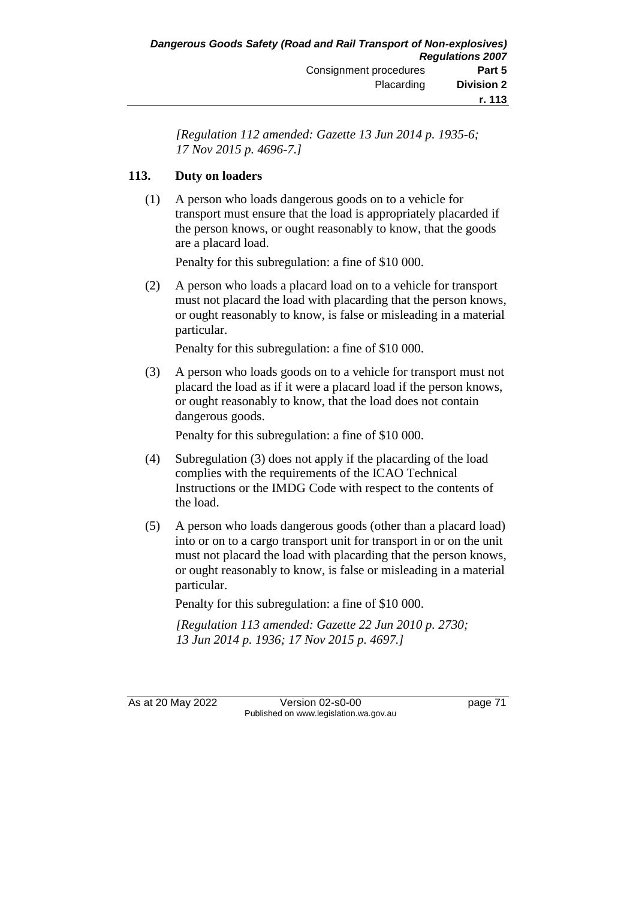*[Regulation 112 amended: Gazette 13 Jun 2014 p. 1935-6; 17 Nov 2015 p. 4696-7.]*

## 113. Duty on loaders

(1) A person who loads dangerous goods on to a vehicle for transport must ensure that the load is appropriately placarded if the person knows, or ought reasonably to know, that the goods are a placard load.

Penalty for this subregulation: a fine of $10 000.

(2) A person who loads a placard load on to a vehicle for transport must not placard the load with placarding that the person knows, or ought reasonably to know, is false or misleading in a material particular.

Penalty for this subregulation: a fine of $10 000.

(3) A person who loads goods on to a vehicle for transport must not placard the load as if it were a placard load if the person knows, or ought reasonably to know, that the load does not contain dangerous goods.

Penalty for this subregulation: a fine of $10 000.

(4) Subregulation (3) does not apply if the placarding of the load complies with the requirements of the ICAO Technical Instructions or the IMDG Code with respect to the contents of the load.

(5) A person who loads dangerous goods (other than a placard load) into or on to a cargo transport unit for transport in or on the unit must not placard the load with placarding that the person knows, or ought reasonably to know, is false or misleading in a material particular.

Penalty for this subregulation: a fine of $10 000.

*[Regulation 113 amended: Gazette 22 Jun 2010 p. 2730; 13 Jun 2014 p. 1936; 17 Nov 2015 p. 4697.]*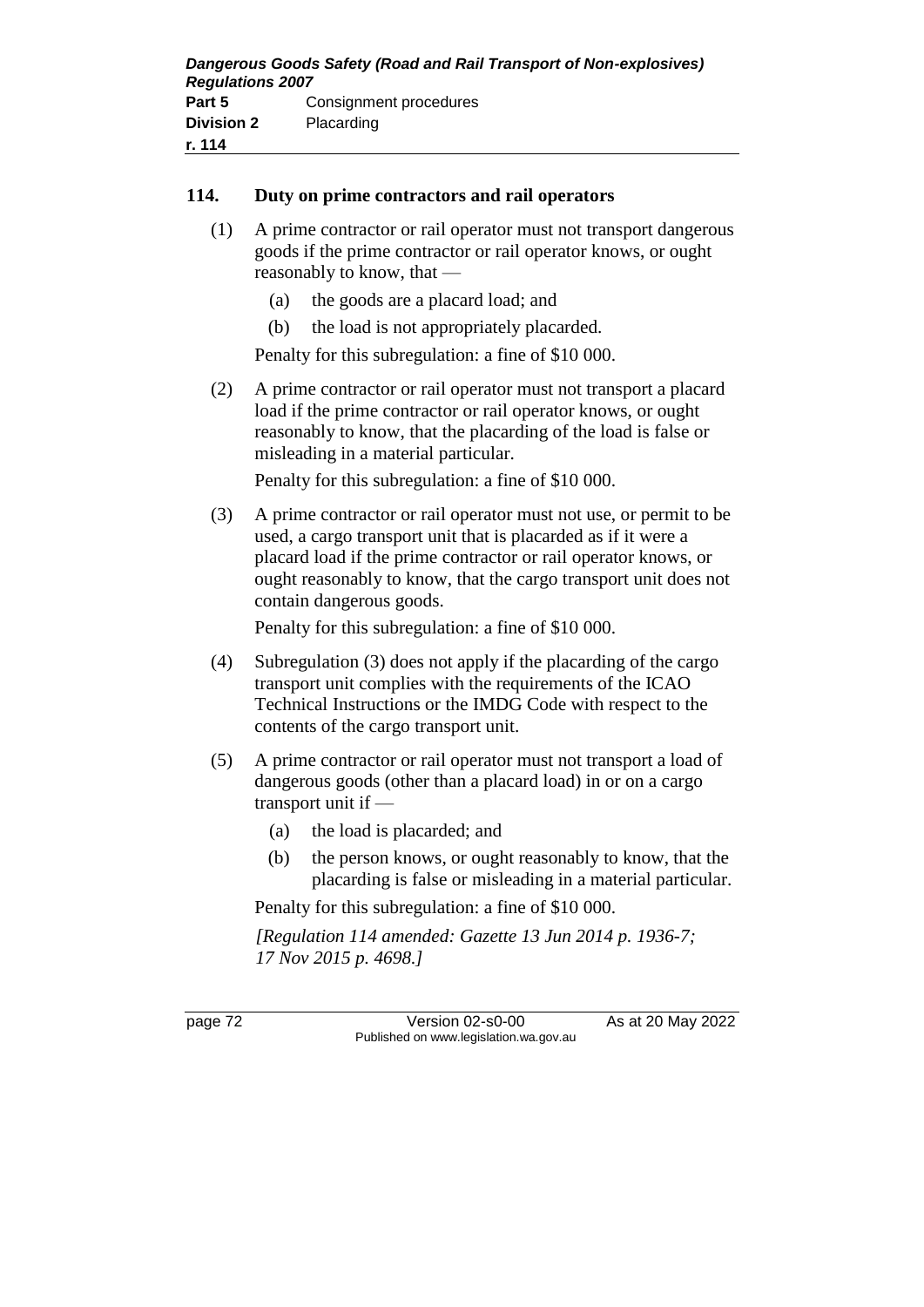## 114. Duty on prime contractors and rail operators

(1) A prime contractor or rail operator must not transport dangerous goods if the prime contractor or rail operator knows, or ought reasonably to know, that —

   (a) the goods are a placard load; and

   (b) the load is not appropriately placarded.

Penalty for this subregulation: a fine of $10 000.

(2) A prime contractor or rail operator must not transport a placard load if the prime contractor or rail operator knows, or ought reasonably to know, that the placarding of the load is false or misleading in a material particular.

Penalty for this subregulation: a fine of $10 000.

(3) A prime contractor or rail operator must not use, or permit to be used, a cargo transport unit that is placarded as if it were a placard load if the prime contractor or rail operator knows, or ought reasonably to know, that the cargo transport unit does not contain dangerous goods.

Penalty for this subregulation: a fine of $10 000.

(4) Subregulation (3) does not apply if the placarding of the cargo transport unit complies with the requirements of the ICAO Technical Instructions or the IMDG Code with respect to the contents of the cargo transport unit.

(5) A prime contractor or rail operator must not transport a load of dangerous goods (other than a placard load) in or on a cargo transport unit if —

   (a) the load is placarded; and

   (b) the person knows, or ought reasonably to know, that the placarding is false or misleading in a material particular.

Penalty for this subregulation: a fine of $10 000.

*[Regulation 114 amended: Gazette 13 Jun 2014 p. 1936-7; 17 Nov 2015 p. 4698.]*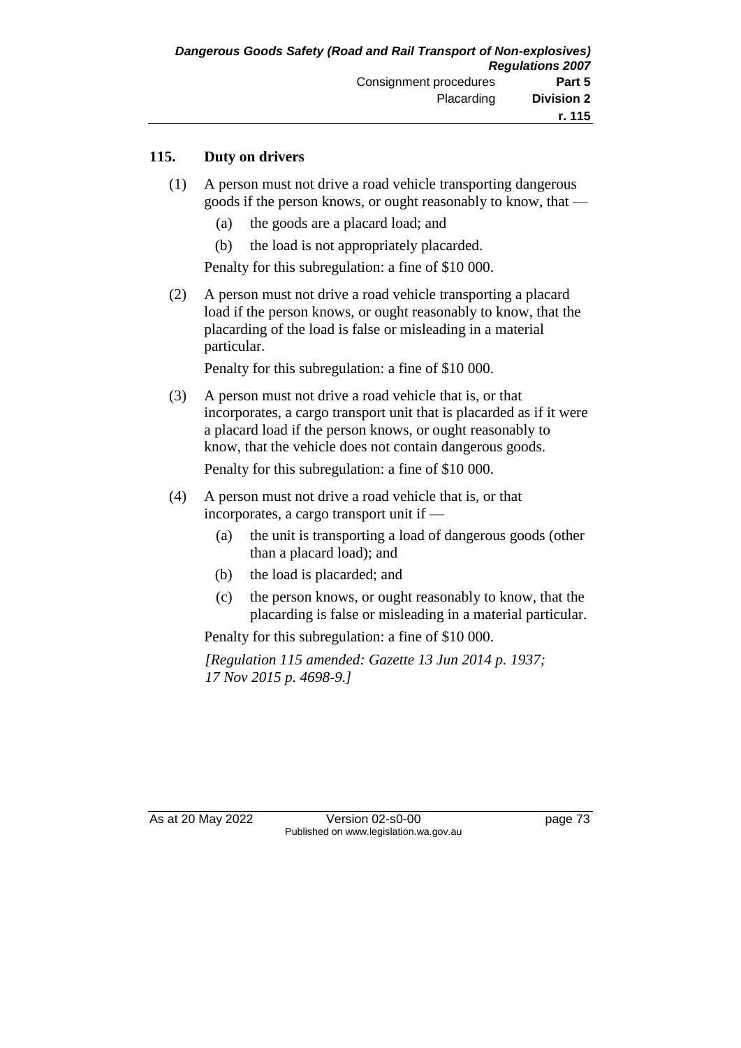## 115. Duty on drivers

(1) A person must not drive a road vehicle transporting dangerous goods if the person knows, or ought reasonably to know, that —

(a) the goods are a placard load; and

(b) the load is not appropriately placarded.

Penalty for this subregulation: a fine of $10 000.

(2) A person must not drive a road vehicle transporting a placard load if the person knows, or ought reasonably to know, that the placarding of the load is false or misleading in a material particular.

Penalty for this subregulation: a fine of $10 000.

(3) A person must not drive a road vehicle that is, or that incorporates, a cargo transport unit that is placarded as if it were a placard load if the person knows, or ought reasonably to know, that the vehicle does not contain dangerous goods.

Penalty for this subregulation: a fine of $10 000.

(4) A person must not drive a road vehicle that is, or that incorporates, a cargo transport unit if —

(a) the unit is transporting a load of dangerous goods (other than a placard load); and

(b) the load is placarded; and

(c) the person knows, or ought reasonably to know, that the placarding is false or misleading in a material particular.

Penalty for this subregulation: a fine of $10 000.

*[Regulation 115 amended: Gazette 13 Jun 2014 p. 1937; 17 Nov 2015 p. 4698-9.]*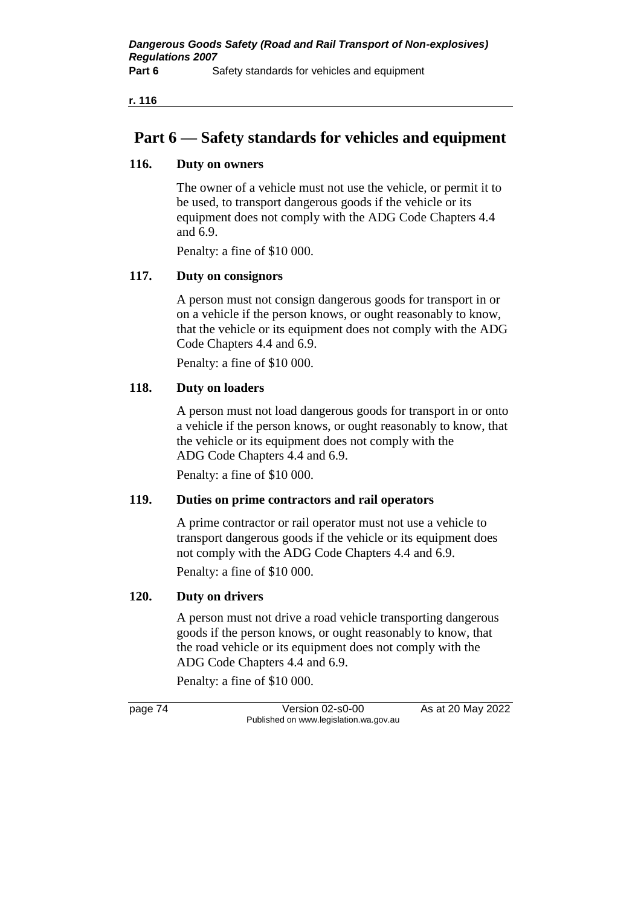# Part 6 — Safety standards for vehicles and equipment

### 116. Duty on owners

The owner of a vehicle must not use the vehicle, or permit it to be used, to transport dangerous goods if the vehicle or its equipment does not comply with the ADG Code Chapters 4.4 and 6.9.

Penalty: a fine of $10 000.

### 117. Duty on consignors

A person must not consign dangerous goods for transport in or on a vehicle if the person knows, or ought reasonably to know, that the vehicle or its equipment does not comply with the ADG Code Chapters 4.4 and 6.9.

Penalty: a fine of $10 000.

### 118. Duty on loaders

A person must not load dangerous goods for transport in or onto a vehicle if the person knows, or ought reasonably to know, that the vehicle or its equipment does not comply with the ADG Code Chapters 4.4 and 6.9.

Penalty: a fine of $10 000.

### 119. Duties on prime contractors and rail operators

A prime contractor or rail operator must not use a vehicle to transport dangerous goods if the vehicle or its equipment does not comply with the ADG Code Chapters 4.4 and 6.9.

Penalty: a fine of $10 000.

### 120. Duty on drivers

A person must not drive a road vehicle transporting dangerous goods if the person knows, or ought reasonably to know, that the road vehicle or its equipment does not comply with the ADG Code Chapters 4.4 and 6.9.

Penalty: a fine of $10 000.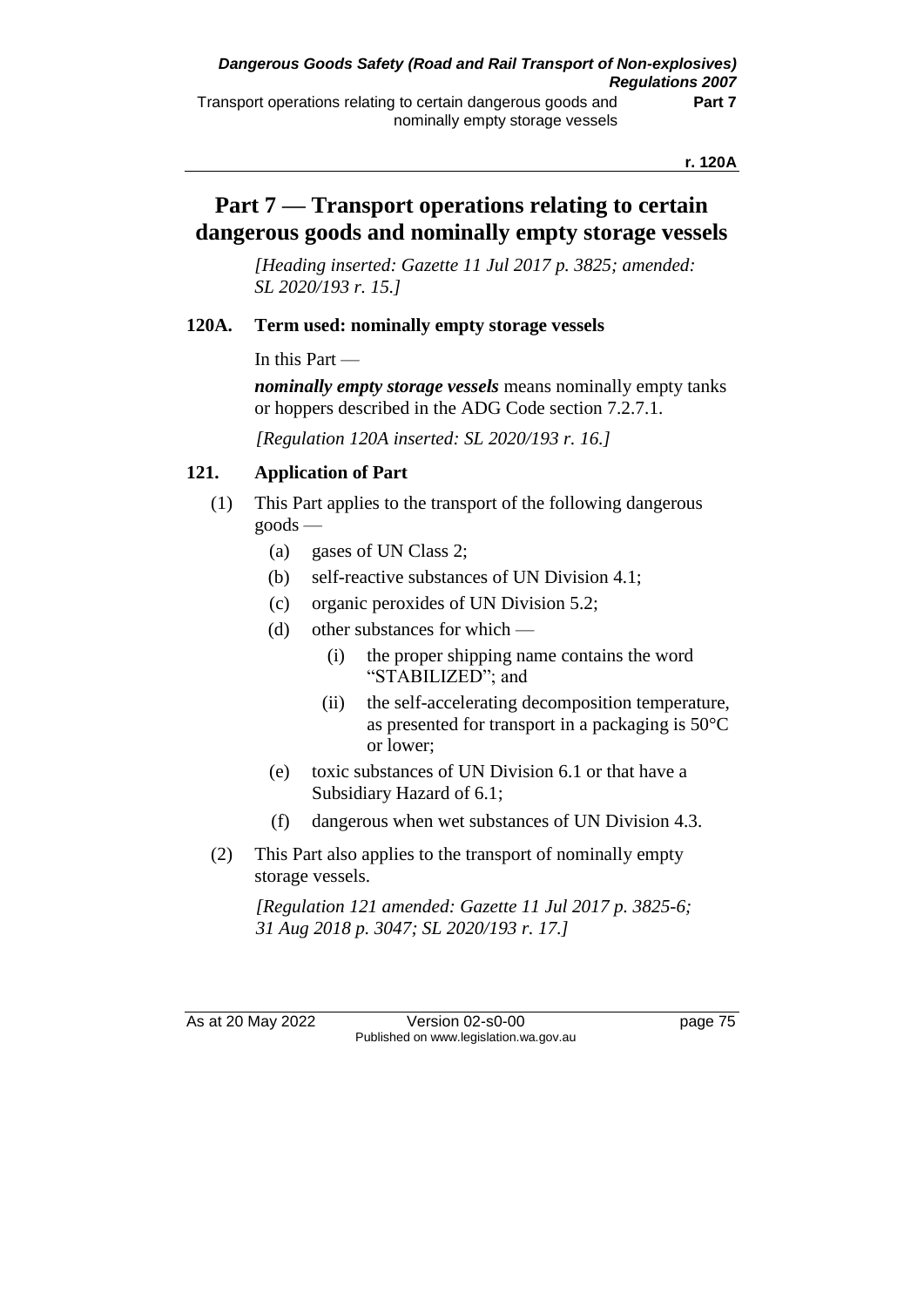# Part 7 — Transport operations relating to certain dangerous goods and nominally empty storage vessels

*[Heading inserted: Gazette 11 Jul 2017 p. 3825; amended: SL 2020/193 r. 15.]*

### 120A. Term used: nominally empty storage vessels

In this Part —

***nominally empty storage vessels*** means nominally empty tanks or hoppers described in the ADG Code section 7.2.7.1.

*[Regulation 120A inserted: SL 2020/193 r. 16.]*

### 121. Application of Part

(1) This Part applies to the transport of the following dangerous goods —

- (a) gases of UN Class 2;
- (b) self-reactive substances of UN Division 4.1;
- (c) organic peroxides of UN Division 5.2;
- (d) other substances for which —
  - (i) the proper shipping name contains the word "STABILIZED"; and
  - (ii) the self-accelerating decomposition temperature, as presented for transport in a packaging is 50°C or lower;
- (e) toxic substances of UN Division 6.1 or that have a Subsidiary Hazard of 6.1;
- (f) dangerous when wet substances of UN Division 4.3.

(2) This Part also applies to the transport of nominally empty storage vessels.

*[Regulation 121 amended: Gazette 11 Jul 2017 p. 3825-6; 31 Aug 2018 p. 3047; SL 2020/193 r. 17.]*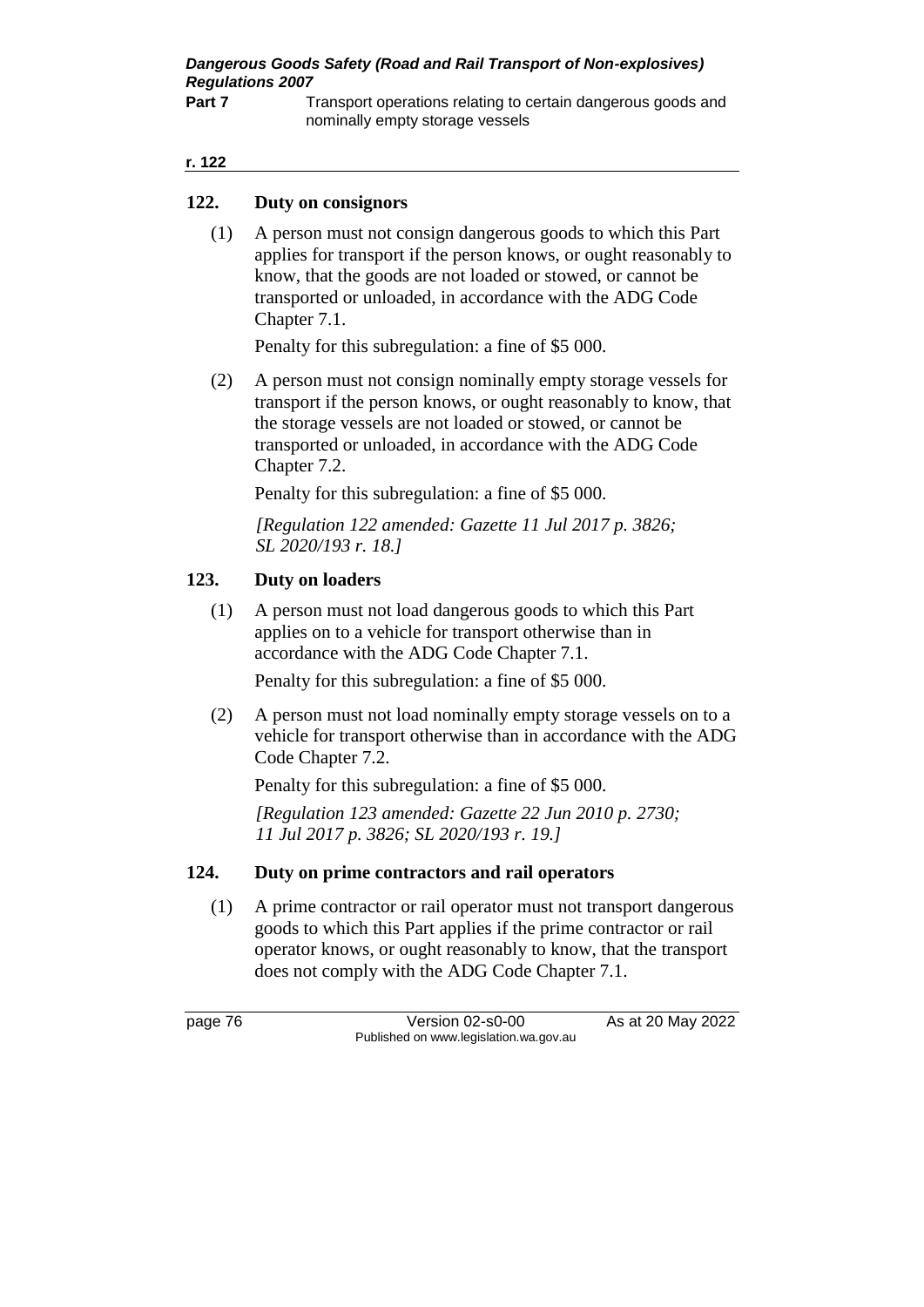## 122. Duty on consignors

(1) A person must not consign dangerous goods to which this Part applies for transport if the person knows, or ought reasonably to know, that the goods are not loaded or stowed, or cannot be transported or unloaded, in accordance with the ADG Code Chapter 7.1.

Penalty for this subregulation: a fine of $5 000.

(2) A person must not consign nominally empty storage vessels for transport if the person knows, or ought reasonably to know, that the storage vessels are not loaded or stowed, or cannot be transported or unloaded, in accordance with the ADG Code Chapter 7.2.

Penalty for this subregulation: a fine of $5 000.

*[Regulation 122 amended: Gazette 11 Jul 2017 p. 3826; SL 2020/193 r. 18.]*

## 123. Duty on loaders

(1) A person must not load dangerous goods to which this Part applies on to a vehicle for transport otherwise than in accordance with the ADG Code Chapter 7.1.

Penalty for this subregulation: a fine of $5 000.

(2) A person must not load nominally empty storage vessels on to a vehicle for transport otherwise than in accordance with the ADG Code Chapter 7.2.

Penalty for this subregulation: a fine of $5 000.

*[Regulation 123 amended: Gazette 22 Jun 2010 p. 2730; 11 Jul 2017 p. 3826; SL 2020/193 r. 19.]*

## 124. Duty on prime contractors and rail operators

(1) A prime contractor or rail operator must not transport dangerous goods to which this Part applies if the prime contractor or rail operator knows, or ought reasonably to know, that the transport does not comply with the ADG Code Chapter 7.1.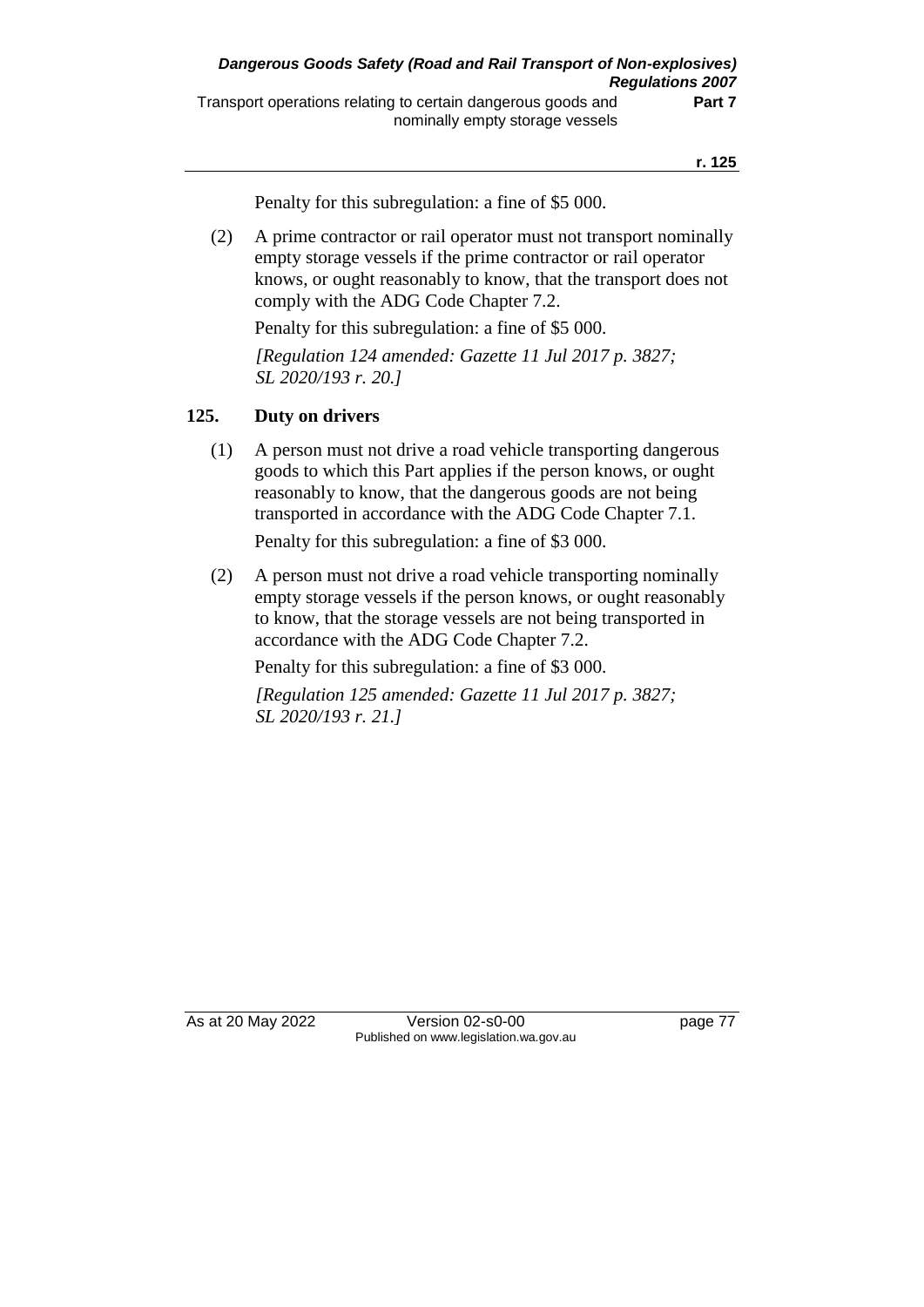Penalty for this subregulation: a fine of $5 000.

(2) A prime contractor or rail operator must not transport nominally empty storage vessels if the prime contractor or rail operator knows, or ought reasonably to know, that the transport does not comply with the ADG Code Chapter 7.2.

Penalty for this subregulation: a fine of $5 000.

*[Regulation 124 amended: Gazette 11 Jul 2017 p. 3827; SL 2020/193 r. 20.]*

## 125. Duty on drivers

(1) A person must not drive a road vehicle transporting dangerous goods to which this Part applies if the person knows, or ought reasonably to know, that the dangerous goods are not being transported in accordance with the ADG Code Chapter 7.1.

Penalty for this subregulation: a fine of $3 000.

(2) A person must not drive a road vehicle transporting nominally empty storage vessels if the person knows, or ought reasonably to know, that the storage vessels are not being transported in accordance with the ADG Code Chapter 7.2.

Penalty for this subregulation: a fine of $3 000.

*[Regulation 125 amended: Gazette 11 Jul 2017 p. 3827; SL 2020/193 r. 21.]*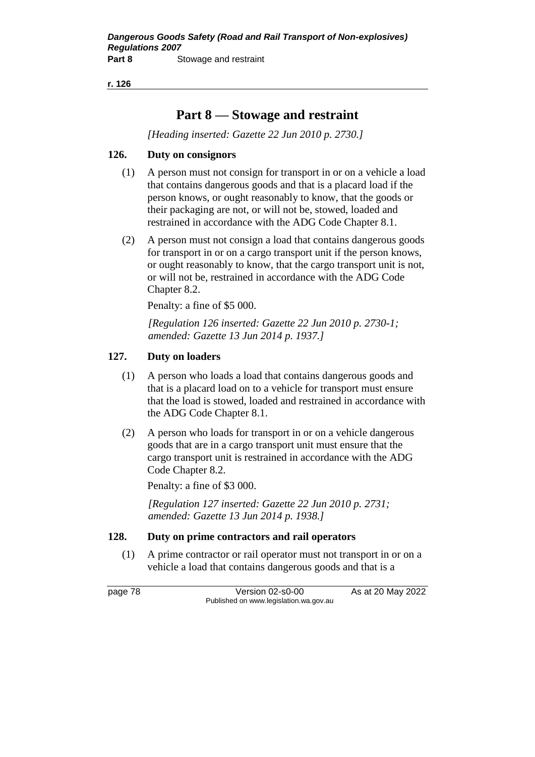# Part 8 — Stowage and restraint

*[Heading inserted: Gazette 22 Jun 2010 p. 2730.]*

### 126. Duty on consignors

(1) A person must not consign for transport in or on a vehicle a load that contains dangerous goods and that is a placard load if the person knows, or ought reasonably to know, that the goods or their packaging are not, or will not be, stowed, loaded and restrained in accordance with the ADG Code Chapter 8.1.

(2) A person must not consign a load that contains dangerous goods for transport in or on a cargo transport unit if the person knows, or ought reasonably to know, that the cargo transport unit is not, or will not be, restrained in accordance with the ADG Code Chapter 8.2.

Penalty: a fine of $5 000.

*[Regulation 126 inserted: Gazette 22 Jun 2010 p. 2730-1; amended: Gazette 13 Jun 2014 p. 1937.]*

### 127. Duty on loaders

(1) A person who loads a load that contains dangerous goods and that is a placard load on to a vehicle for transport must ensure that the load is stowed, loaded and restrained in accordance with the ADG Code Chapter 8.1.

(2) A person who loads for transport in or on a vehicle dangerous goods that are in a cargo transport unit must ensure that the cargo transport unit is restrained in accordance with the ADG Code Chapter 8.2.

Penalty: a fine of $3 000.

*[Regulation 127 inserted: Gazette 22 Jun 2010 p. 2731; amended: Gazette 13 Jun 2014 p. 1938.]*

### 128. Duty on prime contractors and rail operators

(1) A prime contractor or rail operator must not transport in or on a vehicle a load that contains dangerous goods and that is a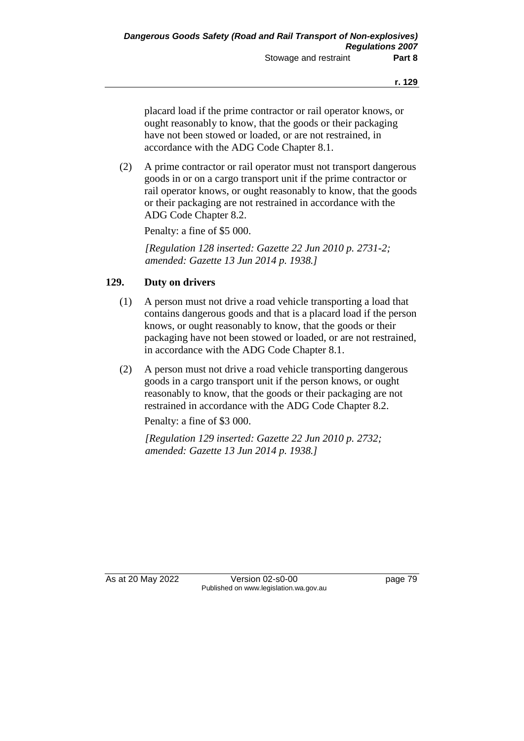placard load if the prime contractor or rail operator knows, or ought reasonably to know, that the goods or their packaging have not been stowed or loaded, or are not restrained, in accordance with the ADG Code Chapter 8.1.

(2) A prime contractor or rail operator must not transport dangerous goods in or on a cargo transport unit if the prime contractor or rail operator knows, or ought reasonably to know, that the goods or their packaging are not restrained in accordance with the ADG Code Chapter 8.2.

Penalty: a fine of $5 000.

*[Regulation 128 inserted: Gazette 22 Jun 2010 p. 2731-2; amended: Gazette 13 Jun 2014 p. 1938.]*

## 129. Duty on drivers

(1) A person must not drive a road vehicle transporting a load that contains dangerous goods and that is a placard load if the person knows, or ought reasonably to know, that the goods or their packaging have not been stowed or loaded, or are not restrained, in accordance with the ADG Code Chapter 8.1.

(2) A person must not drive a road vehicle transporting dangerous goods in a cargo transport unit if the person knows, or ought reasonably to know, that the goods or their packaging are not restrained in accordance with the ADG Code Chapter 8.2.

Penalty: a fine of $3 000.

*[Regulation 129 inserted: Gazette 22 Jun 2010 p. 2732; amended: Gazette 13 Jun 2014 p. 1938.]*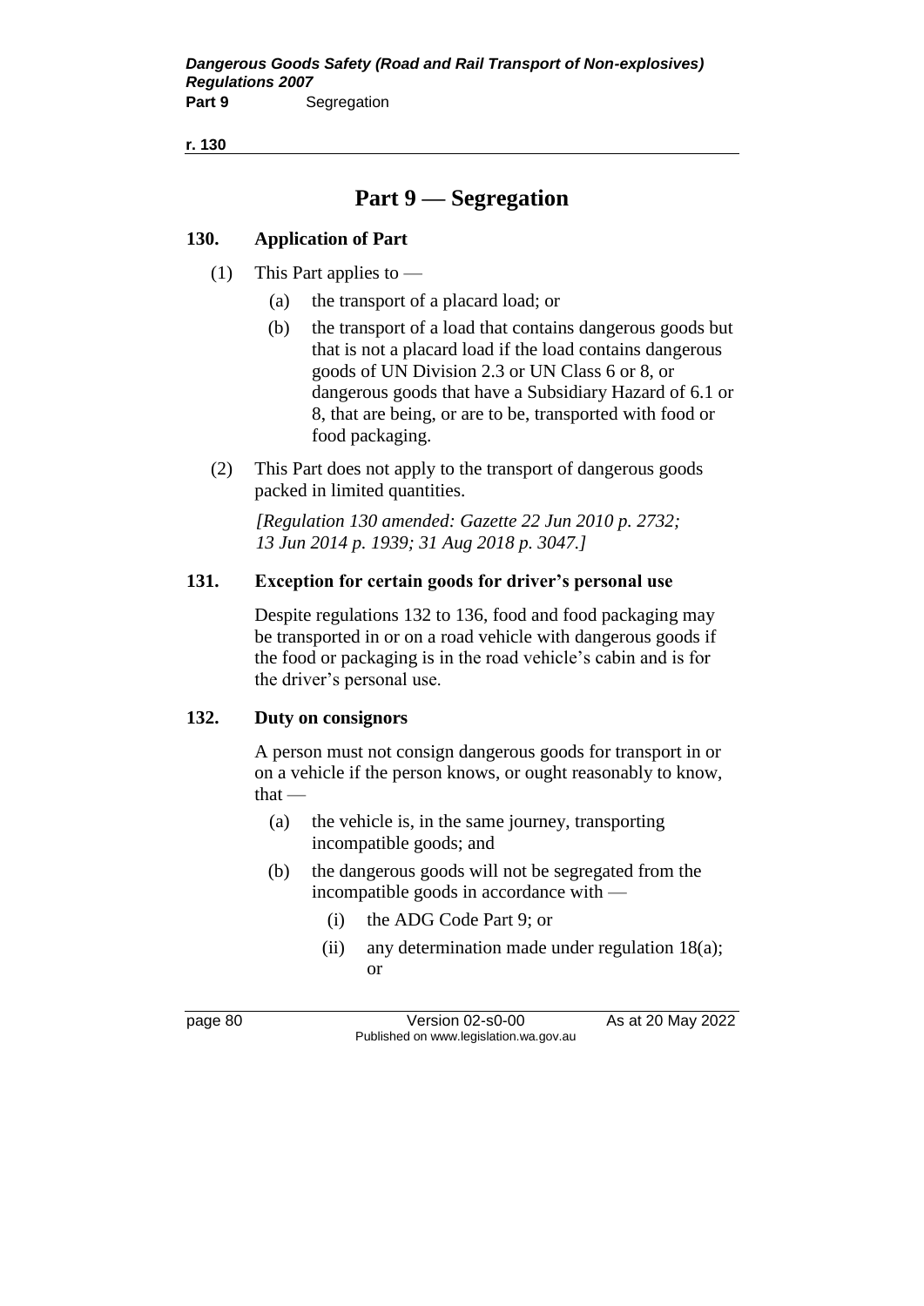# Part 9 — Segregation

### 130. Application of Part

(1) This Part applies to —

- (a) the transport of a placard load; or
- (b) the transport of a load that contains dangerous goods but that is not a placard load if the load contains dangerous goods of UN Division 2.3 or UN Class 6 or 8, or dangerous goods that have a Subsidiary Hazard of 6.1 or 8, that are being, or are to be, transported with food or food packaging.

(2) This Part does not apply to the transport of dangerous goods packed in limited quantities.

*[Regulation 130 amended: Gazette 22 Jun 2010 p. 2732; 13 Jun 2014 p. 1939; 31 Aug 2018 p. 3047.]*

### 131. Exception for certain goods for driver's personal use

Despite regulations 132 to 136, food and food packaging may be transported in or on a road vehicle with dangerous goods if the food or packaging is in the road vehicle's cabin and is for the driver's personal use.

### 132. Duty on consignors

A person must not consign dangerous goods for transport in or on a vehicle if the person knows, or ought reasonably to know, that —

- (a) the vehicle is, in the same journey, transporting incompatible goods; and
- (b) the dangerous goods will not be segregated from the incompatible goods in accordance with —
  - (i) the ADG Code Part 9; or
  - (ii) any determination made under regulation 18(a); or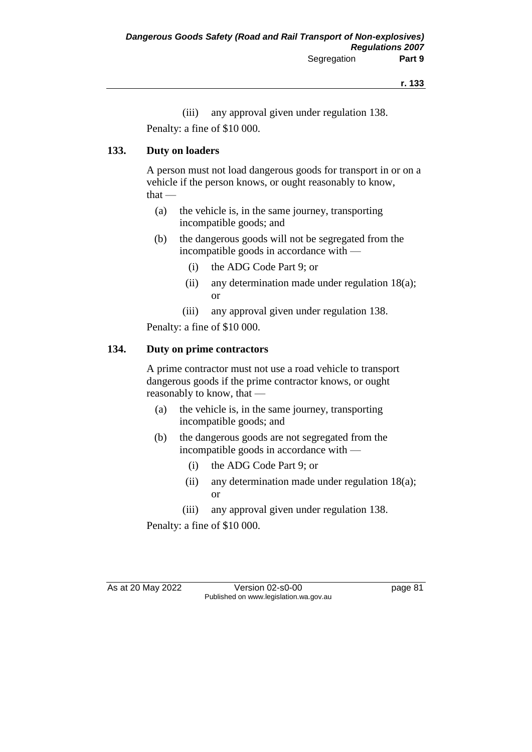(iii) any approval given under regulation 138.

Penalty: a fine of $10 000.

### 133. Duty on loaders

A person must not load dangerous goods for transport in or on a vehicle if the person knows, or ought reasonably to know, that —

(a) the vehicle is, in the same journey, transporting incompatible goods; and

(b) the dangerous goods will not be segregated from the incompatible goods in accordance with —

(i) the ADG Code Part 9; or

(ii) any determination made under regulation 18(a); or

(iii) any approval given under regulation 138.

Penalty: a fine of $10 000.

### 134. Duty on prime contractors

A prime contractor must not use a road vehicle to transport dangerous goods if the prime contractor knows, or ought reasonably to know, that —

(a) the vehicle is, in the same journey, transporting incompatible goods; and

(b) the dangerous goods are not segregated from the incompatible goods in accordance with —

(i) the ADG Code Part 9; or

(ii) any determination made under regulation 18(a); or

(iii) any approval given under regulation 138.

Penalty: a fine of $10 000.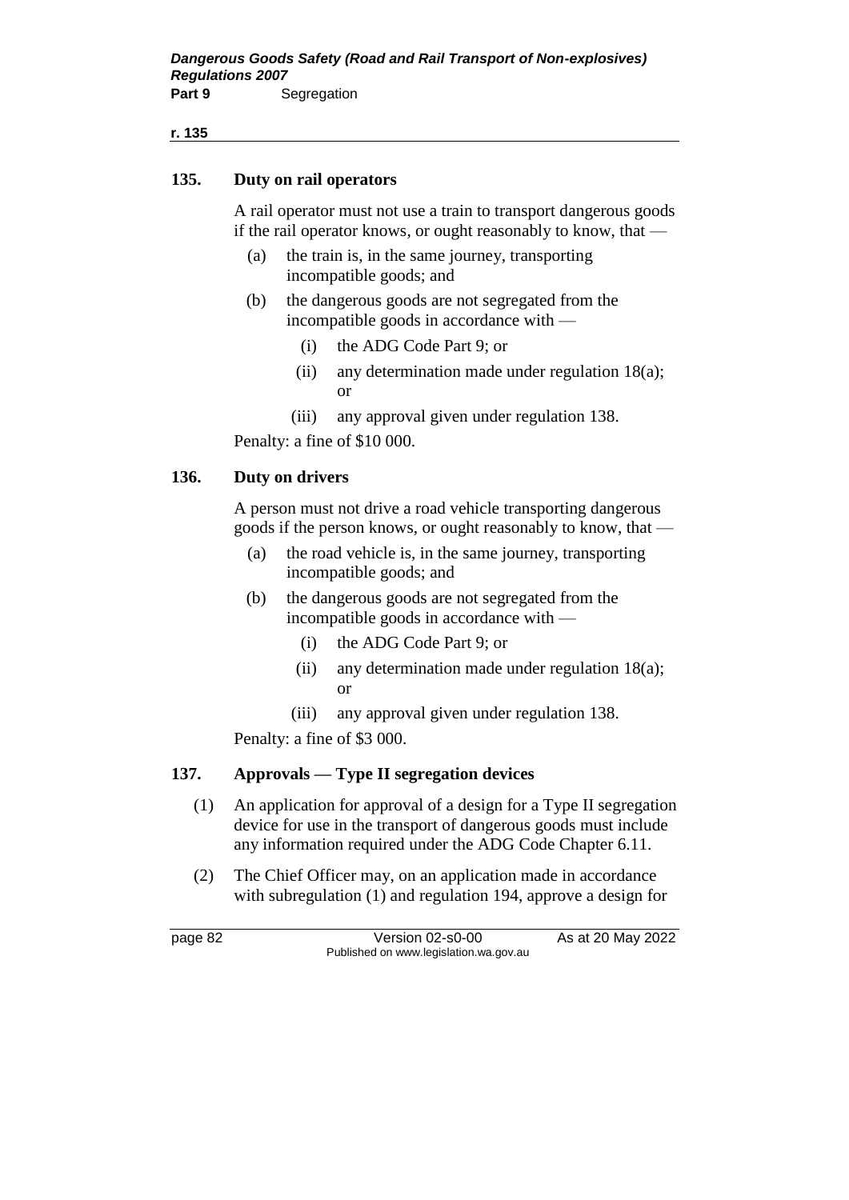### 135. Duty on rail operators

A rail operator must not use a train to transport dangerous goods if the rail operator knows, or ought reasonably to know, that —

(a) the train is, in the same journey, transporting incompatible goods; and

(b) the dangerous goods are not segregated from the incompatible goods in accordance with —

(i) the ADG Code Part 9; or

(ii) any determination made under regulation 18(a); or

(iii) any approval given under regulation 138.

Penalty: a fine of $10 000.

### 136. Duty on drivers

A person must not drive a road vehicle transporting dangerous goods if the person knows, or ought reasonably to know, that —

(a) the road vehicle is, in the same journey, transporting incompatible goods; and

(b) the dangerous goods are not segregated from the incompatible goods in accordance with —

(i) the ADG Code Part 9; or

(ii) any determination made under regulation 18(a); or

(iii) any approval given under regulation 138.

Penalty: a fine of $3 000.

### 137. Approvals — Type II segregation devices

(1) An application for approval of a design for a Type II segregation device for use in the transport of dangerous goods must include any information required under the ADG Code Chapter 6.11.

(2) The Chief Officer may, on an application made in accordance with subregulation (1) and regulation 194, approve a design for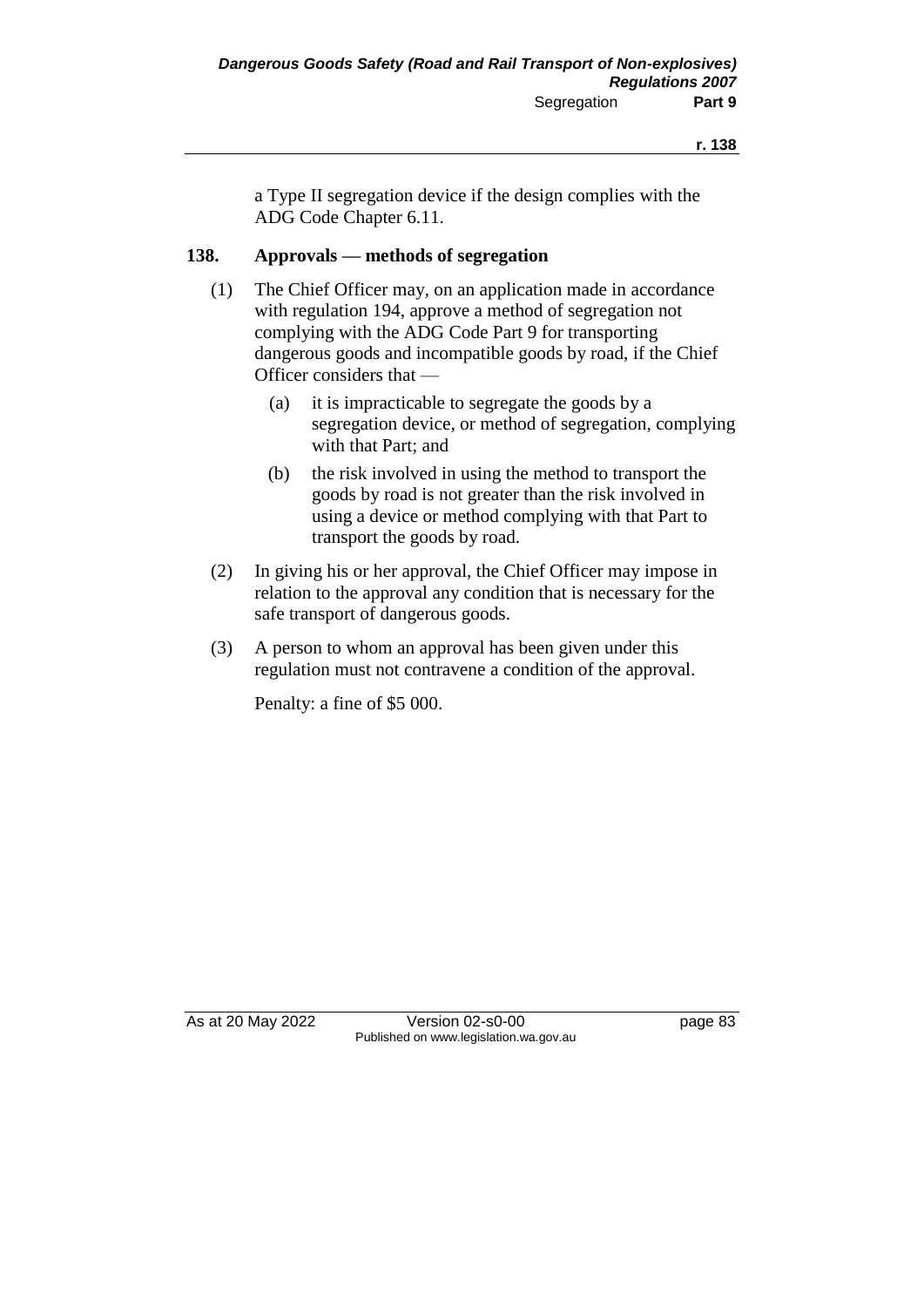a Type II segregation device if the design complies with the ADG Code Chapter 6.11.

## 138. Approvals — methods of segregation

(1) The Chief Officer may, on an application made in accordance with regulation 194, approve a method of segregation not complying with the ADG Code Part 9 for transporting dangerous goods and incompatible goods by road, if the Chief Officer considers that —

- (a) it is impracticable to segregate the goods by a segregation device, or method of segregation, complying with that Part; and
- (b) the risk involved in using the method to transport the goods by road is not greater than the risk involved in using a device or method complying with that Part to transport the goods by road.

(2) In giving his or her approval, the Chief Officer may impose in relation to the approval any condition that is necessary for the safe transport of dangerous goods.

(3) A person to whom an approval has been given under this regulation must not contravene a condition of the approval.

Penalty: a fine of $5 000.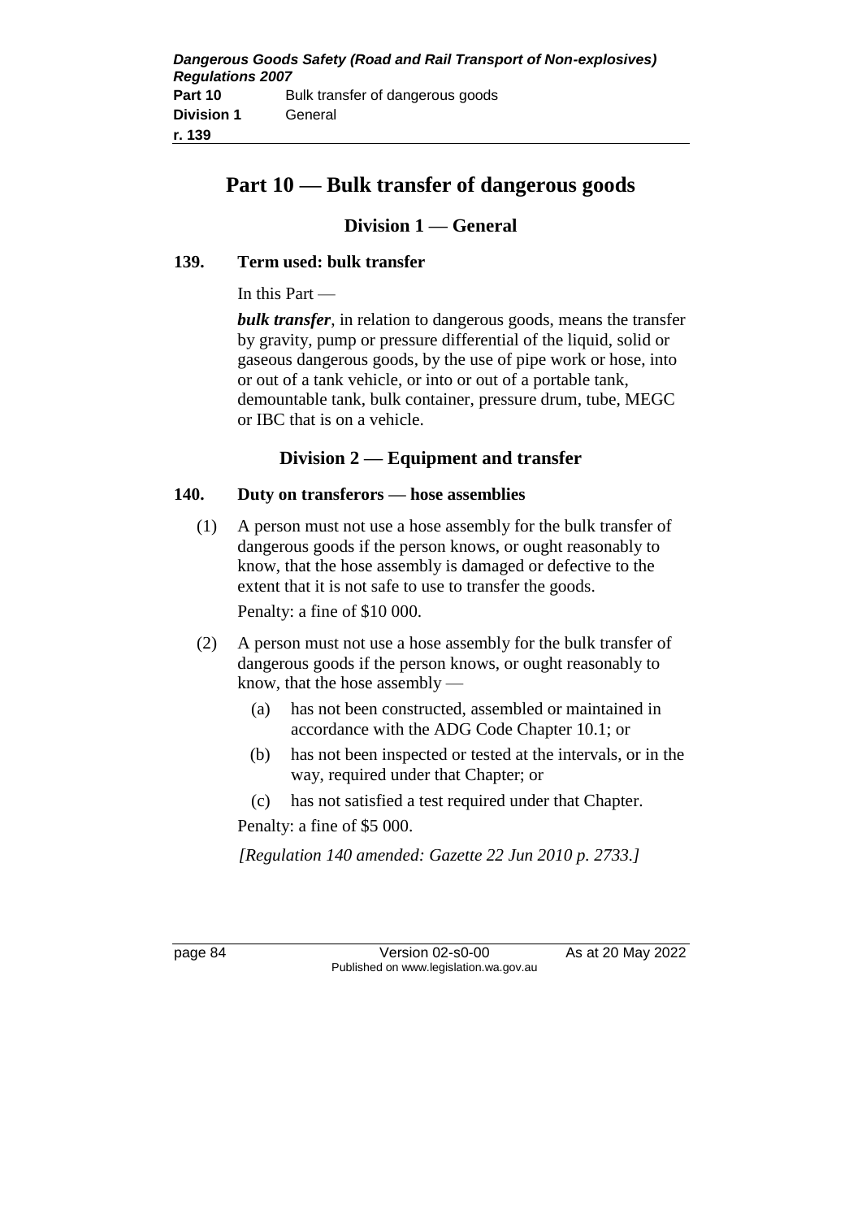# Part 10 — Bulk transfer of dangerous goods

## Division 1 — General

### 139. Term used: bulk transfer

In this Part —

***bulk transfer***, in relation to dangerous goods, means the transfer by gravity, pump or pressure differential of the liquid, solid or gaseous dangerous goods, by the use of pipe work or hose, into or out of a tank vehicle, or into or out of a portable tank, demountable tank, bulk container, pressure drum, tube, MEGC or IBC that is on a vehicle.

## Division 2 — Equipment and transfer

### 140. Duty on transferors — hose assemblies

(1) A person must not use a hose assembly for the bulk transfer of dangerous goods if the person knows, or ought reasonably to know, that the hose assembly is damaged or defective to the extent that it is not safe to use to transfer the goods.

Penalty: a fine of $10 000.

(2) A person must not use a hose assembly for the bulk transfer of dangerous goods if the person knows, or ought reasonably to know, that the hose assembly —

(a) has not been constructed, assembled or maintained in accordance with the ADG Code Chapter 10.1; or

(b) has not been inspected or tested at the intervals, or in the way, required under that Chapter; or

(c) has not satisfied a test required under that Chapter.

Penalty: a fine of $5 000.

*[Regulation 140 amended: Gazette 22 Jun 2010 p. 2733.]*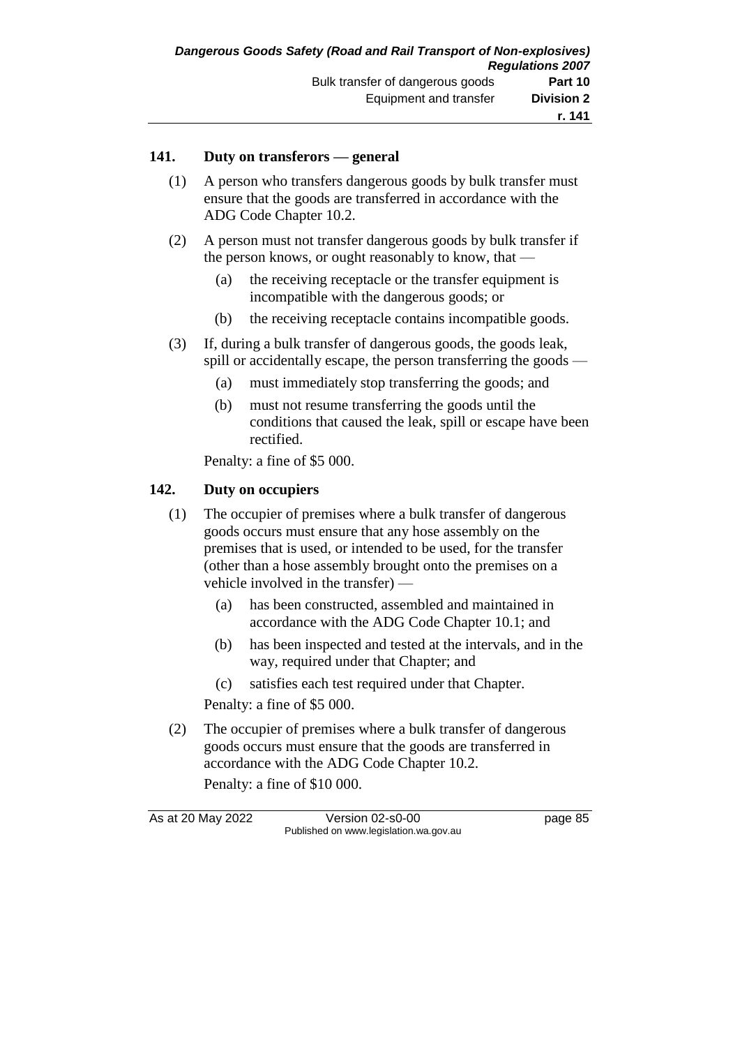### 141. Duty on transferors — general

(1) A person who transfers dangerous goods by bulk transfer must ensure that the goods are transferred in accordance with the ADG Code Chapter 10.2.

(2) A person must not transfer dangerous goods by bulk transfer if the person knows, or ought reasonably to know, that —

- (a) the receiving receptacle or the transfer equipment is incompatible with the dangerous goods; or
- (b) the receiving receptacle contains incompatible goods.

(3) If, during a bulk transfer of dangerous goods, the goods leak, spill or accidentally escape, the person transferring the goods —

- (a) must immediately stop transferring the goods; and
- (b) must not resume transferring the goods until the conditions that caused the leak, spill or escape have been rectified.

Penalty: a fine of $5 000.

### 142. Duty on occupiers

(1) The occupier of premises where a bulk transfer of dangerous goods occurs must ensure that any hose assembly on the premises that is used, or intended to be used, for the transfer (other than a hose assembly brought onto the premises on a vehicle involved in the transfer) —

- (a) has been constructed, assembled and maintained in accordance with the ADG Code Chapter 10.1; and
- (b) has been inspected and tested at the intervals, and in the way, required under that Chapter; and
- (c) satisfies each test required under that Chapter.

Penalty: a fine of $5 000.

(2) The occupier of premises where a bulk transfer of dangerous goods occurs must ensure that the goods are transferred in accordance with the ADG Code Chapter 10.2.

Penalty: a fine of $10 000.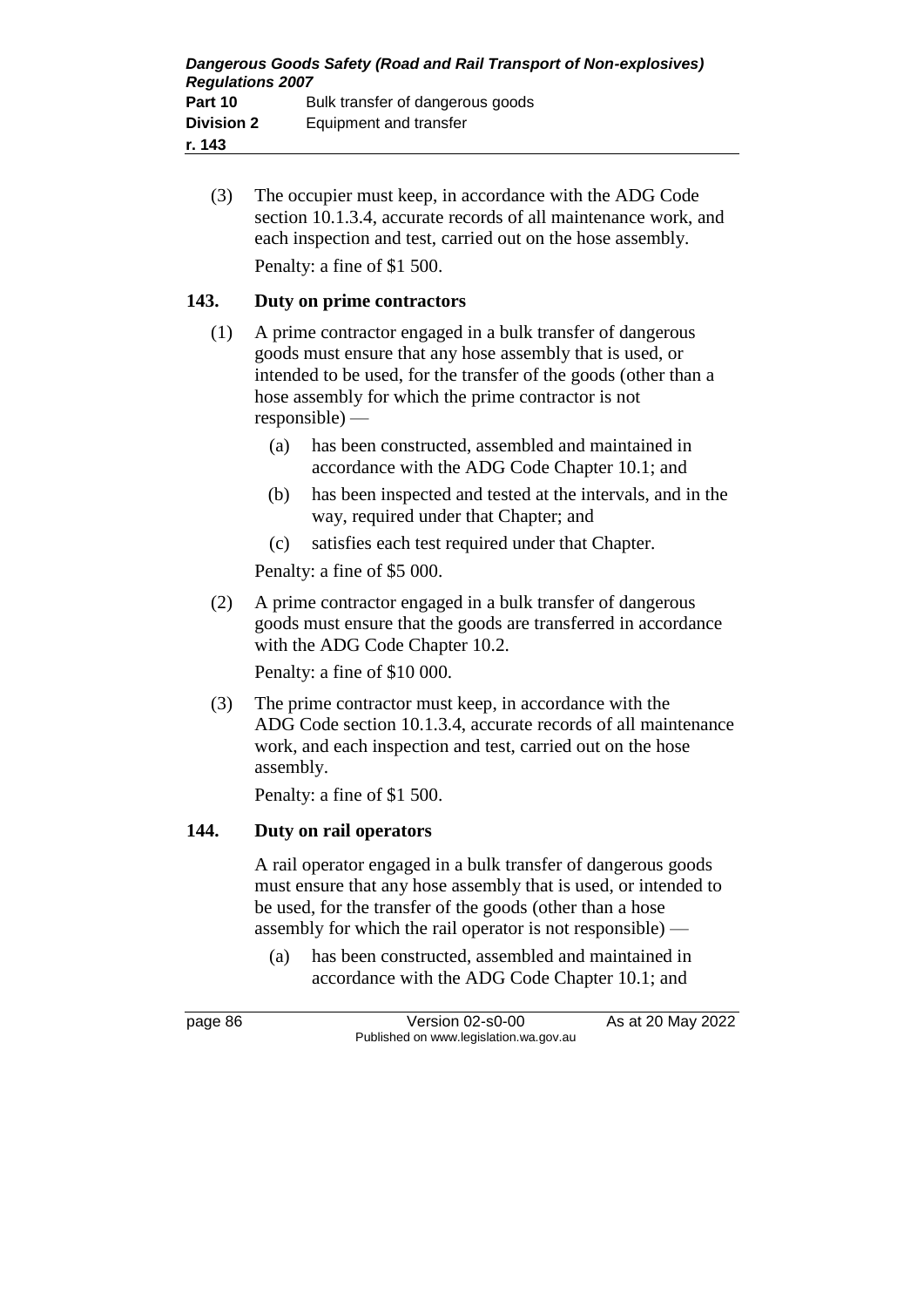(3) The occupier must keep, in accordance with the ADG Code section 10.1.3.4, accurate records of all maintenance work, and each inspection and test, carried out on the hose assembly.

Penalty: a fine of $1 500.

**143. Duty on prime contractors**

(1) A prime contractor engaged in a bulk transfer of dangerous goods must ensure that any hose assembly that is used, or intended to be used, for the transfer of the goods (other than a hose assembly for which the prime contractor is not responsible) —

(a) has been constructed, assembled and maintained in accordance with the ADG Code Chapter 10.1; and

(b) has been inspected and tested at the intervals, and in the way, required under that Chapter; and

(c) satisfies each test required under that Chapter.

Penalty: a fine of $5 000.

(2) A prime contractor engaged in a bulk transfer of dangerous goods must ensure that the goods are transferred in accordance with the ADG Code Chapter 10.2.

Penalty: a fine of $10 000.

(3) The prime contractor must keep, in accordance with the ADG Code section 10.1.3.4, accurate records of all maintenance work, and each inspection and test, carried out on the hose assembly.

Penalty: a fine of $1 500.

**144. Duty on rail operators**

A rail operator engaged in a bulk transfer of dangerous goods must ensure that any hose assembly that is used, or intended to be used, for the transfer of the goods (other than a hose assembly for which the rail operator is not responsible) —

(a) has been constructed, assembled and maintained in accordance with the ADG Code Chapter 10.1; and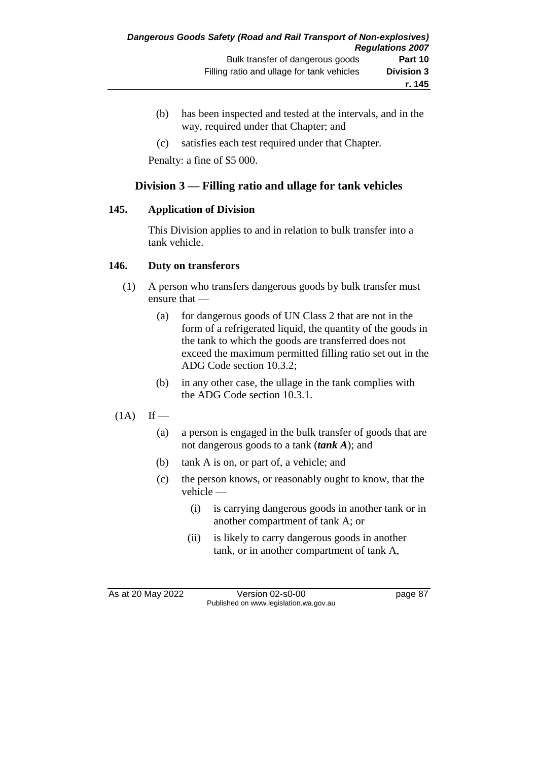(b) has been inspected and tested at the intervals, and in the way, required under that Chapter; and

(c) satisfies each test required under that Chapter.

Penalty: a fine of $5 000.

## Division 3 — Filling ratio and ullage for tank vehicles

### 145. Application of Division

This Division applies to and in relation to bulk transfer into a tank vehicle.

### 146. Duty on transferors

(1) A person who transfers dangerous goods by bulk transfer must ensure that —

(a) for dangerous goods of UN Class 2 that are not in the form of a refrigerated liquid, the quantity of the goods in the tank to which the goods are transferred does not exceed the maximum permitted filling ratio set out in the ADG Code section 10.3.2;

(b) in any other case, the ullage in the tank complies with the ADG Code section 10.3.1.

(1A) If —

(a) a person is engaged in the bulk transfer of goods that are not dangerous goods to a tank (***tank A***); and

(b) tank A is on, or part of, a vehicle; and

(c) the person knows, or reasonably ought to know, that the vehicle —

(i) is carrying dangerous goods in another tank or in another compartment of tank A; or

(ii) is likely to carry dangerous goods in another tank, or in another compartment of tank A,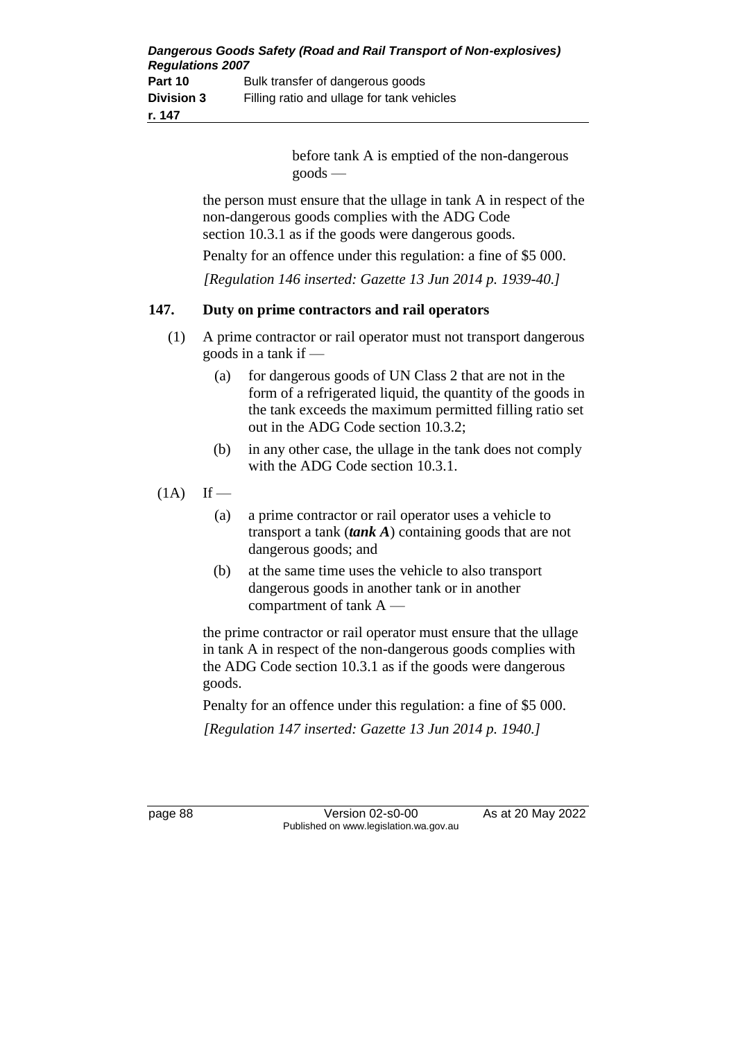before tank A is emptied of the non-dangerous goods —

the person must ensure that the ullage in tank A in respect of the non-dangerous goods complies with the ADG Code section 10.3.1 as if the goods were dangerous goods.

Penalty for an offence under this regulation: a fine of $5 000.

*[Regulation 146 inserted: Gazette 13 Jun 2014 p. 1939-40.]*

## 147. Duty on prime contractors and rail operators

(1) A prime contractor or rail operator must not transport dangerous goods in a tank if —

(a) for dangerous goods of UN Class 2 that are not in the form of a refrigerated liquid, the quantity of the goods in the tank exceeds the maximum permitted filling ratio set out in the ADG Code section 10.3.2;

(b) in any other case, the ullage in the tank does not comply with the ADG Code section 10.3.1.

(1A) If —

(a) a prime contractor or rail operator uses a vehicle to transport a tank (***tank A***) containing goods that are not dangerous goods; and

(b) at the same time uses the vehicle to also transport dangerous goods in another tank or in another compartment of tank A —

the prime contractor or rail operator must ensure that the ullage in tank A in respect of the non-dangerous goods complies with the ADG Code section 10.3.1 as if the goods were dangerous goods.

Penalty for an offence under this regulation: a fine of $5 000.

*[Regulation 147 inserted: Gazette 13 Jun 2014 p. 1940.]*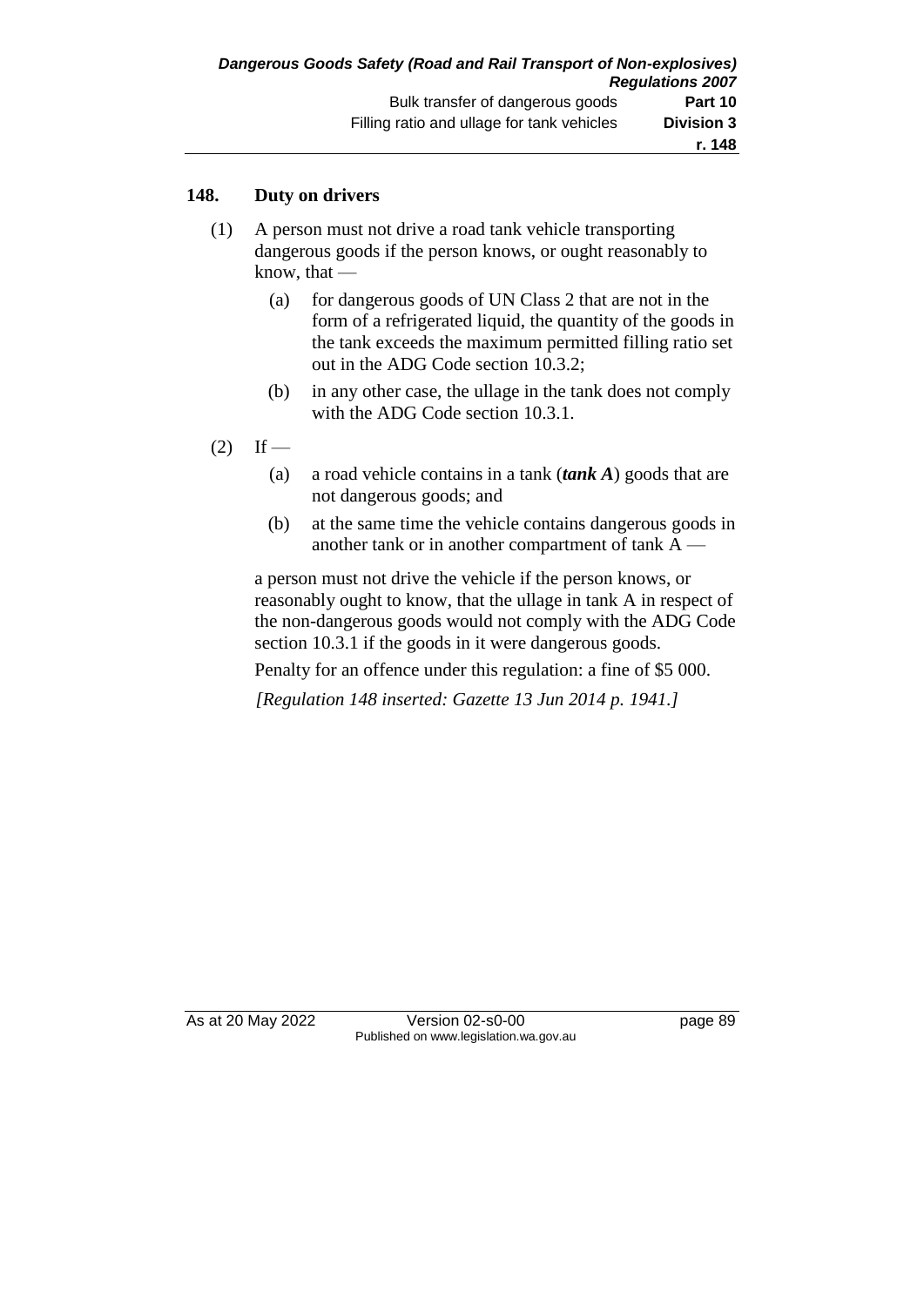## 148. Duty on drivers

(1) A person must not drive a road tank vehicle transporting dangerous goods if the person knows, or ought reasonably to know, that —

(a) for dangerous goods of UN Class 2 that are not in the form of a refrigerated liquid, the quantity of the goods in the tank exceeds the maximum permitted filling ratio set out in the ADG Code section 10.3.2;

(b) in any other case, the ullage in the tank does not comply with the ADG Code section 10.3.1.

(2) If —

(a) a road vehicle contains in a tank (***tank A***) goods that are not dangerous goods; and

(b) at the same time the vehicle contains dangerous goods in another tank or in another compartment of tank A —

a person must not drive the vehicle if the person knows, or reasonably ought to know, that the ullage in tank A in respect of the non-dangerous goods would not comply with the ADG Code section 10.3.1 if the goods in it were dangerous goods.

Penalty for an offence under this regulation: a fine of $5 000.

*[Regulation 148 inserted: Gazette 13 Jun 2014 p. 1941.]*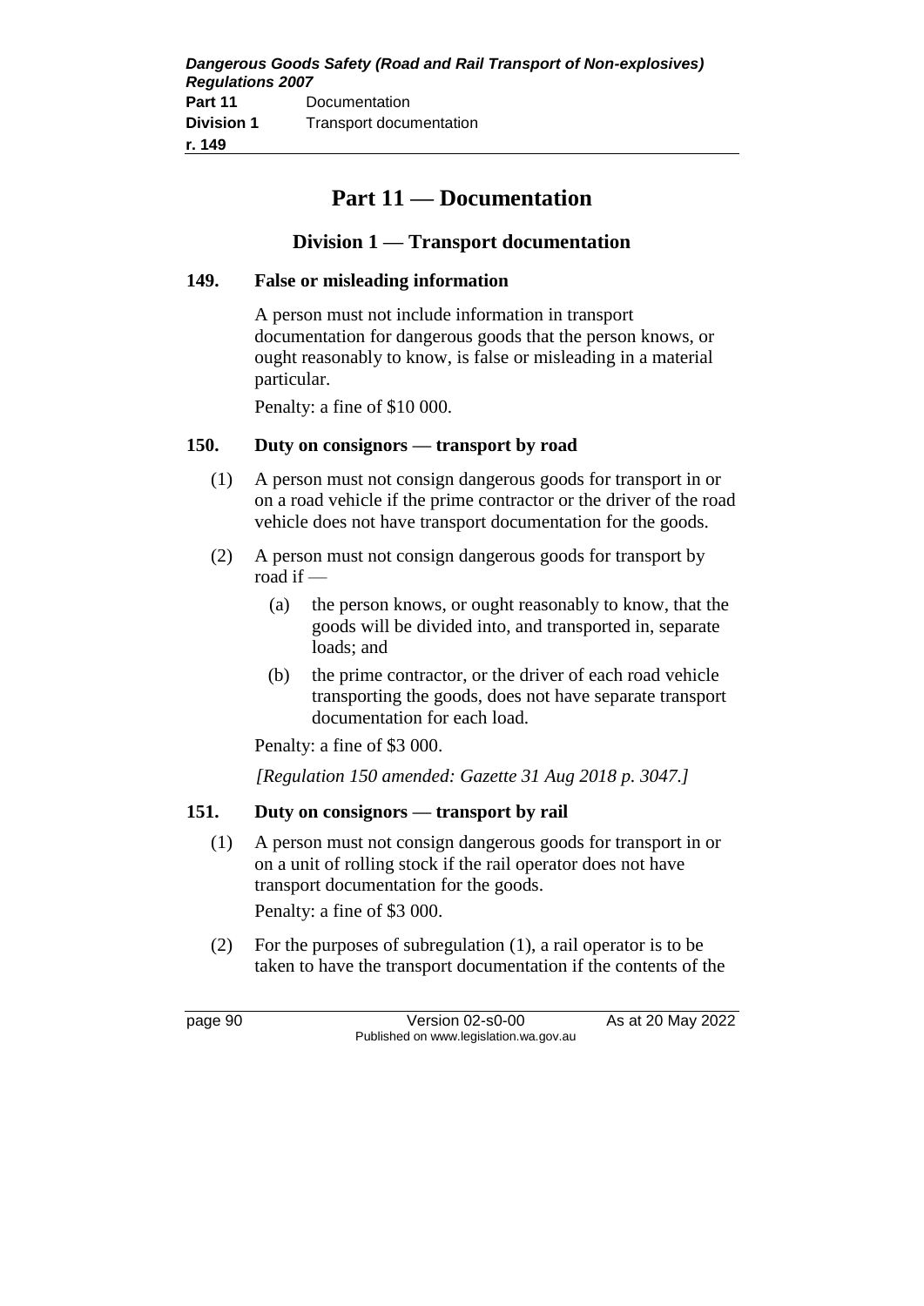# Part 11 — Documentation

## Division 1 — Transport documentation

### 149. False or misleading information

A person must not include information in transport documentation for dangerous goods that the person knows, or ought reasonably to know, is false or misleading in a material particular.

Penalty: a fine of $10 000.

### 150. Duty on consignors — transport by road

(1) A person must not consign dangerous goods for transport in or on a road vehicle if the prime contractor or the driver of the road vehicle does not have transport documentation for the goods.

(2) A person must not consign dangerous goods for transport by road if —

(a) the person knows, or ought reasonably to know, that the goods will be divided into, and transported in, separate loads; and

(b) the prime contractor, or the driver of each road vehicle transporting the goods, does not have separate transport documentation for each load.

Penalty: a fine of $3 000.

*[Regulation 150 amended: Gazette 31 Aug 2018 p. 3047.]*

### 151. Duty on consignors — transport by rail

(1) A person must not consign dangerous goods for transport in or on a unit of rolling stock if the rail operator does not have transport documentation for the goods.

Penalty: a fine of $3 000.

(2) For the purposes of subregulation (1), a rail operator is to be taken to have the transport documentation if the contents of the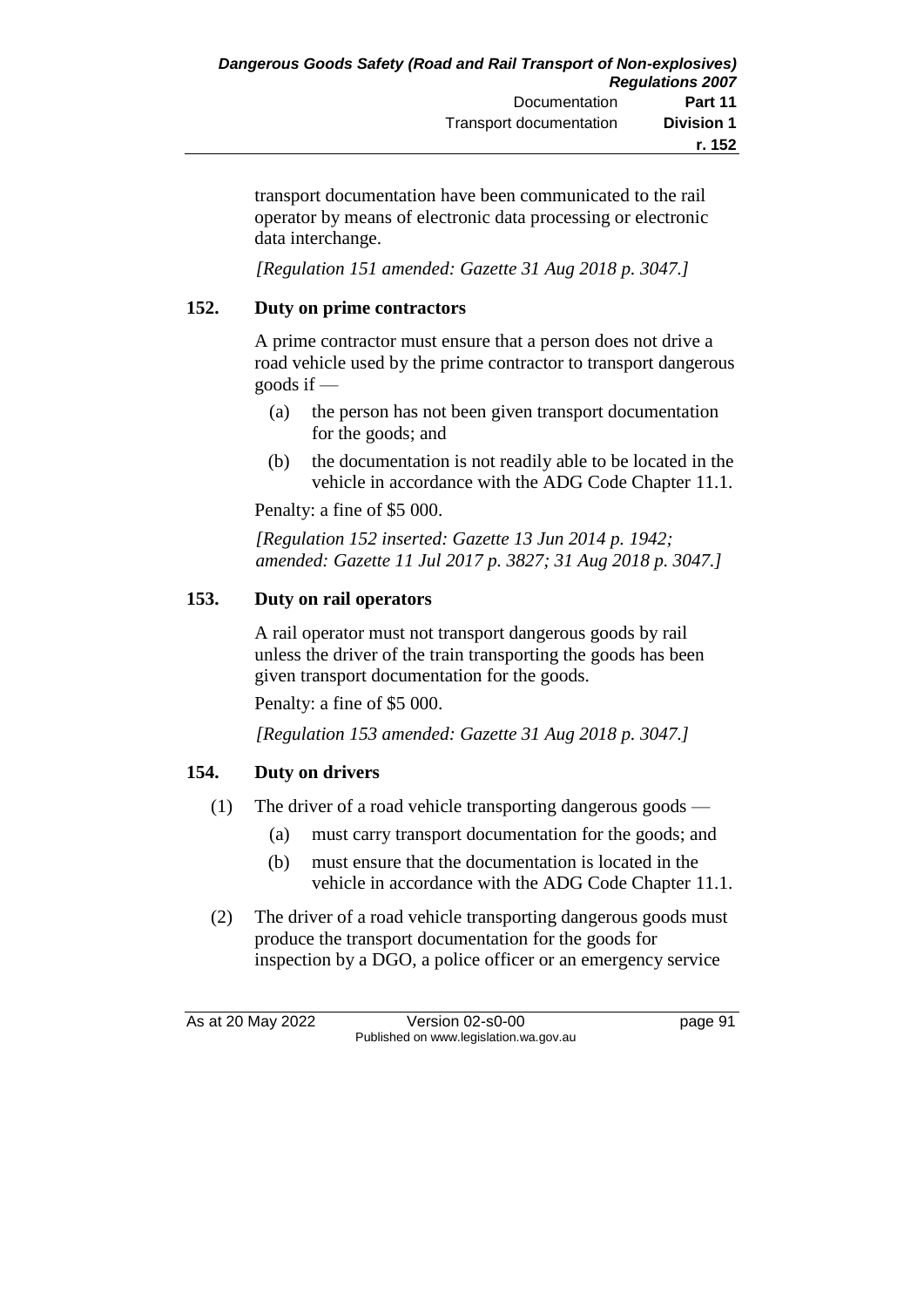transport documentation have been communicated to the rail operator by means of electronic data processing or electronic data interchange.

*[Regulation 151 amended: Gazette 31 Aug 2018 p. 3047.]*

### 152. Duty on prime contractors

A prime contractor must ensure that a person does not drive a road vehicle used by the prime contractor to transport dangerous goods if —

(a) the person has not been given transport documentation for the goods; and

(b) the documentation is not readily able to be located in the vehicle in accordance with the ADG Code Chapter 11.1.

Penalty: a fine of $5 000.

*[Regulation 152 inserted: Gazette 13 Jun 2014 p. 1942; amended: Gazette 11 Jul 2017 p. 3827; 31 Aug 2018 p. 3047.]*

### 153. Duty on rail operators

A rail operator must not transport dangerous goods by rail unless the driver of the train transporting the goods has been given transport documentation for the goods.

Penalty: a fine of $5 000.

*[Regulation 153 amended: Gazette 31 Aug 2018 p. 3047.]*

### 154. Duty on drivers

(1) The driver of a road vehicle transporting dangerous goods —

(a) must carry transport documentation for the goods; and

(b) must ensure that the documentation is located in the vehicle in accordance with the ADG Code Chapter 11.1.

(2) The driver of a road vehicle transporting dangerous goods must produce the transport documentation for the goods for inspection by a DGO, a police officer or an emergency service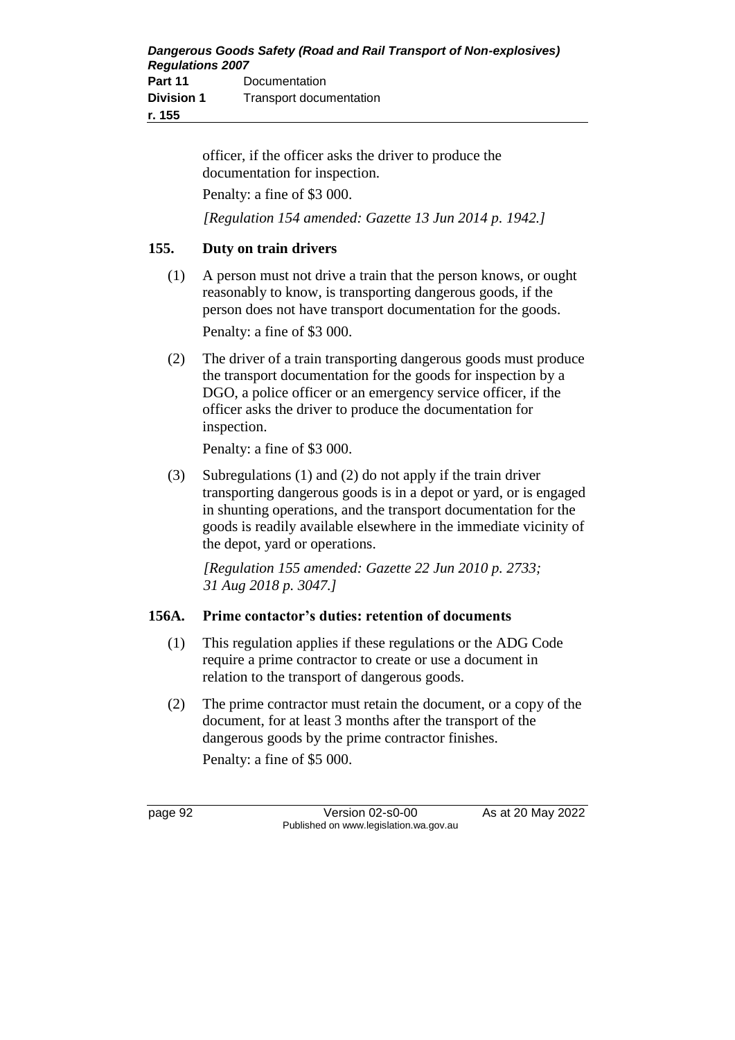officer, if the officer asks the driver to produce the documentation for inspection.

Penalty: a fine of $3 000.

*[Regulation 154 amended: Gazette 13 Jun 2014 p. 1942.]*

## 155. Duty on train drivers

(1) A person must not drive a train that the person knows, or ought reasonably to know, is transporting dangerous goods, if the person does not have transport documentation for the goods.

Penalty: a fine of $3 000.

(2) The driver of a train transporting dangerous goods must produce the transport documentation for the goods for inspection by a DGO, a police officer or an emergency service officer, if the officer asks the driver to produce the documentation for inspection.

Penalty: a fine of $3 000.

(3) Subregulations (1) and (2) do not apply if the train driver transporting dangerous goods is in a depot or yard, or is engaged in shunting operations, and the transport documentation for the goods is readily available elsewhere in the immediate vicinity of the depot, yard or operations.

*[Regulation 155 amended: Gazette 22 Jun 2010 p. 2733; 31 Aug 2018 p. 3047.]*

## 156A. Prime contactor's duties: retention of documents

(1) This regulation applies if these regulations or the ADG Code require a prime contractor to create or use a document in relation to the transport of dangerous goods.

(2) The prime contractor must retain the document, or a copy of the document, for at least 3 months after the transport of the dangerous goods by the prime contractor finishes.

Penalty: a fine of $5 000.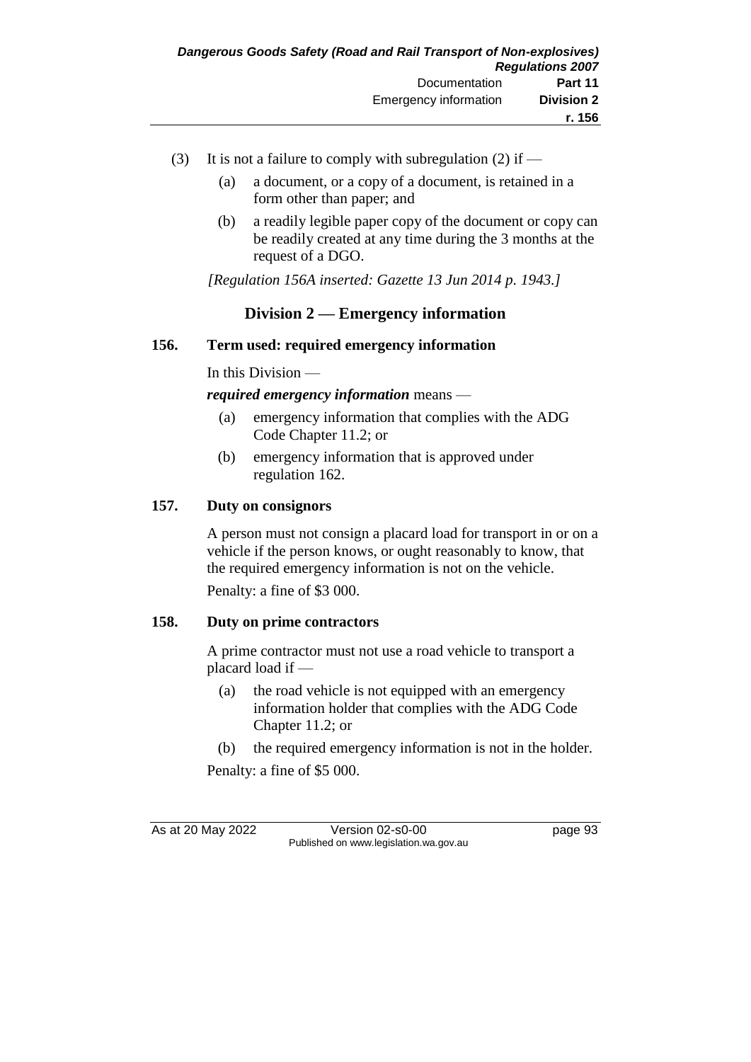(3) It is not a failure to comply with subregulation (2) if —

(a) a document, or a copy of a document, is retained in a form other than paper; and

(b) a readily legible paper copy of the document or copy can be readily created at any time during the 3 months at the request of a DGO.

*[Regulation 156A inserted: Gazette 13 Jun 2014 p. 1943.]*

## Division 2 — Emergency information

### 156. Term used: required emergency information

In this Division —

***required emergency information*** means —

(a) emergency information that complies with the ADG Code Chapter 11.2; or

(b) emergency information that is approved under regulation 162.

### 157. Duty on consignors

A person must not consign a placard load for transport in or on a vehicle if the person knows, or ought reasonably to know, that the required emergency information is not on the vehicle.

Penalty: a fine of $3 000.

### 158. Duty on prime contractors

A prime contractor must not use a road vehicle to transport a placard load if —

(a) the road vehicle is not equipped with an emergency information holder that complies with the ADG Code Chapter 11.2; or

(b) the required emergency information is not in the holder.

Penalty: a fine of $5 000.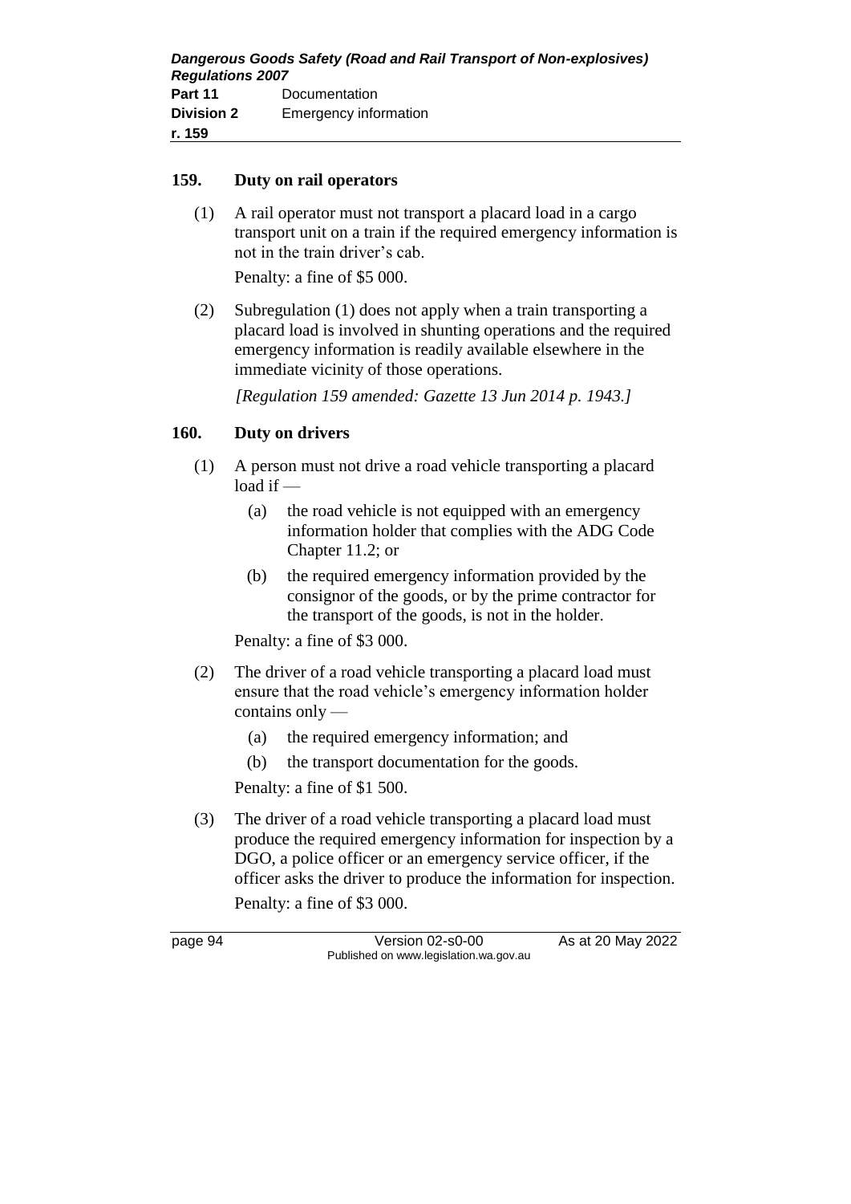### 159. Duty on rail operators

(1) A rail operator must not transport a placard load in a cargo transport unit on a train if the required emergency information is not in the train driver's cab.

Penalty: a fine of $5 000.

(2) Subregulation (1) does not apply when a train transporting a placard load is involved in shunting operations and the required emergency information is readily available elsewhere in the immediate vicinity of those operations.

*[Regulation 159 amended: Gazette 13 Jun 2014 p. 1943.]*

### 160. Duty on drivers

(1) A person must not drive a road vehicle transporting a placard load if —

- (a) the road vehicle is not equipped with an emergency information holder that complies with the ADG Code Chapter 11.2; or
- (b) the required emergency information provided by the consignor of the goods, or by the prime contractor for the transport of the goods, is not in the holder.

Penalty: a fine of $3 000.

(2) The driver of a road vehicle transporting a placard load must ensure that the road vehicle's emergency information holder contains only —

- (a) the required emergency information; and
- (b) the transport documentation for the goods.

Penalty: a fine of $1 500.

(3) The driver of a road vehicle transporting a placard load must produce the required emergency information for inspection by a DGO, a police officer or an emergency service officer, if the officer asks the driver to produce the information for inspection.

Penalty: a fine of $3 000.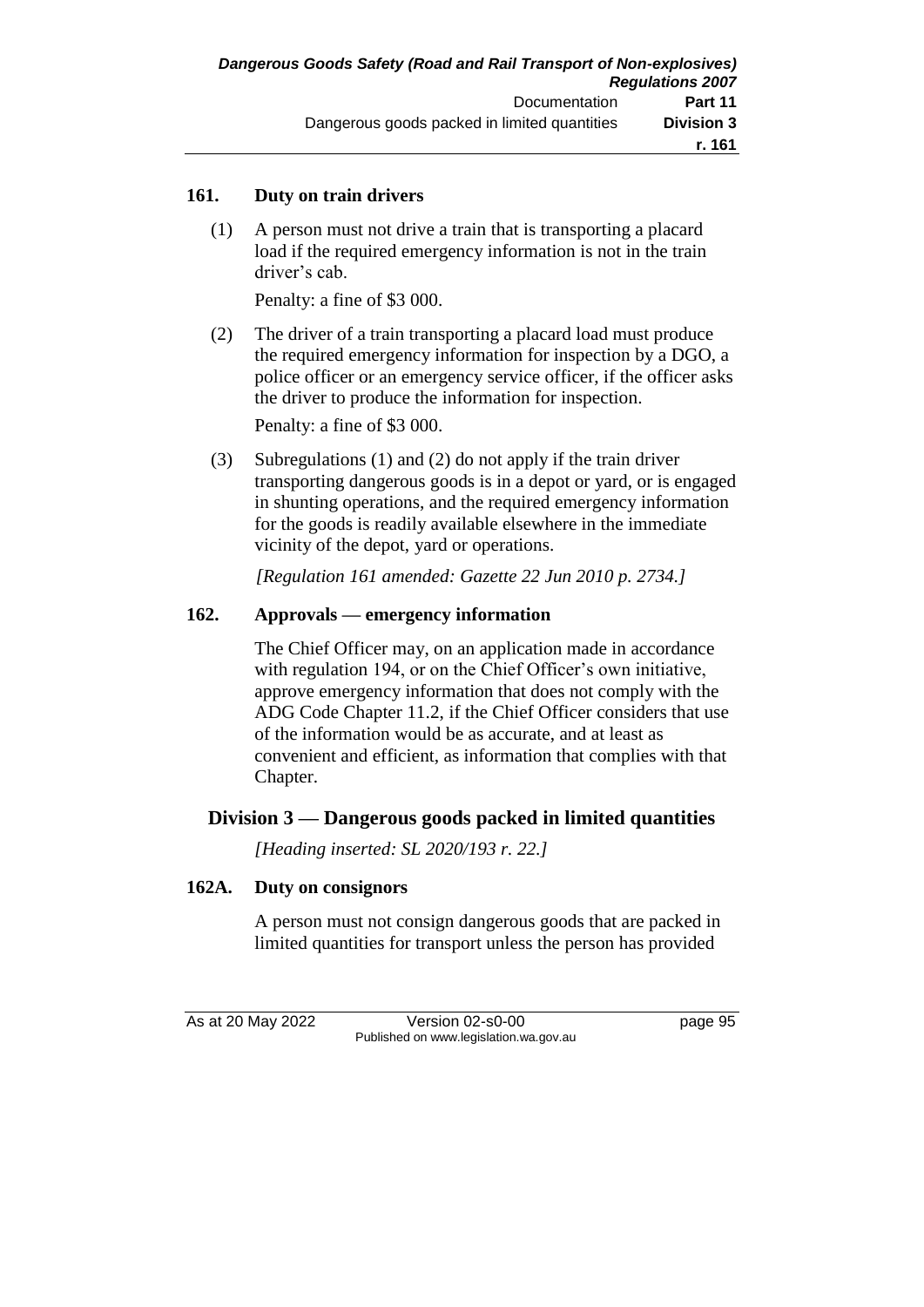#### 161. Duty on train drivers

(1) A person must not drive a train that is transporting a placard load if the required emergency information is not in the train driver's cab.

Penalty: a fine of $3 000.

(2) The driver of a train transporting a placard load must produce the required emergency information for inspection by a DGO, a police officer or an emergency service officer, if the officer asks the driver to produce the information for inspection.

Penalty: a fine of $3 000.

(3) Subregulations (1) and (2) do not apply if the train driver transporting dangerous goods is in a depot or yard, or is engaged in shunting operations, and the required emergency information for the goods is readily available elsewhere in the immediate vicinity of the depot, yard or operations.

*[Regulation 161 amended: Gazette 22 Jun 2010 p. 2734.]*

#### 162. Approvals — emergency information

The Chief Officer may, on an application made in accordance with regulation 194, or on the Chief Officer's own initiative, approve emergency information that does not comply with the ADG Code Chapter 11.2, if the Chief Officer considers that use of the information would be as accurate, and at least as convenient and efficient, as information that complies with that Chapter.

### Division 3 — Dangerous goods packed in limited quantities

*[Heading inserted: SL 2020/193 r. 22.]*

#### 162A. Duty on consignors

A person must not consign dangerous goods that are packed in limited quantities for transport unless the person has provided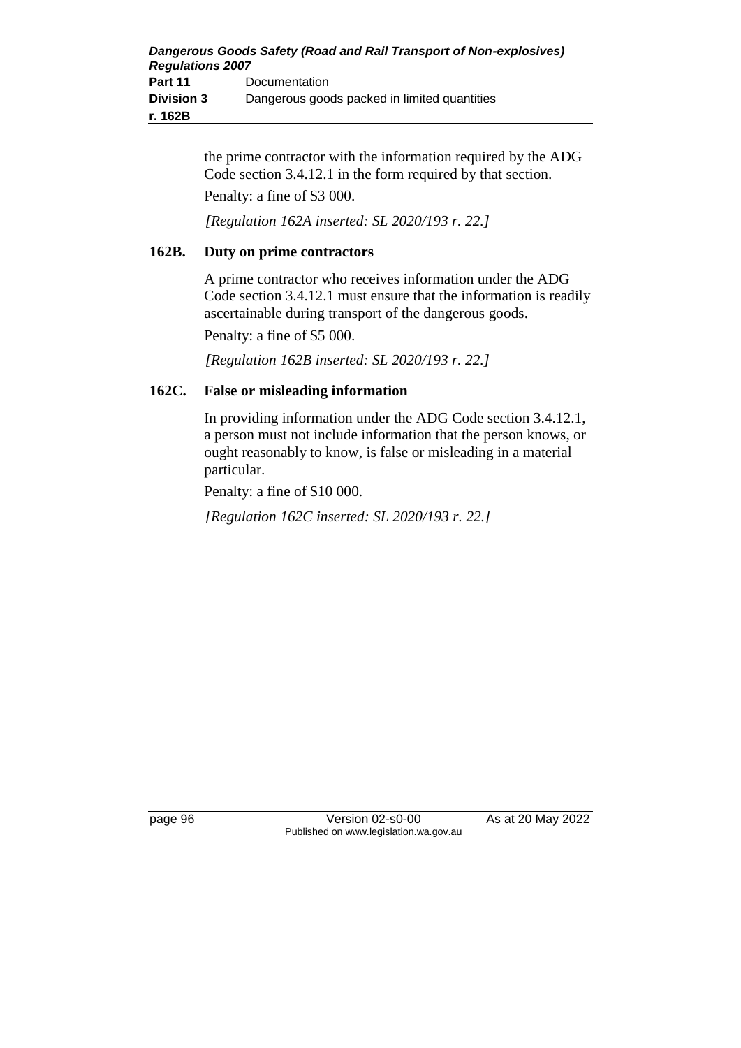the prime contractor with the information required by the ADG Code section 3.4.12.1 in the form required by that section.

Penalty: a fine of $3 000.

*[Regulation 162A inserted: SL 2020/193 r. 22.]*

### 162B. Duty on prime contractors

A prime contractor who receives information under the ADG Code section 3.4.12.1 must ensure that the information is readily ascertainable during transport of the dangerous goods.

Penalty: a fine of $5 000.

*[Regulation 162B inserted: SL 2020/193 r. 22.]*

### 162C. False or misleading information

In providing information under the ADG Code section 3.4.12.1, a person must not include information that the person knows, or ought reasonably to know, is false or misleading in a material particular.

Penalty: a fine of $10 000.

*[Regulation 162C inserted: SL 2020/193 r. 22.]*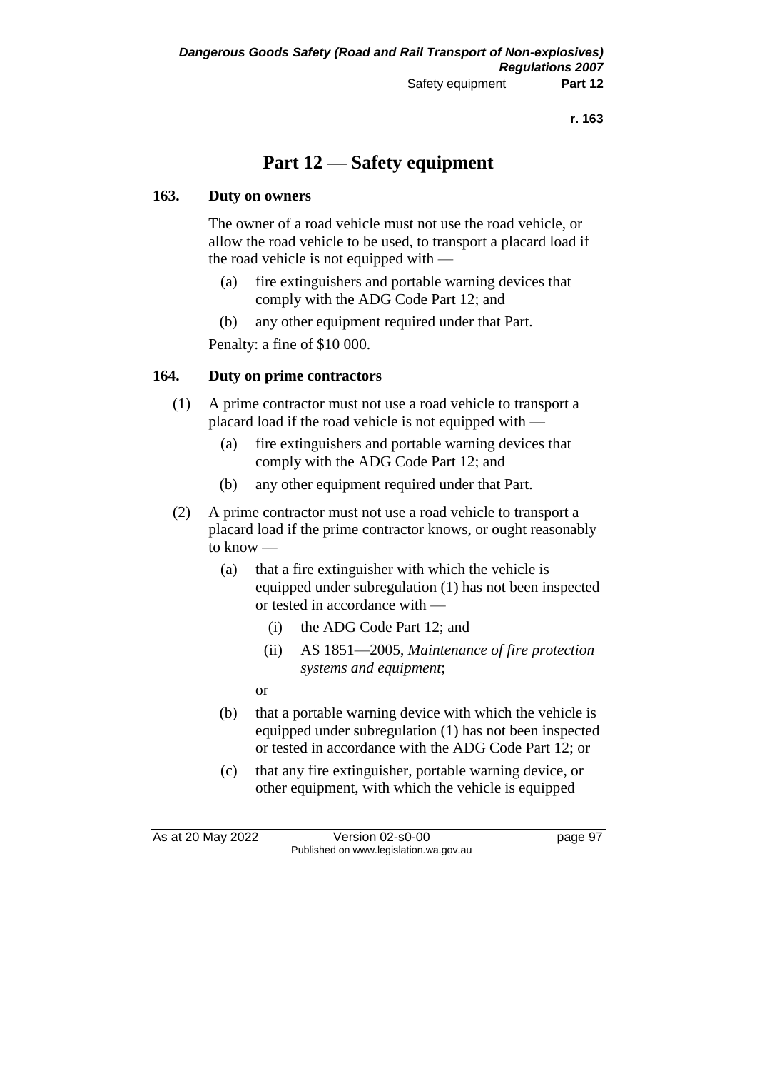# Part 12 — Safety equipment

## 163. Duty on owners

The owner of a road vehicle must not use the road vehicle, or allow the road vehicle to be used, to transport a placard load if the road vehicle is not equipped with —

(a) fire extinguishers and portable warning devices that comply with the ADG Code Part 12; and

(b) any other equipment required under that Part.

Penalty: a fine of $10 000.

## 164. Duty on prime contractors

(1) A prime contractor must not use a road vehicle to transport a placard load if the road vehicle is not equipped with —

(a) fire extinguishers and portable warning devices that comply with the ADG Code Part 12; and

(b) any other equipment required under that Part.

(2) A prime contractor must not use a road vehicle to transport a placard load if the prime contractor knows, or ought reasonably to know —

(a) that a fire extinguisher with which the vehicle is equipped under subregulation (1) has not been inspected or tested in accordance with —

(i) the ADG Code Part 12; and

(ii) AS 1851—2005, *Maintenance of fire protection systems and equipment*;

or

(b) that a portable warning device with which the vehicle is equipped under subregulation (1) has not been inspected or tested in accordance with the ADG Code Part 12; or

(c) that any fire extinguisher, portable warning device, or other equipment, with which the vehicle is equipped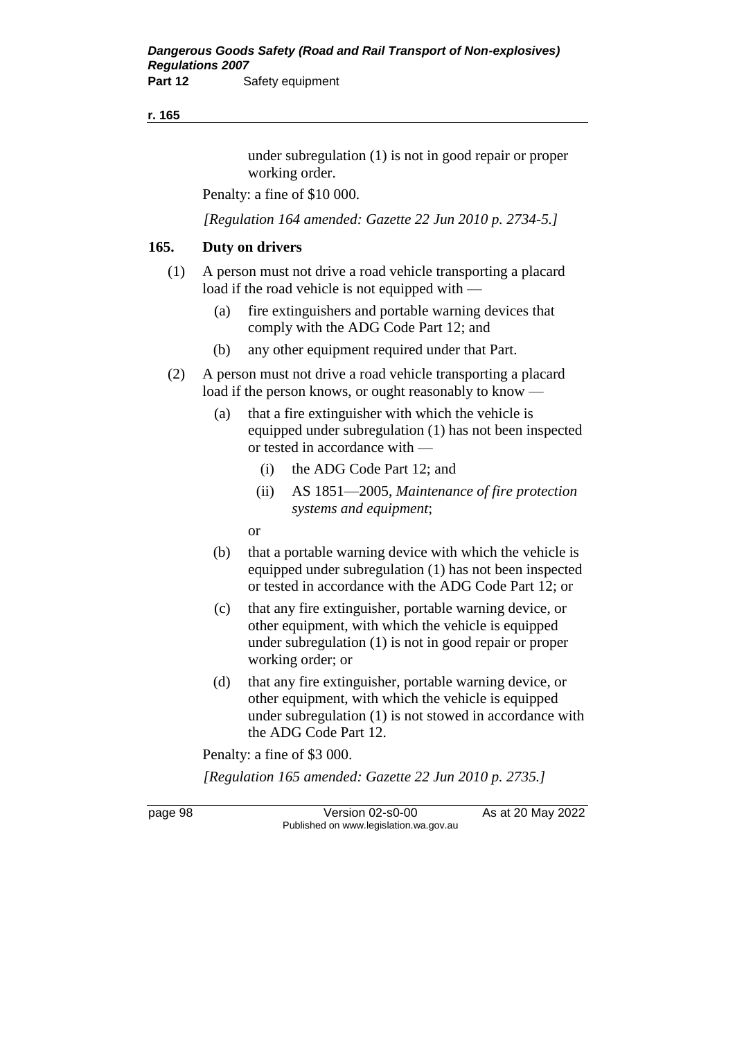under subregulation (1) is not in good repair or proper working order.

Penalty: a fine of $10 000.

*[Regulation 164 amended: Gazette 22 Jun 2010 p. 2734-5.]*

## 165. Duty on drivers

(1) A person must not drive a road vehicle transporting a placard load if the road vehicle is not equipped with —

   (a) fire extinguishers and portable warning devices that comply with the ADG Code Part 12; and

   (b) any other equipment required under that Part.

(2) A person must not drive a road vehicle transporting a placard load if the person knows, or ought reasonably to know —

   (a) that a fire extinguisher with which the vehicle is equipped under subregulation (1) has not been inspected or tested in accordance with —

      (i) the ADG Code Part 12; and

      (ii) AS 1851—2005, *Maintenance of fire protection systems and equipment*;

   or

   (b) that a portable warning device with which the vehicle is equipped under subregulation (1) has not been inspected or tested in accordance with the ADG Code Part 12; or

   (c) that any fire extinguisher, portable warning device, or other equipment, with which the vehicle is equipped under subregulation (1) is not in good repair or proper working order; or

   (d) that any fire extinguisher, portable warning device, or other equipment, with which the vehicle is equipped under subregulation (1) is not stowed in accordance with the ADG Code Part 12.

Penalty: a fine of $3 000.

*[Regulation 165 amended: Gazette 22 Jun 2010 p. 2735.]*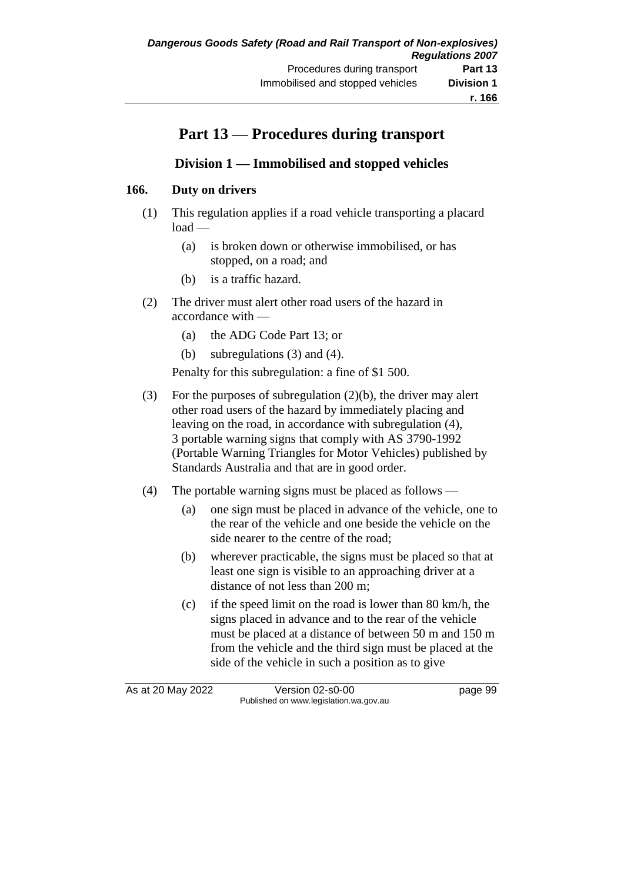# Part 13 — Procedures during transport

## Division 1 — Immobilised and stopped vehicles

### 166. Duty on drivers

(1) This regulation applies if a road vehicle transporting a placard load —

- (a) is broken down or otherwise immobilised, or has stopped, on a road; and
- (b) is a traffic hazard.

(2) The driver must alert other road users of the hazard in accordance with —

- (a) the ADG Code Part 13; or
- (b) subregulations (3) and (4).

Penalty for this subregulation: a fine of $1 500.

(3) For the purposes of subregulation (2)(b), the driver may alert other road users of the hazard by immediately placing and leaving on the road, in accordance with subregulation (4), 3 portable warning signs that comply with AS 3790-1992 (Portable Warning Triangles for Motor Vehicles) published by Standards Australia and that are in good order.

(4) The portable warning signs must be placed as follows —

- (a) one sign must be placed in advance of the vehicle, one to the rear of the vehicle and one beside the vehicle on the side nearer to the centre of the road;
- (b) wherever practicable, the signs must be placed so that at least one sign is visible to an approaching driver at a distance of not less than 200 m;
- (c) if the speed limit on the road is lower than 80 km/h, the signs placed in advance and to the rear of the vehicle must be placed at a distance of between 50 m and 150 m from the vehicle and the third sign must be placed at the side of the vehicle in such a position as to give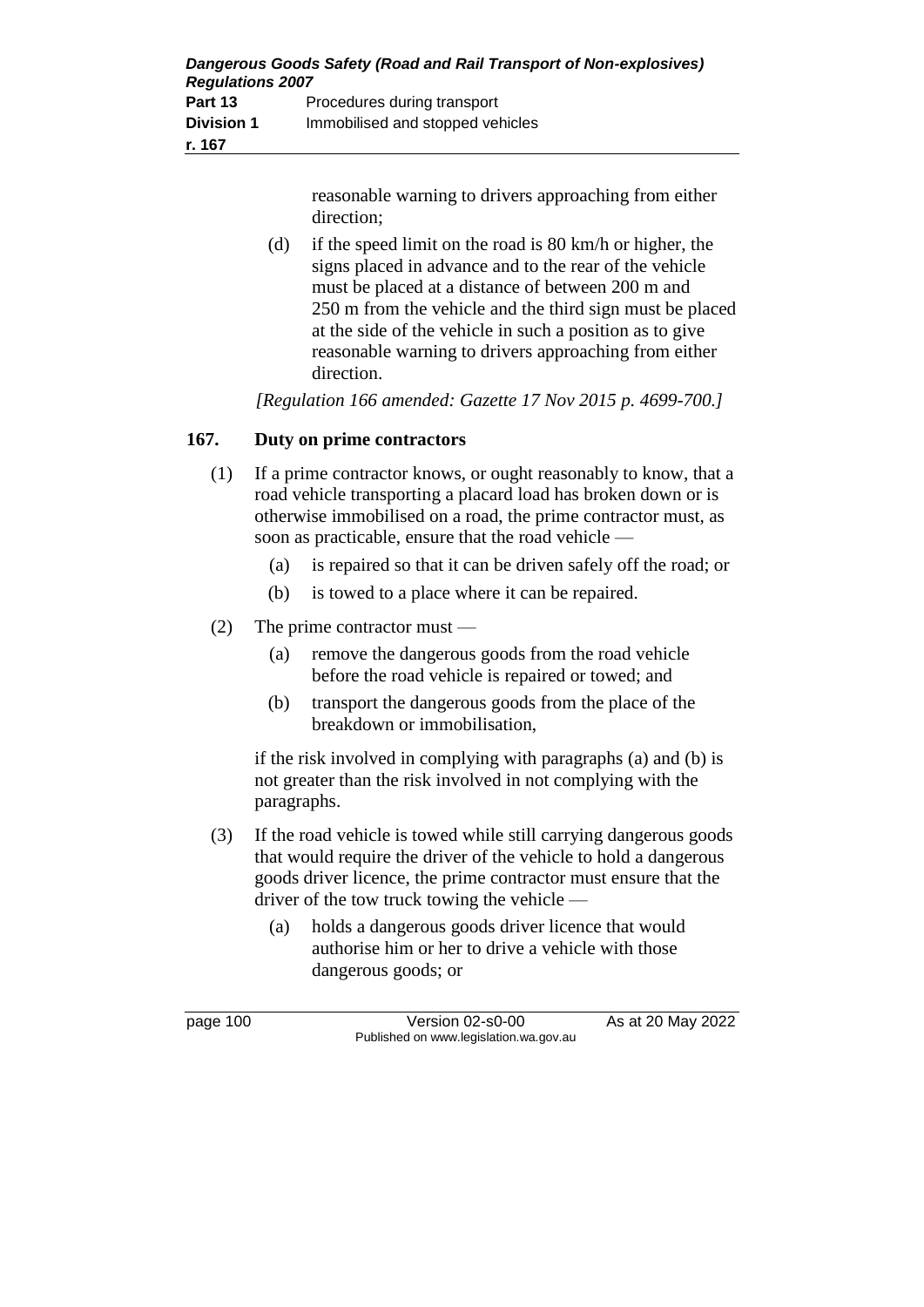reasonable warning to drivers approaching from either direction;

(d) if the speed limit on the road is 80 km/h or higher, the signs placed in advance and to the rear of the vehicle must be placed at a distance of between 200 m and 250 m from the vehicle and the third sign must be placed at the side of the vehicle in such a position as to give reasonable warning to drivers approaching from either direction.

*[Regulation 166 amended: Gazette 17 Nov 2015 p. 4699-700.]*

## 167. Duty on prime contractors

(1) If a prime contractor knows, or ought reasonably to know, that a road vehicle transporting a placard load has broken down or is otherwise immobilised on a road, the prime contractor must, as soon as practicable, ensure that the road vehicle —

(a) is repaired so that it can be driven safely off the road; or

(b) is towed to a place where it can be repaired.

(2) The prime contractor must —

(a) remove the dangerous goods from the road vehicle before the road vehicle is repaired or towed; and

(b) transport the dangerous goods from the place of the breakdown or immobilisation,

if the risk involved in complying with paragraphs (a) and (b) is not greater than the risk involved in not complying with the paragraphs.

(3) If the road vehicle is towed while still carrying dangerous goods that would require the driver of the vehicle to hold a dangerous goods driver licence, the prime contractor must ensure that the driver of the tow truck towing the vehicle —

(a) holds a dangerous goods driver licence that would authorise him or her to drive a vehicle with those dangerous goods; or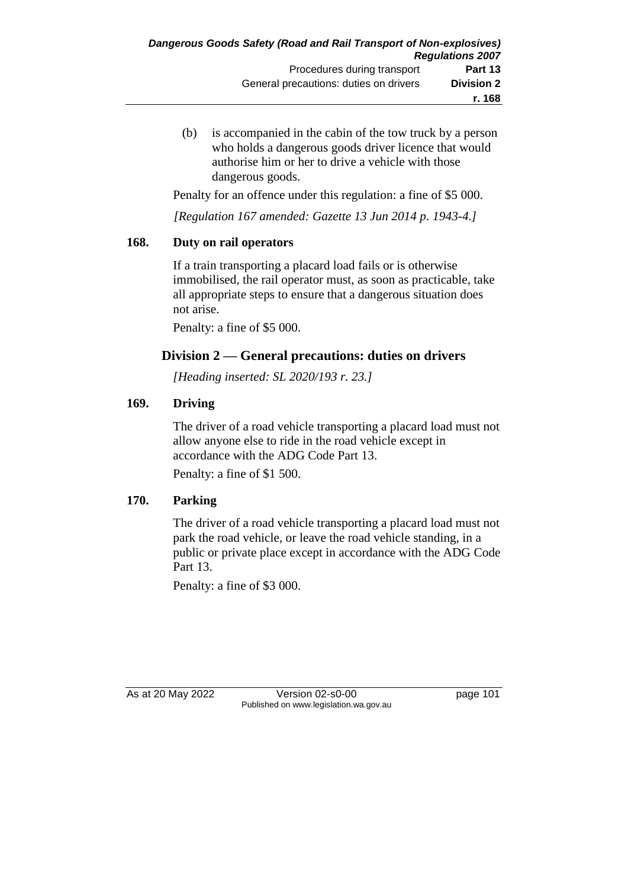(b) is accompanied in the cabin of the tow truck by a person who holds a dangerous goods driver licence that would authorise him or her to drive a vehicle with those dangerous goods.

Penalty for an offence under this regulation: a fine of $5 000.

*[Regulation 167 amended: Gazette 13 Jun 2014 p. 1943-4.]*

### 168. Duty on rail operators

If a train transporting a placard load fails or is otherwise immobilised, the rail operator must, as soon as practicable, take all appropriate steps to ensure that a dangerous situation does not arise.

Penalty: a fine of $5 000.

## Division 2 — General precautions: duties on drivers

*[Heading inserted: SL 2020/193 r. 23.]*

### 169. Driving

The driver of a road vehicle transporting a placard load must not allow anyone else to ride in the road vehicle except in accordance with the ADG Code Part 13.

Penalty: a fine of $1 500.

### 170. Parking

The driver of a road vehicle transporting a placard load must not park the road vehicle, or leave the road vehicle standing, in a public or private place except in accordance with the ADG Code Part 13.

Penalty: a fine of $3 000.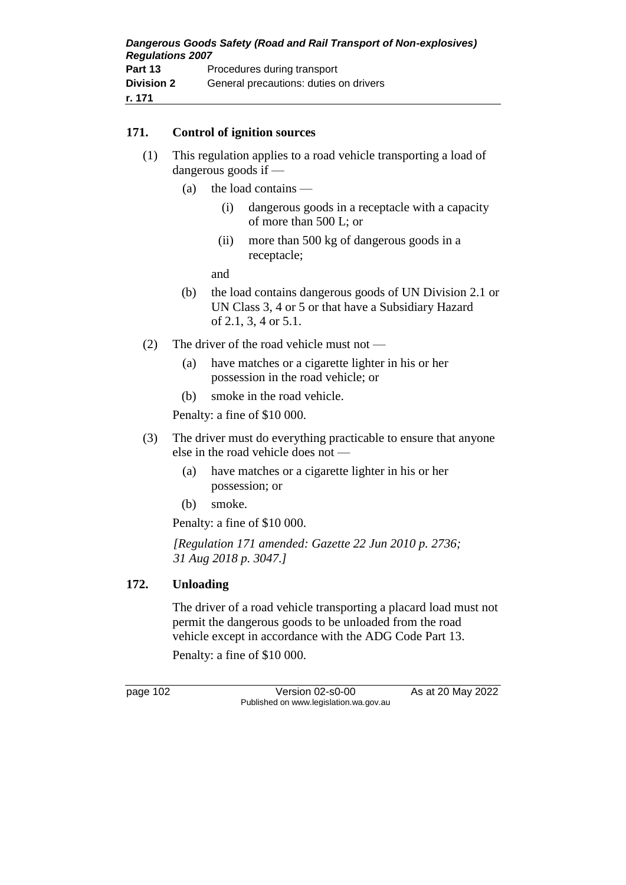## 171. Control of ignition sources

(1) This regulation applies to a road vehicle transporting a load of dangerous goods if —

(a) the load contains —

(i) dangerous goods in a receptacle with a capacity of more than 500 L; or

(ii) more than 500 kg of dangerous goods in a receptacle;

and

(b) the load contains dangerous goods of UN Division 2.1 or UN Class 3, 4 or 5 or that have a Subsidiary Hazard of 2.1, 3, 4 or 5.1.

(2) The driver of the road vehicle must not —

(a) have matches or a cigarette lighter in his or her possession in the road vehicle; or

(b) smoke in the road vehicle.

Penalty: a fine of $10 000.

(3) The driver must do everything practicable to ensure that anyone else in the road vehicle does not —

(a) have matches or a cigarette lighter in his or her possession; or

(b) smoke.

Penalty: a fine of $10 000.

*[Regulation 171 amended: Gazette 22 Jun 2010 p. 2736; 31 Aug 2018 p. 3047.]*

## 172. Unloading

The driver of a road vehicle transporting a placard load must not permit the dangerous goods to be unloaded from the road vehicle except in accordance with the ADG Code Part 13.

Penalty: a fine of $10 000.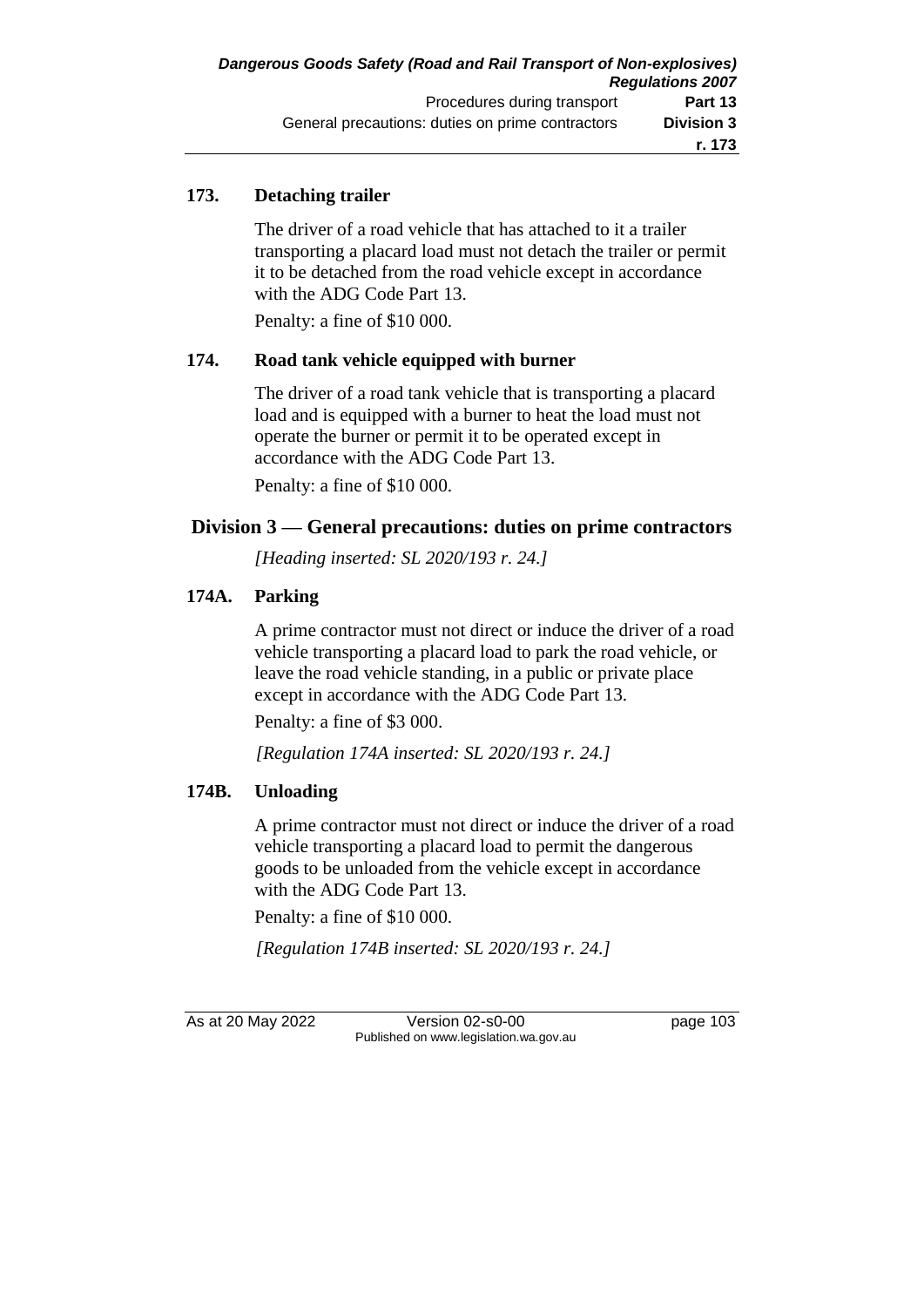### 173. Detaching trailer

The driver of a road vehicle that has attached to it a trailer transporting a placard load must not detach the trailer or permit it to be detached from the road vehicle except in accordance with the ADG Code Part 13.

Penalty: a fine of $10 000.

### 174. Road tank vehicle equipped with burner

The driver of a road tank vehicle that is transporting a placard load and is equipped with a burner to heat the load must not operate the burner or permit it to be operated except in accordance with the ADG Code Part 13.

Penalty: a fine of $10 000.

## Division 3 — General precautions: duties on prime contractors

*[Heading inserted: SL 2020/193 r. 24.]*

### 174A. Parking

A prime contractor must not direct or induce the driver of a road vehicle transporting a placard load to park the road vehicle, or leave the road vehicle standing, in a public or private place except in accordance with the ADG Code Part 13.

Penalty: a fine of $3 000.

*[Regulation 174A inserted: SL 2020/193 r. 24.]*

### 174B. Unloading

A prime contractor must not direct or induce the driver of a road vehicle transporting a placard load to permit the dangerous goods to be unloaded from the vehicle except in accordance with the ADG Code Part 13.

Penalty: a fine of $10 000.

*[Regulation 174B inserted: SL 2020/193 r. 24.]*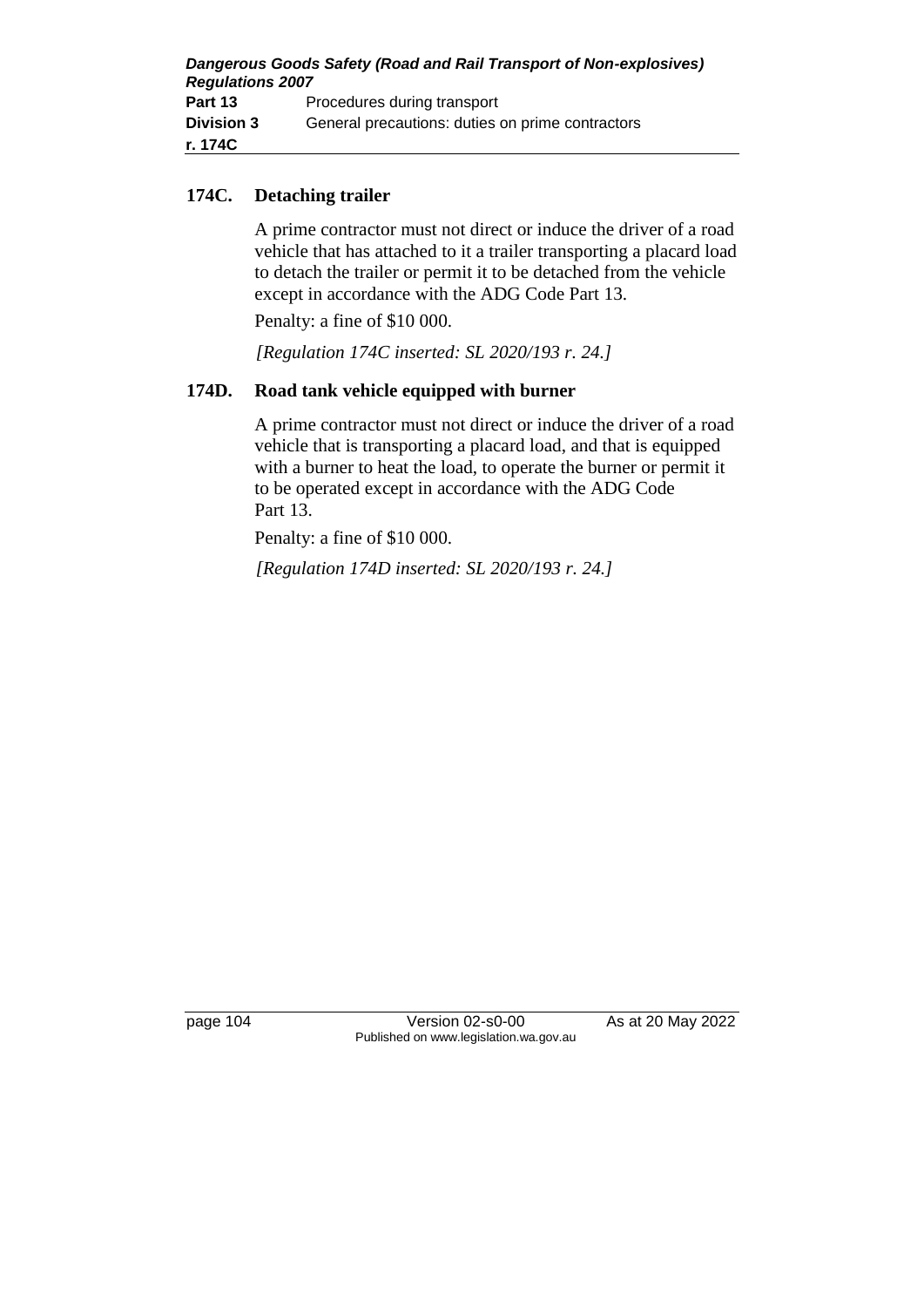### 174C. Detaching trailer

A prime contractor must not direct or induce the driver of a road vehicle that has attached to it a trailer transporting a placard load to detach the trailer or permit it to be detached from the vehicle except in accordance with the ADG Code Part 13.

Penalty: a fine of $10 000.

*[Regulation 174C inserted: SL 2020/193 r. 24.]*

### 174D. Road tank vehicle equipped with burner

A prime contractor must not direct or induce the driver of a road vehicle that is transporting a placard load, and that is equipped with a burner to heat the load, to operate the burner or permit it to be operated except in accordance with the ADG Code Part 13.

Penalty: a fine of $10 000.

*[Regulation 174D inserted: SL 2020/193 r. 24.]*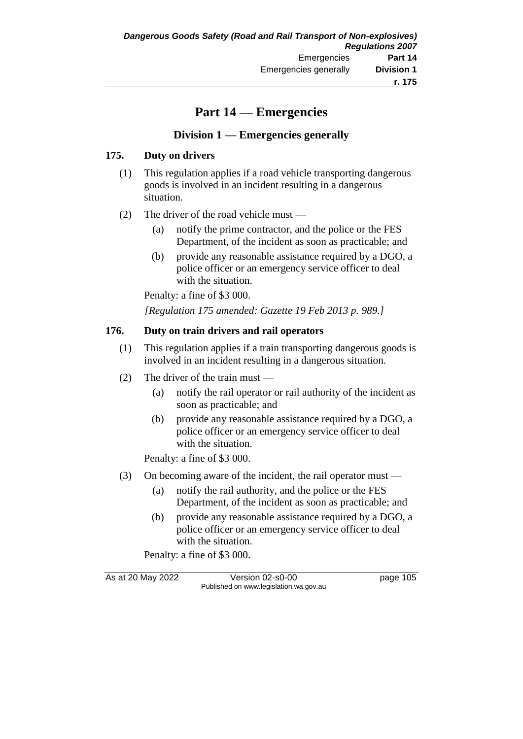# Part 14 — Emergencies

## Division 1 — Emergencies generally

### 175. Duty on drivers

(1) This regulation applies if a road vehicle transporting dangerous goods is involved in an incident resulting in a dangerous situation.

(2) The driver of the road vehicle must —

- (a) notify the prime contractor, and the police or the FES Department, of the incident as soon as practicable; and
- (b) provide any reasonable assistance required by a DGO, a police officer or an emergency service officer to deal with the situation.

Penalty: a fine of $3 000.

*[Regulation 175 amended: Gazette 19 Feb 2013 p. 989.]*

### 176. Duty on train drivers and rail operators

(1) This regulation applies if a train transporting dangerous goods is involved in an incident resulting in a dangerous situation.

(2) The driver of the train must —

- (a) notify the rail operator or rail authority of the incident as soon as practicable; and
- (b) provide any reasonable assistance required by a DGO, a police officer or an emergency service officer to deal with the situation.

Penalty: a fine of $3 000.

(3) On becoming aware of the incident, the rail operator must —

- (a) notify the rail authority, and the police or the FES Department, of the incident as soon as practicable; and
- (b) provide any reasonable assistance required by a DGO, a police officer or an emergency service officer to deal with the situation.

Penalty: a fine of $3 000.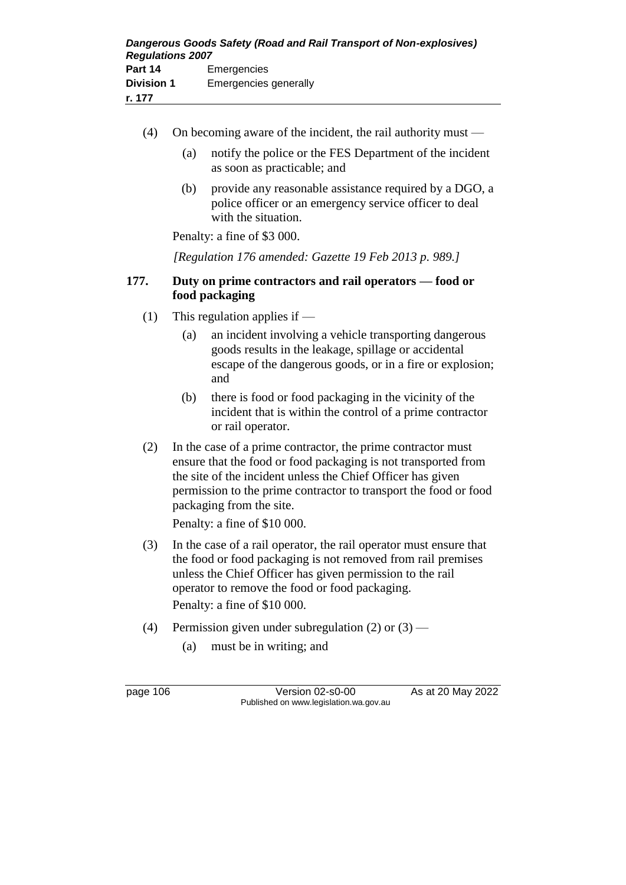(4) On becoming aware of the incident, the rail authority must —

(a) notify the police or the FES Department of the incident as soon as practicable; and

(b) provide any reasonable assistance required by a DGO, a police officer or an emergency service officer to deal with the situation.

Penalty: a fine of $3 000.

*[Regulation 176 amended: Gazette 19 Feb 2013 p. 989.]*

### 177. Duty on prime contractors and rail operators — food or food packaging

(1) This regulation applies if —

(a) an incident involving a vehicle transporting dangerous goods results in the leakage, spillage or accidental escape of the dangerous goods, or in a fire or explosion; and

(b) there is food or food packaging in the vicinity of the incident that is within the control of a prime contractor or rail operator.

(2) In the case of a prime contractor, the prime contractor must ensure that the food or food packaging is not transported from the site of the incident unless the Chief Officer has given permission to the prime contractor to transport the food or food packaging from the site.

Penalty: a fine of $10 000.

(3) In the case of a rail operator, the rail operator must ensure that the food or food packaging is not removed from rail premises unless the Chief Officer has given permission to the rail operator to remove the food or food packaging.

Penalty: a fine of $10 000.

(4) Permission given under subregulation (2) or (3) —

(a) must be in writing; and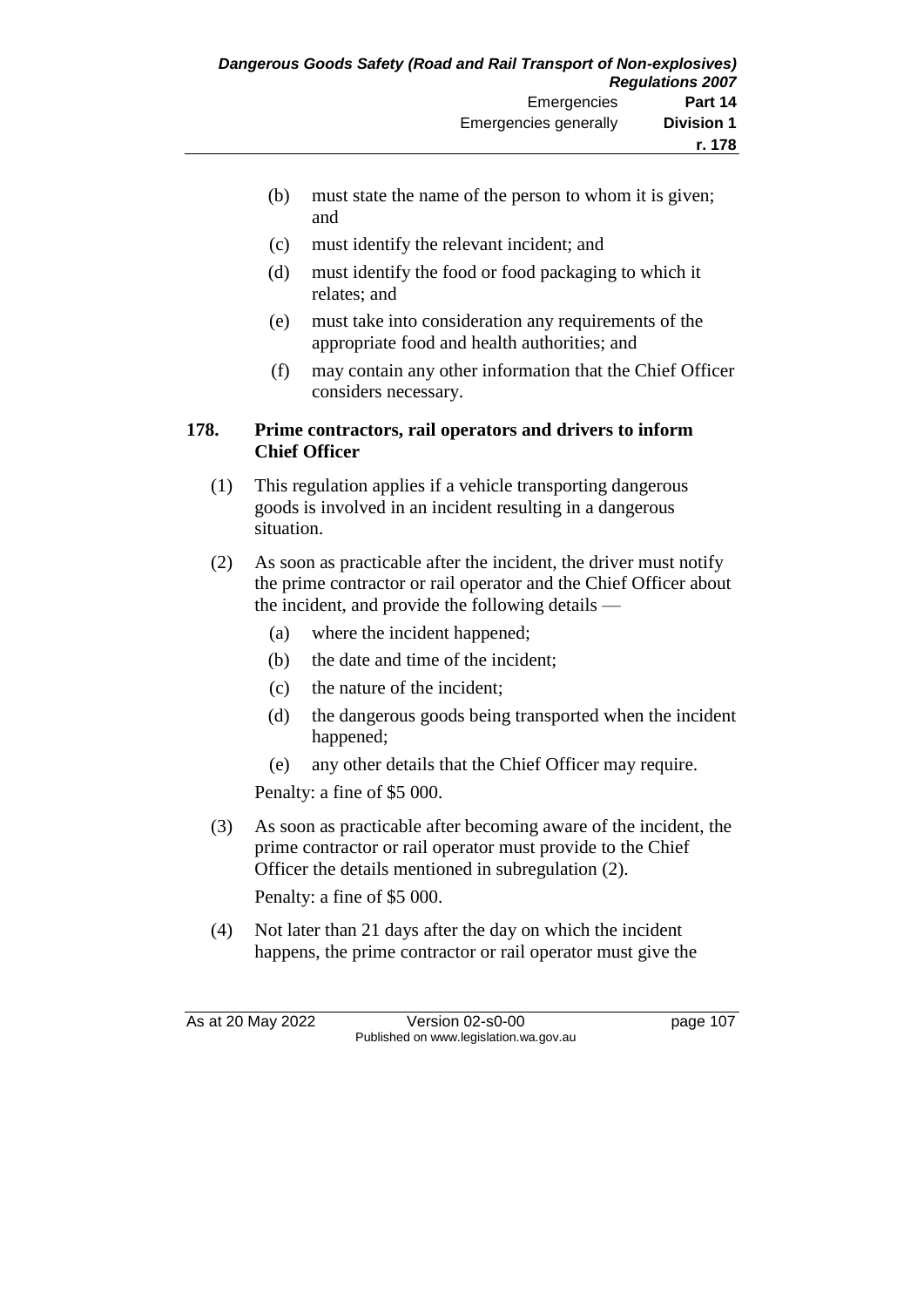(b) must state the name of the person to whom it is given; and

(c) must identify the relevant incident; and

(d) must identify the food or food packaging to which it relates; and

(e) must take into consideration any requirements of the appropriate food and health authorities; and

(f) may contain any other information that the Chief Officer considers necessary.

## 178. Prime contractors, rail operators and drivers to inform Chief Officer

(1) This regulation applies if a vehicle transporting dangerous goods is involved in an incident resulting in a dangerous situation.

(2) As soon as practicable after the incident, the driver must notify the prime contractor or rail operator and the Chief Officer about the incident, and provide the following details —

(a) where the incident happened;

(b) the date and time of the incident;

(c) the nature of the incident;

(d) the dangerous goods being transported when the incident happened;

(e) any other details that the Chief Officer may require.

Penalty: a fine of $5 000.

(3) As soon as practicable after becoming aware of the incident, the prime contractor or rail operator must provide to the Chief Officer the details mentioned in subregulation (2).

Penalty: a fine of $5 000.

(4) Not later than 21 days after the day on which the incident happens, the prime contractor or rail operator must give the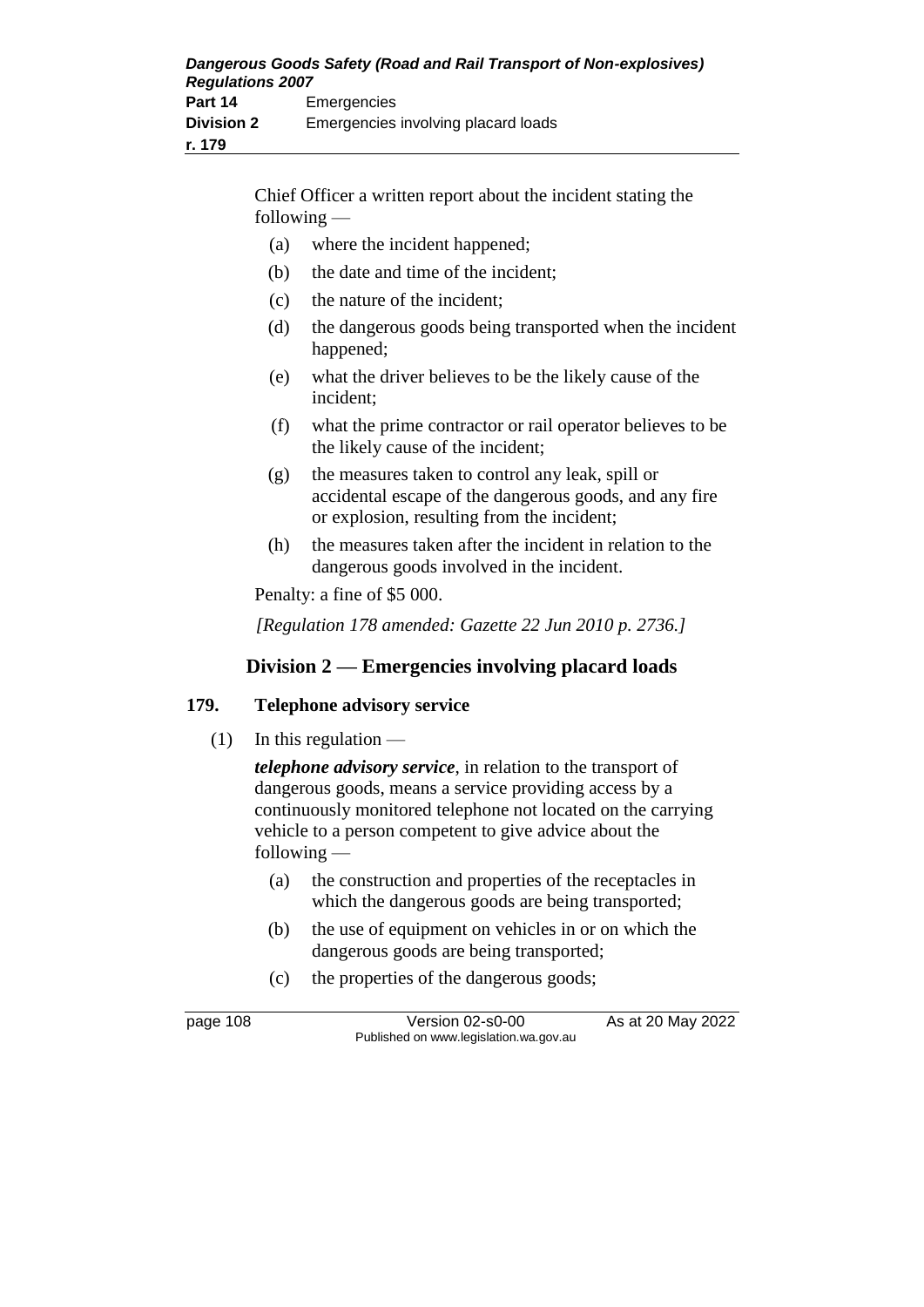Chief Officer a written report about the incident stating the following —

(a) where the incident happened;

(b) the date and time of the incident;

(c) the nature of the incident;

(d) the dangerous goods being transported when the incident happened;

(e) what the driver believes to be the likely cause of the incident;

(f) what the prime contractor or rail operator believes to be the likely cause of the incident;

(g) the measures taken to control any leak, spill or accidental escape of the dangerous goods, and any fire or explosion, resulting from the incident;

(h) the measures taken after the incident in relation to the dangerous goods involved in the incident.

Penalty: a fine of $5 000.

*[Regulation 178 amended: Gazette 22 Jun 2010 p. 2736.]*

## Division 2 — Emergencies involving placard loads

### 179. Telephone advisory service

(1) In this regulation —

***telephone advisory service***, in relation to the transport of dangerous goods, means a service providing access by a continuously monitored telephone not located on the carrying vehicle to a person competent to give advice about the following —

(a) the construction and properties of the receptacles in which the dangerous goods are being transported;

(b) the use of equipment on vehicles in or on which the dangerous goods are being transported;

(c) the properties of the dangerous goods;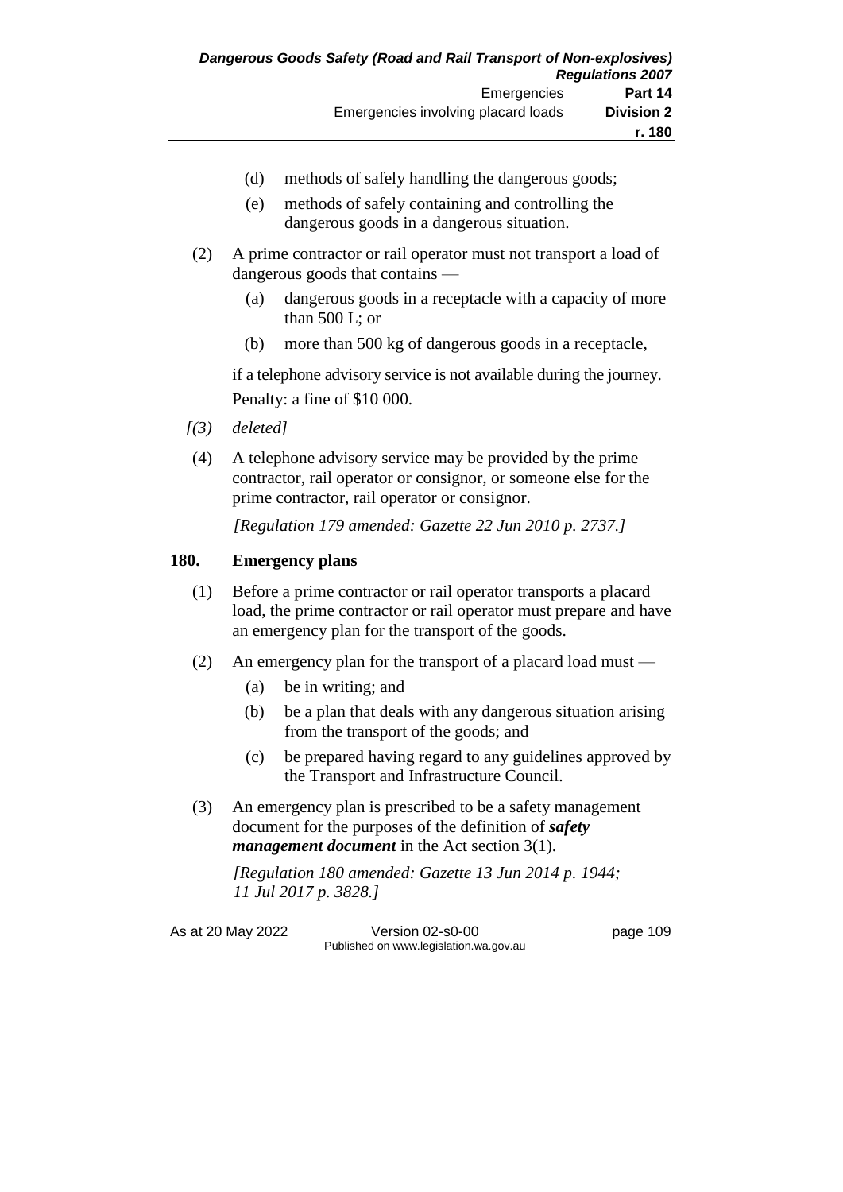(d) methods of safely handling the dangerous goods;

(e) methods of safely containing and controlling the dangerous goods in a dangerous situation.

(2) A prime contractor or rail operator must not transport a load of dangerous goods that contains —

(a) dangerous goods in a receptacle with a capacity of more than 500 L; or

(b) more than 500 kg of dangerous goods in a receptacle,

if a telephone advisory service is not available during the journey.

Penalty: a fine of $10 000.

*[(3) deleted]*

(4) A telephone advisory service may be provided by the prime contractor, rail operator or consignor, or someone else for the prime contractor, rail operator or consignor.

*[Regulation 179 amended: Gazette 22 Jun 2010 p. 2737.]*

## 180. Emergency plans

(1) Before a prime contractor or rail operator transports a placard load, the prime contractor or rail operator must prepare and have an emergency plan for the transport of the goods.

(2) An emergency plan for the transport of a placard load must —

(a) be in writing; and

(b) be a plan that deals with any dangerous situation arising from the transport of the goods; and

(c) be prepared having regard to any guidelines approved by the Transport and Infrastructure Council.

(3) An emergency plan is prescribed to be a safety management document for the purposes of the definition of ***safety management document*** in the Act section 3(1).

*[Regulation 180 amended: Gazette 13 Jun 2014 p. 1944; 11 Jul 2017 p. 3828.]*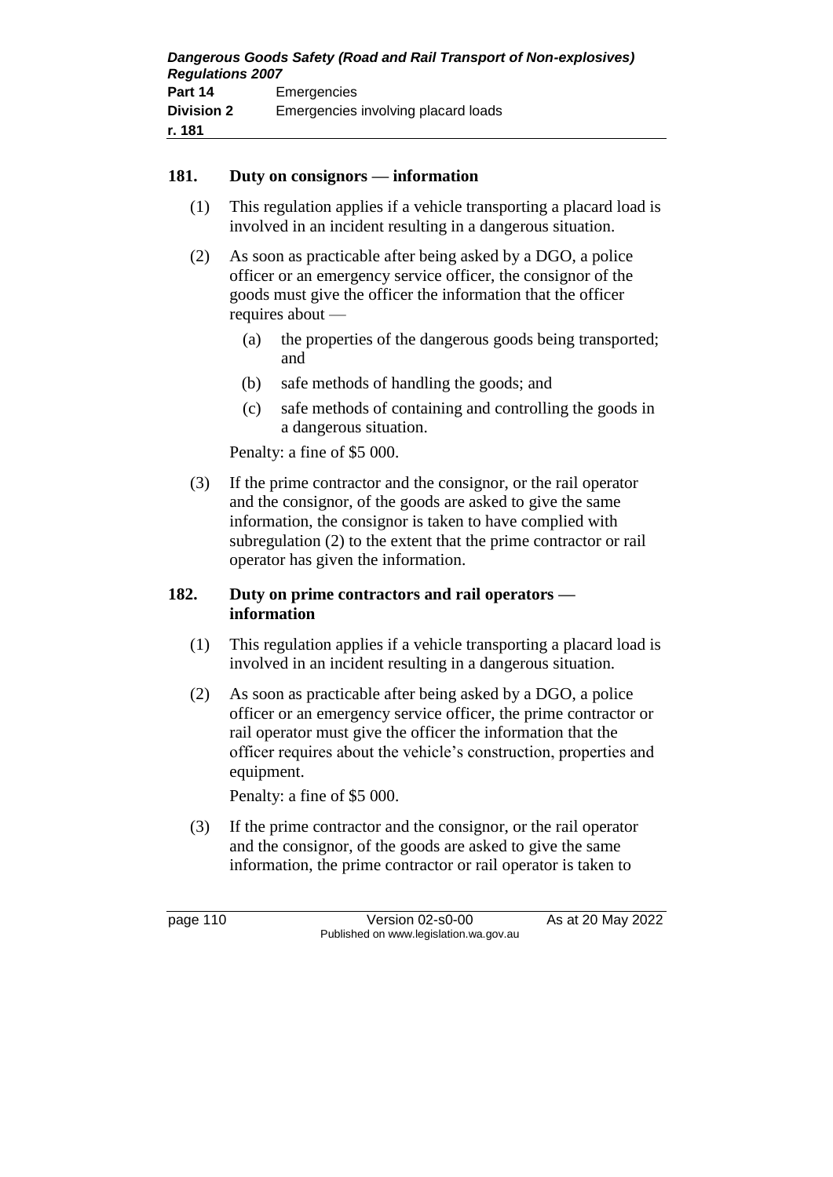### 181. Duty on consignors — information

(1) This regulation applies if a vehicle transporting a placard load is involved in an incident resulting in a dangerous situation.

(2) As soon as practicable after being asked by a DGO, a police officer or an emergency service officer, the consignor of the goods must give the officer the information that the officer requires about —

  (a) the properties of the dangerous goods being transported; and

  (b) safe methods of handling the goods; and

  (c) safe methods of containing and controlling the goods in a dangerous situation.

Penalty: a fine of $5 000.

(3) If the prime contractor and the consignor, or the rail operator and the consignor, of the goods are asked to give the same information, the consignor is taken to have complied with subregulation (2) to the extent that the prime contractor or rail operator has given the information.

### 182. Duty on prime contractors and rail operators — information

(1) This regulation applies if a vehicle transporting a placard load is involved in an incident resulting in a dangerous situation.

(2) As soon as practicable after being asked by a DGO, a police officer or an emergency service officer, the prime contractor or rail operator must give the officer the information that the officer requires about the vehicle's construction, properties and equipment.

Penalty: a fine of $5 000.

(3) If the prime contractor and the consignor, or the rail operator and the consignor, of the goods are asked to give the same information, the prime contractor or rail operator is taken to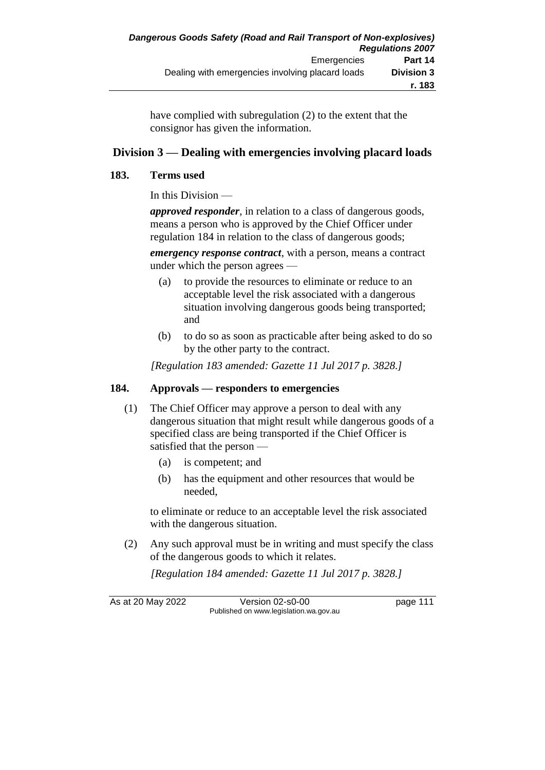have complied with subregulation (2) to the extent that the consignor has given the information.

## Division 3 — Dealing with emergencies involving placard loads

### 183. Terms used

In this Division —

***approved responder***, in relation to a class of dangerous goods, means a person who is approved by the Chief Officer under regulation 184 in relation to the class of dangerous goods;

***emergency response contract***, with a person, means a contract under which the person agrees —

(a) to provide the resources to eliminate or reduce to an acceptable level the risk associated with a dangerous situation involving dangerous goods being transported; and

(b) to do so as soon as practicable after being asked to do so by the other party to the contract.

*[Regulation 183 amended: Gazette 11 Jul 2017 p. 3828.]*

### 184. Approvals — responders to emergencies

(1) The Chief Officer may approve a person to deal with any dangerous situation that might result while dangerous goods of a specified class are being transported if the Chief Officer is satisfied that the person —

(a) is competent; and

(b) has the equipment and other resources that would be needed,

to eliminate or reduce to an acceptable level the risk associated with the dangerous situation.

(2) Any such approval must be in writing and must specify the class of the dangerous goods to which it relates.

*[Regulation 184 amended: Gazette 11 Jul 2017 p. 3828.]*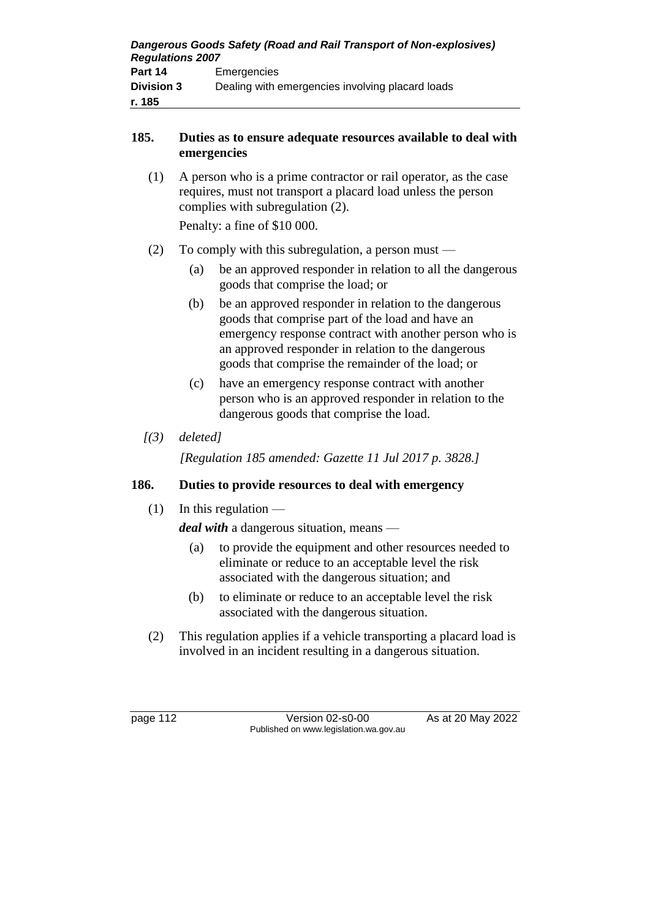**185. Duties as to ensure adequate resources available to deal with emergencies**

(1) A person who is a prime contractor or rail operator, as the case requires, must not transport a placard load unless the person complies with subregulation (2).

Penalty: a fine of $10 000.

(2) To comply with this subregulation, a person must —

(a) be an approved responder in relation to all the dangerous goods that comprise the load; or

(b) be an approved responder in relation to the dangerous goods that comprise part of the load and have an emergency response contract with another person who is an approved responder in relation to the dangerous goods that comprise the remainder of the load; or

(c) have an emergency response contract with another person who is an approved responder in relation to the dangerous goods that comprise the load.

*[(3) deleted]*

*[Regulation 185 amended: Gazette 11 Jul 2017 p. 3828.]*

**186. Duties to provide resources to deal with emergency**

(1) In this regulation —

***deal with*** a dangerous situation, means —

(a) to provide the equipment and other resources needed to eliminate or reduce to an acceptable level the risk associated with the dangerous situation; and

(b) to eliminate or reduce to an acceptable level the risk associated with the dangerous situation.

(2) This regulation applies if a vehicle transporting a placard load is involved in an incident resulting in a dangerous situation.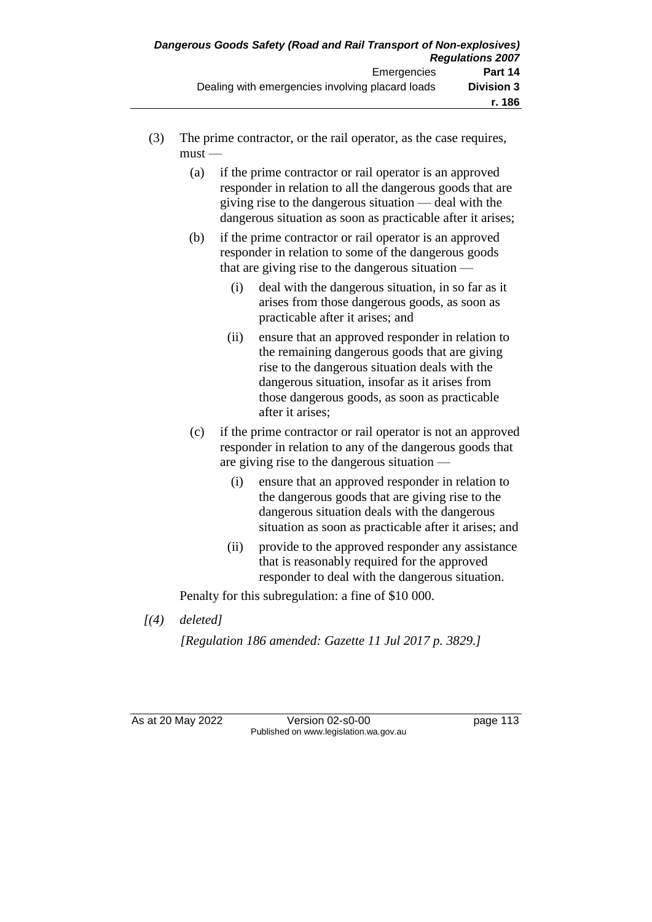(3) The prime contractor, or the rail operator, as the case requires, must —

(a) if the prime contractor or rail operator is an approved responder in relation to all the dangerous goods that are giving rise to the dangerous situation — deal with the dangerous situation as soon as practicable after it arises;

(b) if the prime contractor or rail operator is an approved responder in relation to some of the dangerous goods that are giving rise to the dangerous situation —

(i) deal with the dangerous situation, in so far as it arises from those dangerous goods, as soon as practicable after it arises; and

(ii) ensure that an approved responder in relation to the remaining dangerous goods that are giving rise to the dangerous situation deals with the dangerous situation, insofar as it arises from those dangerous goods, as soon as practicable after it arises;

(c) if the prime contractor or rail operator is not an approved responder in relation to any of the dangerous goods that are giving rise to the dangerous situation —

(i) ensure that an approved responder in relation to the dangerous goods that are giving rise to the dangerous situation deals with the dangerous situation as soon as practicable after it arises; and

(ii) provide to the approved responder any assistance that is reasonably required for the approved responder to deal with the dangerous situation.

Penalty for this subregulation: a fine of $10 000.

*[(4) deleted]*

*[Regulation 186 amended: Gazette 11 Jul 2017 p. 3829.]*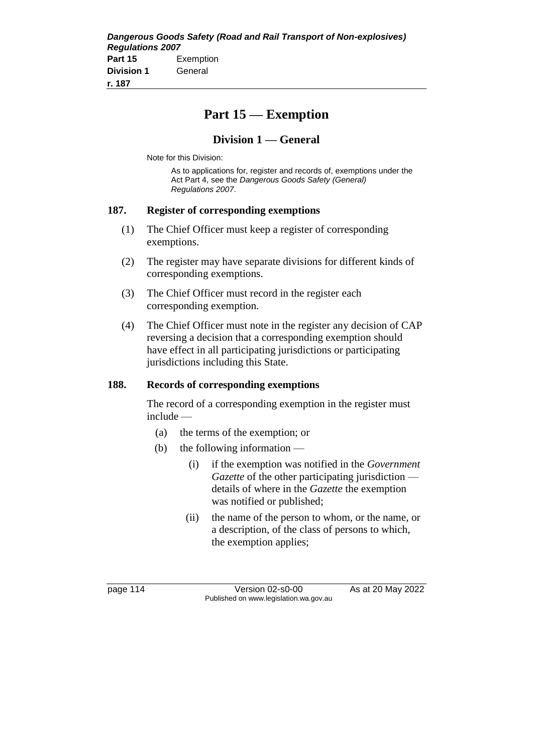# Part 15 — Exemption

## Division 1 — General

Note for this Division:

> As to applications for, register and records of, exemptions under the Act Part 4, see the *Dangerous Goods Safety (General) Regulations 2007*.

### 187. Register of corresponding exemptions

(1) The Chief Officer must keep a register of corresponding exemptions.

(2) The register may have separate divisions for different kinds of corresponding exemptions.

(3) The Chief Officer must record in the register each corresponding exemption.

(4) The Chief Officer must note in the register any decision of CAP reversing a decision that a corresponding exemption should have effect in all participating jurisdictions or participating jurisdictions including this State.

### 188. Records of corresponding exemptions

The record of a corresponding exemption in the register must include —

(a) the terms of the exemption; or

(b) the following information —

(i) if the exemption was notified in the *Government Gazette* of the other participating jurisdiction — details of where in the *Gazette* the exemption was notified or published;

(ii) the name of the person to whom, or the name, or a description, of the class of persons to which, the exemption applies;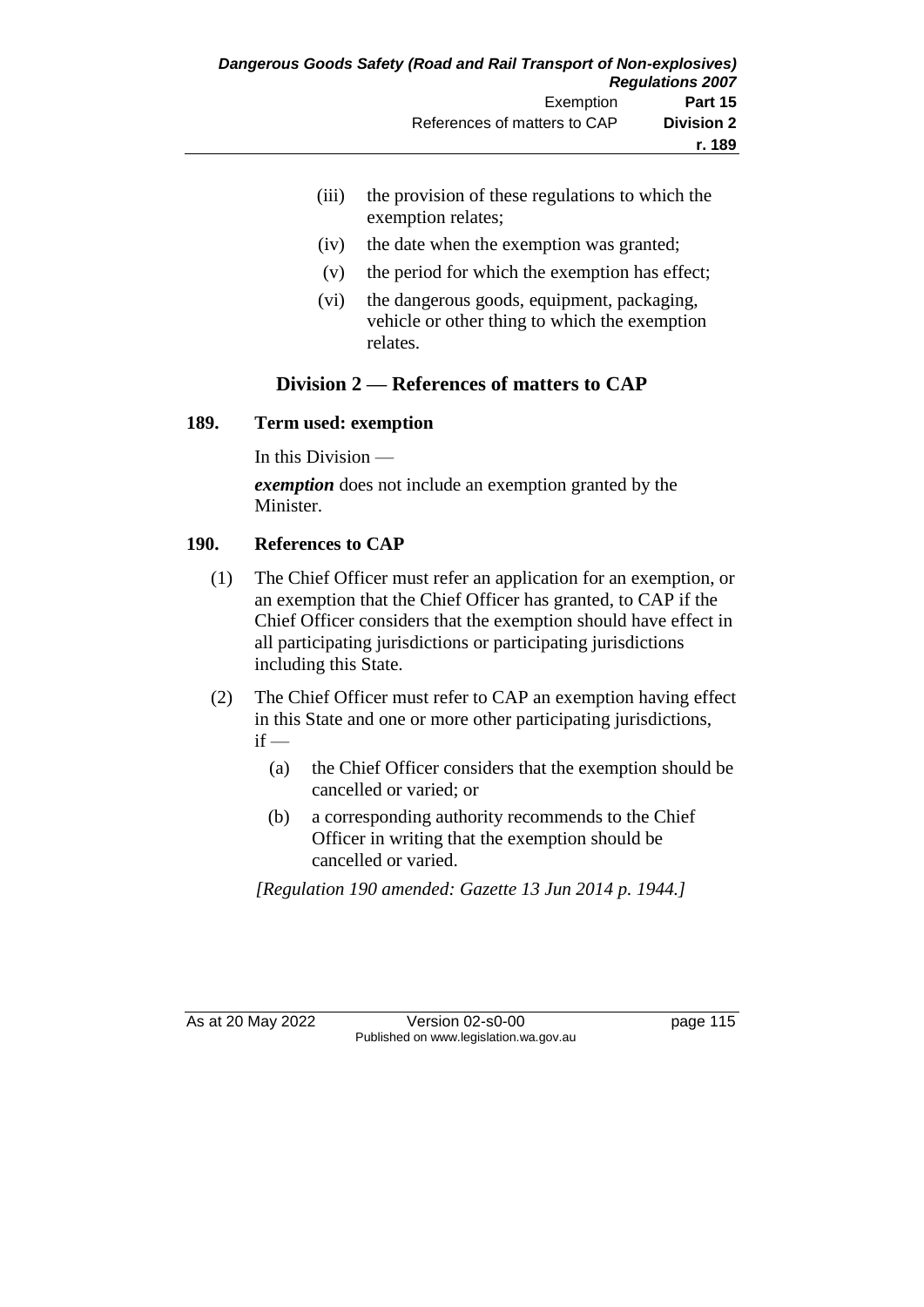(iii) the provision of these regulations to which the exemption relates;

(iv) the date when the exemption was granted;

(v) the period for which the exemption has effect;

(vi) the dangerous goods, equipment, packaging, vehicle or other thing to which the exemption relates.

## Division 2 — References of matters to CAP

### 189. Term used: exemption

In this Division —

***exemption*** does not include an exemption granted by the Minister.

### 190. References to CAP

(1) The Chief Officer must refer an application for an exemption, or an exemption that the Chief Officer has granted, to CAP if the Chief Officer considers that the exemption should have effect in all participating jurisdictions or participating jurisdictions including this State.

(2) The Chief Officer must refer to CAP an exemption having effect in this State and one or more other participating jurisdictions, if —

(a) the Chief Officer considers that the exemption should be cancelled or varied; or

(b) a corresponding authority recommends to the Chief Officer in writing that the exemption should be cancelled or varied.

*[Regulation 190 amended: Gazette 13 Jun 2014 p. 1944.]*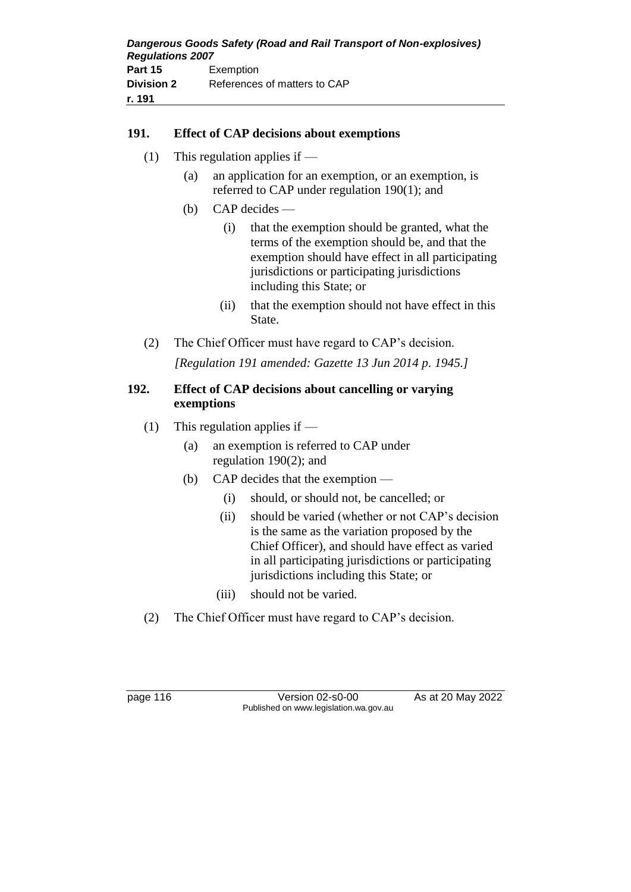## 191. Effect of CAP decisions about exemptions

(1) This regulation applies if —

(a) an application for an exemption, or an exemption, is referred to CAP under regulation 190(1); and

(b) CAP decides —

(i) that the exemption should be granted, what the terms of the exemption should be, and that the exemption should have effect in all participating jurisdictions or participating jurisdictions including this State; or

(ii) that the exemption should not have effect in this State.

(2) The Chief Officer must have regard to CAP's decision.

*[Regulation 191 amended: Gazette 13 Jun 2014 p. 1945.]*

## 192. Effect of CAP decisions about cancelling or varying exemptions

(1) This regulation applies if —

(a) an exemption is referred to CAP under regulation 190(2); and

(b) CAP decides that the exemption —

(i) should, or should not, be cancelled; or

(ii) should be varied (whether or not CAP's decision is the same as the variation proposed by the Chief Officer), and should have effect as varied in all participating jurisdictions or participating jurisdictions including this State; or

(iii) should not be varied.

(2) The Chief Officer must have regard to CAP's decision.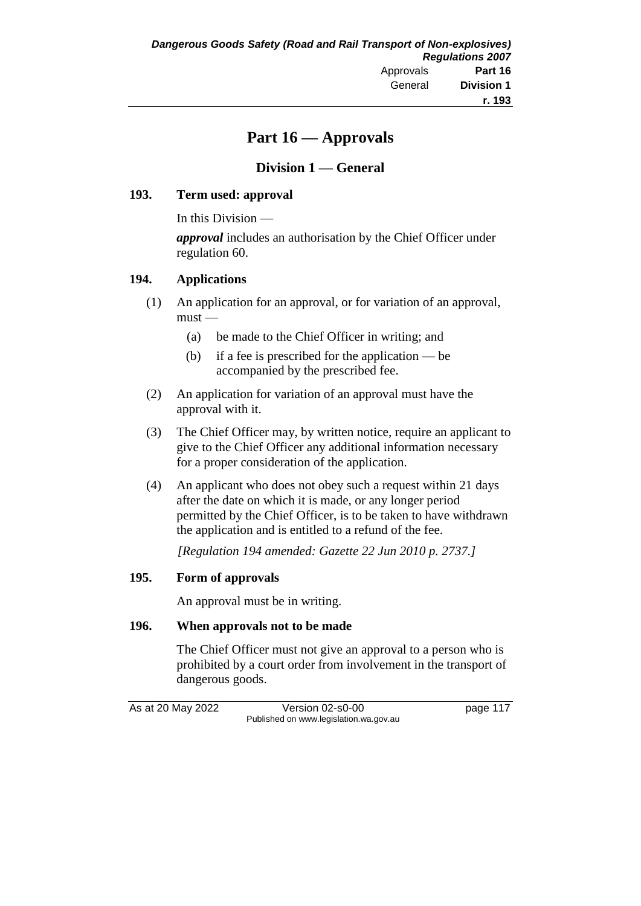# Part 16 — Approvals

## Division 1 — General

### 193. Term used: approval

In this Division —

***approval*** includes an authorisation by the Chief Officer under regulation 60.

### 194. Applications

(1) An application for an approval, or for variation of an approval, must —

(a) be made to the Chief Officer in writing; and

(b) if a fee is prescribed for the application — be accompanied by the prescribed fee.

(2) An application for variation of an approval must have the approval with it.

(3) The Chief Officer may, by written notice, require an applicant to give to the Chief Officer any additional information necessary for a proper consideration of the application.

(4) An applicant who does not obey such a request within 21 days after the date on which it is made, or any longer period permitted by the Chief Officer, is to be taken to have withdrawn the application and is entitled to a refund of the fee.

*[Regulation 194 amended: Gazette 22 Jun 2010 p. 2737.]*

### 195. Form of approvals

An approval must be in writing.

### 196. When approvals not to be made

The Chief Officer must not give an approval to a person who is prohibited by a court order from involvement in the transport of dangerous goods.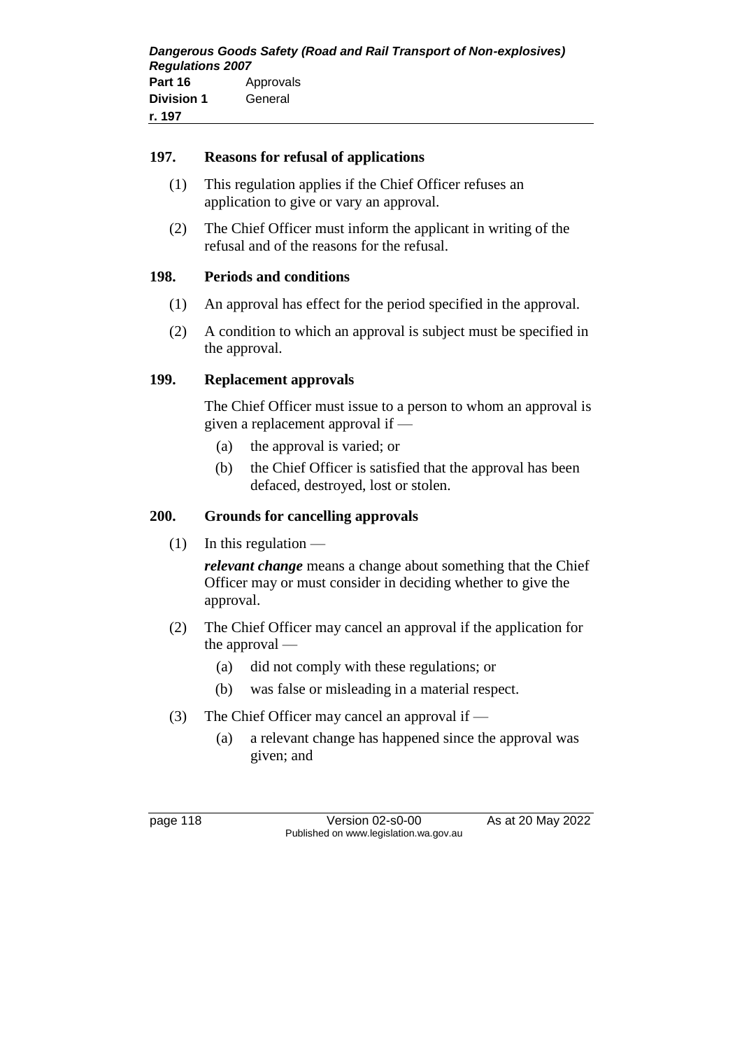### 197. Reasons for refusal of applications

(1) This regulation applies if the Chief Officer refuses an application to give or vary an approval.

(2) The Chief Officer must inform the applicant in writing of the refusal and of the reasons for the refusal.

### 198. Periods and conditions

(1) An approval has effect for the period specified in the approval.

(2) A condition to which an approval is subject must be specified in the approval.

### 199. Replacement approvals

The Chief Officer must issue to a person to whom an approval is given a replacement approval if —

(a) the approval is varied; or

(b) the Chief Officer is satisfied that the approval has been defaced, destroyed, lost or stolen.

### 200. Grounds for cancelling approvals

(1) In this regulation —

***relevant change*** means a change about something that the Chief Officer may or must consider in deciding whether to give the approval.

(2) The Chief Officer may cancel an approval if the application for the approval —

(a) did not comply with these regulations; or

(b) was false or misleading in a material respect.

(3) The Chief Officer may cancel an approval if —

(a) a relevant change has happened since the approval was given; and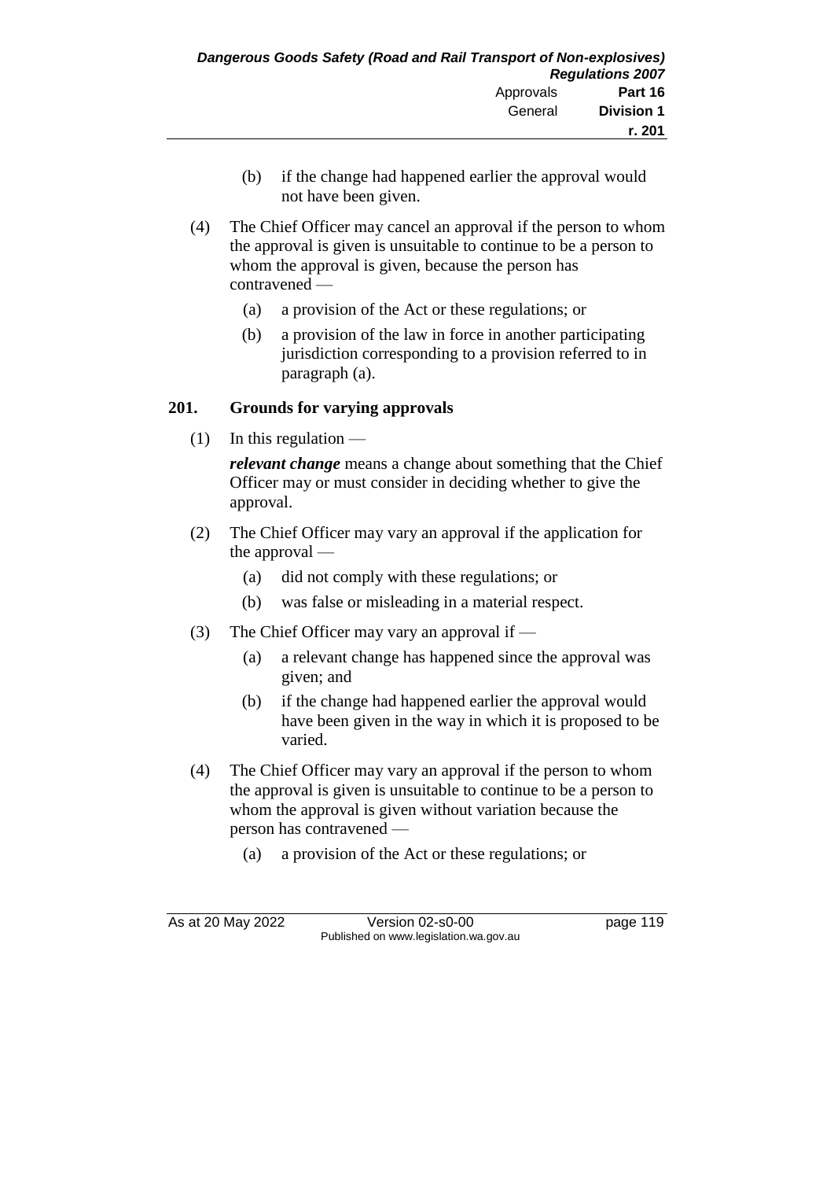(b) if the change had happened earlier the approval would not have been given.

(4) The Chief Officer may cancel an approval if the person to whom the approval is given is unsuitable to continue to be a person to whom the approval is given, because the person has contravened —

(a) a provision of the Act or these regulations; or

(b) a provision of the law in force in another participating jurisdiction corresponding to a provision referred to in paragraph (a).

## 201. Grounds for varying approvals

(1) In this regulation —

***relevant change*** means a change about something that the Chief Officer may or must consider in deciding whether to give the approval.

(2) The Chief Officer may vary an approval if the application for the approval —

(a) did not comply with these regulations; or

(b) was false or misleading in a material respect.

(3) The Chief Officer may vary an approval if —

(a) a relevant change has happened since the approval was given; and

(b) if the change had happened earlier the approval would have been given in the way in which it is proposed to be varied.

(4) The Chief Officer may vary an approval if the person to whom the approval is given is unsuitable to continue to be a person to whom the approval is given without variation because the person has contravened —

(a) a provision of the Act or these regulations; or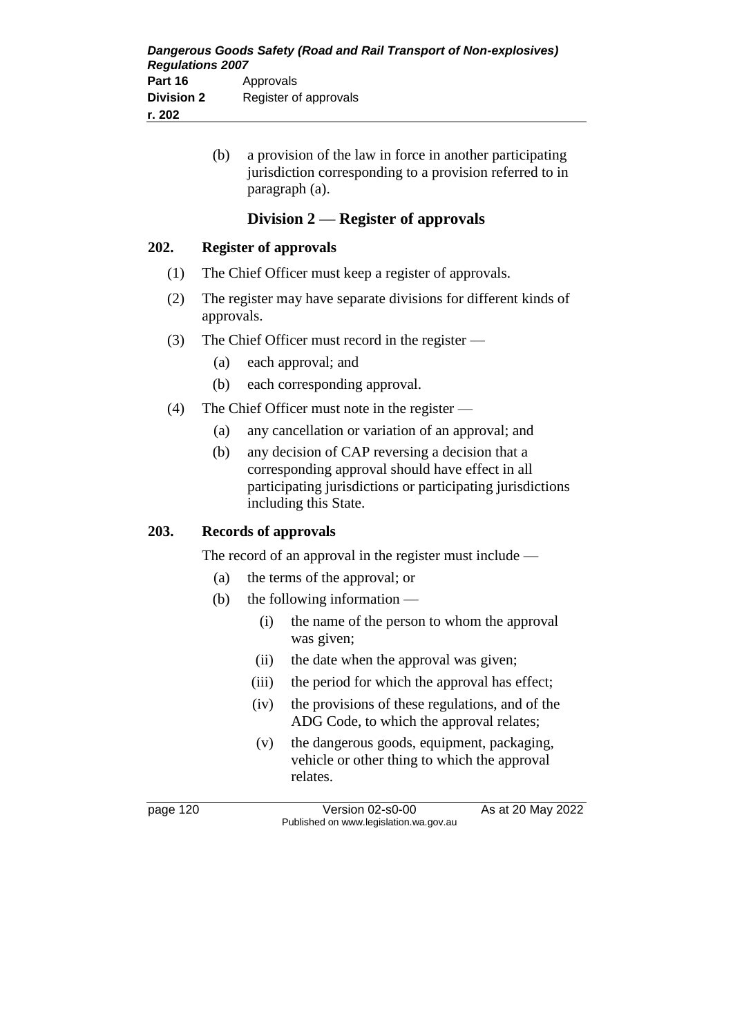(b) a provision of the law in force in another participating jurisdiction corresponding to a provision referred to in paragraph (a).

## Division 2 — Register of approvals

### 202. Register of approvals

(1) The Chief Officer must keep a register of approvals.

(2) The register may have separate divisions for different kinds of approvals.

(3) The Chief Officer must record in the register —

  (a) each approval; and

  (b) each corresponding approval.

(4) The Chief Officer must note in the register —

  (a) any cancellation or variation of an approval; and

  (b) any decision of CAP reversing a decision that a corresponding approval should have effect in all participating jurisdictions or participating jurisdictions including this State.

### 203. Records of approvals

The record of an approval in the register must include —

  (a) the terms of the approval; or

  (b) the following information —

    (i) the name of the person to whom the approval was given;

    (ii) the date when the approval was given;

    (iii) the period for which the approval has effect;

    (iv) the provisions of these regulations, and of the ADG Code, to which the approval relates;

    (v) the dangerous goods, equipment, packaging, vehicle or other thing to which the approval relates.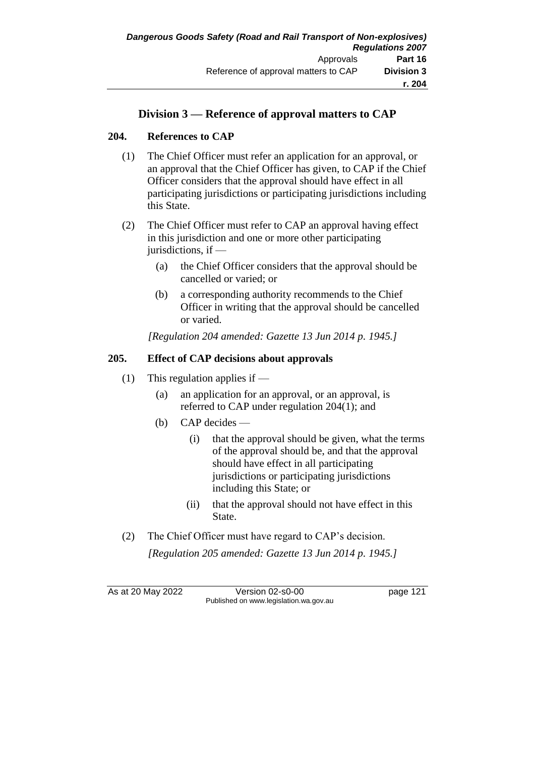## Division 3 — Reference of approval matters to CAP

### 204. References to CAP

(1) The Chief Officer must refer an application for an approval, or an approval that the Chief Officer has given, to CAP if the Chief Officer considers that the approval should have effect in all participating jurisdictions or participating jurisdictions including this State.

(2) The Chief Officer must refer to CAP an approval having effect in this jurisdiction and one or more other participating jurisdictions, if —

(a) the Chief Officer considers that the approval should be cancelled or varied; or

(b) a corresponding authority recommends to the Chief Officer in writing that the approval should be cancelled or varied.

*[Regulation 204 amended: Gazette 13 Jun 2014 p. 1945.]*

### 205. Effect of CAP decisions about approvals

(1) This regulation applies if —

(a) an application for an approval, or an approval, is referred to CAP under regulation 204(1); and

(b) CAP decides —

(i) that the approval should be given, what the terms of the approval should be, and that the approval should have effect in all participating jurisdictions or participating jurisdictions including this State; or

(ii) that the approval should not have effect in this State.

(2) The Chief Officer must have regard to CAP's decision.

*[Regulation 205 amended: Gazette 13 Jun 2014 p. 1945.]*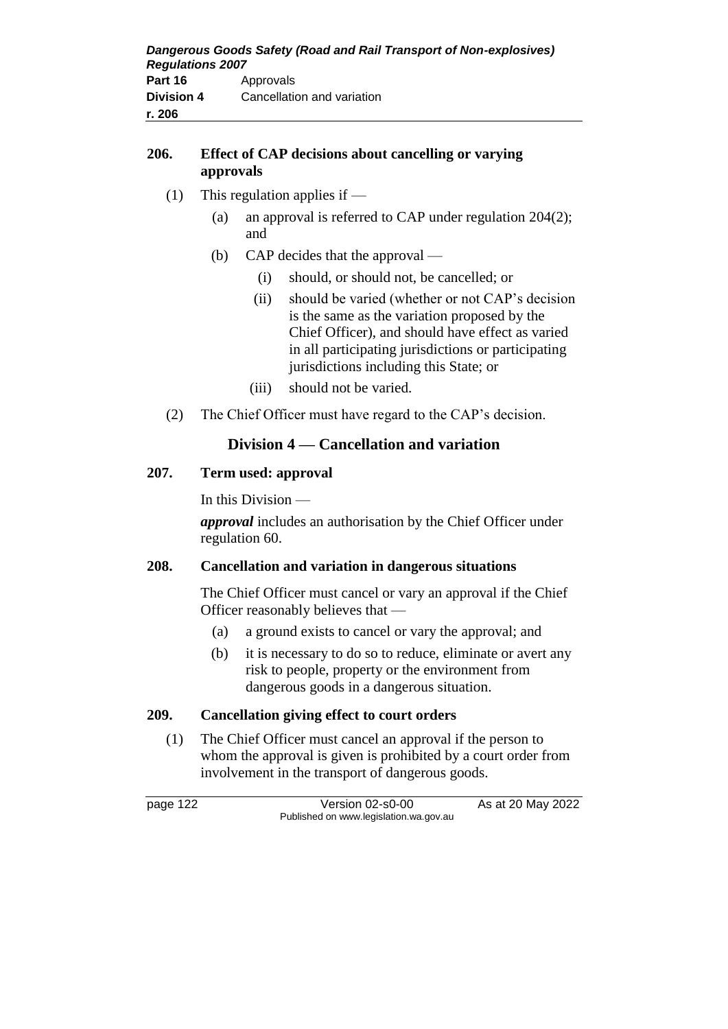**206. Effect of CAP decisions about cancelling or varying approvals**

(1) This regulation applies if —

(a) an approval is referred to CAP under regulation 204(2); and

(b) CAP decides that the approval —

(i) should, or should not, be cancelled; or

(ii) should be varied (whether or not CAP's decision is the same as the variation proposed by the Chief Officer), and should have effect as varied in all participating jurisdictions or participating jurisdictions including this State; or

(iii) should not be varied.

(2) The Chief Officer must have regard to the CAP's decision.

## Division 4 — Cancellation and variation

**207. Term used: approval**

In this Division —

***approval*** includes an authorisation by the Chief Officer under regulation 60.

**208. Cancellation and variation in dangerous situations**

The Chief Officer must cancel or vary an approval if the Chief Officer reasonably believes that —

(a) a ground exists to cancel or vary the approval; and

(b) it is necessary to do so to reduce, eliminate or avert any risk to people, property or the environment from dangerous goods in a dangerous situation.

**209. Cancellation giving effect to court orders**

(1) The Chief Officer must cancel an approval if the person to whom the approval is given is prohibited by a court order from involvement in the transport of dangerous goods.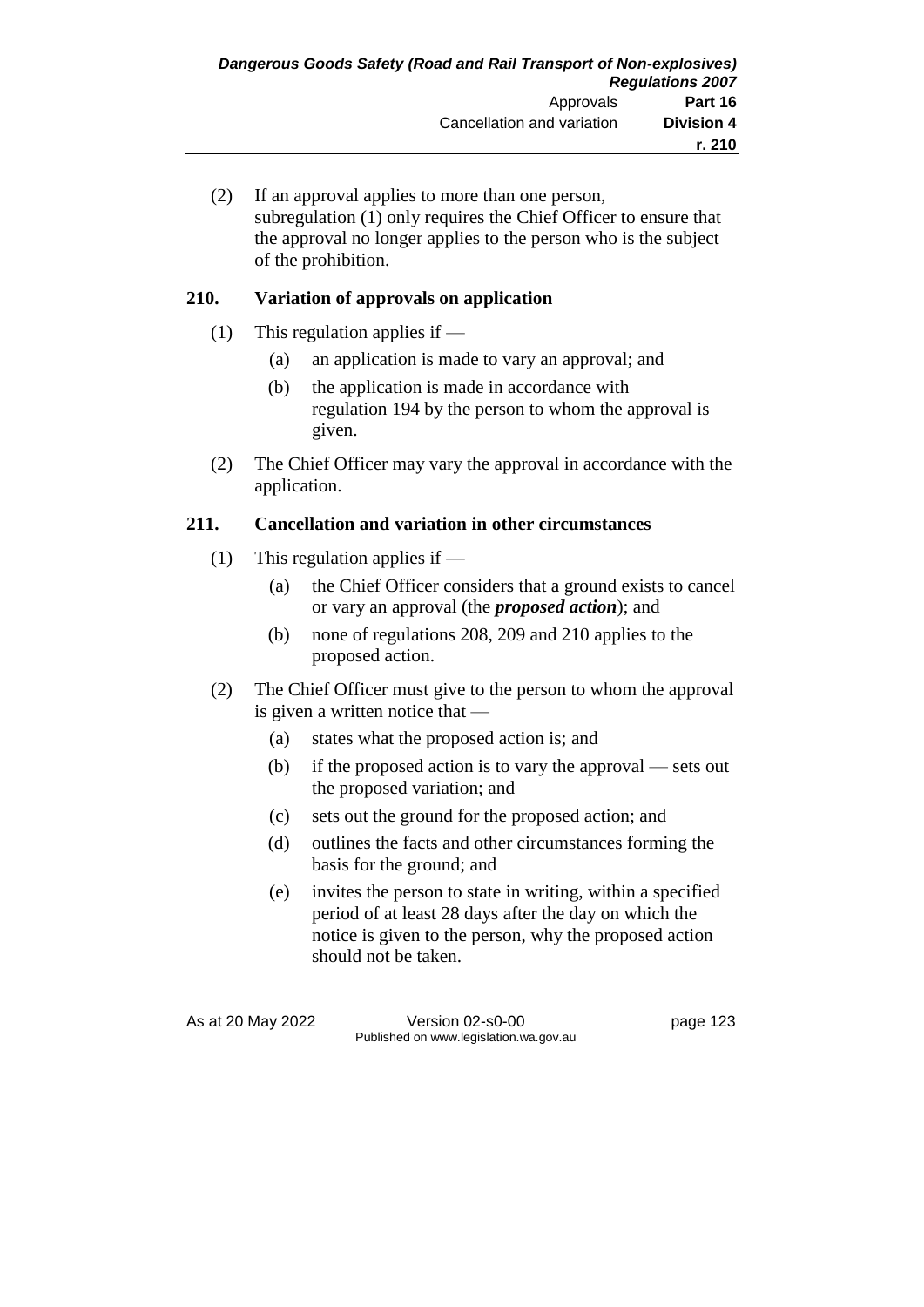(2) If an approval applies to more than one person, subregulation (1) only requires the Chief Officer to ensure that the approval no longer applies to the person who is the subject of the prohibition.

### 210. Variation of approvals on application

(1) This regulation applies if —

  (a) an application is made to vary an approval; and

  (b) the application is made in accordance with regulation 194 by the person to whom the approval is given.

(2) The Chief Officer may vary the approval in accordance with the application.

### 211. Cancellation and variation in other circumstances

(1) This regulation applies if —

  (a) the Chief Officer considers that a ground exists to cancel or vary an approval (the ***proposed action***); and

  (b) none of regulations 208, 209 and 210 applies to the proposed action.

(2) The Chief Officer must give to the person to whom the approval is given a written notice that —

  (a) states what the proposed action is; and

  (b) if the proposed action is to vary the approval — sets out the proposed variation; and

  (c) sets out the ground for the proposed action; and

  (d) outlines the facts and other circumstances forming the basis for the ground; and

  (e) invites the person to state in writing, within a specified period of at least 28 days after the day on which the notice is given to the person, why the proposed action should not be taken.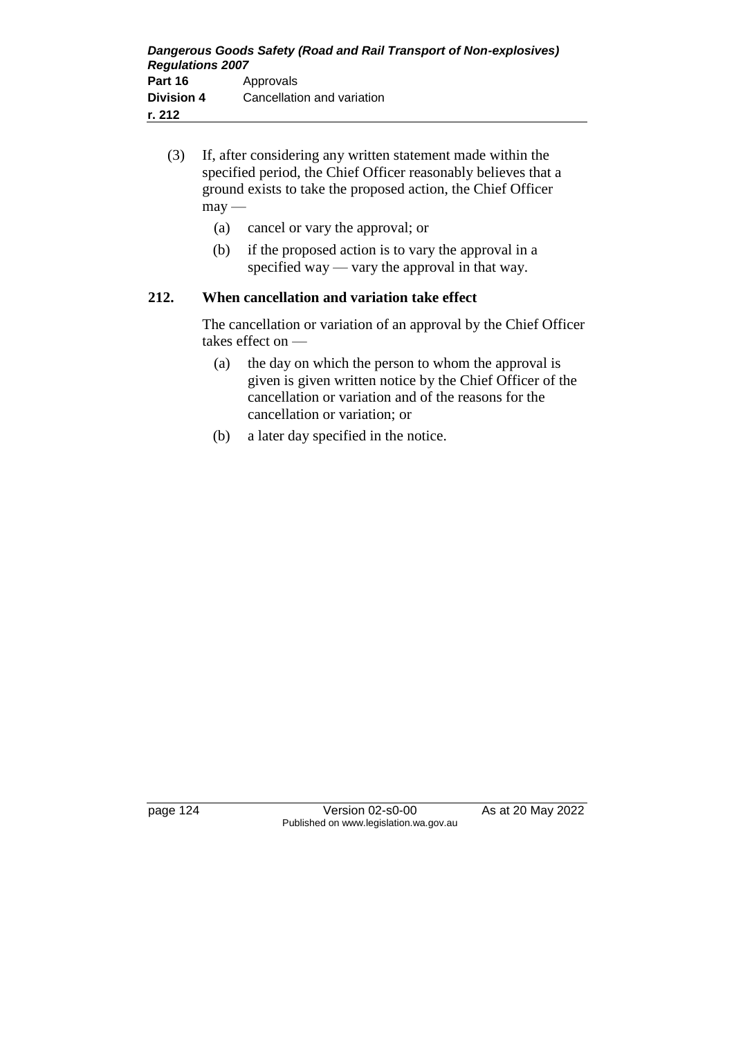(3) If, after considering any written statement made within the specified period, the Chief Officer reasonably believes that a ground exists to take the proposed action, the Chief Officer may —

(a) cancel or vary the approval; or

(b) if the proposed action is to vary the approval in a specified way — vary the approval in that way.

## 212. When cancellation and variation take effect

The cancellation or variation of an approval by the Chief Officer takes effect on —

(a) the day on which the person to whom the approval is given is given written notice by the Chief Officer of the cancellation or variation and of the reasons for the cancellation or variation; or

(b) a later day specified in the notice.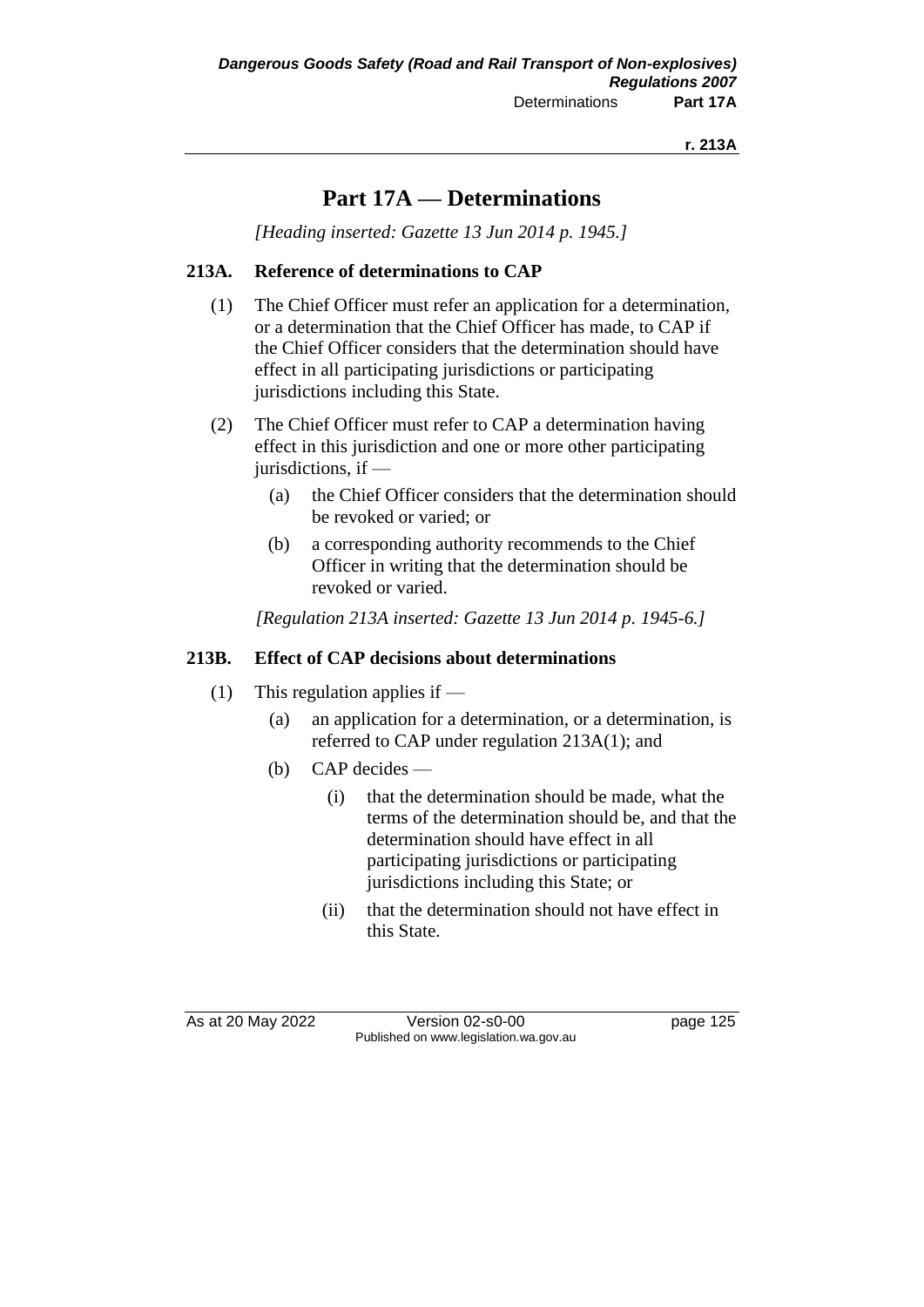# Part 17A — Determinations

*[Heading inserted: Gazette 13 Jun 2014 p. 1945.]*

### 213A. Reference of determinations to CAP

(1) The Chief Officer must refer an application for a determination, or a determination that the Chief Officer has made, to CAP if the Chief Officer considers that the determination should have effect in all participating jurisdictions or participating jurisdictions including this State.

(2) The Chief Officer must refer to CAP a determination having effect in this jurisdiction and one or more other participating jurisdictions, if —

  (a) the Chief Officer considers that the determination should be revoked or varied; or

  (b) a corresponding authority recommends to the Chief Officer in writing that the determination should be revoked or varied.

*[Regulation 213A inserted: Gazette 13 Jun 2014 p. 1945-6.]*

### 213B. Effect of CAP decisions about determinations

(1) This regulation applies if —

  (a) an application for a determination, or a determination, is referred to CAP under regulation 213A(1); and

  (b) CAP decides —

    (i) that the determination should be made, what the terms of the determination should be, and that the determination should have effect in all participating jurisdictions or participating jurisdictions including this State; or

    (ii) that the determination should not have effect in this State.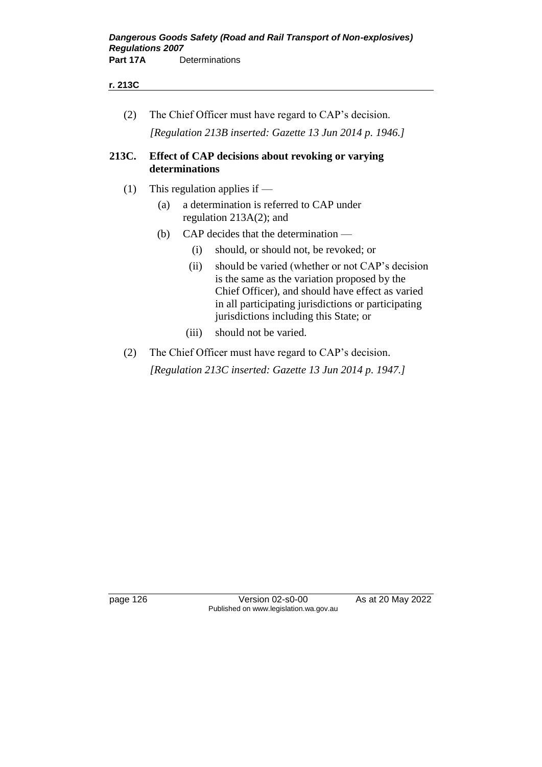(2) The Chief Officer must have regard to CAP's decision.

*[Regulation 213B inserted: Gazette 13 Jun 2014 p. 1946.]*

**213C. Effect of CAP decisions about revoking or varying determinations**

(1) This regulation applies if —

(a) a determination is referred to CAP under regulation 213A(2); and

(b) CAP decides that the determination —

(i) should, or should not, be revoked; or

(ii) should be varied (whether or not CAP's decision is the same as the variation proposed by the Chief Officer), and should have effect as varied in all participating jurisdictions or participating jurisdictions including this State; or

(iii) should not be varied.

(2) The Chief Officer must have regard to CAP's decision.

*[Regulation 213C inserted: Gazette 13 Jun 2014 p. 1947.]*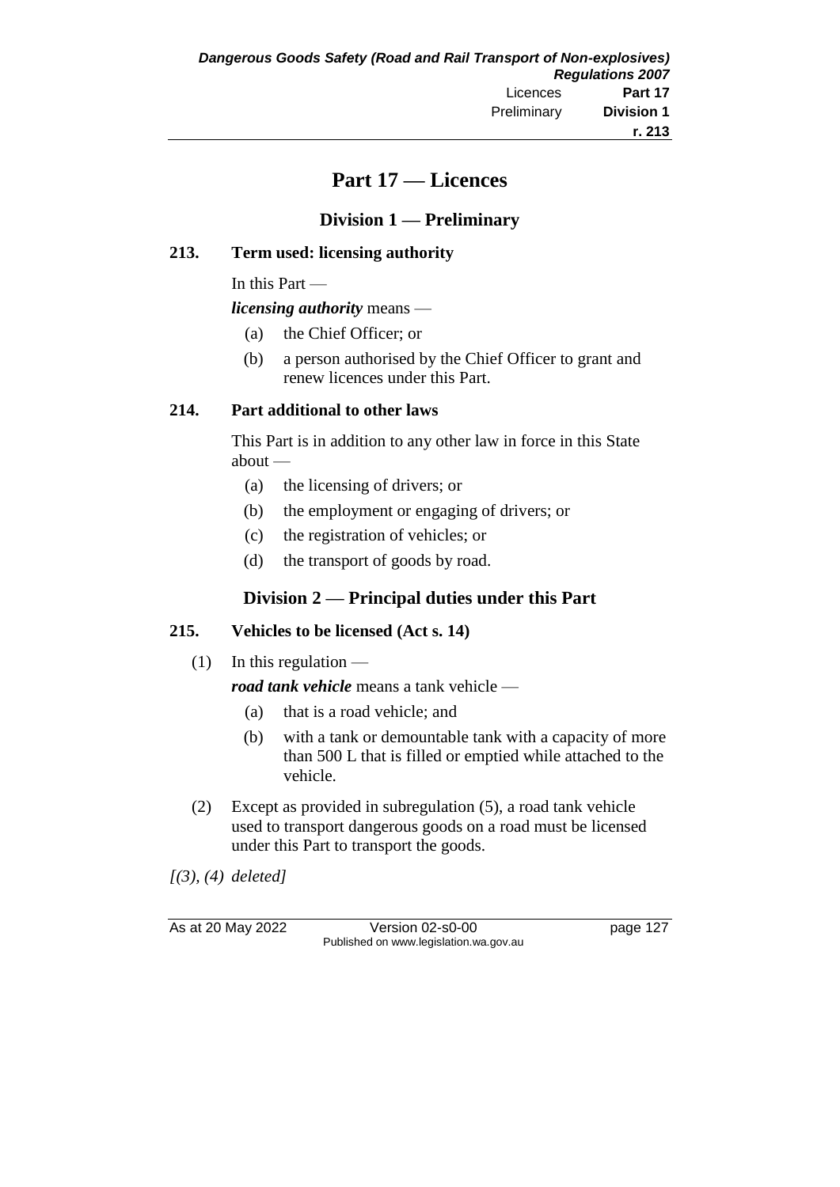# Part 17 — Licences

## Division 1 — Preliminary

### 213. Term used: licensing authority

In this Part —

***licensing authority*** means —

(a) the Chief Officer; or

(b) a person authorised by the Chief Officer to grant and renew licences under this Part.

### 214. Part additional to other laws

This Part is in addition to any other law in force in this State about —

(a) the licensing of drivers; or

(b) the employment or engaging of drivers; or

(c) the registration of vehicles; or

(d) the transport of goods by road.

## Division 2 — Principal duties under this Part

### 215. Vehicles to be licensed (Act s. 14)

(1) In this regulation —

***road tank vehicle*** means a tank vehicle —

(a) that is a road vehicle; and

(b) with a tank or demountable tank with a capacity of more than 500 L that is filled or emptied while attached to the vehicle.

(2) Except as provided in subregulation (5), a road tank vehicle used to transport dangerous goods on a road must be licensed under this Part to transport the goods.

*[(3), (4) deleted]*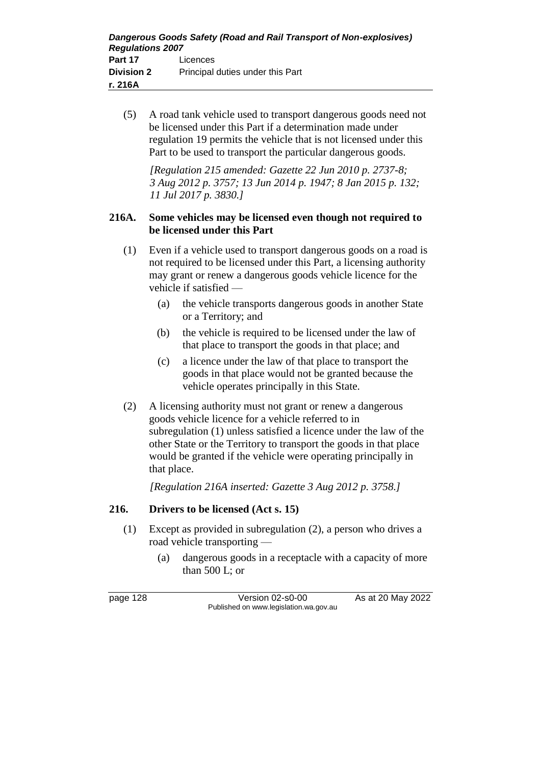(5) A road tank vehicle used to transport dangerous goods need not be licensed under this Part if a determination made under regulation 19 permits the vehicle that is not licensed under this Part to be used to transport the particular dangerous goods.

*[Regulation 215 amended: Gazette 22 Jun 2010 p. 2737-8; 3 Aug 2012 p. 3757; 13 Jun 2014 p. 1947; 8 Jan 2015 p. 132; 11 Jul 2017 p. 3830.]*

### 216A. Some vehicles may be licensed even though not required to be licensed under this Part

(1) Even if a vehicle used to transport dangerous goods on a road is not required to be licensed under this Part, a licensing authority may grant or renew a dangerous goods vehicle licence for the vehicle if satisfied —

- (a) the vehicle transports dangerous goods in another State or a Territory; and
- (b) the vehicle is required to be licensed under the law of that place to transport the goods in that place; and
- (c) a licence under the law of that place to transport the goods in that place would not be granted because the vehicle operates principally in this State.

(2) A licensing authority must not grant or renew a dangerous goods vehicle licence for a vehicle referred to in subregulation (1) unless satisfied a licence under the law of the other State or the Territory to transport the goods in that place would be granted if the vehicle were operating principally in that place.

*[Regulation 216A inserted: Gazette 3 Aug 2012 p. 3758.]*

### 216. Drivers to be licensed (Act s. 15)

(1) Except as provided in subregulation (2), a person who drives a road vehicle transporting —

- (a) dangerous goods in a receptacle with a capacity of more than 500 L; or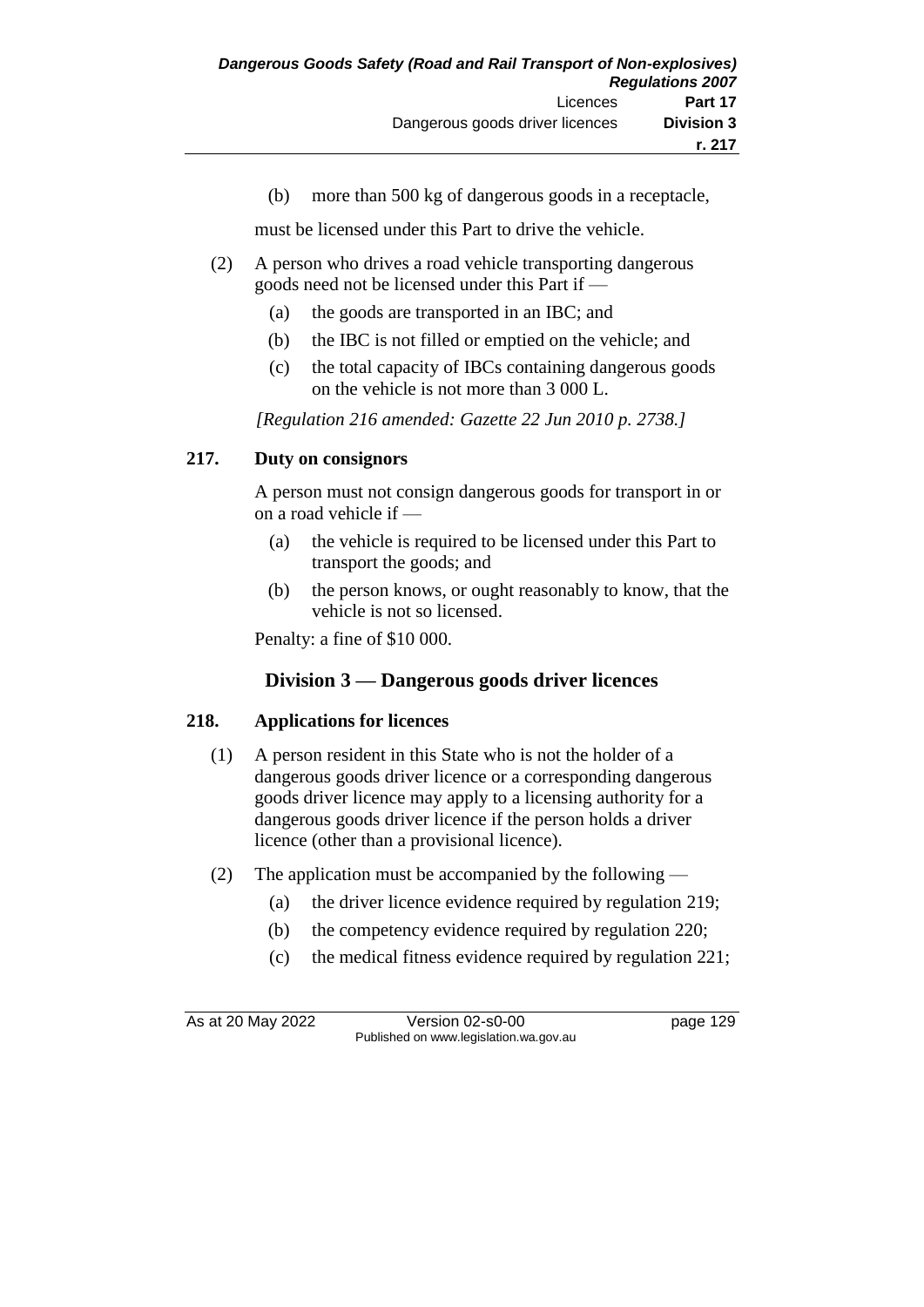(b) more than 500 kg of dangerous goods in a receptacle,

must be licensed under this Part to drive the vehicle.

(2) A person who drives a road vehicle transporting dangerous goods need not be licensed under this Part if —

(a) the goods are transported in an IBC; and

(b) the IBC is not filled or emptied on the vehicle; and

(c) the total capacity of IBCs containing dangerous goods on the vehicle is not more than 3 000 L.

*[Regulation 216 amended: Gazette 22 Jun 2010 p. 2738.]*

**217. Duty on consignors**

A person must not consign dangerous goods for transport in or on a road vehicle if —

(a) the vehicle is required to be licensed under this Part to transport the goods; and

(b) the person knows, or ought reasonably to know, that the vehicle is not so licensed.

Penalty: a fine of $10 000.

## Division 3 — Dangerous goods driver licences

**218. Applications for licences**

(1) A person resident in this State who is not the holder of a dangerous goods driver licence or a corresponding dangerous goods driver licence may apply to a licensing authority for a dangerous goods driver licence if the person holds a driver licence (other than a provisional licence).

(2) The application must be accompanied by the following —

(a) the driver licence evidence required by regulation 219;

(b) the competency evidence required by regulation 220;

(c) the medical fitness evidence required by regulation 221;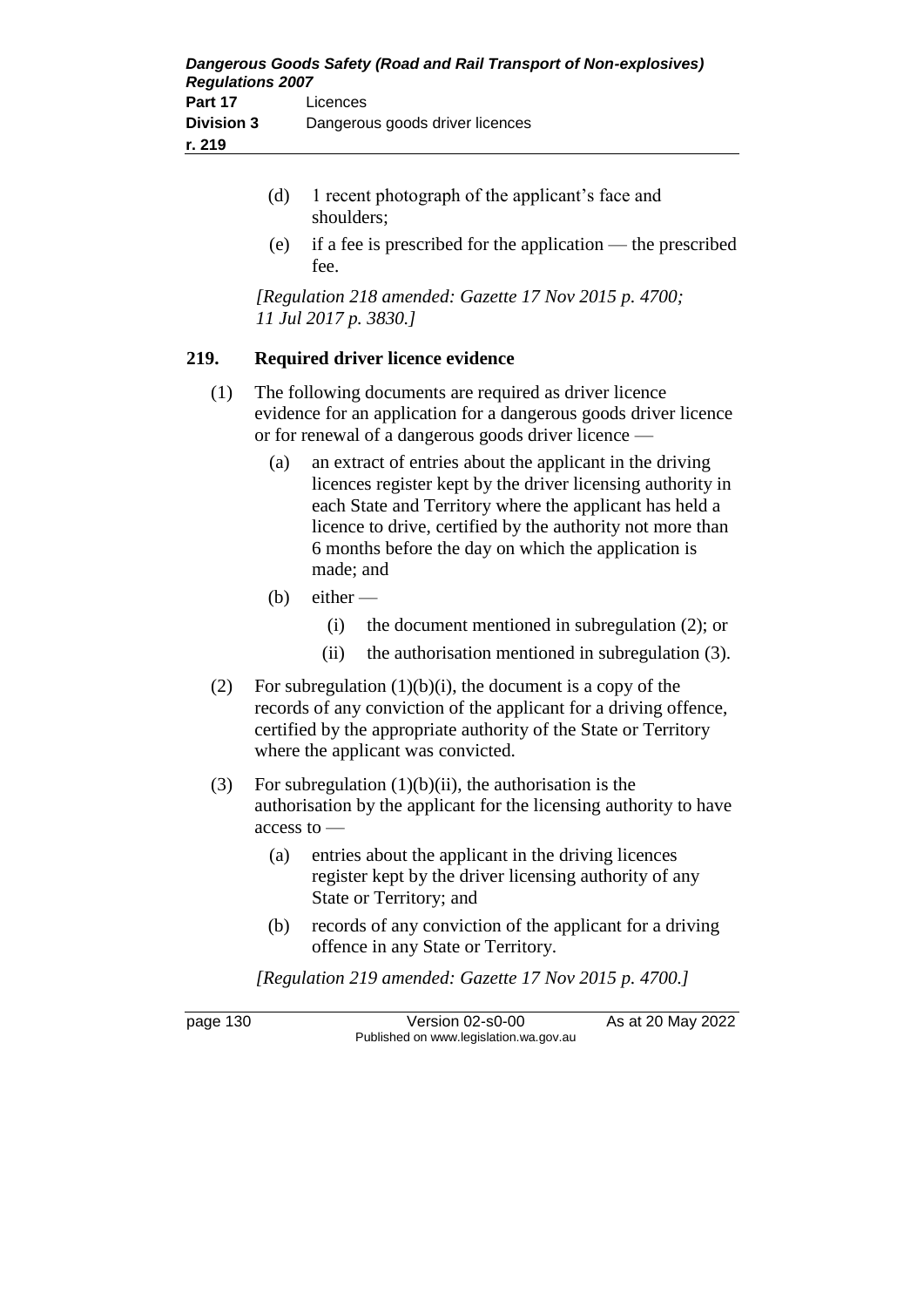(d) 1 recent photograph of the applicant's face and shoulders;

(e) if a fee is prescribed for the application — the prescribed fee.

*[Regulation 218 amended: Gazette 17 Nov 2015 p. 4700; 11 Jul 2017 p. 3830.]*

## 219. Required driver licence evidence

(1) The following documents are required as driver licence evidence for an application for a dangerous goods driver licence or for renewal of a dangerous goods driver licence —

(a) an extract of entries about the applicant in the driving licences register kept by the driver licensing authority in each State and Territory where the applicant has held a licence to drive, certified by the authority not more than 6 months before the day on which the application is made; and

(b) either —

(i) the document mentioned in subregulation (2); or

(ii) the authorisation mentioned in subregulation (3).

(2) For subregulation (1)(b)(i), the document is a copy of the records of any conviction of the applicant for a driving offence, certified by the appropriate authority of the State or Territory where the applicant was convicted.

(3) For subregulation (1)(b)(ii), the authorisation is the authorisation by the applicant for the licensing authority to have access to —

(a) entries about the applicant in the driving licences register kept by the driver licensing authority of any State or Territory; and

(b) records of any conviction of the applicant for a driving offence in any State or Territory.

*[Regulation 219 amended: Gazette 17 Nov 2015 p. 4700.]*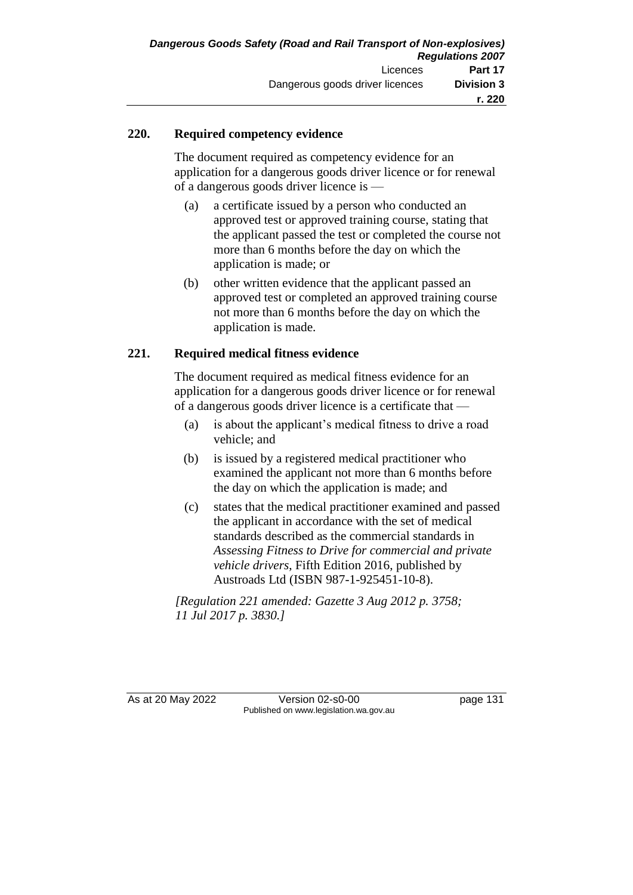### 220. Required competency evidence

The document required as competency evidence for an application for a dangerous goods driver licence or for renewal of a dangerous goods driver licence is —

(a) a certificate issued by a person who conducted an approved test or approved training course, stating that the applicant passed the test or completed the course not more than 6 months before the day on which the application is made; or

(b) other written evidence that the applicant passed an approved test or completed an approved training course not more than 6 months before the day on which the application is made.

### 221. Required medical fitness evidence

The document required as medical fitness evidence for an application for a dangerous goods driver licence or for renewal of a dangerous goods driver licence is a certificate that —

(a) is about the applicant's medical fitness to drive a road vehicle; and

(b) is issued by a registered medical practitioner who examined the applicant not more than 6 months before the day on which the application is made; and

(c) states that the medical practitioner examined and passed the applicant in accordance with the set of medical standards described as the commercial standards in *Assessing Fitness to Drive for commercial and private vehicle drivers*, Fifth Edition 2016, published by Austroads Ltd (ISBN 987-1-925451-10-8).

*[Regulation 221 amended: Gazette 3 Aug 2012 p. 3758; 11 Jul 2017 p. 3830.]*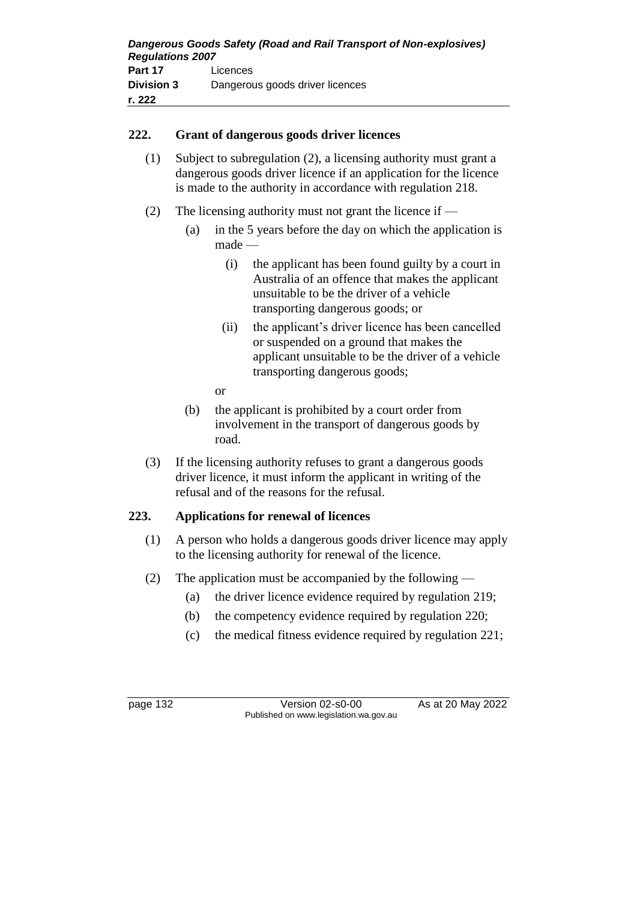## 222. Grant of dangerous goods driver licences

(1) Subject to subregulation (2), a licensing authority must grant a dangerous goods driver licence if an application for the licence is made to the authority in accordance with regulation 218.

(2) The licensing authority must not grant the licence if —

- (a) in the 5 years before the day on which the application is made —
  - (i) the applicant has been found guilty by a court in Australia of an offence that makes the applicant unsuitable to be the driver of a vehicle transporting dangerous goods; or
  - (ii) the applicant's driver licence has been cancelled or suspended on a ground that makes the applicant unsuitable to be the driver of a vehicle transporting dangerous goods;

  or
- (b) the applicant is prohibited by a court order from involvement in the transport of dangerous goods by road.

(3) If the licensing authority refuses to grant a dangerous goods driver licence, it must inform the applicant in writing of the refusal and of the reasons for the refusal.

## 223. Applications for renewal of licences

(1) A person who holds a dangerous goods driver licence may apply to the licensing authority for renewal of the licence.

(2) The application must be accompanied by the following —

- (a) the driver licence evidence required by regulation 219;
- (b) the competency evidence required by regulation 220;
- (c) the medical fitness evidence required by regulation 221;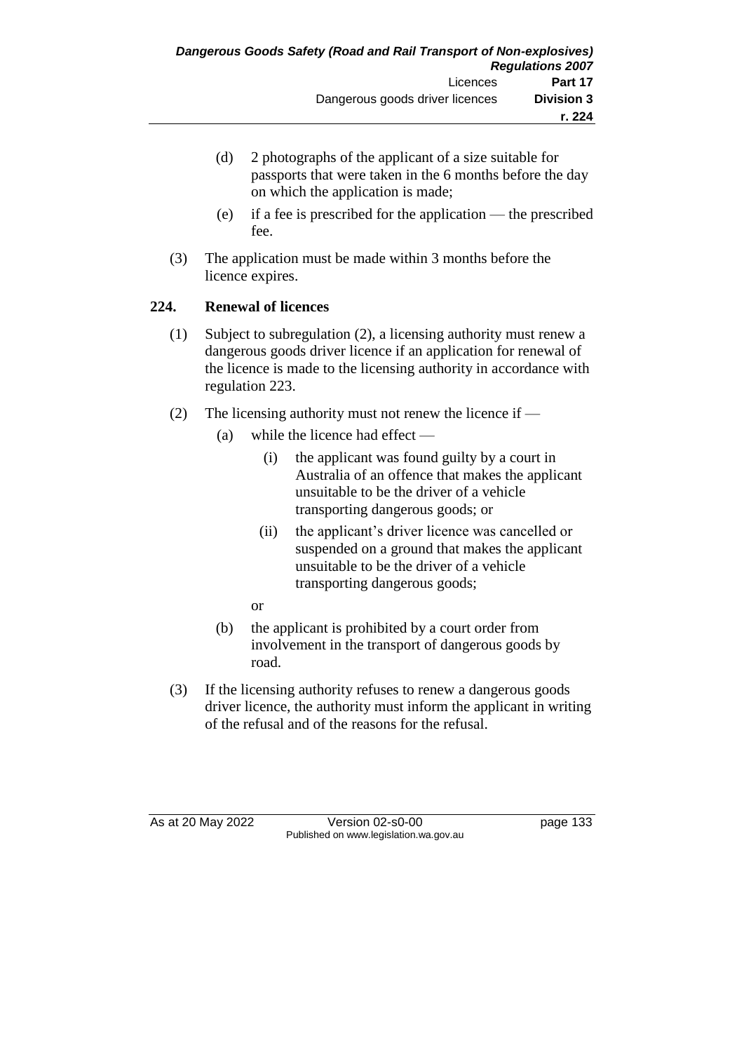(d) 2 photographs of the applicant of a size suitable for passports that were taken in the 6 months before the day on which the application is made;

(e) if a fee is prescribed for the application — the prescribed fee.

(3) The application must be made within 3 months before the licence expires.

## 224. Renewal of licences

(1) Subject to subregulation (2), a licensing authority must renew a dangerous goods driver licence if an application for renewal of the licence is made to the licensing authority in accordance with regulation 223.

(2) The licensing authority must not renew the licence if —

(a) while the licence had effect —

(i) the applicant was found guilty by a court in Australia of an offence that makes the applicant unsuitable to be the driver of a vehicle transporting dangerous goods; or

(ii) the applicant's driver licence was cancelled or suspended on a ground that makes the applicant unsuitable to be the driver of a vehicle transporting dangerous goods;

or

(b) the applicant is prohibited by a court order from involvement in the transport of dangerous goods by road.

(3) If the licensing authority refuses to renew a dangerous goods driver licence, the authority must inform the applicant in writing of the refusal and of the reasons for the refusal.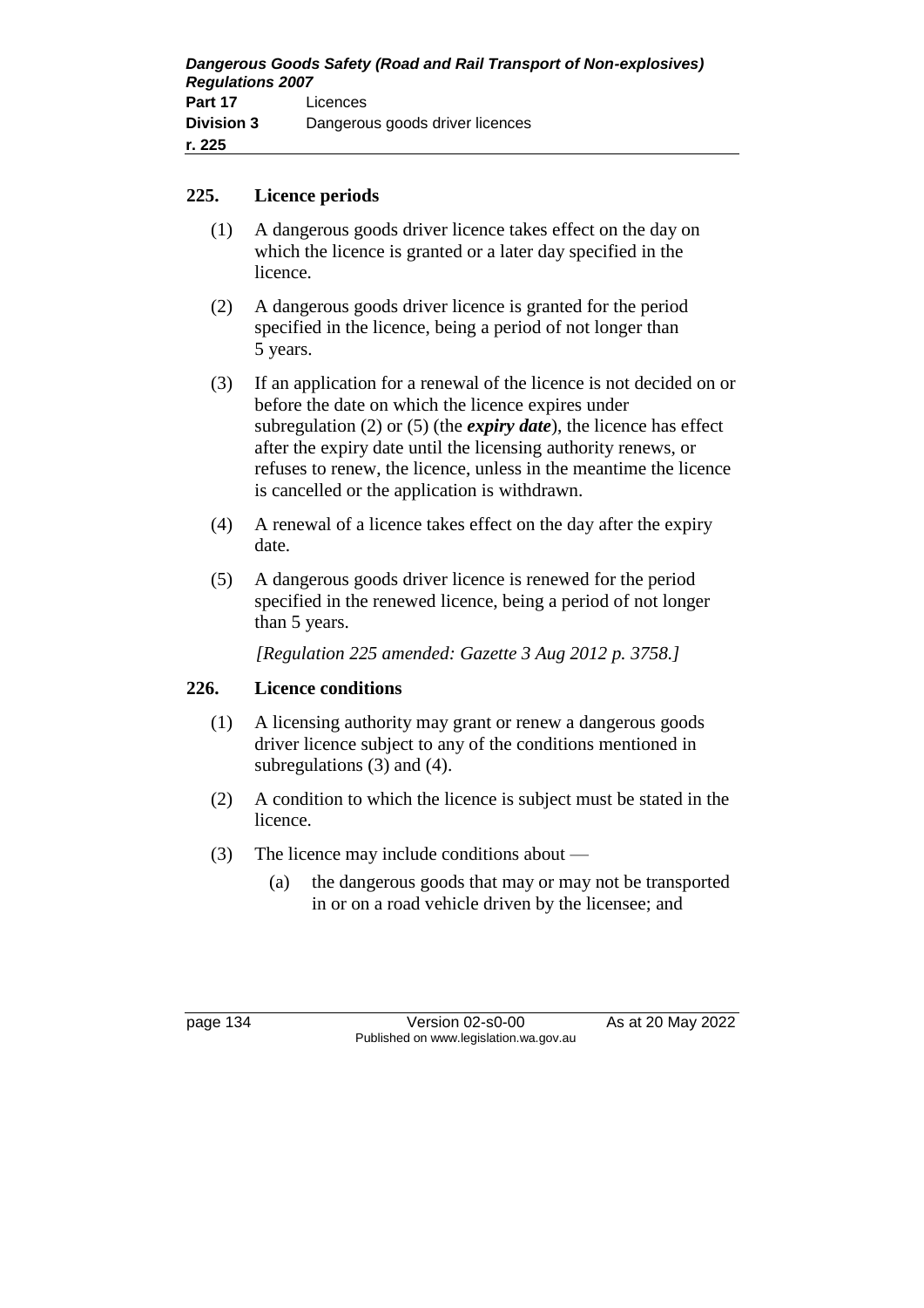## 225. Licence periods

(1) A dangerous goods driver licence takes effect on the day on which the licence is granted or a later day specified in the licence.

(2) A dangerous goods driver licence is granted for the period specified in the licence, being a period of not longer than 5 years.

(3) If an application for a renewal of the licence is not decided on or before the date on which the licence expires under subregulation (2) or (5) (the ***expiry date***), the licence has effect after the expiry date until the licensing authority renews, or refuses to renew, the licence, unless in the meantime the licence is cancelled or the application is withdrawn.

(4) A renewal of a licence takes effect on the day after the expiry date.

(5) A dangerous goods driver licence is renewed for the period specified in the renewed licence, being a period of not longer than 5 years.

*[Regulation 225 amended: Gazette 3 Aug 2012 p. 3758.]*

## 226. Licence conditions

(1) A licensing authority may grant or renew a dangerous goods driver licence subject to any of the conditions mentioned in subregulations (3) and (4).

(2) A condition to which the licence is subject must be stated in the licence.

(3) The licence may include conditions about —

(a) the dangerous goods that may or may not be transported in or on a road vehicle driven by the licensee; and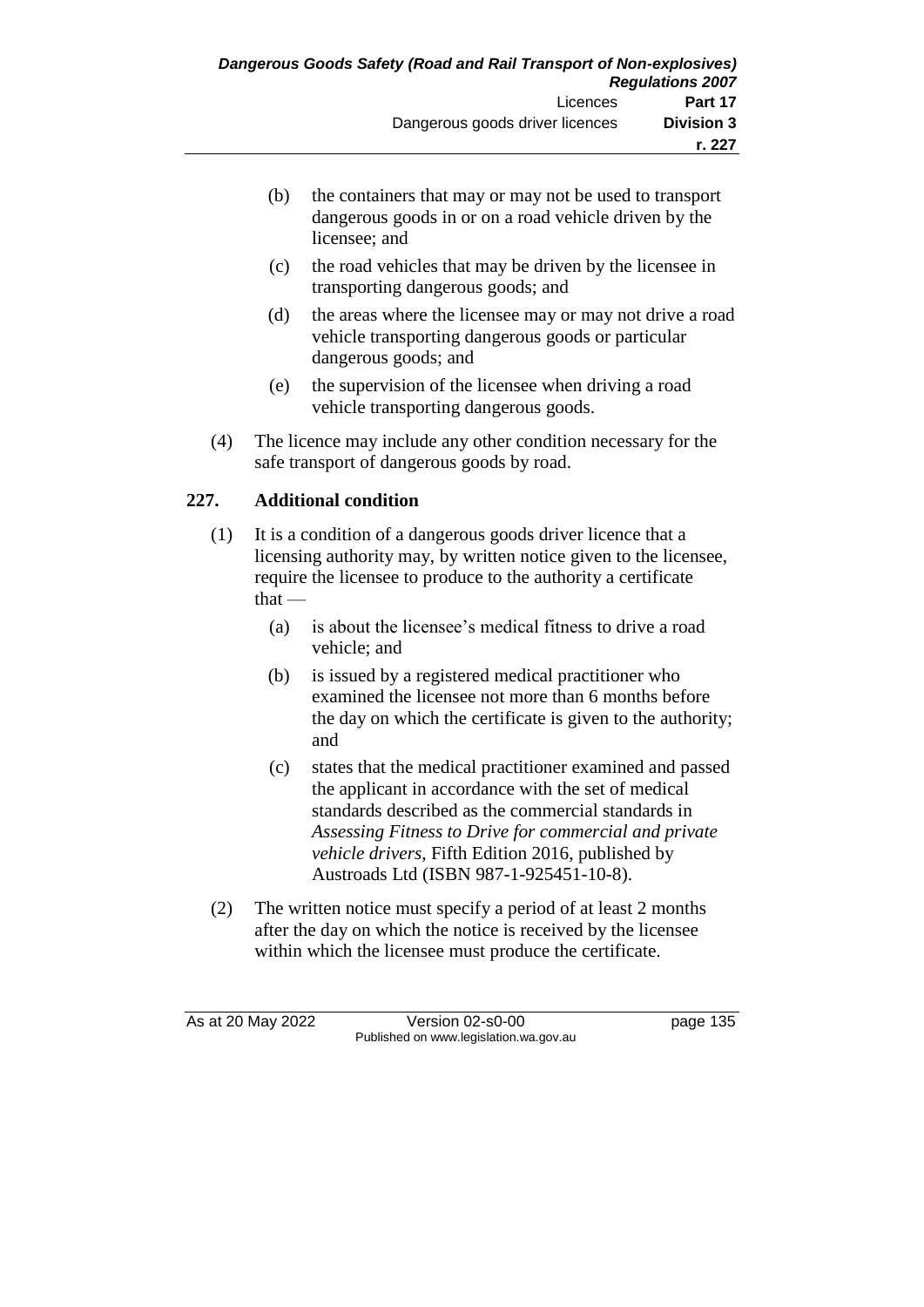(b) the containers that may or may not be used to transport dangerous goods in or on a road vehicle driven by the licensee; and

(c) the road vehicles that may be driven by the licensee in transporting dangerous goods; and

(d) the areas where the licensee may or may not drive a road vehicle transporting dangerous goods or particular dangerous goods; and

(e) the supervision of the licensee when driving a road vehicle transporting dangerous goods.

(4) The licence may include any other condition necessary for the safe transport of dangerous goods by road.

## 227. Additional condition

(1) It is a condition of a dangerous goods driver licence that a licensing authority may, by written notice given to the licensee, require the licensee to produce to the authority a certificate that —

(a) is about the licensee's medical fitness to drive a road vehicle; and

(b) is issued by a registered medical practitioner who examined the licensee not more than 6 months before the day on which the certificate is given to the authority; and

(c) states that the medical practitioner examined and passed the applicant in accordance with the set of medical standards described as the commercial standards in *Assessing Fitness to Drive for commercial and private vehicle drivers*, Fifth Edition 2016, published by Austroads Ltd (ISBN 987-1-925451-10-8).

(2) The written notice must specify a period of at least 2 months after the day on which the notice is received by the licensee within which the licensee must produce the certificate.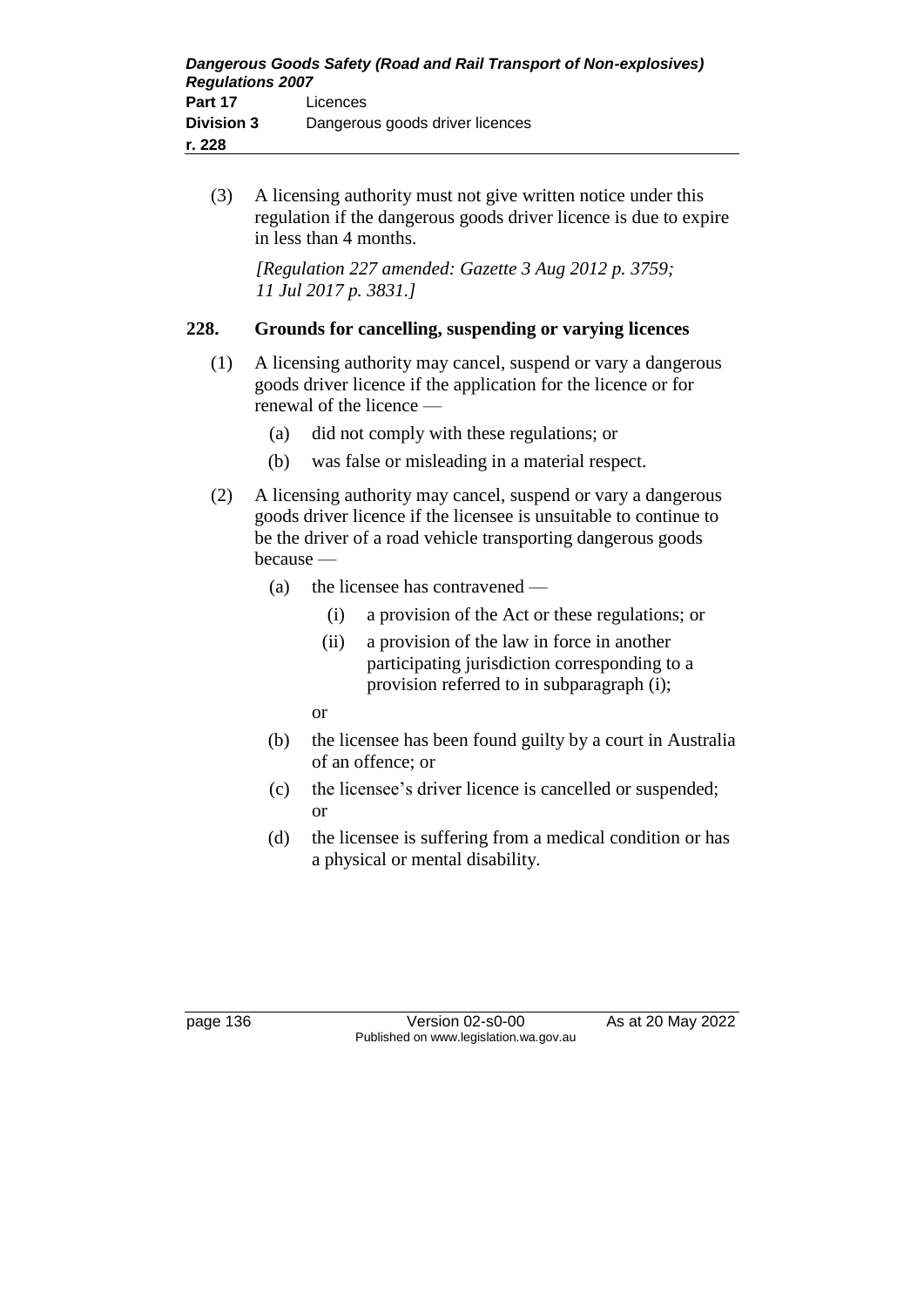(3) A licensing authority must not give written notice under this regulation if the dangerous goods driver licence is due to expire in less than 4 months.

*[Regulation 227 amended: Gazette 3 Aug 2012 p. 3759; 11 Jul 2017 p. 3831.]*

### 228. Grounds for cancelling, suspending or varying licences

(1) A licensing authority may cancel, suspend or vary a dangerous goods driver licence if the application for the licence or for renewal of the licence —

- (a) did not comply with these regulations; or
- (b) was false or misleading in a material respect.

(2) A licensing authority may cancel, suspend or vary a dangerous goods driver licence if the licensee is unsuitable to continue to be the driver of a road vehicle transporting dangerous goods because —

- (a) the licensee has contravened —
  - (i) a provision of the Act or these regulations; or
  - (ii) a provision of the law in force in another participating jurisdiction corresponding to a provision referred to in subparagraph (i);

  or
- (b) the licensee has been found guilty by a court in Australia of an offence; or
- (c) the licensee's driver licence is cancelled or suspended; or
- (d) the licensee is suffering from a medical condition or has a physical or mental disability.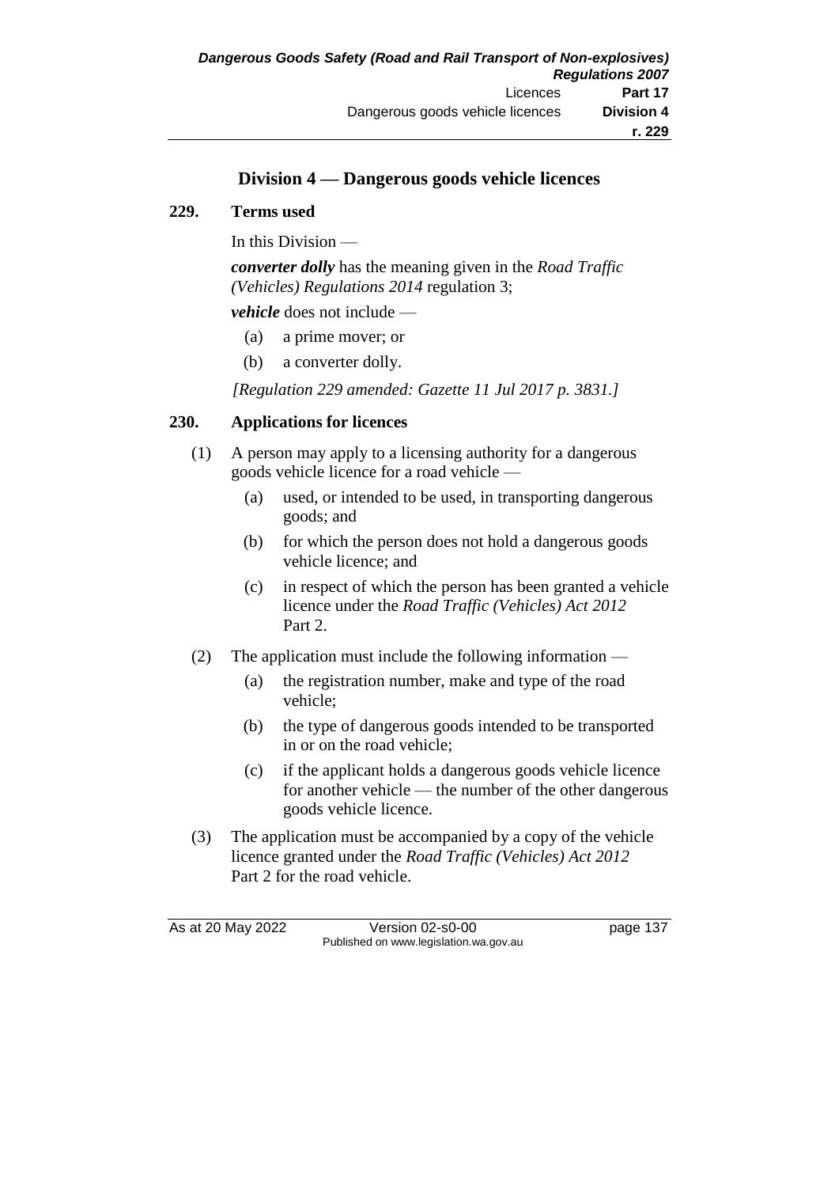## Division 4 — Dangerous goods vehicle licences

### 229. Terms used

In this Division —

***converter dolly*** has the meaning given in the *Road Traffic (Vehicles) Regulations 2014* regulation 3;

***vehicle*** does not include —

(a) a prime mover; or

(b) a converter dolly.

*[Regulation 229 amended: Gazette 11 Jul 2017 p. 3831.]*

### 230. Applications for licences

(1) A person may apply to a licensing authority for a dangerous goods vehicle licence for a road vehicle —

(a) used, or intended to be used, in transporting dangerous goods; and

(b) for which the person does not hold a dangerous goods vehicle licence; and

(c) in respect of which the person has been granted a vehicle licence under the *Road Traffic (Vehicles) Act 2012* Part 2.

(2) The application must include the following information —

(a) the registration number, make and type of the road vehicle;

(b) the type of dangerous goods intended to be transported in or on the road vehicle;

(c) if the applicant holds a dangerous goods vehicle licence for another vehicle — the number of the other dangerous goods vehicle licence.

(3) The application must be accompanied by a copy of the vehicle licence granted under the *Road Traffic (Vehicles) Act 2012* Part 2 for the road vehicle.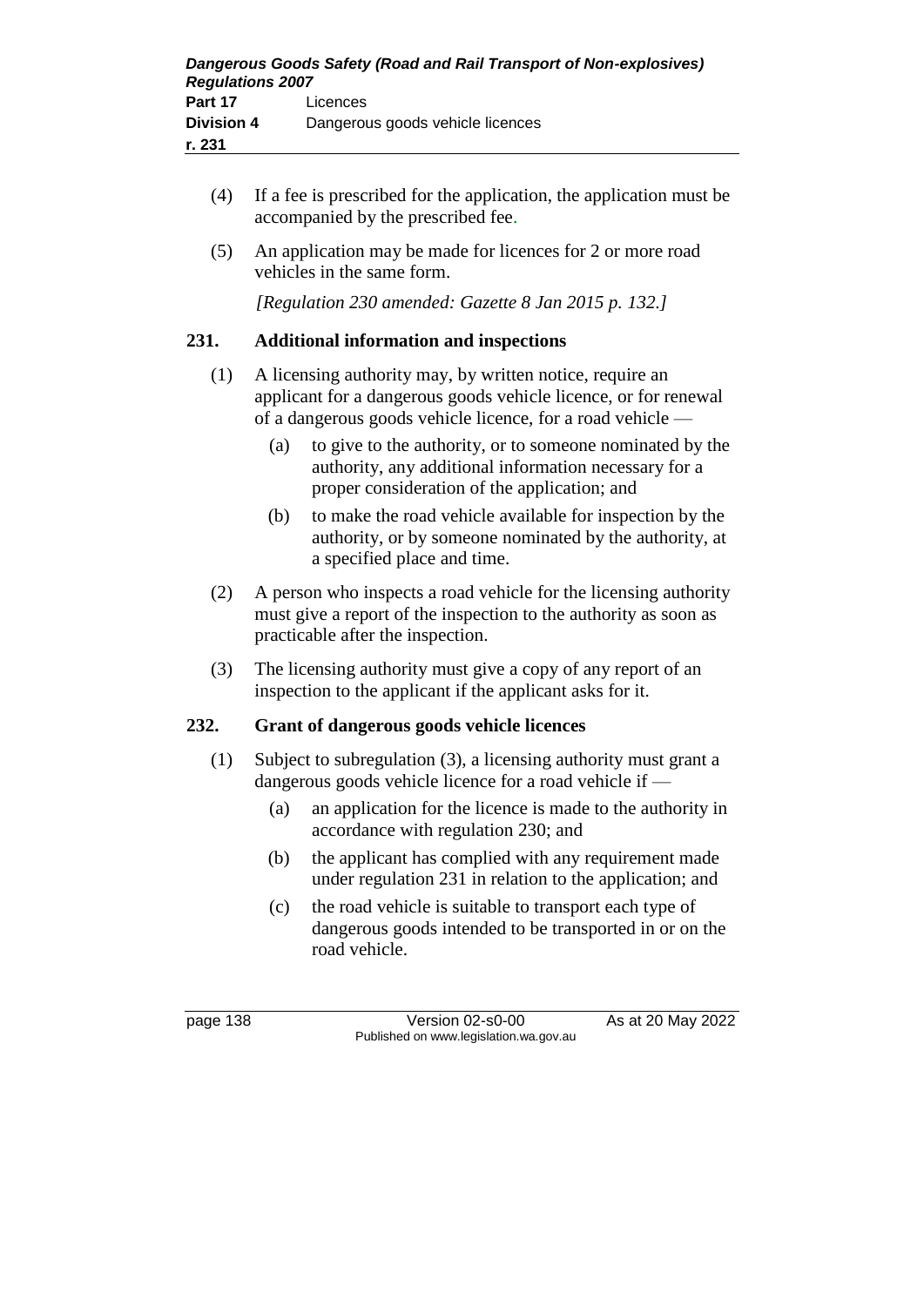(4) If a fee is prescribed for the application, the application must be accompanied by the prescribed fee.

(5) An application may be made for licences for 2 or more road vehicles in the same form.

*[Regulation 230 amended: Gazette 8 Jan 2015 p. 132.]*

## 231. Additional information and inspections

(1) A licensing authority may, by written notice, require an applicant for a dangerous goods vehicle licence, or for renewal of a dangerous goods vehicle licence, for a road vehicle —

(a) to give to the authority, or to someone nominated by the authority, any additional information necessary for a proper consideration of the application; and

(b) to make the road vehicle available for inspection by the authority, or by someone nominated by the authority, at a specified place and time.

(2) A person who inspects a road vehicle for the licensing authority must give a report of the inspection to the authority as soon as practicable after the inspection.

(3) The licensing authority must give a copy of any report of an inspection to the applicant if the applicant asks for it.

## 232. Grant of dangerous goods vehicle licences

(1) Subject to subregulation (3), a licensing authority must grant a dangerous goods vehicle licence for a road vehicle if —

(a) an application for the licence is made to the authority in accordance with regulation 230; and

(b) the applicant has complied with any requirement made under regulation 231 in relation to the application; and

(c) the road vehicle is suitable to transport each type of dangerous goods intended to be transported in or on the road vehicle.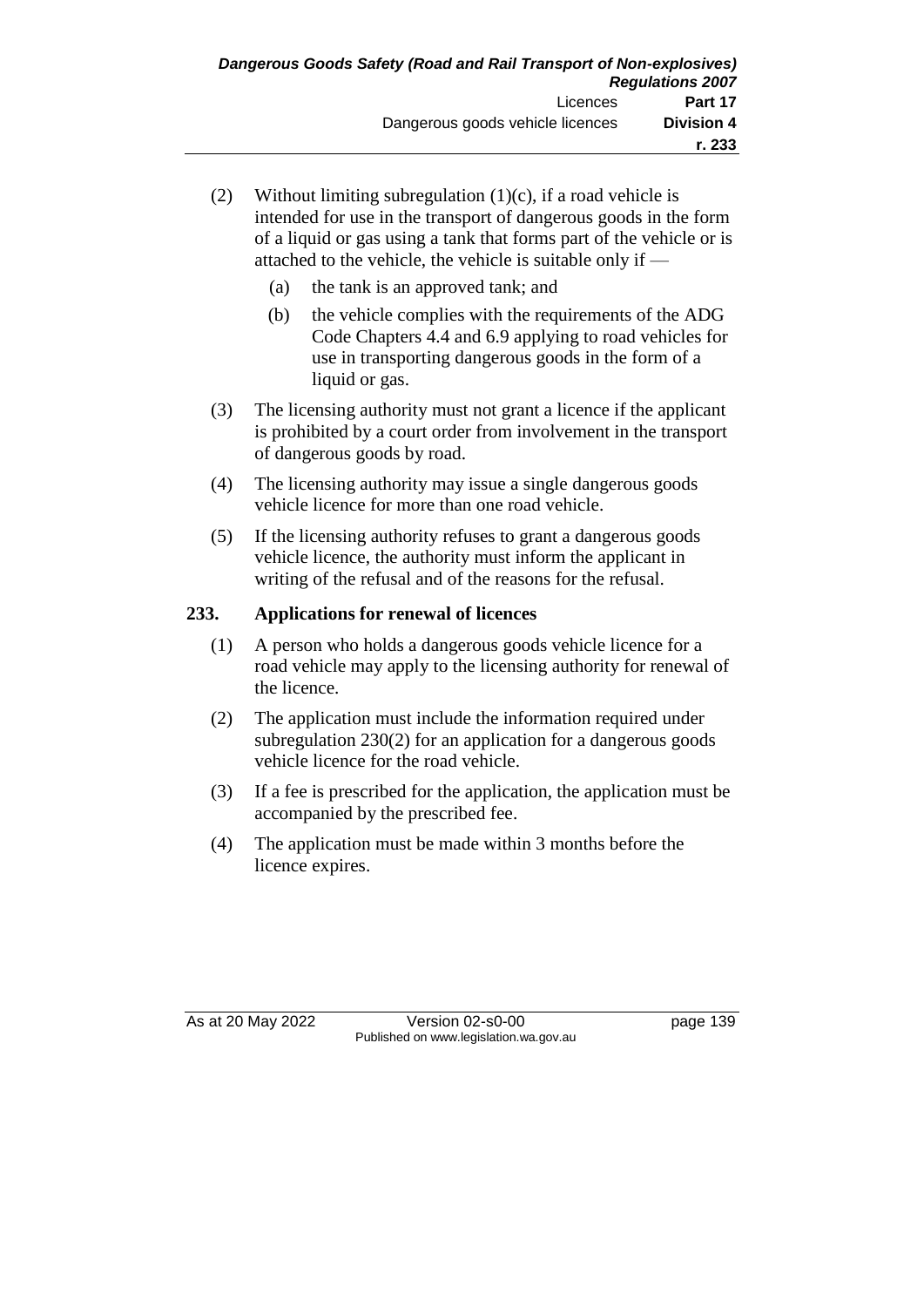(2) Without limiting subregulation (1)(c), if a road vehicle is intended for use in the transport of dangerous goods in the form of a liquid or gas using a tank that forms part of the vehicle or is attached to the vehicle, the vehicle is suitable only if —

  (a) the tank is an approved tank; and

  (b) the vehicle complies with the requirements of the ADG Code Chapters 4.4 and 6.9 applying to road vehicles for use in transporting dangerous goods in the form of a liquid or gas.

(3) The licensing authority must not grant a licence if the applicant is prohibited by a court order from involvement in the transport of dangerous goods by road.

(4) The licensing authority may issue a single dangerous goods vehicle licence for more than one road vehicle.

(5) If the licensing authority refuses to grant a dangerous goods vehicle licence, the authority must inform the applicant in writing of the refusal and of the reasons for the refusal.

## 233. Applications for renewal of licences

(1) A person who holds a dangerous goods vehicle licence for a road vehicle may apply to the licensing authority for renewal of the licence.

(2) The application must include the information required under subregulation 230(2) for an application for a dangerous goods vehicle licence for the road vehicle.

(3) If a fee is prescribed for the application, the application must be accompanied by the prescribed fee.

(4) The application must be made within 3 months before the licence expires.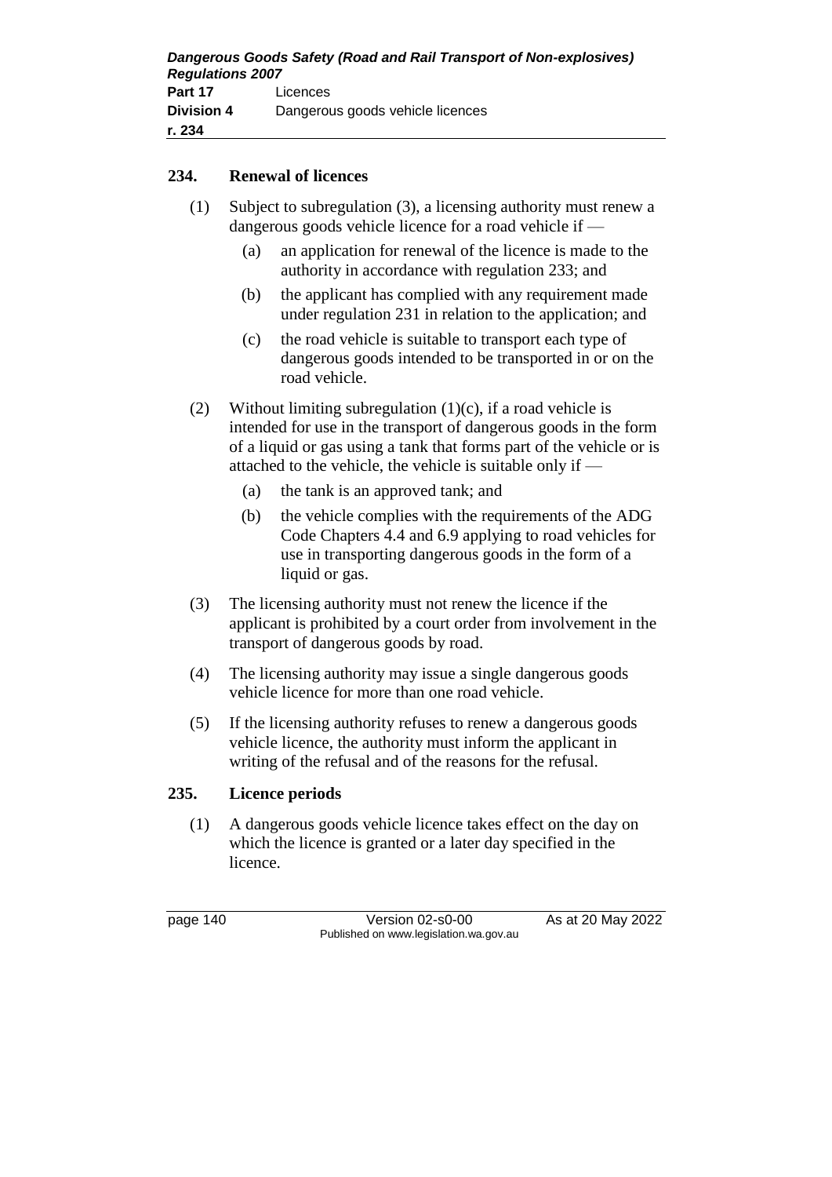## 234. Renewal of licences

(1) Subject to subregulation (3), a licensing authority must renew a dangerous goods vehicle licence for a road vehicle if —

(a) an application for renewal of the licence is made to the authority in accordance with regulation 233; and

(b) the applicant has complied with any requirement made under regulation 231 in relation to the application; and

(c) the road vehicle is suitable to transport each type of dangerous goods intended to be transported in or on the road vehicle.

(2) Without limiting subregulation (1)(c), if a road vehicle is intended for use in the transport of dangerous goods in the form of a liquid or gas using a tank that forms part of the vehicle or is attached to the vehicle, the vehicle is suitable only if —

(a) the tank is an approved tank; and

(b) the vehicle complies with the requirements of the ADG Code Chapters 4.4 and 6.9 applying to road vehicles for use in transporting dangerous goods in the form of a liquid or gas.

(3) The licensing authority must not renew the licence if the applicant is prohibited by a court order from involvement in the transport of dangerous goods by road.

(4) The licensing authority may issue a single dangerous goods vehicle licence for more than one road vehicle.

(5) If the licensing authority refuses to renew a dangerous goods vehicle licence, the authority must inform the applicant in writing of the refusal and of the reasons for the refusal.

## 235. Licence periods

(1) A dangerous goods vehicle licence takes effect on the day on which the licence is granted or a later day specified in the licence.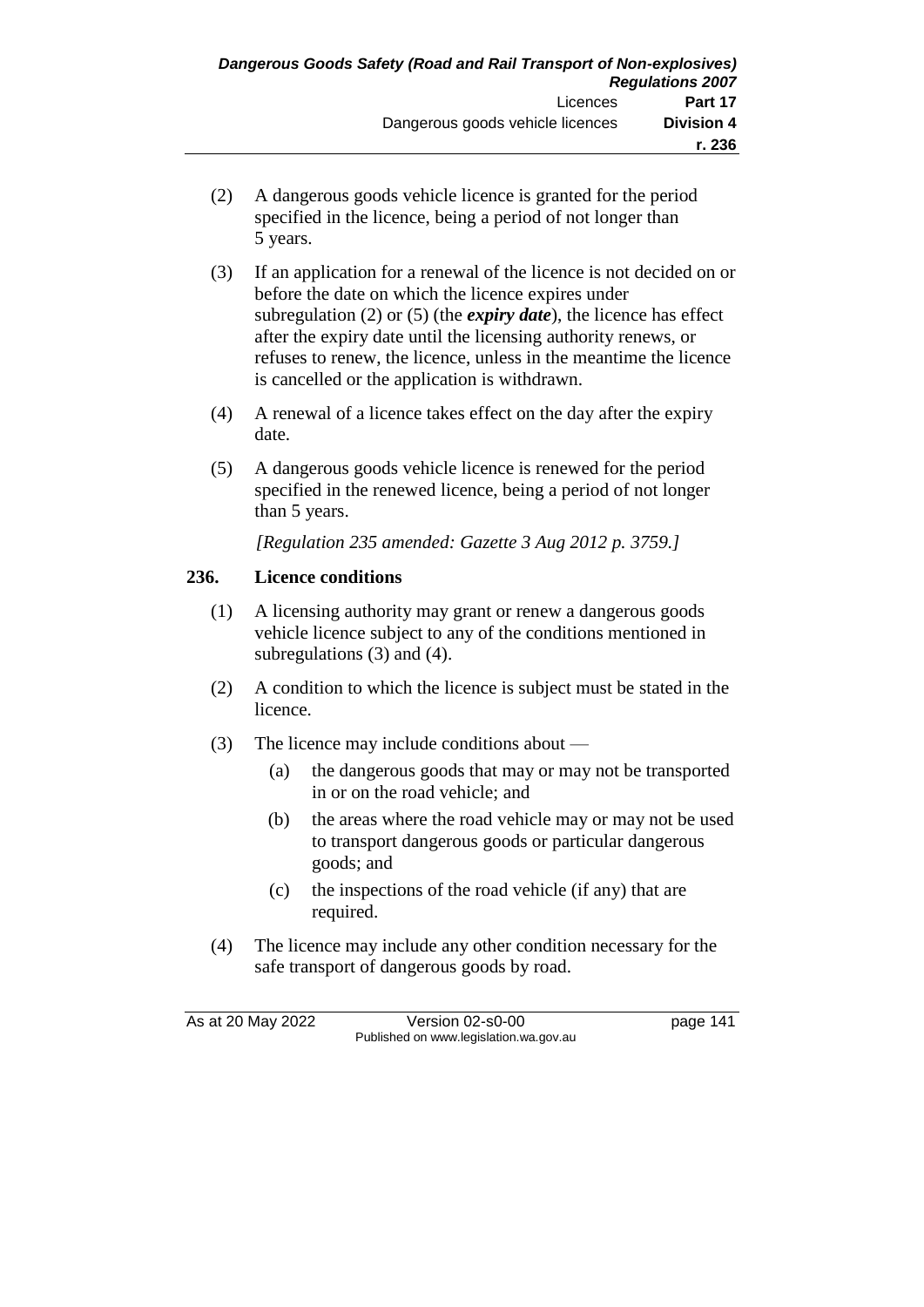(2) A dangerous goods vehicle licence is granted for the period specified in the licence, being a period of not longer than 5 years.

(3) If an application for a renewal of the licence is not decided on or before the date on which the licence expires under subregulation (2) or (5) (the ***expiry date***), the licence has effect after the expiry date until the licensing authority renews, or refuses to renew, the licence, unless in the meantime the licence is cancelled or the application is withdrawn.

(4) A renewal of a licence takes effect on the day after the expiry date.

(5) A dangerous goods vehicle licence is renewed for the period specified in the renewed licence, being a period of not longer than 5 years.

*[Regulation 235 amended: Gazette 3 Aug 2012 p. 3759.]*

## 236. Licence conditions

(1) A licensing authority may grant or renew a dangerous goods vehicle licence subject to any of the conditions mentioned in subregulations (3) and (4).

(2) A condition to which the licence is subject must be stated in the licence.

(3) The licence may include conditions about —

- (a) the dangerous goods that may or may not be transported in or on the road vehicle; and
- (b) the areas where the road vehicle may or may not be used to transport dangerous goods or particular dangerous goods; and
- (c) the inspections of the road vehicle (if any) that are required.

(4) The licence may include any other condition necessary for the safe transport of dangerous goods by road.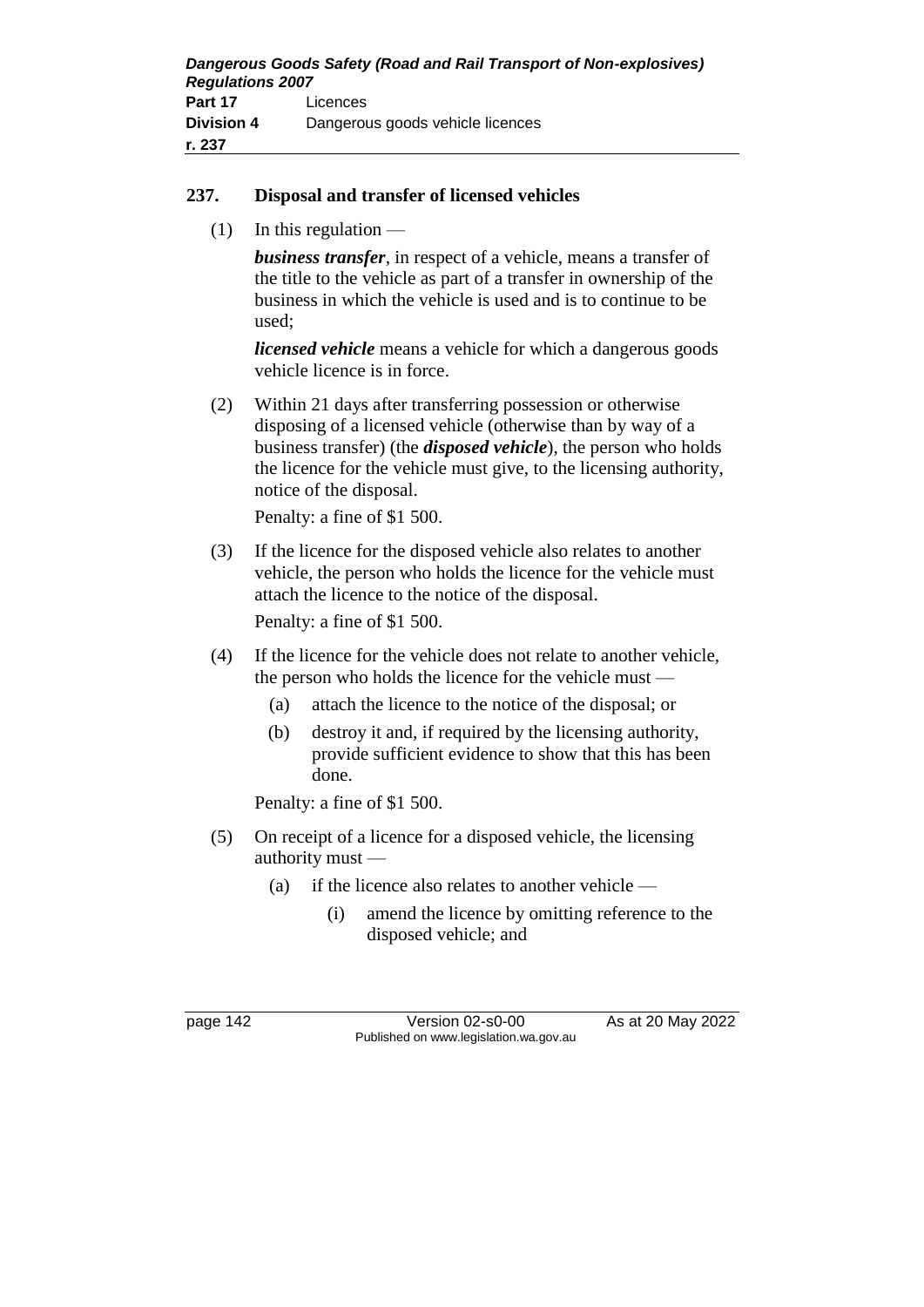## 237. Disposal and transfer of licensed vehicles

(1) In this regulation —

***business transfer***, in respect of a vehicle, means a transfer of the title to the vehicle as part of a transfer in ownership of the business in which the vehicle is used and is to continue to be used;

***licensed vehicle*** means a vehicle for which a dangerous goods vehicle licence is in force.

(2) Within 21 days after transferring possession or otherwise disposing of a licensed vehicle (otherwise than by way of a business transfer) (the ***disposed vehicle***), the person who holds the licence for the vehicle must give, to the licensing authority, notice of the disposal.

Penalty: a fine of $1 500.

(3) If the licence for the disposed vehicle also relates to another vehicle, the person who holds the licence for the vehicle must attach the licence to the notice of the disposal.

Penalty: a fine of $1 500.

(4) If the licence for the vehicle does not relate to another vehicle, the person who holds the licence for the vehicle must —

- (a) attach the licence to the notice of the disposal; or
- (b) destroy it and, if required by the licensing authority, provide sufficient evidence to show that this has been done.

Penalty: a fine of $1 500.

(5) On receipt of a licence for a disposed vehicle, the licensing authority must —

- (a) if the licence also relates to another vehicle —
  - (i) amend the licence by omitting reference to the disposed vehicle; and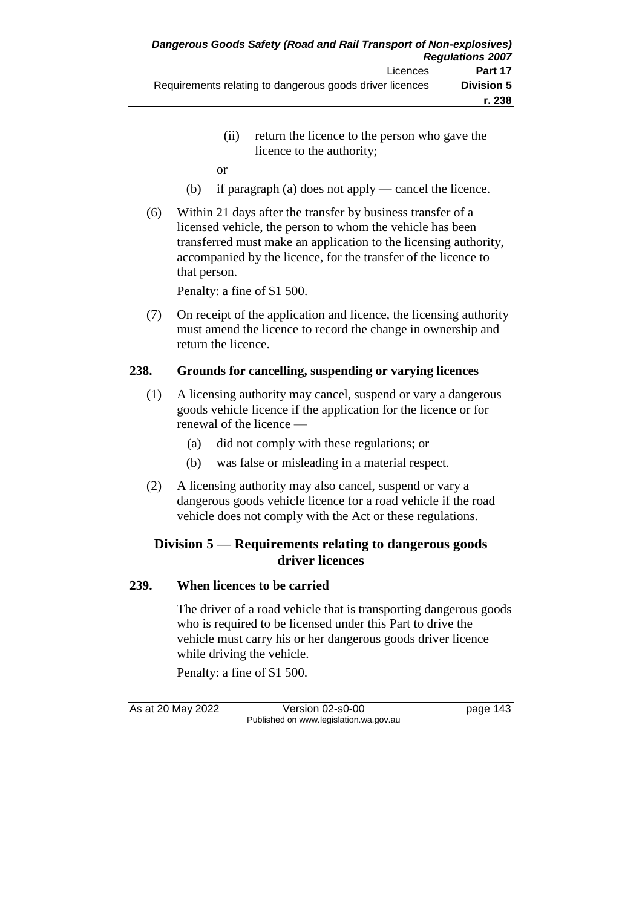(ii) return the licence to the person who gave the licence to the authority;

or

(b) if paragraph (a) does not apply — cancel the licence.

(6) Within 21 days after the transfer by business transfer of a licensed vehicle, the person to whom the vehicle has been transferred must make an application to the licensing authority, accompanied by the licence, for the transfer of the licence to that person.

Penalty: a fine of $1 500.

(7) On receipt of the application and licence, the licensing authority must amend the licence to record the change in ownership and return the licence.

### 238. Grounds for cancelling, suspending or varying licences

(1) A licensing authority may cancel, suspend or vary a dangerous goods vehicle licence if the application for the licence or for renewal of the licence —

(a) did not comply with these regulations; or

(b) was false or misleading in a material respect.

(2) A licensing authority may also cancel, suspend or vary a dangerous goods vehicle licence for a road vehicle if the road vehicle does not comply with the Act or these regulations.

## Division 5 — Requirements relating to dangerous goods driver licences

### 239. When licences to be carried

The driver of a road vehicle that is transporting dangerous goods who is required to be licensed under this Part to drive the vehicle must carry his or her dangerous goods driver licence while driving the vehicle.

Penalty: a fine of $1 500.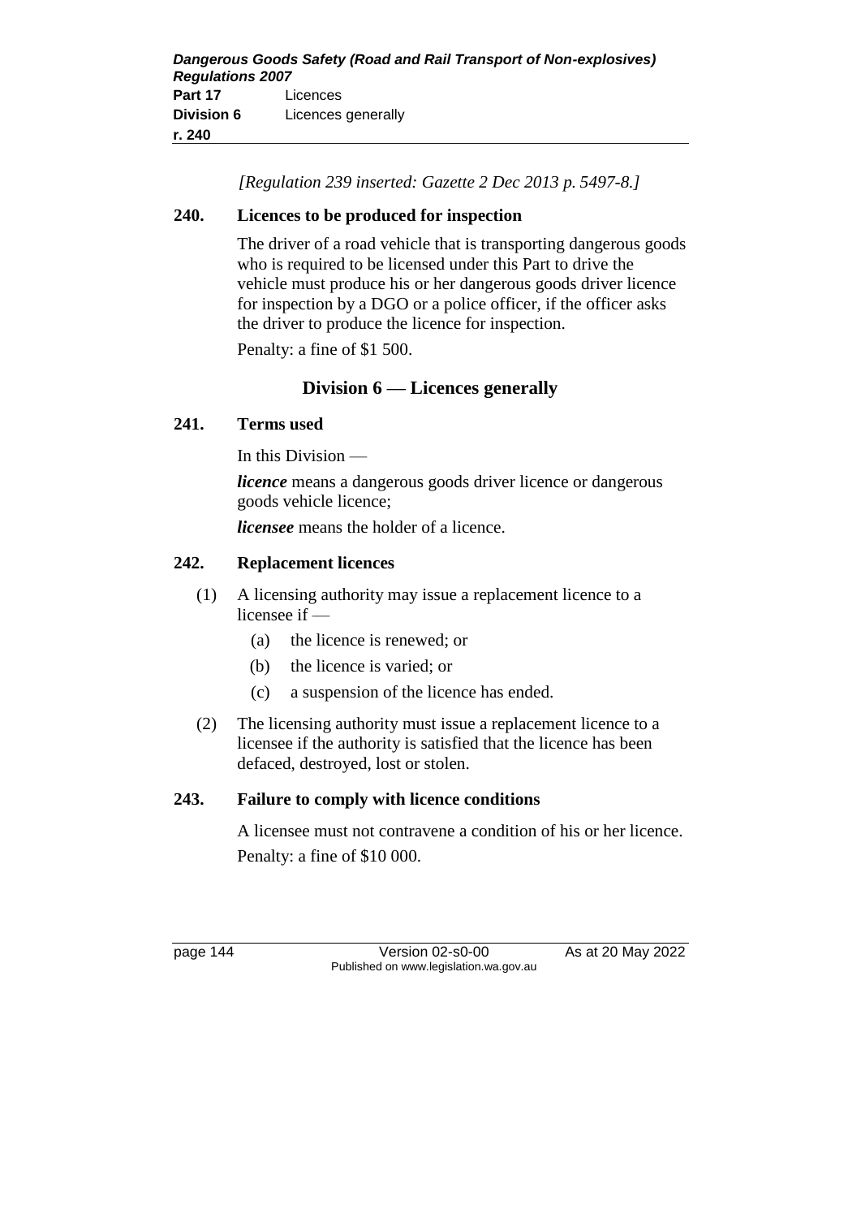*[Regulation 239 inserted: Gazette 2 Dec 2013 p. 5497-8.]*

**240. Licences to be produced for inspection**

The driver of a road vehicle that is transporting dangerous goods who is required to be licensed under this Part to drive the vehicle must produce his or her dangerous goods driver licence for inspection by a DGO or a police officer, if the officer asks the driver to produce the licence for inspection.

Penalty: a fine of $1 500.

## Division 6 — Licences generally

**241. Terms used**

In this Division —

***licence*** means a dangerous goods driver licence or dangerous goods vehicle licence;

***licensee*** means the holder of a licence.

**242. Replacement licences**

(1) A licensing authority may issue a replacement licence to a licensee if —

- (a) the licence is renewed; or
- (b) the licence is varied; or
- (c) a suspension of the licence has ended.

(2) The licensing authority must issue a replacement licence to a licensee if the authority is satisfied that the licence has been defaced, destroyed, lost or stolen.

**243. Failure to comply with licence conditions**

A licensee must not contravene a condition of his or her licence.

Penalty: a fine of $10 000.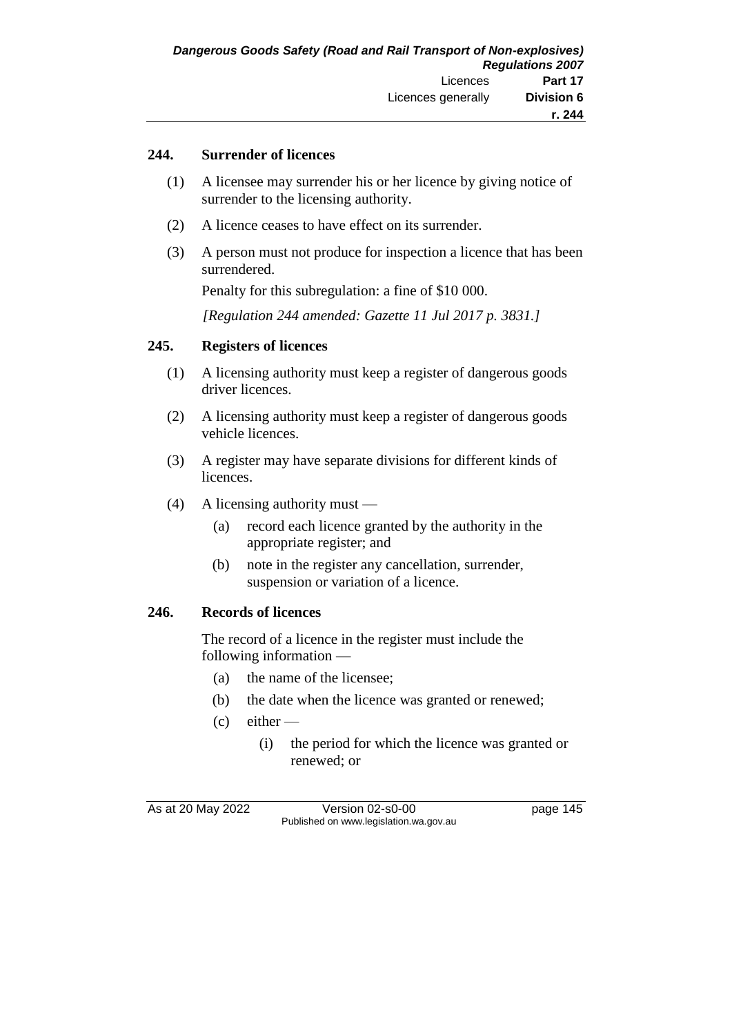### 244. Surrender of licences

(1) A licensee may surrender his or her licence by giving notice of surrender to the licensing authority.

(2) A licence ceases to have effect on its surrender.

(3) A person must not produce for inspection a licence that has been surrendered.

Penalty for this subregulation: a fine of $10 000.

*[Regulation 244 amended: Gazette 11 Jul 2017 p. 3831.]*

### 245. Registers of licences

(1) A licensing authority must keep a register of dangerous goods driver licences.

(2) A licensing authority must keep a register of dangerous goods vehicle licences.

(3) A register may have separate divisions for different kinds of licences.

(4) A licensing authority must —

  (a) record each licence granted by the authority in the appropriate register; and

  (b) note in the register any cancellation, surrender, suspension or variation of a licence.

### 246. Records of licences

The record of a licence in the register must include the following information —

  (a) the name of the licensee;

  (b) the date when the licence was granted or renewed;

  (c) either —

    (i) the period for which the licence was granted or renewed; or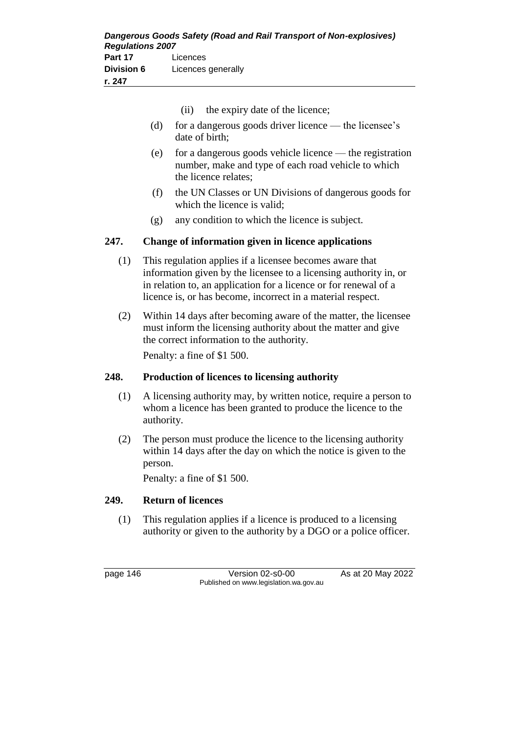(ii) the expiry date of the licence;

(d) for a dangerous goods driver licence — the licensee's date of birth;

(e) for a dangerous goods vehicle licence — the registration number, make and type of each road vehicle to which the licence relates;

(f) the UN Classes or UN Divisions of dangerous goods for which the licence is valid;

(g) any condition to which the licence is subject.

## 247. Change of information given in licence applications

(1) This regulation applies if a licensee becomes aware that information given by the licensee to a licensing authority in, or in relation to, an application for a licence or for renewal of a licence is, or has become, incorrect in a material respect.

(2) Within 14 days after becoming aware of the matter, the licensee must inform the licensing authority about the matter and give the correct information to the authority.

Penalty: a fine of $1 500.

## 248. Production of licences to licensing authority

(1) A licensing authority may, by written notice, require a person to whom a licence has been granted to produce the licence to the authority.

(2) The person must produce the licence to the licensing authority within 14 days after the day on which the notice is given to the person.

Penalty: a fine of $1 500.

## 249. Return of licences

(1) This regulation applies if a licence is produced to a licensing authority or given to the authority by a DGO or a police officer.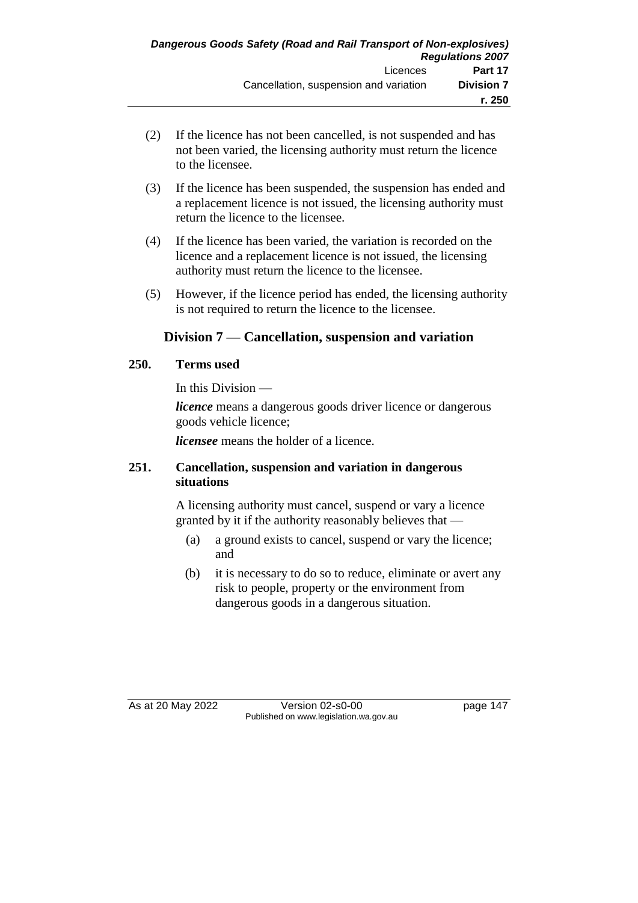(2) If the licence has not been cancelled, is not suspended and has not been varied, the licensing authority must return the licence to the licensee.

(3) If the licence has been suspended, the suspension has ended and a replacement licence is not issued, the licensing authority must return the licence to the licensee.

(4) If the licence has been varied, the variation is recorded on the licence and a replacement licence is not issued, the licensing authority must return the licence to the licensee.

(5) However, if the licence period has ended, the licensing authority is not required to return the licence to the licensee.

## Division 7 — Cancellation, suspension and variation

### 250. Terms used

In this Division —

***licence*** means a dangerous goods driver licence or dangerous goods vehicle licence;

***licensee*** means the holder of a licence.

### 251. Cancellation, suspension and variation in dangerous situations

A licensing authority must cancel, suspend or vary a licence granted by it if the authority reasonably believes that —

(a) a ground exists to cancel, suspend or vary the licence; and

(b) it is necessary to do so to reduce, eliminate or avert any risk to people, property or the environment from dangerous goods in a dangerous situation.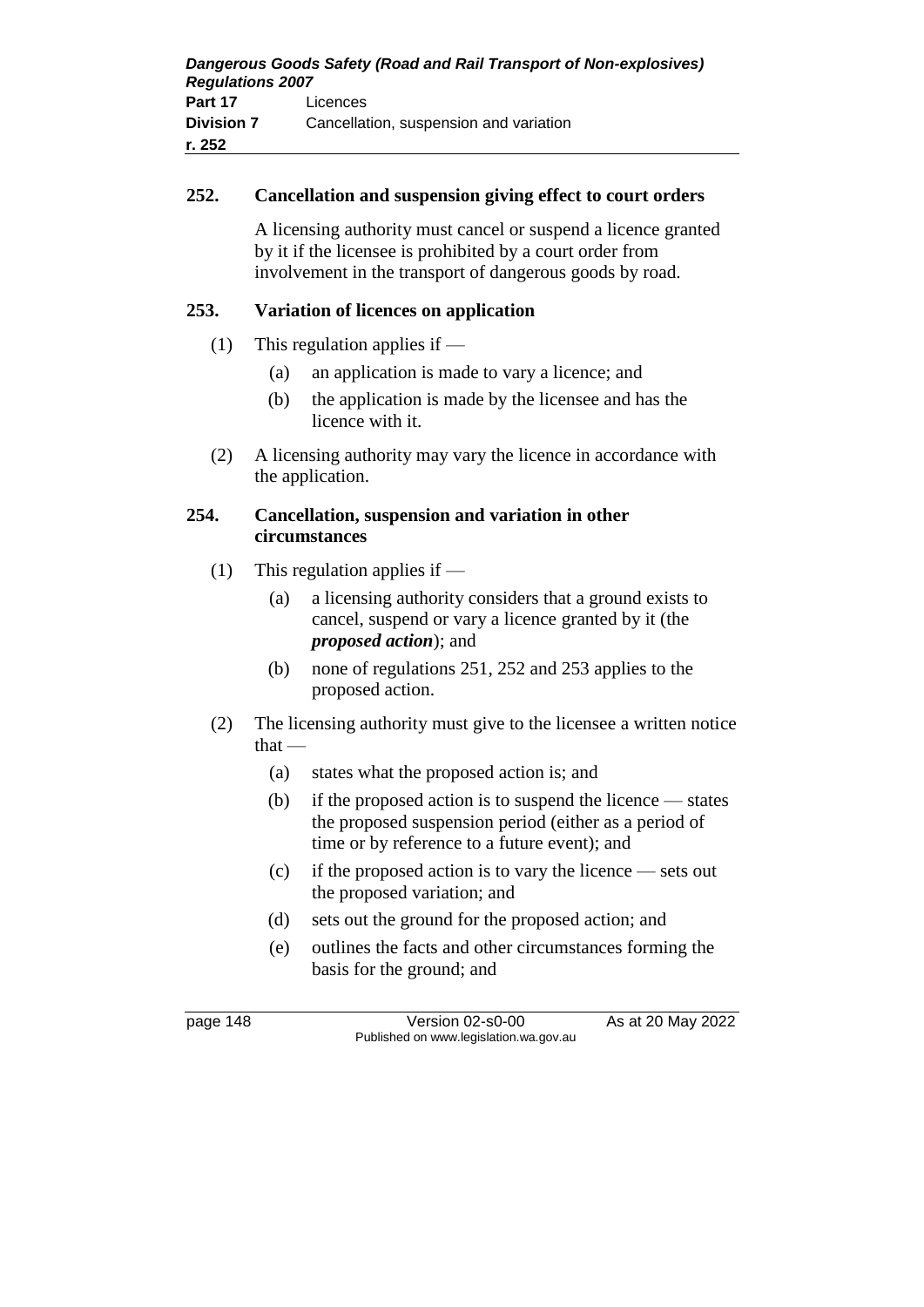**252. Cancellation and suspension giving effect to court orders**

A licensing authority must cancel or suspend a licence granted by it if the licensee is prohibited by a court order from involvement in the transport of dangerous goods by road.

**253. Variation of licences on application**

(1) This regulation applies if —

(a) an application is made to vary a licence; and

(b) the application is made by the licensee and has the licence with it.

(2) A licensing authority may vary the licence in accordance with the application.

**254. Cancellation, suspension and variation in other circumstances**

(1) This regulation applies if —

(a) a licensing authority considers that a ground exists to cancel, suspend or vary a licence granted by it (the ***proposed action***); and

(b) none of regulations 251, 252 and 253 applies to the proposed action.

(2) The licensing authority must give to the licensee a written notice that —

(a) states what the proposed action is; and

(b) if the proposed action is to suspend the licence — states the proposed suspension period (either as a period of time or by reference to a future event); and

(c) if the proposed action is to vary the licence — sets out the proposed variation; and

(d) sets out the ground for the proposed action; and

(e) outlines the facts and other circumstances forming the basis for the ground; and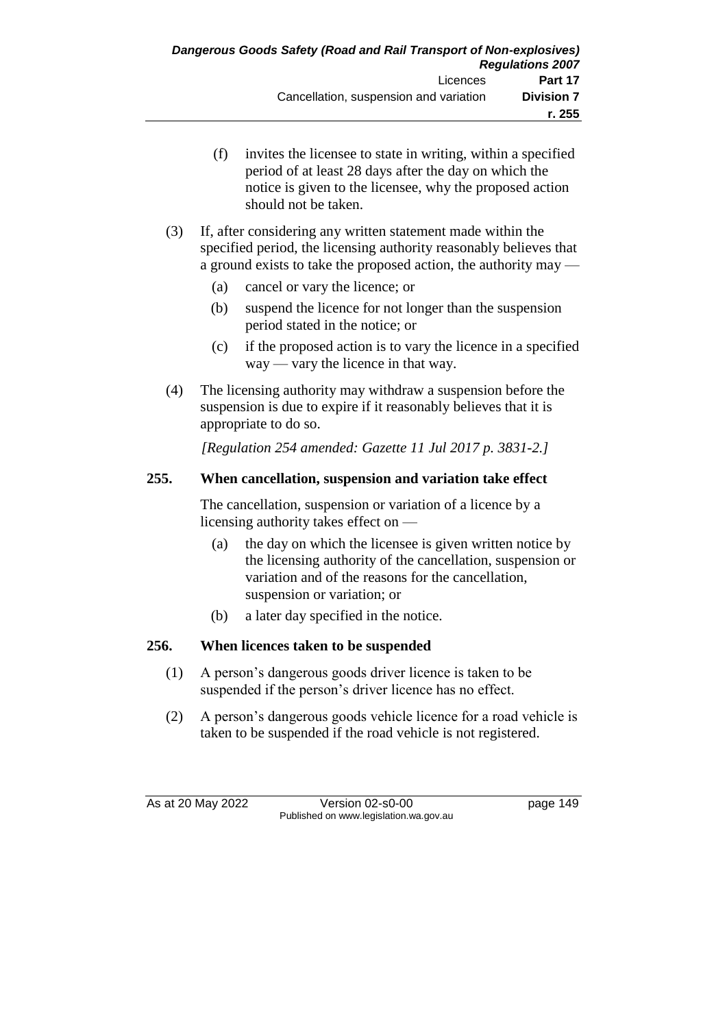(f) invites the licensee to state in writing, within a specified period of at least 28 days after the day on which the notice is given to the licensee, why the proposed action should not be taken.

(3) If, after considering any written statement made within the specified period, the licensing authority reasonably believes that a ground exists to take the proposed action, the authority may —

(a) cancel or vary the licence; or

(b) suspend the licence for not longer than the suspension period stated in the notice; or

(c) if the proposed action is to vary the licence in a specified way — vary the licence in that way.

(4) The licensing authority may withdraw a suspension before the suspension is due to expire if it reasonably believes that it is appropriate to do so.

*[Regulation 254 amended: Gazette 11 Jul 2017 p. 3831-2.]*

### 255. When cancellation, suspension and variation take effect

The cancellation, suspension or variation of a licence by a licensing authority takes effect on —

(a) the day on which the licensee is given written notice by the licensing authority of the cancellation, suspension or variation and of the reasons for the cancellation, suspension or variation; or

(b) a later day specified in the notice.

### 256. When licences taken to be suspended

(1) A person's dangerous goods driver licence is taken to be suspended if the person's driver licence has no effect.

(2) A person's dangerous goods vehicle licence for a road vehicle is taken to be suspended if the road vehicle is not registered.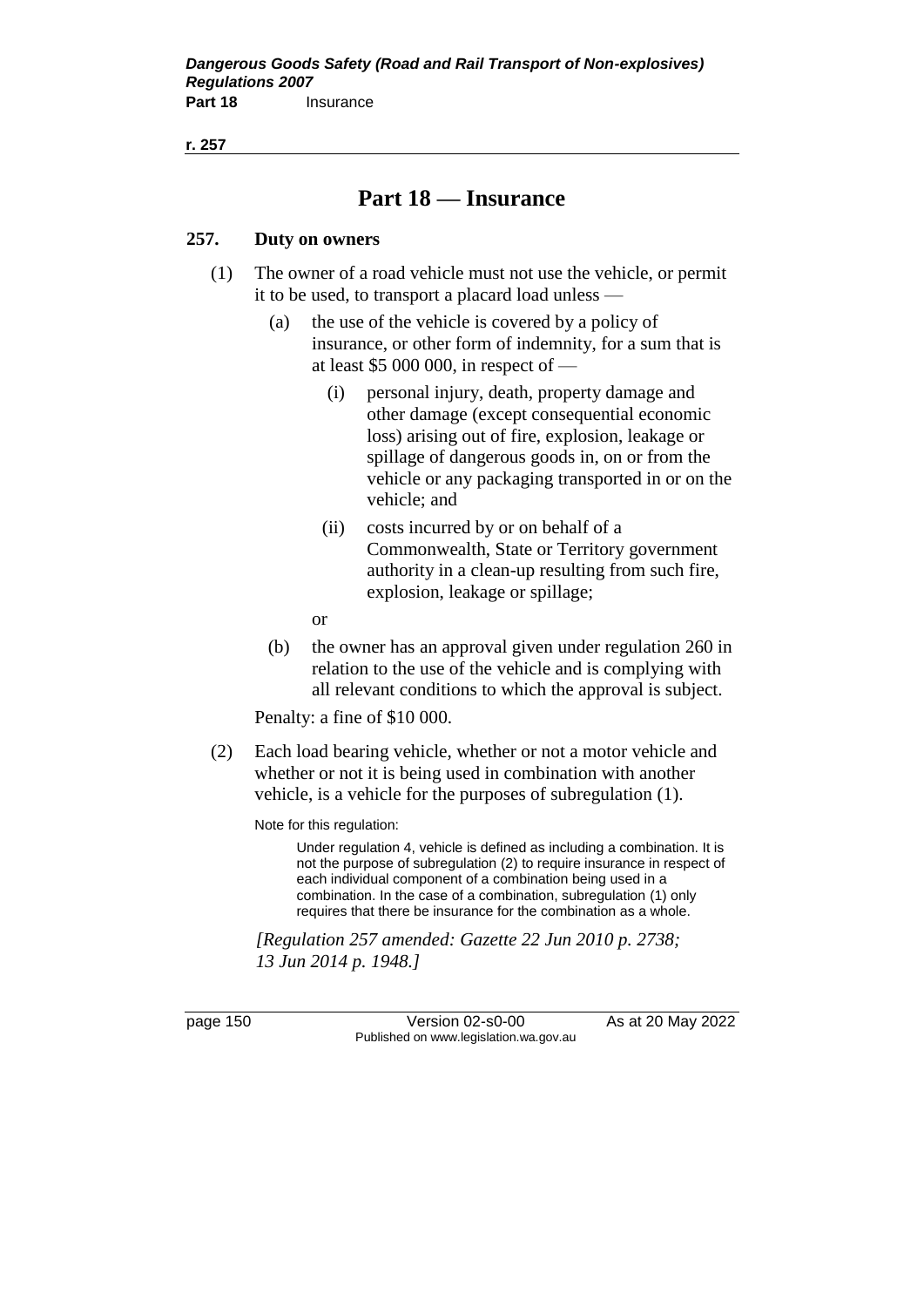## Part 18 — Insurance

### 257. Duty on owners

(1) The owner of a road vehicle must not use the vehicle, or permit it to be used, to transport a placard load unless —

  (a) the use of the vehicle is covered by a policy of insurance, or other form of indemnity, for a sum that is at least $5 000 000, in respect of —

    (i) personal injury, death, property damage and other damage (except consequential economic loss) arising out of fire, explosion, leakage or spillage of dangerous goods in, on or from the vehicle or any packaging transported in or on the vehicle; and

    (ii) costs incurred by or on behalf of a Commonwealth, State or Territory government authority in a clean-up resulting from such fire, explosion, leakage or spillage;

  or

  (b) the owner has an approval given under regulation 260 in relation to the use of the vehicle and is complying with all relevant conditions to which the approval is subject.

Penalty: a fine of $10 000.

(2) Each load bearing vehicle, whether or not a motor vehicle and whether or not it is being used in combination with another vehicle, is a vehicle for the purposes of subregulation (1).

Note for this regulation:

Under regulation 4, vehicle is defined as including a combination. It is not the purpose of subregulation (2) to require insurance in respect of each individual component of a combination being used in a combination. In the case of a combination, subregulation (1) only requires that there be insurance for the combination as a whole.

*[Regulation 257 amended: Gazette 22 Jun 2010 p. 2738; 13 Jun 2014 p. 1948.]*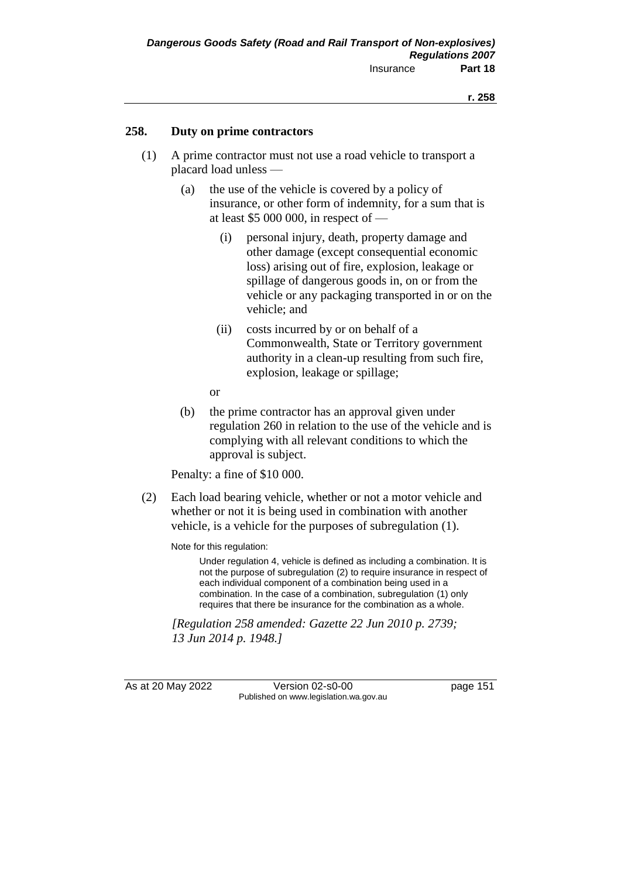### 258. Duty on prime contractors

(1) A prime contractor must not use a road vehicle to transport a placard load unless —

(a) the use of the vehicle is covered by a policy of insurance, or other form of indemnity, for a sum that is at least $5 000 000, in respect of —

(i) personal injury, death, property damage and other damage (except consequential economic loss) arising out of fire, explosion, leakage or spillage of dangerous goods in, on or from the vehicle or any packaging transported in or on the vehicle; and

(ii) costs incurred by or on behalf of a Commonwealth, State or Territory government authority in a clean-up resulting from such fire, explosion, leakage or spillage;

or

(b) the prime contractor has an approval given under regulation 260 in relation to the use of the vehicle and is complying with all relevant conditions to which the approval is subject.

Penalty: a fine of $10 000.

(2) Each load bearing vehicle, whether or not a motor vehicle and whether or not it is being used in combination with another vehicle, is a vehicle for the purposes of subregulation (1).

Note for this regulation:

Under regulation 4, vehicle is defined as including a combination. It is not the purpose of subregulation (2) to require insurance in respect of each individual component of a combination being used in a combination. In the case of a combination, subregulation (1) only requires that there be insurance for the combination as a whole.

*[Regulation 258 amended: Gazette 22 Jun 2010 p. 2739; 13 Jun 2014 p. 1948.]*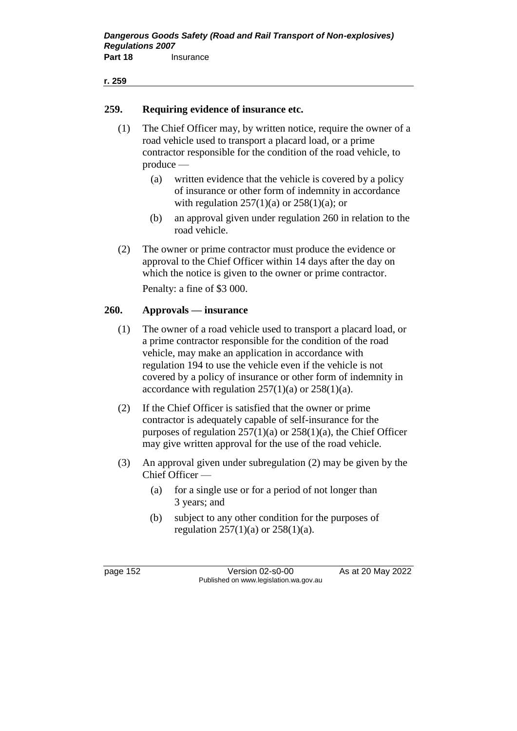## 259. Requiring evidence of insurance etc.

(1) The Chief Officer may, by written notice, require the owner of a road vehicle used to transport a placard load, or a prime contractor responsible for the condition of the road vehicle, to produce —

(a) written evidence that the vehicle is covered by a policy of insurance or other form of indemnity in accordance with regulation 257(1)(a) or 258(1)(a); or

(b) an approval given under regulation 260 in relation to the road vehicle.

(2) The owner or prime contractor must produce the evidence or approval to the Chief Officer within 14 days after the day on which the notice is given to the owner or prime contractor.

Penalty: a fine of $3 000.

## 260. Approvals — insurance

(1) The owner of a road vehicle used to transport a placard load, or a prime contractor responsible for the condition of the road vehicle, may make an application in accordance with regulation 194 to use the vehicle even if the vehicle is not covered by a policy of insurance or other form of indemnity in accordance with regulation 257(1)(a) or 258(1)(a).

(2) If the Chief Officer is satisfied that the owner or prime contractor is adequately capable of self-insurance for the purposes of regulation 257(1)(a) or 258(1)(a), the Chief Officer may give written approval for the use of the road vehicle.

(3) An approval given under subregulation (2) may be given by the Chief Officer —

(a) for a single use or for a period of not longer than 3 years; and

(b) subject to any other condition for the purposes of regulation 257(1)(a) or 258(1)(a).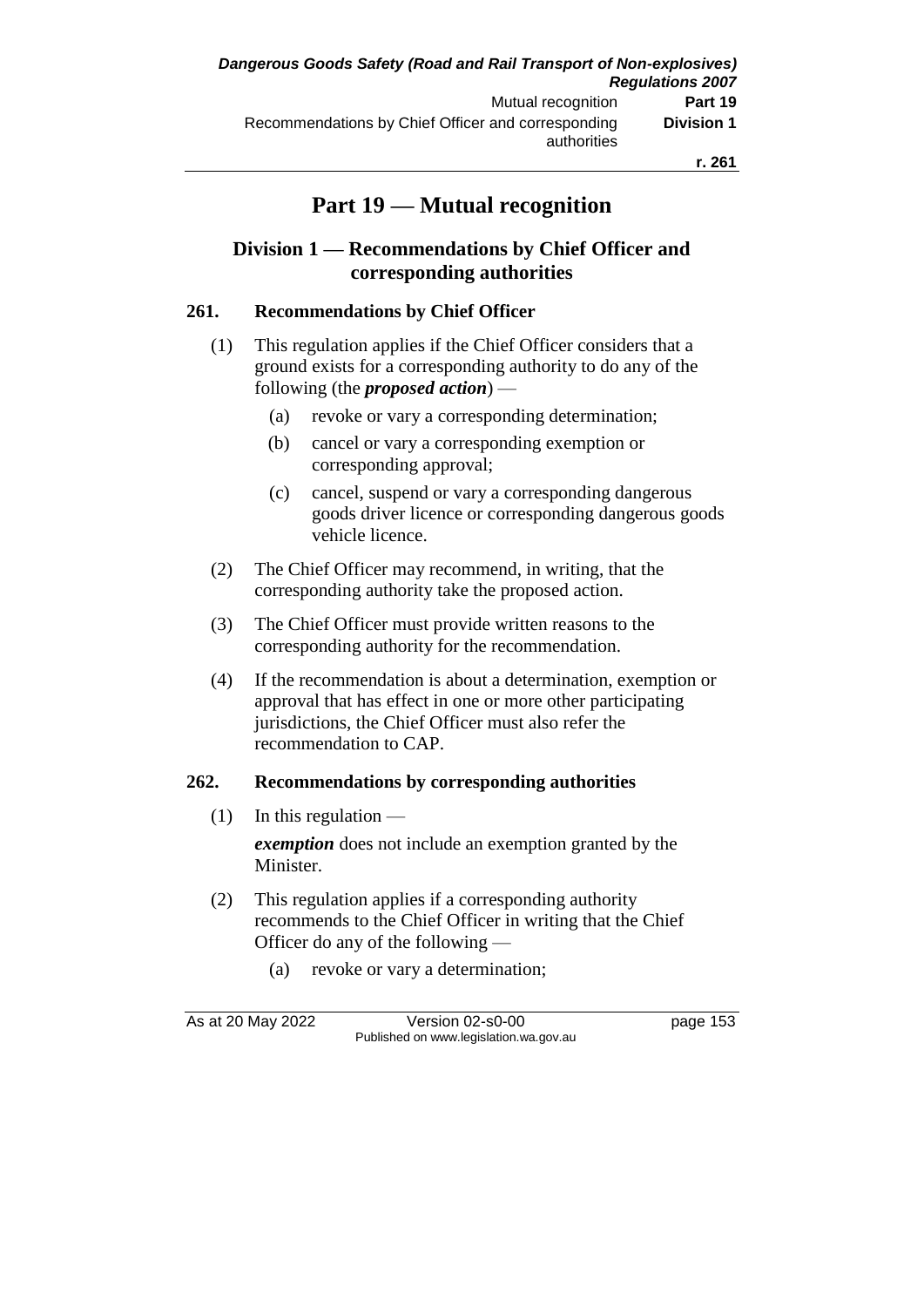# Part 19 — Mutual recognition

## Division 1 — Recommendations by Chief Officer and corresponding authorities

### 261. Recommendations by Chief Officer

(1) This regulation applies if the Chief Officer considers that a ground exists for a corresponding authority to do any of the following (the ***proposed action***) —

- (a) revoke or vary a corresponding determination;
- (b) cancel or vary a corresponding exemption or corresponding approval;
- (c) cancel, suspend or vary a corresponding dangerous goods driver licence or corresponding dangerous goods vehicle licence.

(2) The Chief Officer may recommend, in writing, that the corresponding authority take the proposed action.

(3) The Chief Officer must provide written reasons to the corresponding authority for the recommendation.

(4) If the recommendation is about a determination, exemption or approval that has effect in one or more other participating jurisdictions, the Chief Officer must also refer the recommendation to CAP.

### 262. Recommendations by corresponding authorities

(1) In this regulation —

***exemption*** does not include an exemption granted by the Minister.

(2) This regulation applies if a corresponding authority recommends to the Chief Officer in writing that the Chief Officer do any of the following —

- (a) revoke or vary a determination;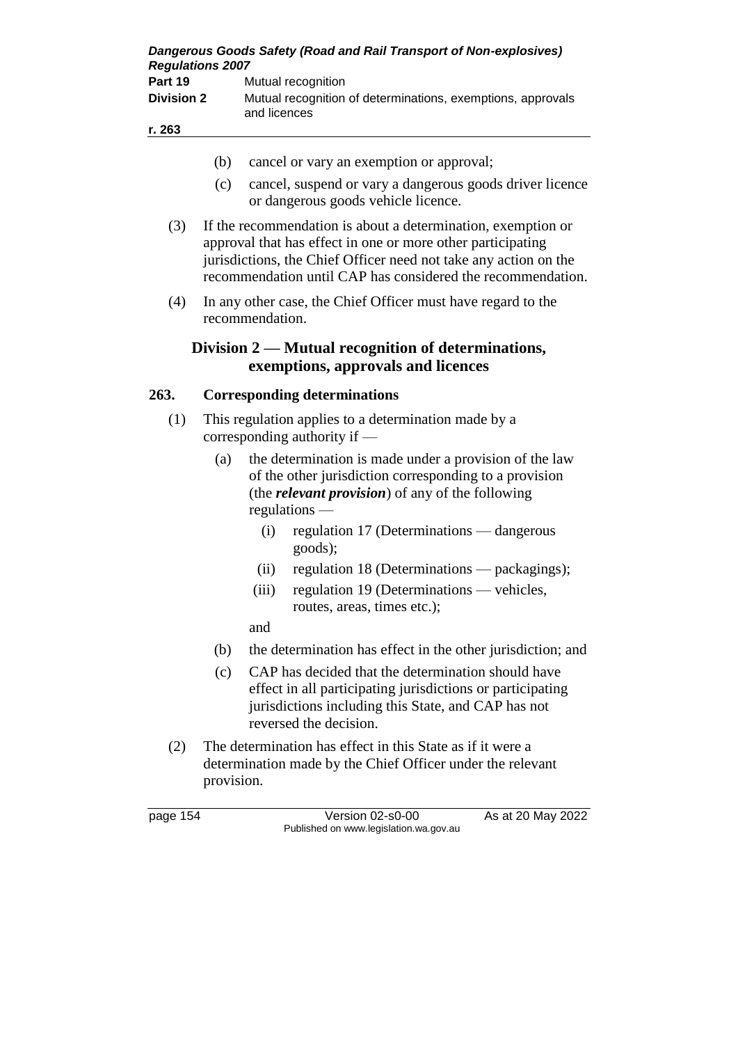(b) cancel or vary an exemption or approval;

(c) cancel, suspend or vary a dangerous goods driver licence or dangerous goods vehicle licence.

(3) If the recommendation is about a determination, exemption or approval that has effect in one or more other participating jurisdictions, the Chief Officer need not take any action on the recommendation until CAP has considered the recommendation.

(4) In any other case, the Chief Officer must have regard to the recommendation.

## Division 2 — Mutual recognition of determinations, exemptions, approvals and licences

### 263. Corresponding determinations

(1) This regulation applies to a determination made by a corresponding authority if —

(a) the determination is made under a provision of the law of the other jurisdiction corresponding to a provision (the ***relevant provision***) of any of the following regulations —

(i) regulation 17 (Determinations — dangerous goods);

(ii) regulation 18 (Determinations — packagings);

(iii) regulation 19 (Determinations — vehicles, routes, areas, times etc.);

and

(b) the determination has effect in the other jurisdiction; and

(c) CAP has decided that the determination should have effect in all participating jurisdictions or participating jurisdictions including this State, and CAP has not reversed the decision.

(2) The determination has effect in this State as if it were a determination made by the Chief Officer under the relevant provision.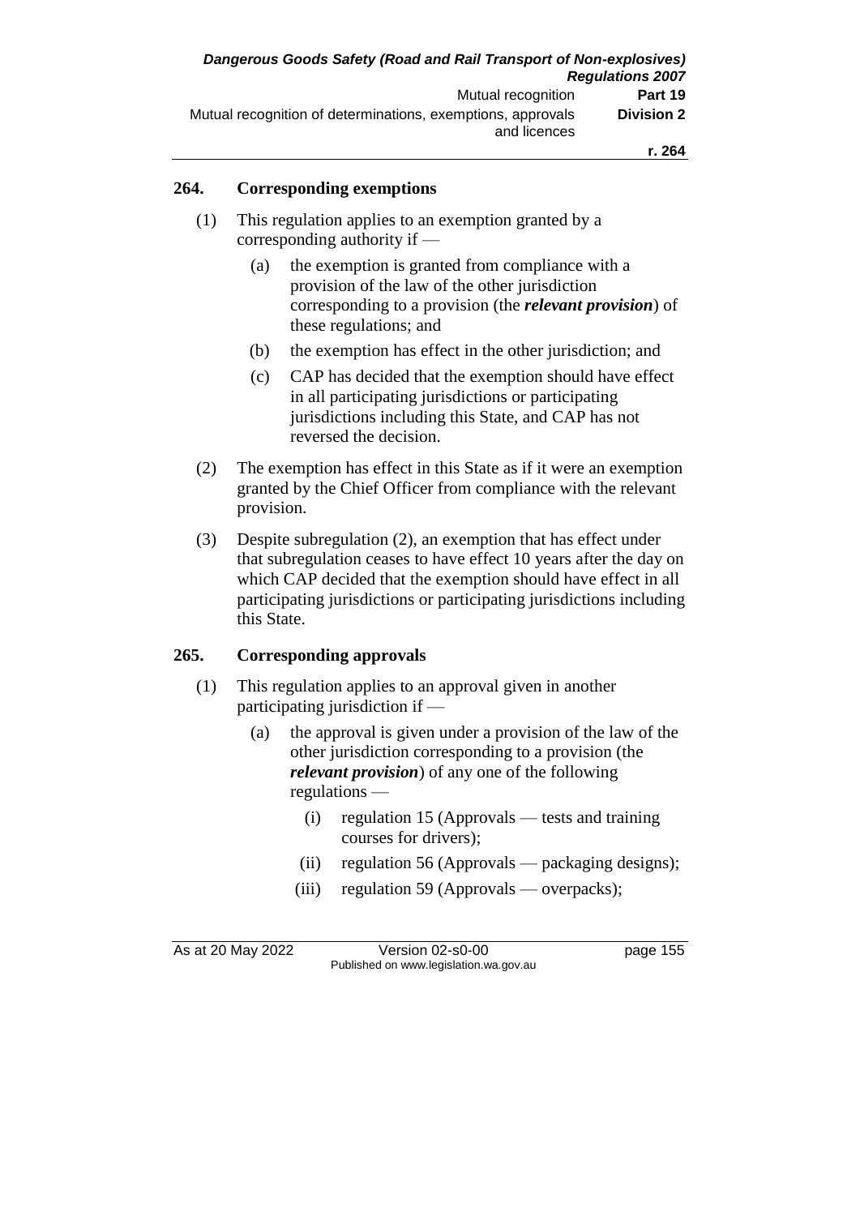## 264. Corresponding exemptions

(1) This regulation applies to an exemption granted by a corresponding authority if —

(a) the exemption is granted from compliance with a provision of the law of the other jurisdiction corresponding to a provision (the ***relevant provision***) of these regulations; and

(b) the exemption has effect in the other jurisdiction; and

(c) CAP has decided that the exemption should have effect in all participating jurisdictions or participating jurisdictions including this State, and CAP has not reversed the decision.

(2) The exemption has effect in this State as if it were an exemption granted by the Chief Officer from compliance with the relevant provision.

(3) Despite subregulation (2), an exemption that has effect under that subregulation ceases to have effect 10 years after the day on which CAP decided that the exemption should have effect in all participating jurisdictions or participating jurisdictions including this State.

## 265. Corresponding approvals

(1) This regulation applies to an approval given in another participating jurisdiction if —

(a) the approval is given under a provision of the law of the other jurisdiction corresponding to a provision (the ***relevant provision***) of any one of the following regulations —

(i) regulation 15 (Approvals — tests and training courses for drivers);

(ii) regulation 56 (Approvals — packaging designs);

(iii) regulation 59 (Approvals — overpacks);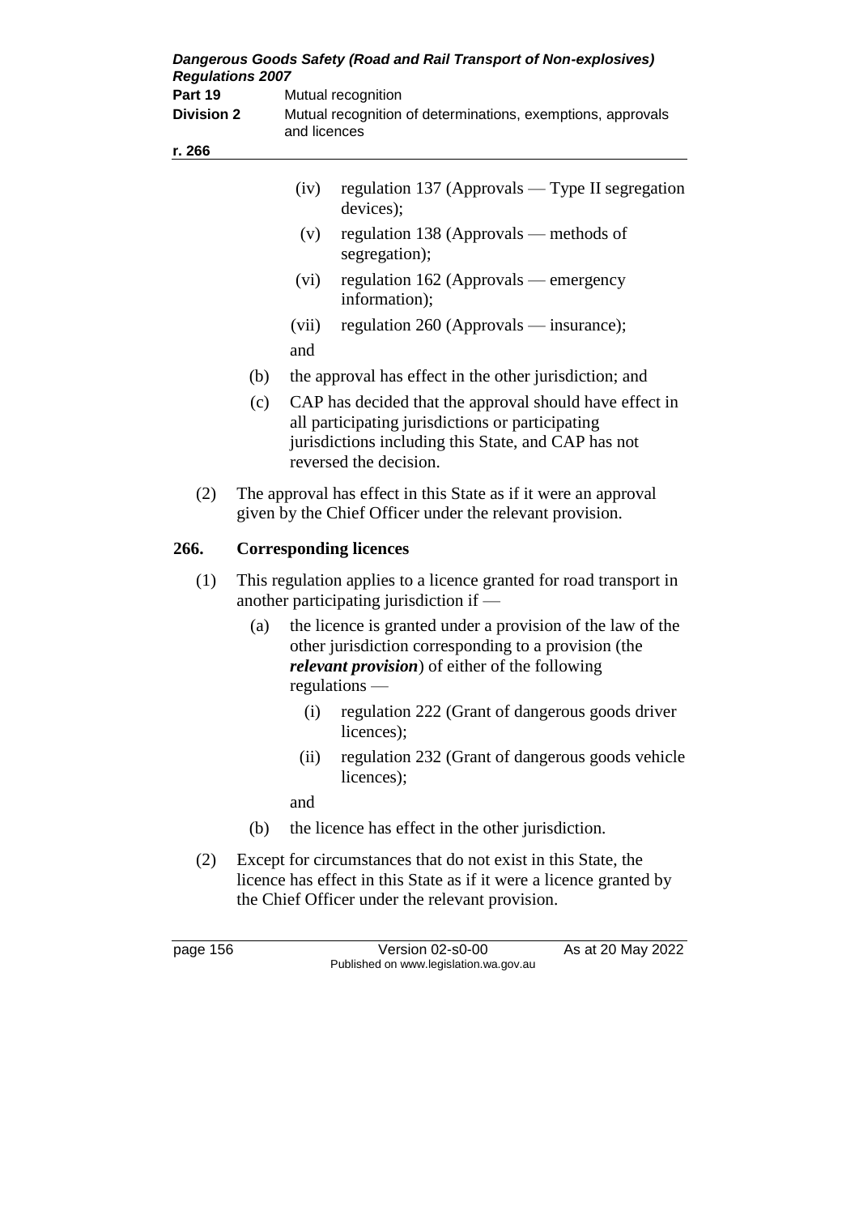(iv) regulation 137 (Approvals — Type II segregation devices);

(v) regulation 138 (Approvals — methods of segregation);

(vi) regulation 162 (Approvals — emergency information);

(vii) regulation 260 (Approvals — insurance);

and

(b) the approval has effect in the other jurisdiction; and

(c) CAP has decided that the approval should have effect in all participating jurisdictions or participating jurisdictions including this State, and CAP has not reversed the decision.

(2) The approval has effect in this State as if it were an approval given by the Chief Officer under the relevant provision.

## 266. Corresponding licences

(1) This regulation applies to a licence granted for road transport in another participating jurisdiction if —

(a) the licence is granted under a provision of the law of the other jurisdiction corresponding to a provision (the ***relevant provision***) of either of the following regulations —

(i) regulation 222 (Grant of dangerous goods driver licences);

(ii) regulation 232 (Grant of dangerous goods vehicle licences);

and

(b) the licence has effect in the other jurisdiction.

(2) Except for circumstances that do not exist in this State, the licence has effect in this State as if it were a licence granted by the Chief Officer under the relevant provision.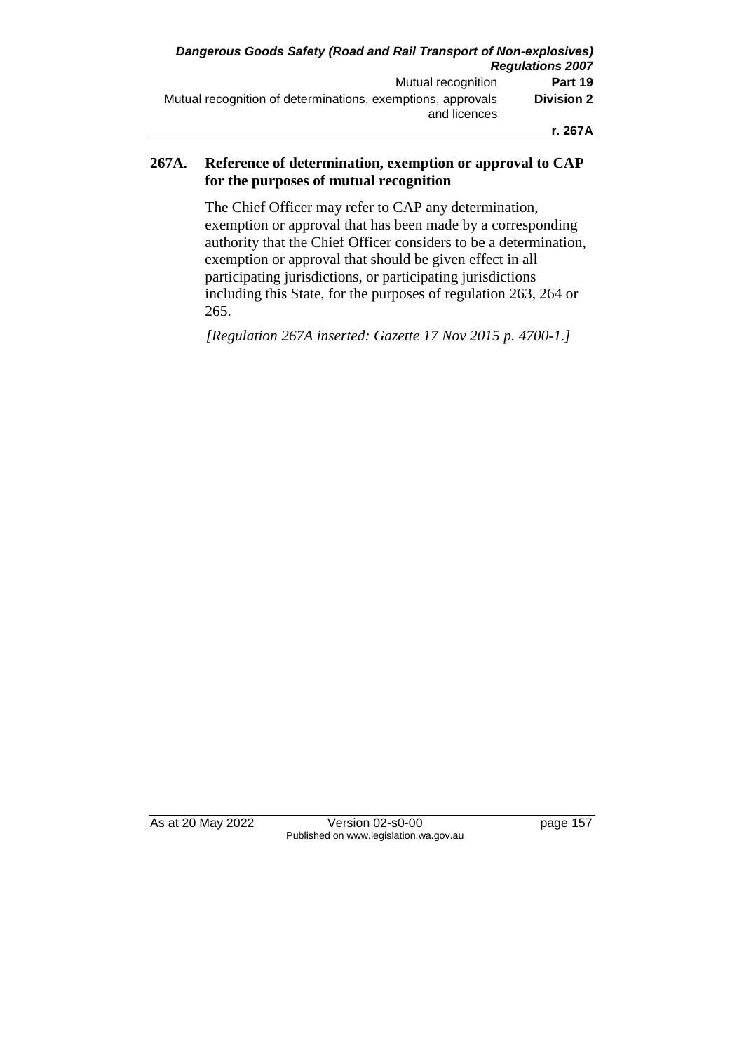## 267A. Reference of determination, exemption or approval to CAP for the purposes of mutual recognition

The Chief Officer may refer to CAP any determination, exemption or approval that has been made by a corresponding authority that the Chief Officer considers to be a determination, exemption or approval that should be given effect in all participating jurisdictions, or participating jurisdictions including this State, for the purposes of regulation 263, 264 or 265.

*[Regulation 267A inserted: Gazette 17 Nov 2015 p. 4700-1.]*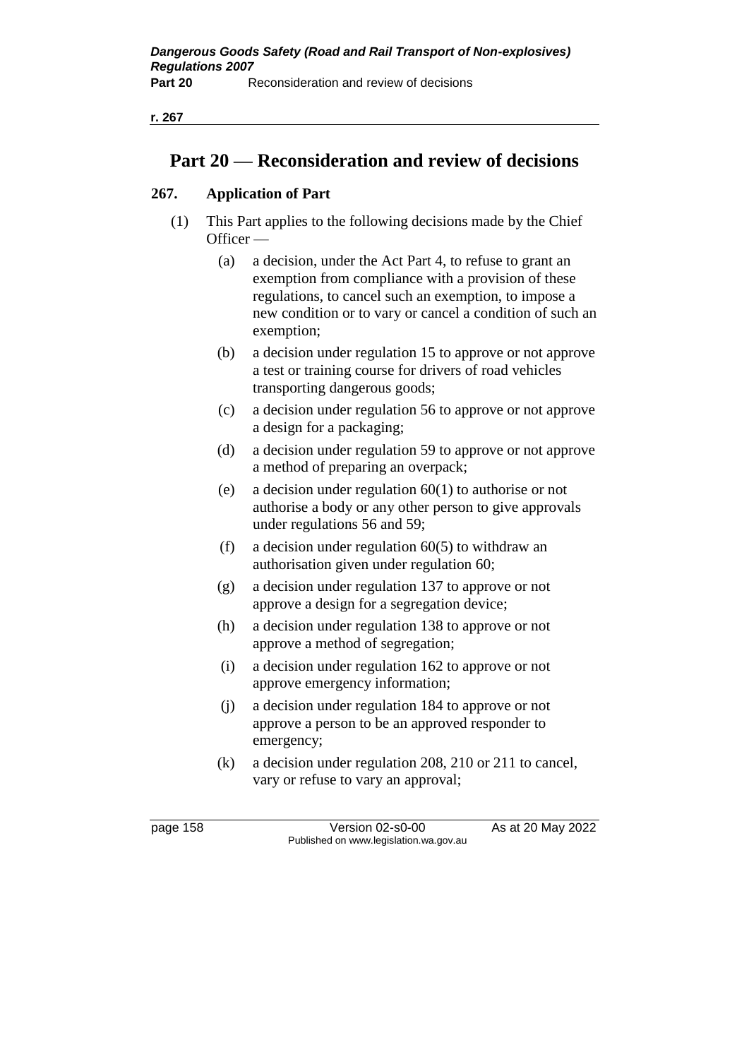# Part 20 — Reconsideration and review of decisions

## 267. Application of Part

(1) This Part applies to the following decisions made by the Chief Officer —

- (a) a decision, under the Act Part 4, to refuse to grant an exemption from compliance with a provision of these regulations, to cancel such an exemption, to impose a new condition or to vary or cancel a condition of such an exemption;
- (b) a decision under regulation 15 to approve or not approve a test or training course for drivers of road vehicles transporting dangerous goods;
- (c) a decision under regulation 56 to approve or not approve a design for a packaging;
- (d) a decision under regulation 59 to approve or not approve a method of preparing an overpack;
- (e) a decision under regulation 60(1) to authorise or not authorise a body or any other person to give approvals under regulations 56 and 59;
- (f) a decision under regulation 60(5) to withdraw an authorisation given under regulation 60;
- (g) a decision under regulation 137 to approve or not approve a design for a segregation device;
- (h) a decision under regulation 138 to approve or not approve a method of segregation;
- (i) a decision under regulation 162 to approve or not approve emergency information;
- (j) a decision under regulation 184 to approve or not approve a person to be an approved responder to emergency;
- (k) a decision under regulation 208, 210 or 211 to cancel, vary or refuse to vary an approval;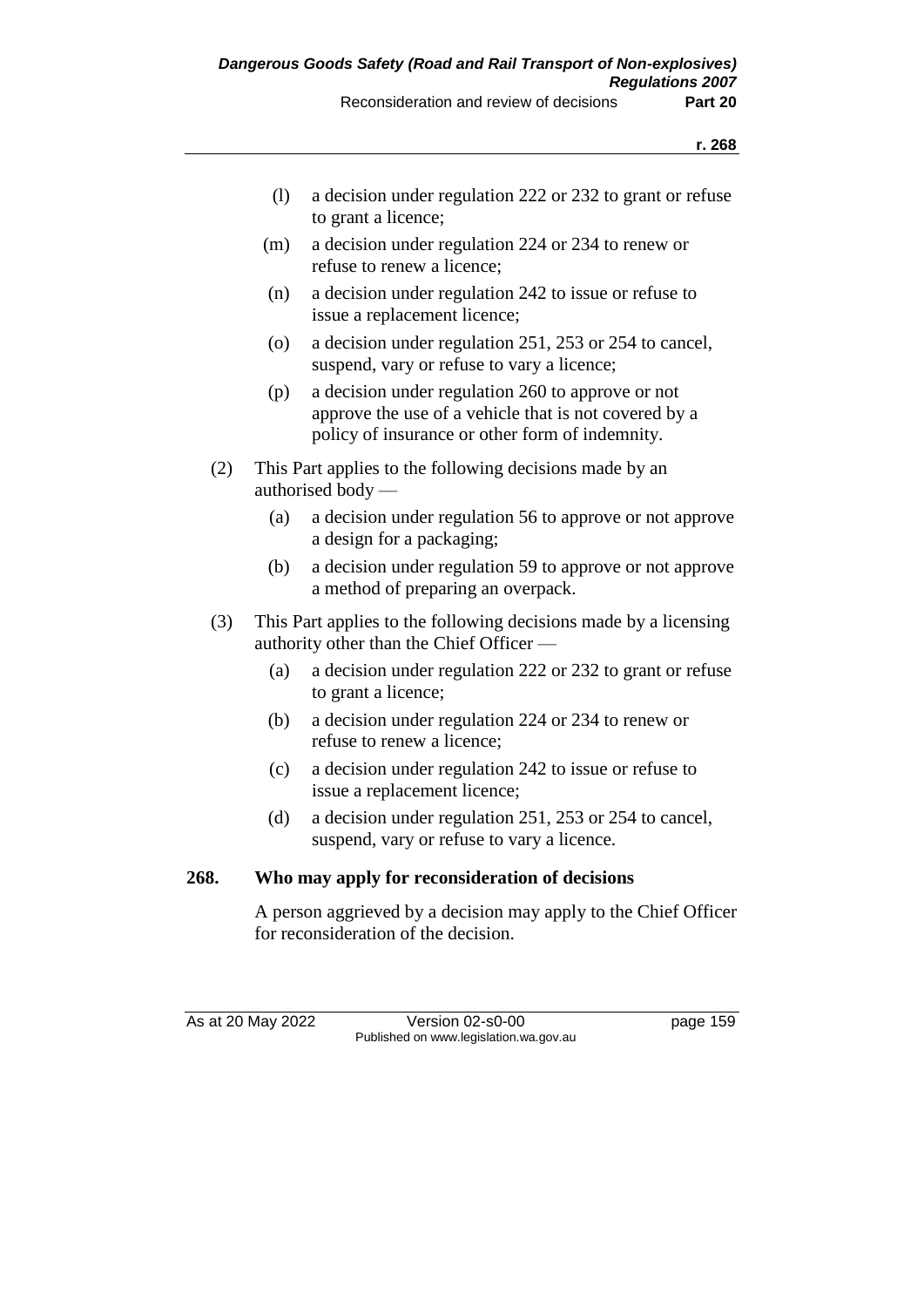(l) a decision under regulation 222 or 232 to grant or refuse to grant a licence;

(m) a decision under regulation 224 or 234 to renew or refuse to renew a licence;

(n) a decision under regulation 242 to issue or refuse to issue a replacement licence;

(o) a decision under regulation 251, 253 or 254 to cancel, suspend, vary or refuse to vary a licence;

(p) a decision under regulation 260 to approve or not approve the use of a vehicle that is not covered by a policy of insurance or other form of indemnity.

(2) This Part applies to the following decisions made by an authorised body —

(a) a decision under regulation 56 to approve or not approve a design for a packaging;

(b) a decision under regulation 59 to approve or not approve a method of preparing an overpack.

(3) This Part applies to the following decisions made by a licensing authority other than the Chief Officer —

(a) a decision under regulation 222 or 232 to grant or refuse to grant a licence;

(b) a decision under regulation 224 or 234 to renew or refuse to renew a licence;

(c) a decision under regulation 242 to issue or refuse to issue a replacement licence;

(d) a decision under regulation 251, 253 or 254 to cancel, suspend, vary or refuse to vary a licence.

**268. Who may apply for reconsideration of decisions**

A person aggrieved by a decision may apply to the Chief Officer for reconsideration of the decision.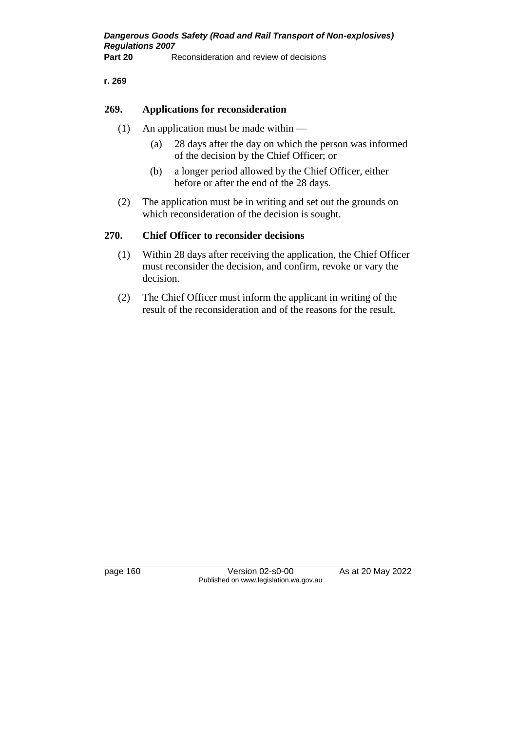## 269. Applications for reconsideration

(1) An application must be made within —

(a) 28 days after the day on which the person was informed of the decision by the Chief Officer; or

(b) a longer period allowed by the Chief Officer, either before or after the end of the 28 days.

(2) The application must be in writing and set out the grounds on which reconsideration of the decision is sought.

## 270. Chief Officer to reconsider decisions

(1) Within 28 days after receiving the application, the Chief Officer must reconsider the decision, and confirm, revoke or vary the decision.

(2) The Chief Officer must inform the applicant in writing of the result of the reconsideration and of the reasons for the result.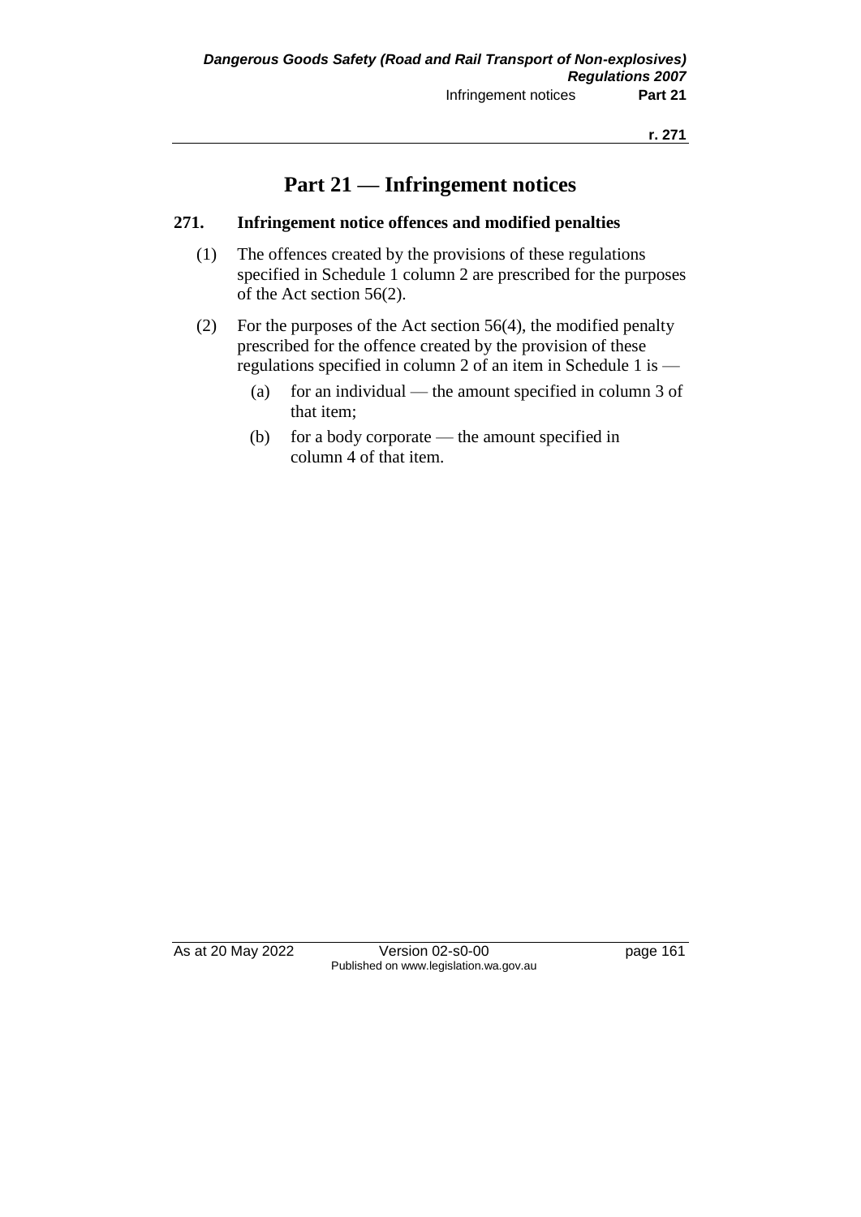# Part 21 — Infringement notices

## 271. Infringement notice offences and modified penalties

(1) The offences created by the provisions of these regulations specified in Schedule 1 column 2 are prescribed for the purposes of the Act section 56(2).

(2) For the purposes of the Act section 56(4), the modified penalty prescribed for the offence created by the provision of these regulations specified in column 2 of an item in Schedule 1 is —

- (a) for an individual — the amount specified in column 3 of that item;
- (b) for a body corporate — the amount specified in column 4 of that item.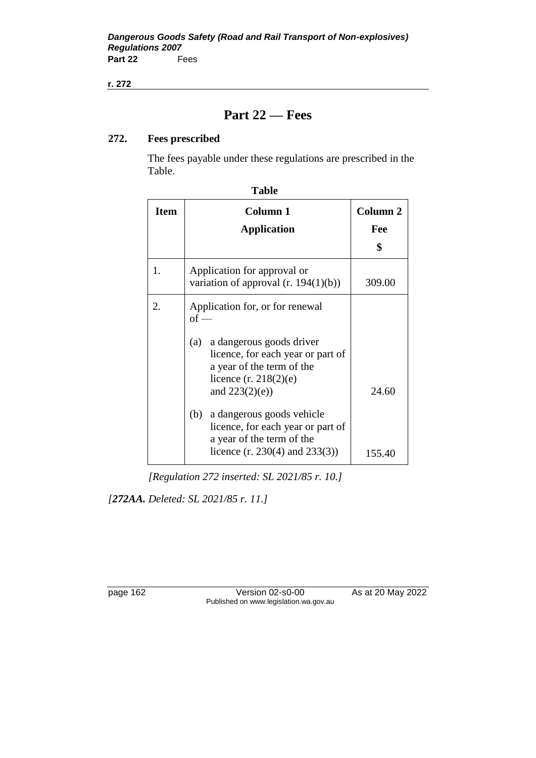# Part 22 — Fees

## 272. Fees prescribed

The fees payable under these regulations are prescribed in the Table.

**Table**

| Item | Column 1<br>Application | Column 2<br>Fee<br>$ |
|---|---|---|
| 1. | Application for approval or variation of approval (r. 194(1)(b)) | 309.00 |
| 2. | Application for, or for renewal of — | |
| | (a) a dangerous goods driver licence, for each year or part of a year of the term of the licence (r. 218(2)(e) and 223(2)(e)) | 24.60 |
| | (b) a dangerous goods vehicle licence, for each year or part of a year of the term of the licence (r. 230(4) and 233(3)) | 155.40 |

*[Regulation 272 inserted: SL 2021/85 r. 10.]*

*[**272AA.** Deleted: SL 2021/85 r. 11.]*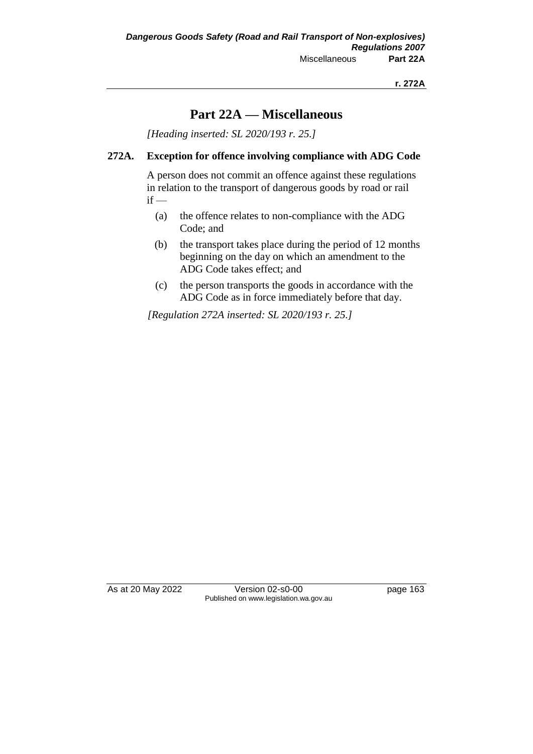# Part 22A — Miscellaneous

*[Heading inserted: SL 2020/193 r. 25.]*

### 272A. Exception for offence involving compliance with ADG Code

A person does not commit an offence against these regulations in relation to the transport of dangerous goods by road or rail if —

(a) the offence relates to non-compliance with the ADG Code; and

(b) the transport takes place during the period of 12 months beginning on the day on which an amendment to the ADG Code takes effect; and

(c) the person transports the goods in accordance with the ADG Code as in force immediately before that day.

*[Regulation 272A inserted: SL 2020/193 r. 25.]*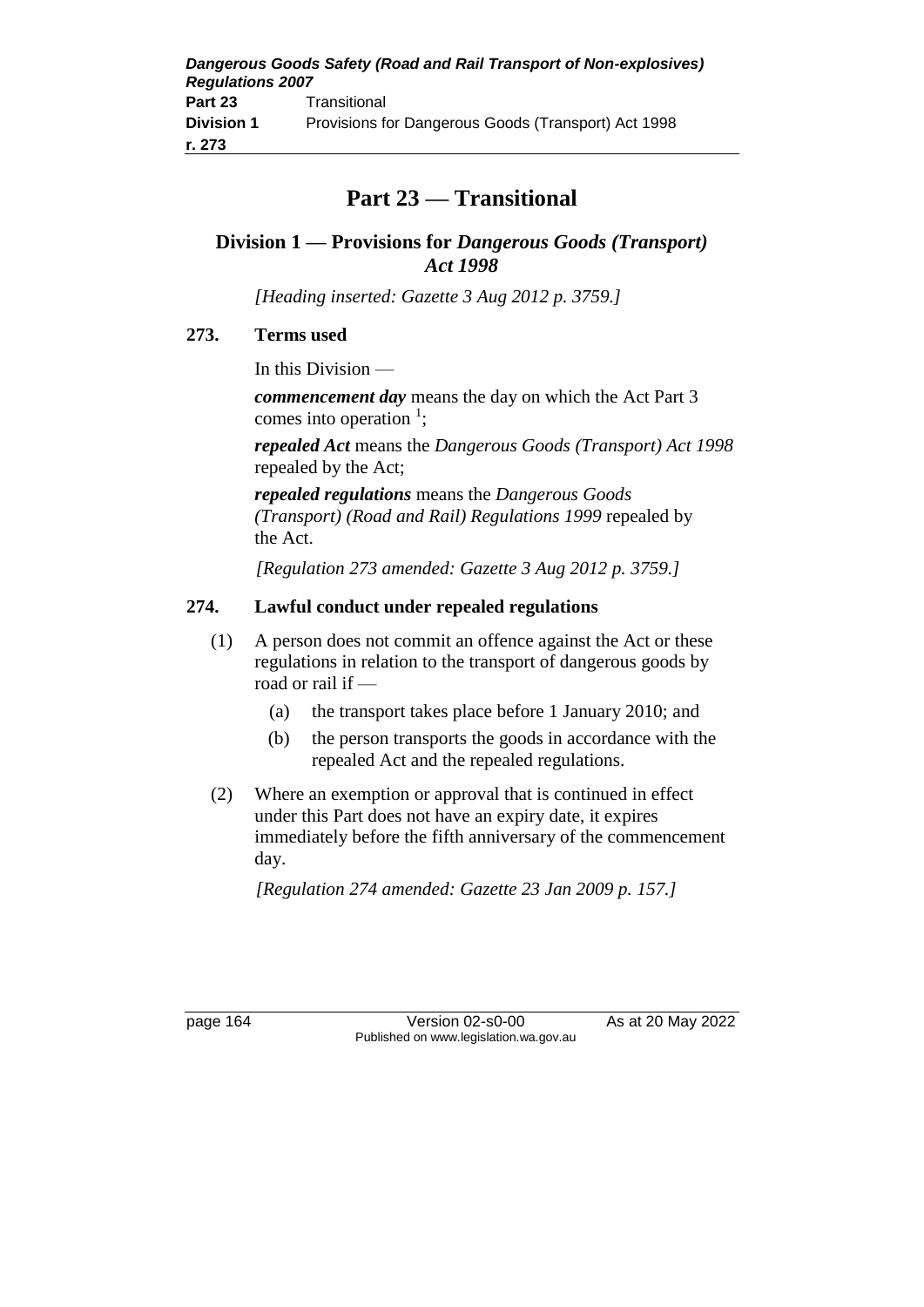# Part 23 — Transitional

## Division 1 — Provisions for *Dangerous Goods (Transport) Act 1998*

*[Heading inserted: Gazette 3 Aug 2012 p. 3759.]*

### 273. Terms used

In this Division —

***commencement day*** means the day on which the Act Part 3 comes into operation [1];

***repealed Act*** means the *Dangerous Goods (Transport) Act 1998* repealed by the Act;

***repealed regulations*** means the *Dangerous Goods (Transport) (Road and Rail) Regulations 1999* repealed by the Act.

*[Regulation 273 amended: Gazette 3 Aug 2012 p. 3759.]*

### 274. Lawful conduct under repealed regulations

(1) A person does not commit an offence against the Act or these regulations in relation to the transport of dangerous goods by road or rail if —

(a) the transport takes place before 1 January 2010; and

(b) the person transports the goods in accordance with the repealed Act and the repealed regulations.

(2) Where an exemption or approval that is continued in effect under this Part does not have an expiry date, it expires immediately before the fifth anniversary of the commencement day.

*[Regulation 274 amended: Gazette 23 Jan 2009 p. 157.]*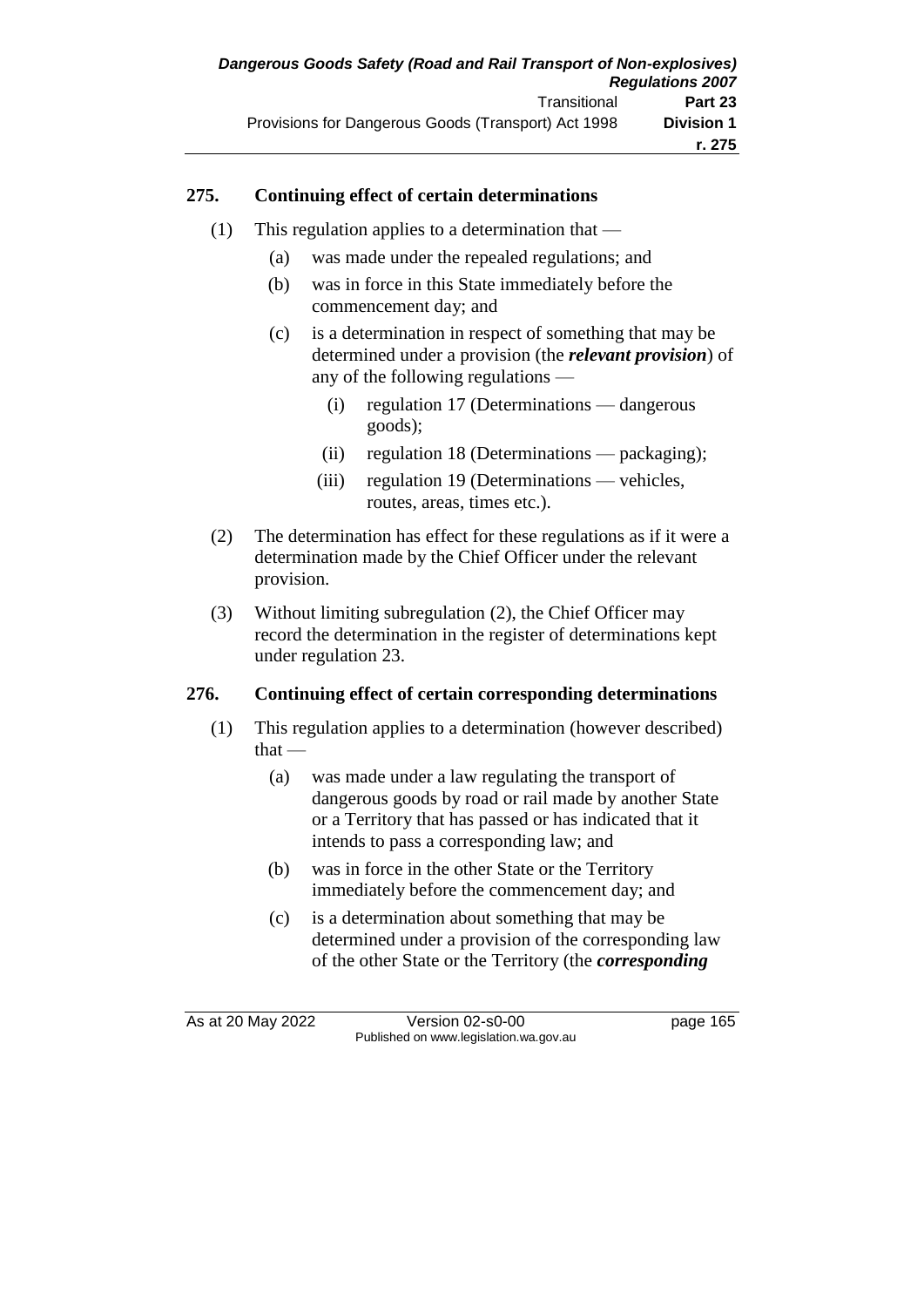### 275. Continuing effect of certain determinations

(1) This regulation applies to a determination that —

  (a) was made under the repealed regulations; and

  (b) was in force in this State immediately before the commencement day; and

  (c) is a determination in respect of something that may be determined under a provision (the ***relevant provision***) of any of the following regulations —

    (i) regulation 17 (Determinations — dangerous goods);

    (ii) regulation 18 (Determinations — packaging);

    (iii) regulation 19 (Determinations — vehicles, routes, areas, times etc.).

(2) The determination has effect for these regulations as if it were a determination made by the Chief Officer under the relevant provision.

(3) Without limiting subregulation (2), the Chief Officer may record the determination in the register of determinations kept under regulation 23.

### 276. Continuing effect of certain corresponding determinations

(1) This regulation applies to a determination (however described) that —

  (a) was made under a law regulating the transport of dangerous goods by road or rail made by another State or a Territory that has passed or has indicated that it intends to pass a corresponding law; and

  (b) was in force in the other State or the Territory immediately before the commencement day; and

  (c) is a determination about something that may be determined under a provision of the corresponding law of the other State or the Territory (the ***corresponding***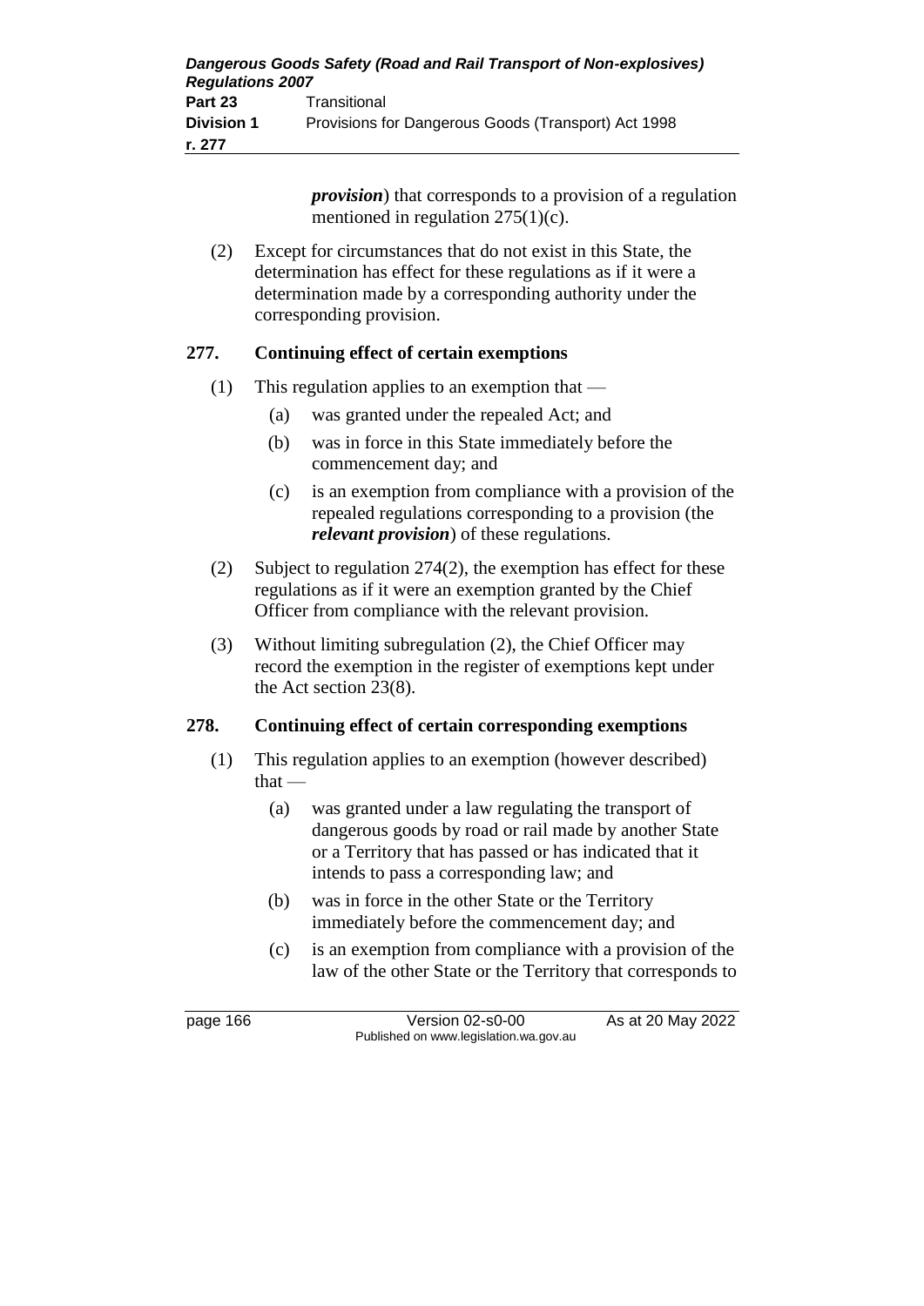***provision***) that corresponds to a provision of a regulation mentioned in regulation 275(1)(c).

(2) Except for circumstances that do not exist in this State, the determination has effect for these regulations as if it were a determination made by a corresponding authority under the corresponding provision.

### 277. Continuing effect of certain exemptions

(1) This regulation applies to an exemption that —

(a) was granted under the repealed Act; and

(b) was in force in this State immediately before the commencement day; and

(c) is an exemption from compliance with a provision of the repealed regulations corresponding to a provision (the ***relevant provision***) of these regulations.

(2) Subject to regulation 274(2), the exemption has effect for these regulations as if it were an exemption granted by the Chief Officer from compliance with the relevant provision.

(3) Without limiting subregulation (2), the Chief Officer may record the exemption in the register of exemptions kept under the Act section 23(8).

### 278. Continuing effect of certain corresponding exemptions

(1) This regulation applies to an exemption (however described) that —

(a) was granted under a law regulating the transport of dangerous goods by road or rail made by another State or a Territory that has passed or has indicated that it intends to pass a corresponding law; and

(b) was in force in the other State or the Territory immediately before the commencement day; and

(c) is an exemption from compliance with a provision of the law of the other State or the Territory that corresponds to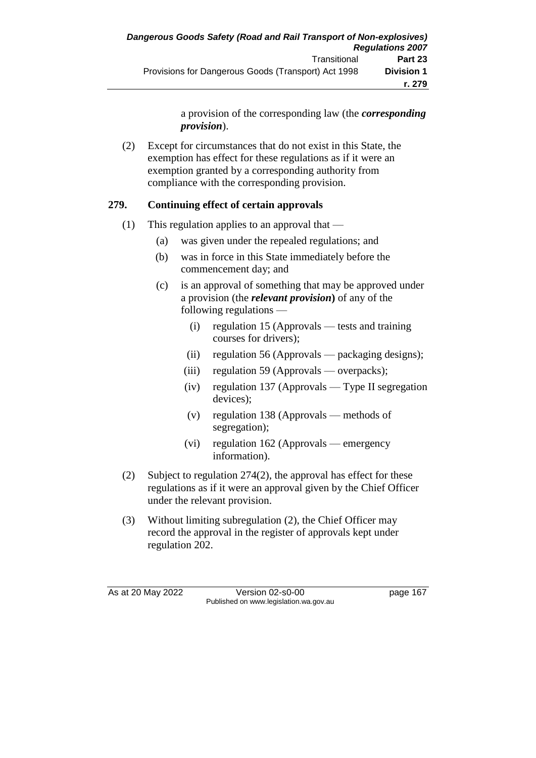a provision of the corresponding law (the ***corresponding provision***).

(2) Except for circumstances that do not exist in this State, the exemption has effect for these regulations as if it were an exemption granted by a corresponding authority from compliance with the corresponding provision.

## 279. Continuing effect of certain approvals

(1) This regulation applies to an approval that —

(a) was given under the repealed regulations; and

(b) was in force in this State immediately before the commencement day; and

(c) is an approval of something that may be approved under a provision (the ***relevant provision***) of any of the following regulations —

(i) regulation 15 (Approvals — tests and training courses for drivers);

(ii) regulation 56 (Approvals — packaging designs);

(iii) regulation 59 (Approvals — overpacks);

(iv) regulation 137 (Approvals — Type II segregation devices);

(v) regulation 138 (Approvals — methods of segregation);

(vi) regulation 162 (Approvals — emergency information).

(2) Subject to regulation 274(2), the approval has effect for these regulations as if it were an approval given by the Chief Officer under the relevant provision.

(3) Without limiting subregulation (2), the Chief Officer may record the approval in the register of approvals kept under regulation 202.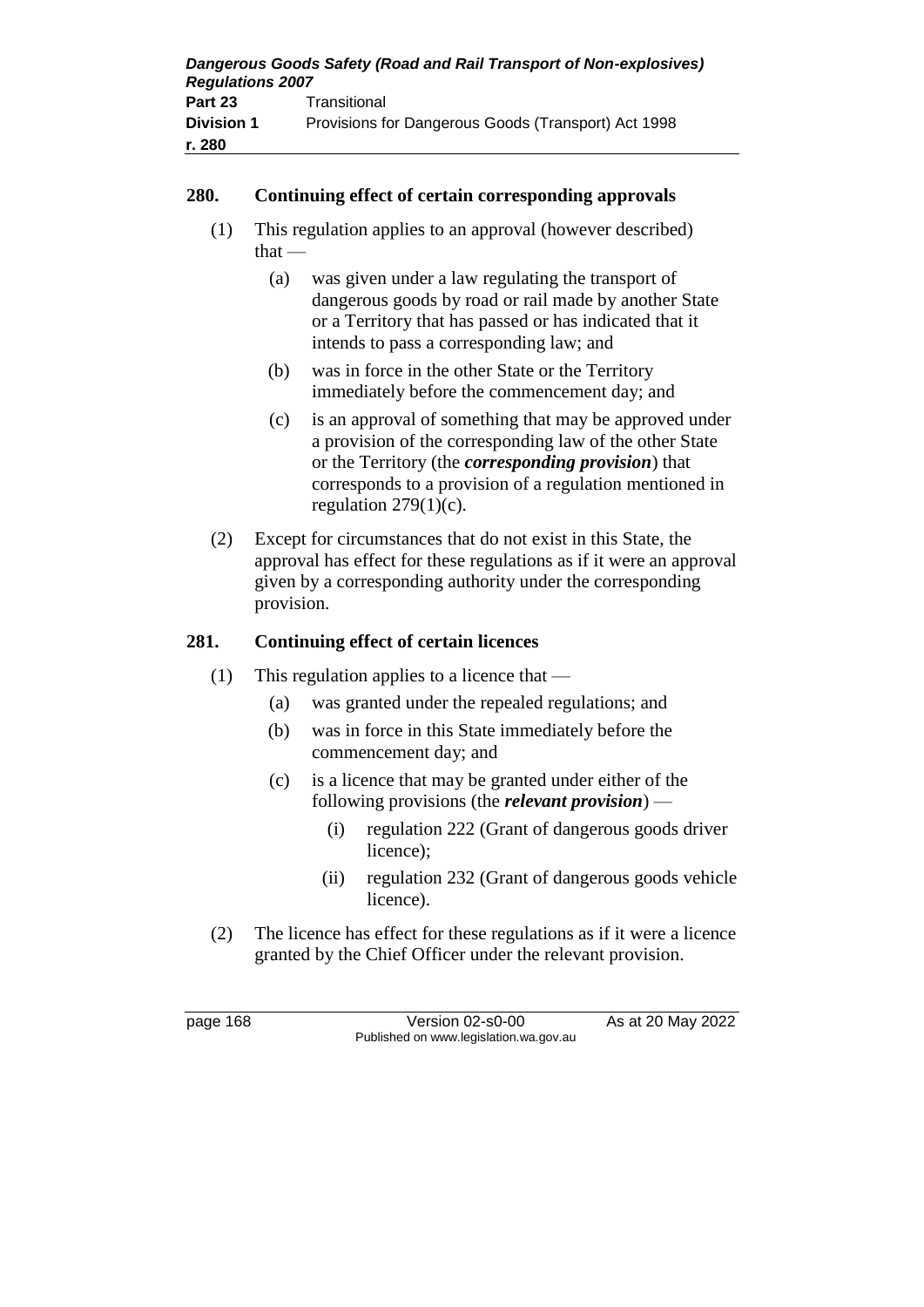## 280. Continuing effect of certain corresponding approvals

(1) This regulation applies to an approval (however described) that —

(a) was given under a law regulating the transport of dangerous goods by road or rail made by another State or a Territory that has passed or has indicated that it intends to pass a corresponding law; and

(b) was in force in the other State or the Territory immediately before the commencement day; and

(c) is an approval of something that may be approved under a provision of the corresponding law of the other State or the Territory (the ***corresponding provision***) that corresponds to a provision of a regulation mentioned in regulation 279(1)(c).

(2) Except for circumstances that do not exist in this State, the approval has effect for these regulations as if it were an approval given by a corresponding authority under the corresponding provision.

## 281. Continuing effect of certain licences

(1) This regulation applies to a licence that —

(a) was granted under the repealed regulations; and

(b) was in force in this State immediately before the commencement day; and

(c) is a licence that may be granted under either of the following provisions (the ***relevant provision***) —

(i) regulation 222 (Grant of dangerous goods driver licence);

(ii) regulation 232 (Grant of dangerous goods vehicle licence).

(2) The licence has effect for these regulations as if it were a licence granted by the Chief Officer under the relevant provision.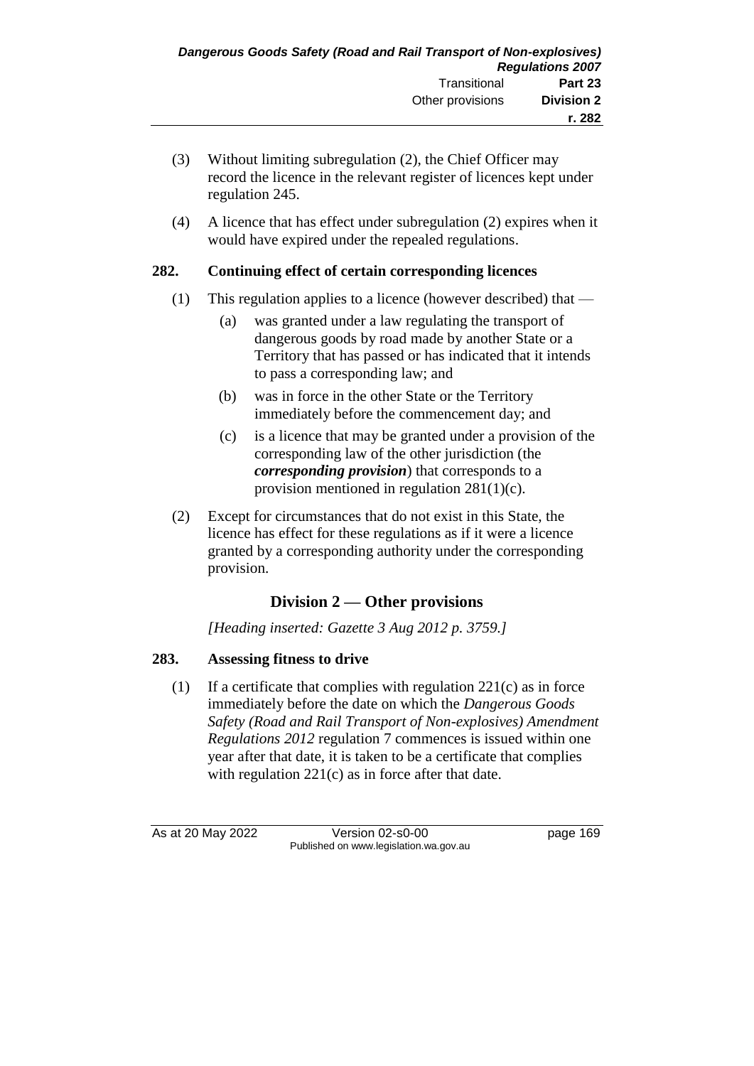(3) Without limiting subregulation (2), the Chief Officer may record the licence in the relevant register of licences kept under regulation 245.

(4) A licence that has effect under subregulation (2) expires when it would have expired under the repealed regulations.

**282. Continuing effect of certain corresponding licences**

(1) This regulation applies to a licence (however described) that —

(a) was granted under a law regulating the transport of dangerous goods by road made by another State or a Territory that has passed or has indicated that it intends to pass a corresponding law; and

(b) was in force in the other State or the Territory immediately before the commencement day; and

(c) is a licence that may be granted under a provision of the corresponding law of the other jurisdiction (the ***corresponding provision***) that corresponds to a provision mentioned in regulation 281(1)(c).

(2) Except for circumstances that do not exist in this State, the licence has effect for these regulations as if it were a licence granted by a corresponding authority under the corresponding provision.

## Division 2 — Other provisions

*[Heading inserted: Gazette 3 Aug 2012 p. 3759.]*

**283. Assessing fitness to drive**

(1) If a certificate that complies with regulation 221(c) as in force immediately before the date on which the *Dangerous Goods Safety (Road and Rail Transport of Non-explosives) Amendment Regulations 2012* regulation 7 commences is issued within one year after that date, it is taken to be a certificate that complies with regulation 221(c) as in force after that date.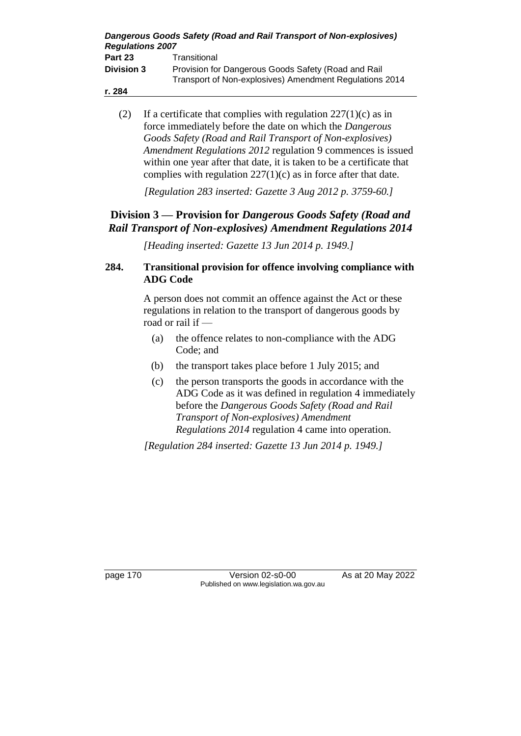(2) If a certificate that complies with regulation 227(1)(c) as in force immediately before the date on which the *Dangerous Goods Safety (Road and Rail Transport of Non-explosives) Amendment Regulations 2012* regulation 9 commences is issued within one year after that date, it is taken to be a certificate that complies with regulation 227(1)(c) as in force after that date.

*[Regulation 283 inserted: Gazette 3 Aug 2012 p. 3759-60.]*

## Division 3 — Provision for *Dangerous Goods Safety (Road and Rail Transport of Non-explosives) Amendment Regulations 2014*

*[Heading inserted: Gazette 13 Jun 2014 p. 1949.]*

### 284. Transitional provision for offence involving compliance with ADG Code

A person does not commit an offence against the Act or these regulations in relation to the transport of dangerous goods by road or rail if —

(a) the offence relates to non-compliance with the ADG Code; and

(b) the transport takes place before 1 July 2015; and

(c) the person transports the goods in accordance with the ADG Code as it was defined in regulation 4 immediately before the *Dangerous Goods Safety (Road and Rail Transport of Non-explosives) Amendment Regulations 2014* regulation 4 came into operation.

*[Regulation 284 inserted: Gazette 13 Jun 2014 p. 1949.]*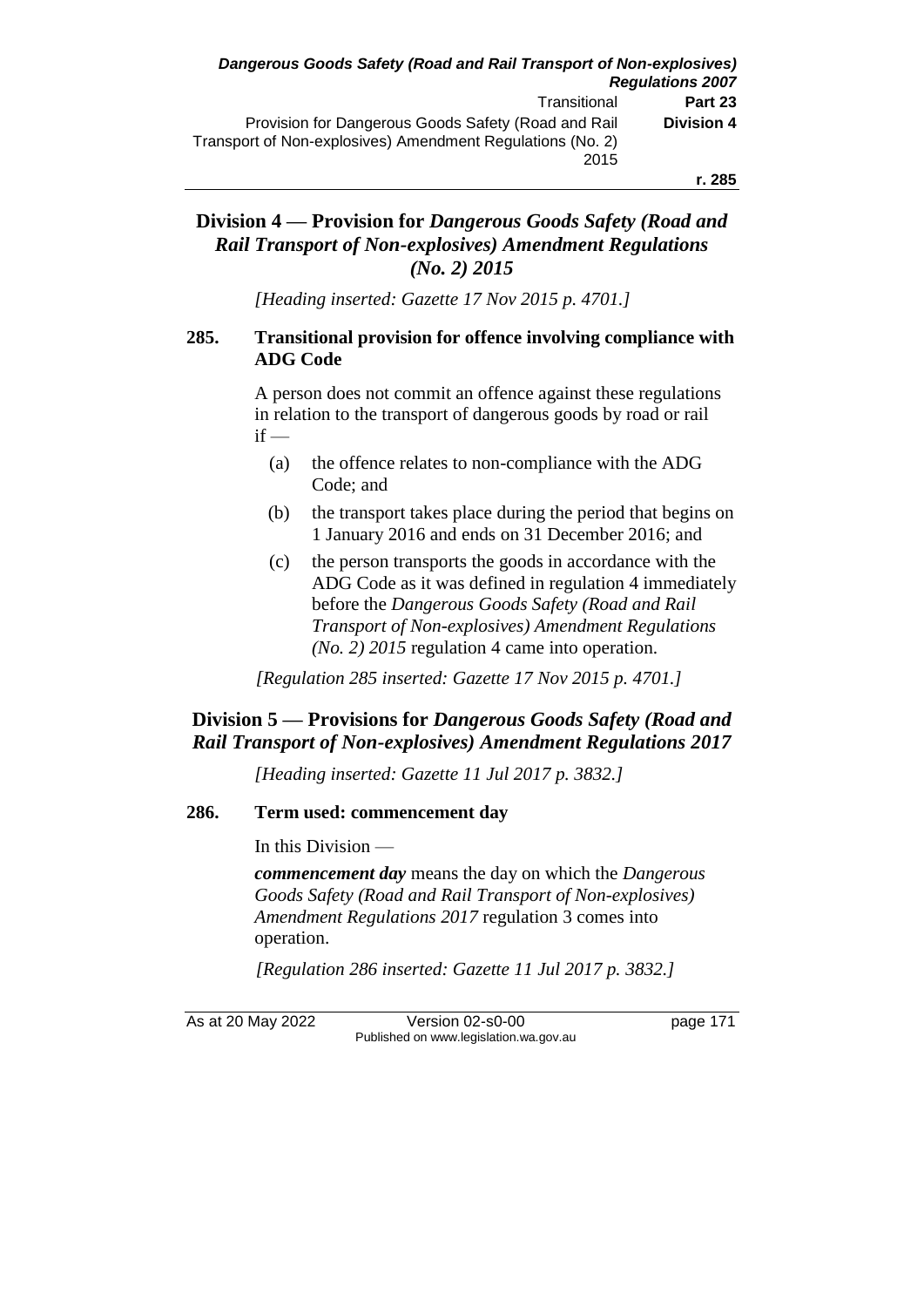## Division 4 — Provision for *Dangerous Goods Safety (Road and Rail Transport of Non-explosives) Amendment Regulations (No. 2) 2015*

*[Heading inserted: Gazette 17 Nov 2015 p. 4701.]*

### 285. Transitional provision for offence involving compliance with ADG Code

A person does not commit an offence against these regulations in relation to the transport of dangerous goods by road or rail if —

(a) the offence relates to non-compliance with the ADG Code; and

(b) the transport takes place during the period that begins on 1 January 2016 and ends on 31 December 2016; and

(c) the person transports the goods in accordance with the ADG Code as it was defined in regulation 4 immediately before the *Dangerous Goods Safety (Road and Rail Transport of Non-explosives) Amendment Regulations (No. 2) 2015* regulation 4 came into operation.

*[Regulation 285 inserted: Gazette 17 Nov 2015 p. 4701.]*

## Division 5 — Provisions for *Dangerous Goods Safety (Road and Rail Transport of Non-explosives) Amendment Regulations 2017*

*[Heading inserted: Gazette 11 Jul 2017 p. 3832.]*

### 286. Term used: commencement day

In this Division —

***commencement day*** means the day on which the *Dangerous Goods Safety (Road and Rail Transport of Non-explosives) Amendment Regulations 2017* regulation 3 comes into operation.

*[Regulation 286 inserted: Gazette 11 Jul 2017 p. 3832.]*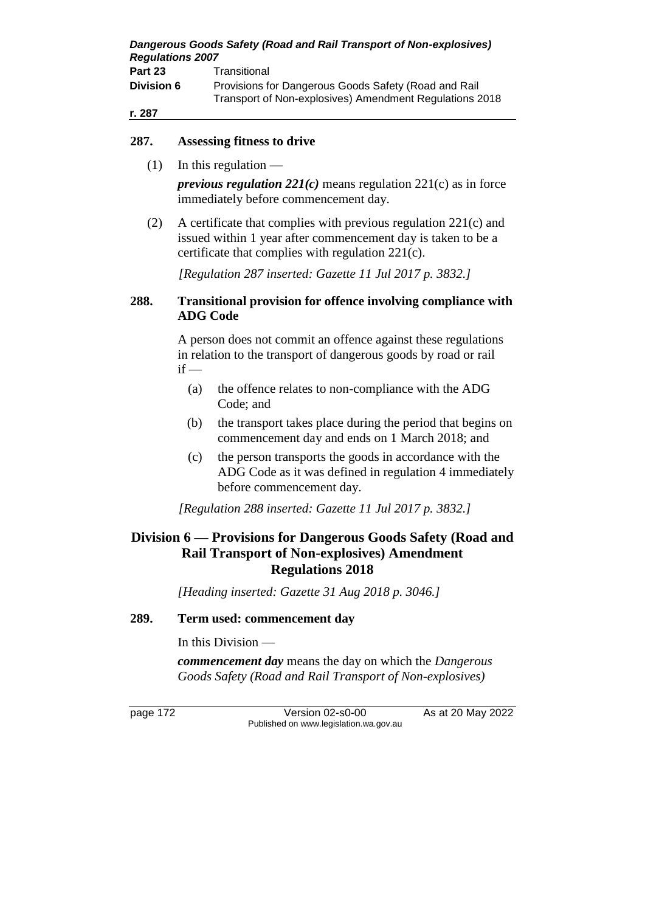## 287. Assessing fitness to drive

(1) In this regulation —

***previous regulation 221(c)*** means regulation 221(c) as in force immediately before commencement day.

(2) A certificate that complies with previous regulation 221(c) and issued within 1 year after commencement day is taken to be a certificate that complies with regulation 221(c).

*[Regulation 287 inserted: Gazette 11 Jul 2017 p. 3832.]*

## 288. Transitional provision for offence involving compliance with ADG Code

A person does not commit an offence against these regulations in relation to the transport of dangerous goods by road or rail if —

(a) the offence relates to non-compliance with the ADG Code; and

(b) the transport takes place during the period that begins on commencement day and ends on 1 March 2018; and

(c) the person transports the goods in accordance with the ADG Code as it was defined in regulation 4 immediately before commencement day.

*[Regulation 288 inserted: Gazette 11 Jul 2017 p. 3832.]*

# Division 6 — Provisions for Dangerous Goods Safety (Road and Rail Transport of Non-explosives) Amendment Regulations 2018

*[Heading inserted: Gazette 31 Aug 2018 p. 3046.]*

## 289. Term used: commencement day

In this Division —

***commencement day*** means the day on which the *Dangerous Goods Safety (Road and Rail Transport of Non-explosives)*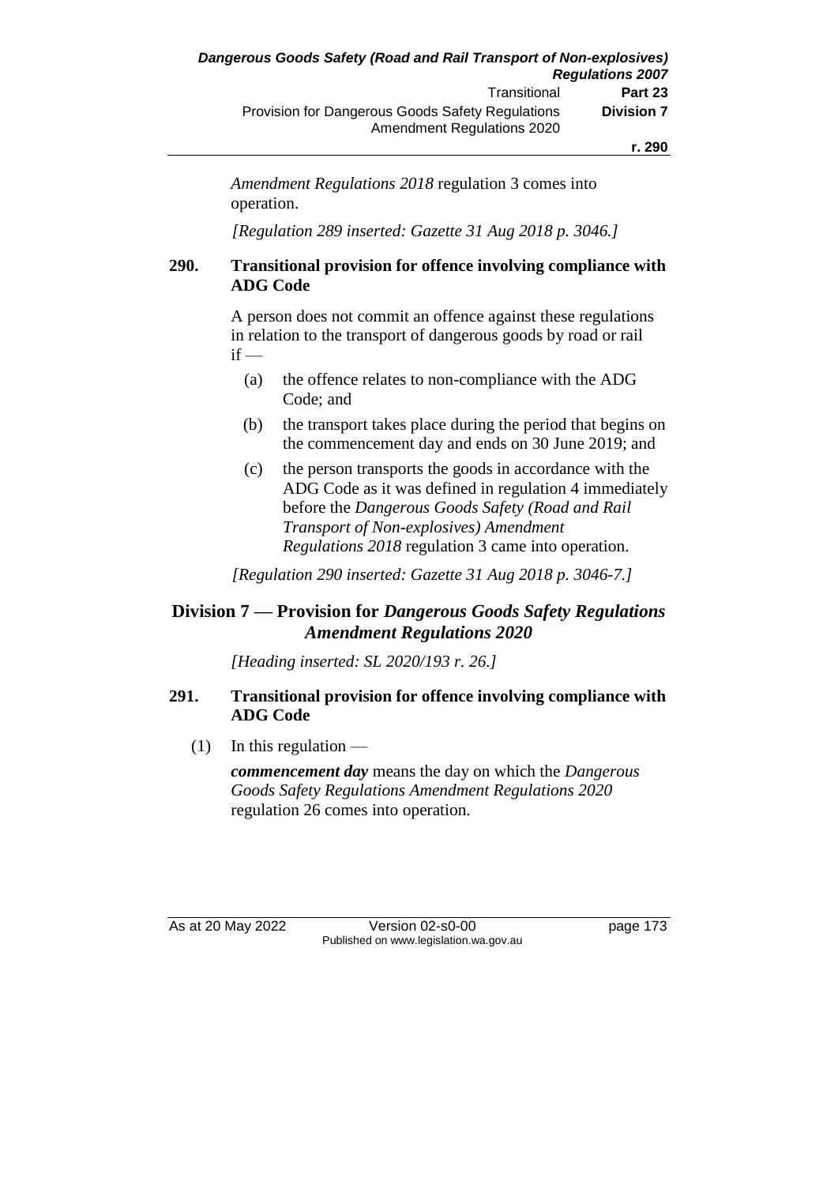*Amendment Regulations 2018* regulation 3 comes into operation.

*[Regulation 289 inserted: Gazette 31 Aug 2018 p. 3046.]*

### 290. Transitional provision for offence involving compliance with ADG Code

A person does not commit an offence against these regulations in relation to the transport of dangerous goods by road or rail if —

(a) the offence relates to non-compliance with the ADG Code; and

(b) the transport takes place during the period that begins on the commencement day and ends on 30 June 2019; and

(c) the person transports the goods in accordance with the ADG Code as it was defined in regulation 4 immediately before the *Dangerous Goods Safety (Road and Rail Transport of Non-explosives) Amendment Regulations 2018* regulation 3 came into operation.

*[Regulation 290 inserted: Gazette 31 Aug 2018 p. 3046-7.]*

## Division 7 — Provision for *Dangerous Goods Safety Regulations Amendment Regulations 2020*

*[Heading inserted: SL 2020/193 r. 26.]*

### 291. Transitional provision for offence involving compliance with ADG Code

(1) In this regulation —

***commencement day*** means the day on which the *Dangerous Goods Safety Regulations Amendment Regulations 2020* regulation 26 comes into operation.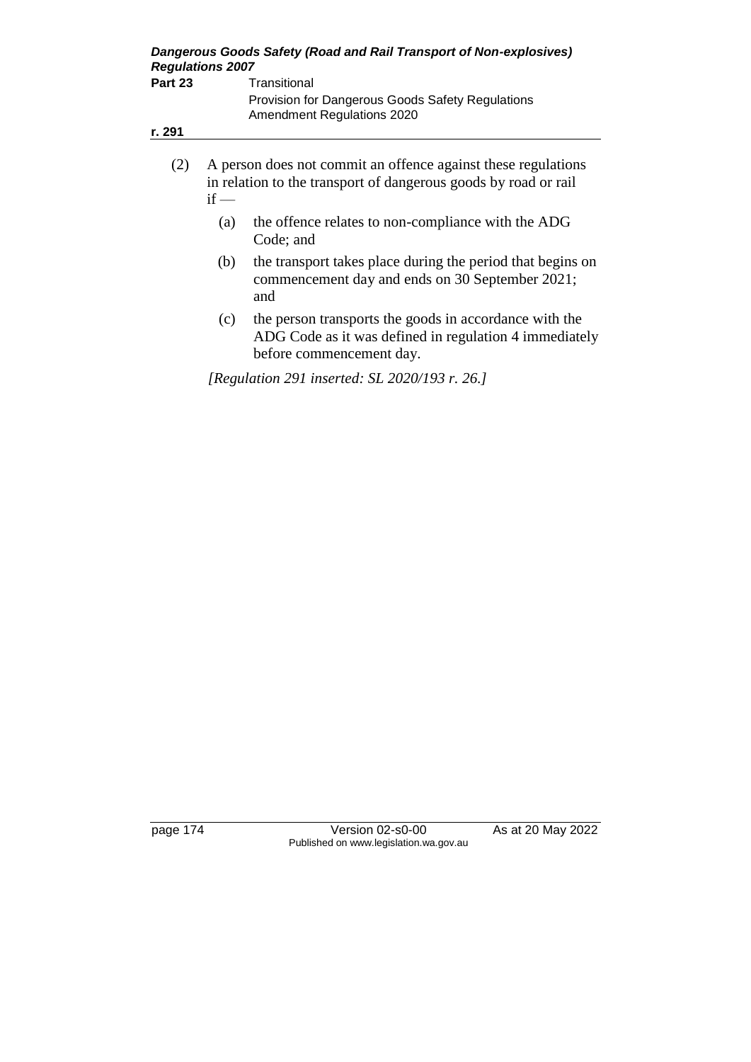(2) A person does not commit an offence against these regulations in relation to the transport of dangerous goods by road or rail if —

(a) the offence relates to non-compliance with the ADG Code; and

(b) the transport takes place during the period that begins on commencement day and ends on 30 September 2021; and

(c) the person transports the goods in accordance with the ADG Code as it was defined in regulation 4 immediately before commencement day.

*[Regulation 291 inserted: SL 2020/193 r. 26.]*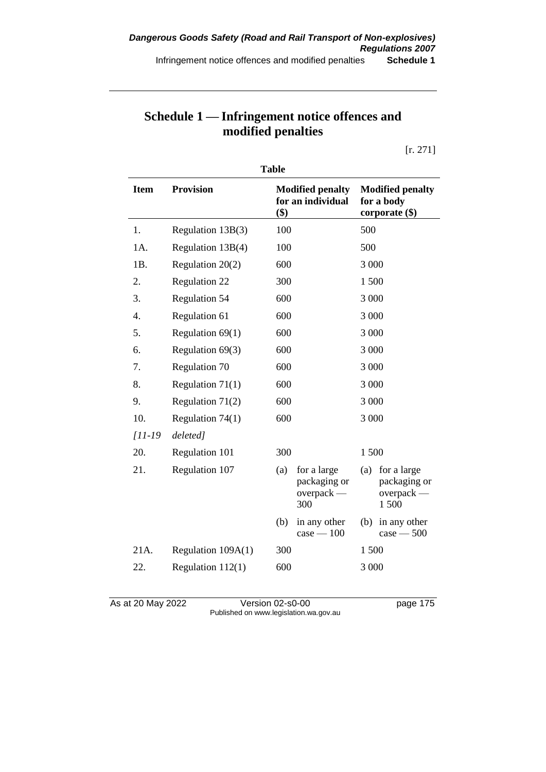# Schedule 1 — Infringement notice offences and modified penalties

[r. 271]

**Table**

| Item | Provision | Modified penalty for an individual ($) | Modified penalty for a body corporate ($) |
|---|---|---|---|
| 1. | Regulation 13B(3) | 100 | 500 |
| 1A. | Regulation 13B(4) | 100 | 500 |
| 1B. | Regulation 20(2) | 600 | 3 000 |
| 2. | Regulation 22 | 300 | 1 500 |
| 3. | Regulation 54 | 600 | 3 000 |
| 4. | Regulation 61 | 600 | 3 000 |
| 5. | Regulation 69(1) | 600 | 3 000 |
| 6. | Regulation 69(3) | 600 | 3 000 |
| 7. | Regulation 70 | 600 | 3 000 |
| 8. | Regulation 71(1) | 600 | 3 000 |
| 9. | Regulation 71(2) | 600 | 3 000 |
| 10. | Regulation 74(1) | 600 | 3 000 |
| *[11-19* | *deleted]* | | |
| 20. | Regulation 101 | 300 | 1 500 |
| 21. | Regulation 107 | (a) for a large packaging or overpack — 300 | (a) for a large packaging or overpack — 1 500 |
| | | (b) in any other case — 100 | (b) in any other case — 500 |
| 21A. | Regulation 109A(1) | 300 | 1 500 |
| 22. | Regulation 112(1) | 600 | 3 000 |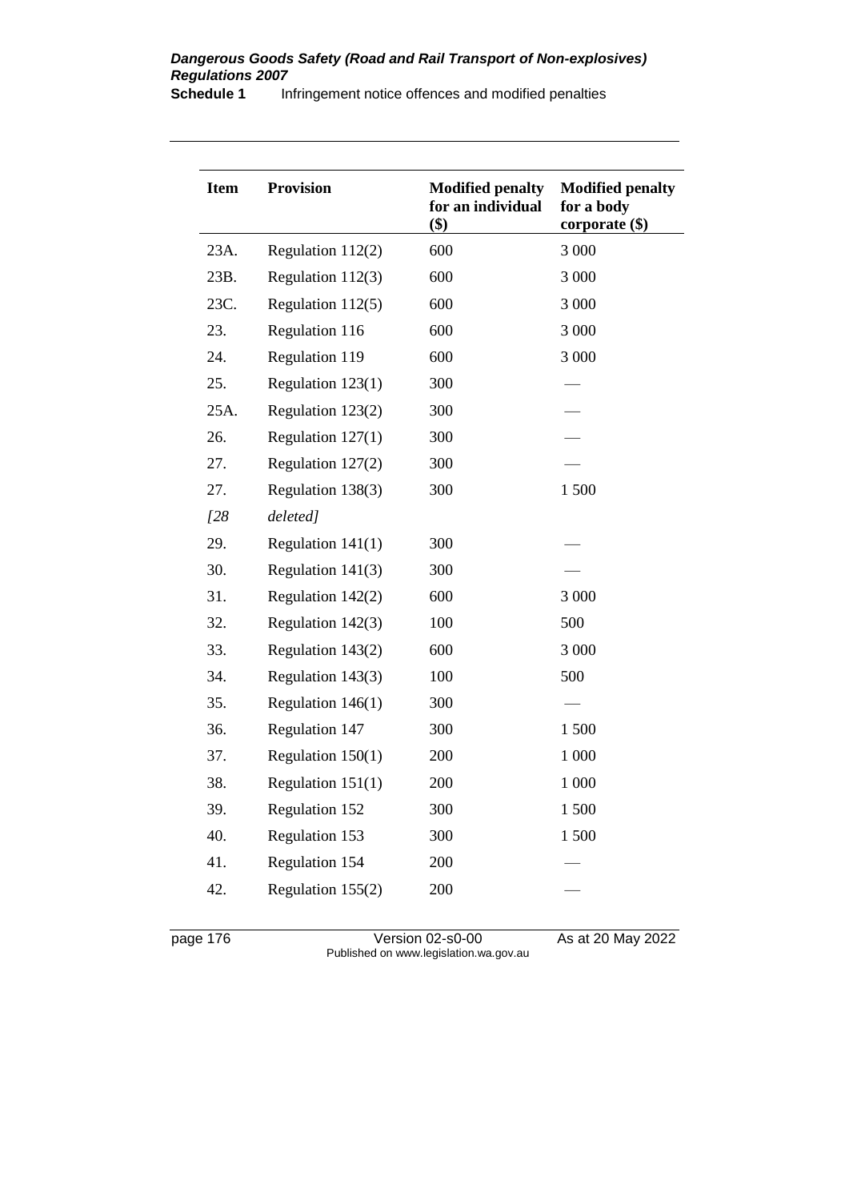| Item | Provision | Modified penalty for an individual ($) | Modified penalty for a body corporate ($) |
|---|---|---|---|
| 23A. | Regulation 112(2) | 600 | 3 000 |
| 23B. | Regulation 112(3) | 600 | 3 000 |
| 23C. | Regulation 112(5) | 600 | 3 000 |
| 23. | Regulation 116 | 600 | 3 000 |
| 24. | Regulation 119 | 600 | 3 000 |
| 25. | Regulation 123(1) | 300 | — |
| 25A. | Regulation 123(2) | 300 | — |
| 26. | Regulation 127(1) | 300 | — |
| 27. | Regulation 127(2) | 300 | — |
| 27. | Regulation 138(3) | 300 | 1 500 |
| *[28* | *deleted]* | | |
| 29. | Regulation 141(1) | 300 | — |
| 30. | Regulation 141(3) | 300 | — |
| 31. | Regulation 142(2) | 600 | 3 000 |
| 32. | Regulation 142(3) | 100 | 500 |
| 33. | Regulation 143(2) | 600 | 3 000 |
| 34. | Regulation 143(3) | 100 | 500 |
| 35. | Regulation 146(1) | 300 | — |
| 36. | Regulation 147 | 300 | 1 500 |
| 37. | Regulation 150(1) | 200 | 1 000 |
| 38. | Regulation 151(1) | 200 | 1 000 |
| 39. | Regulation 152 | 300 | 1 500 |
| 40. | Regulation 153 | 300 | 1 500 |
| 41. | Regulation 154 | 200 | — |
| 42. | Regulation 155(2) | 200 | — |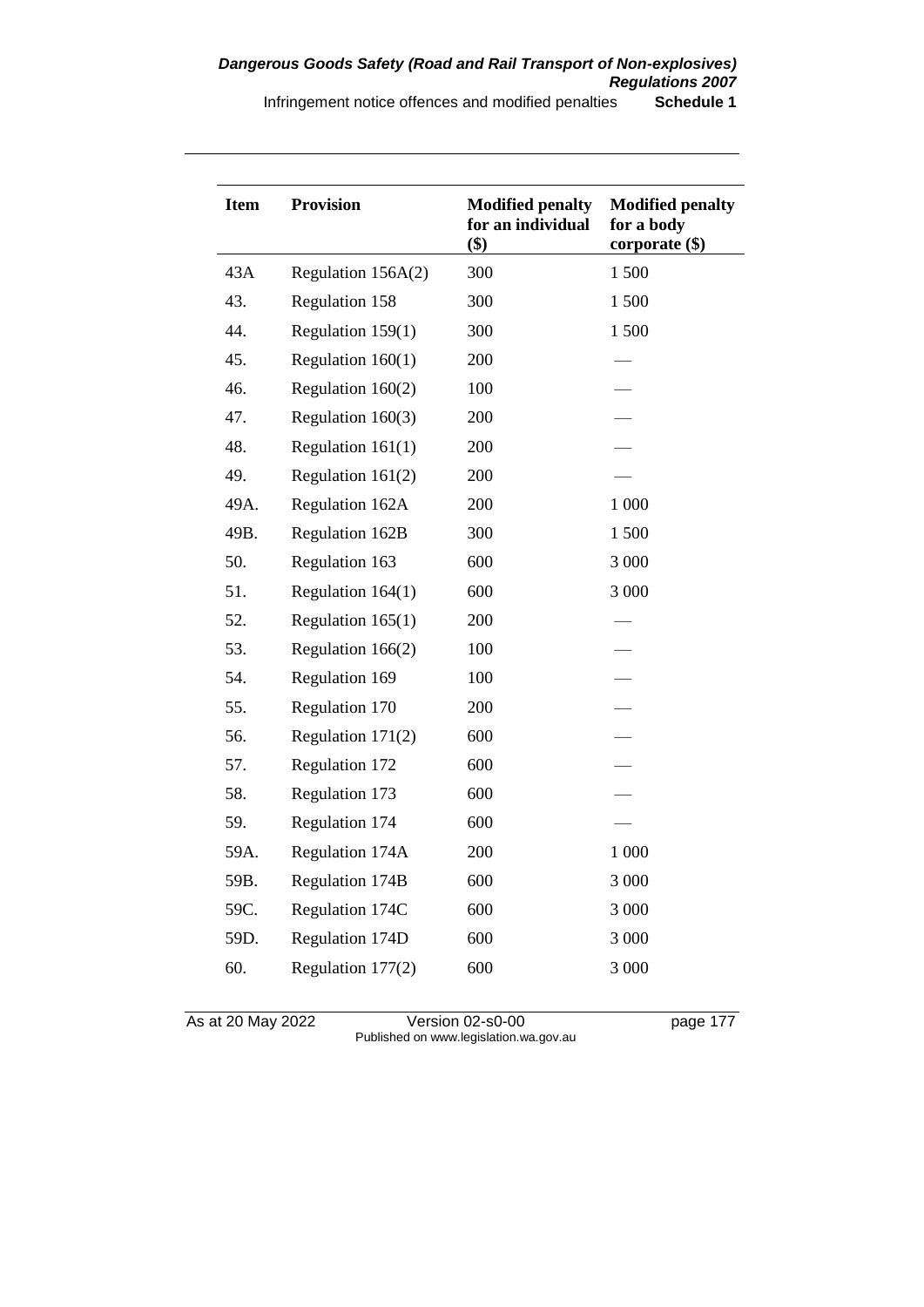| Item | Provision | Modified penalty for an individual ($) | Modified penalty for a body corporate ($) |
|---|---|---|---|
| 43A | Regulation 156A(2) | 300 | 1 500 |
| 43. | Regulation 158 | 300 | 1 500 |
| 44. | Regulation 159(1) | 300 | 1 500 |
| 45. | Regulation 160(1) | 200 | — |
| 46. | Regulation 160(2) | 100 | — |
| 47. | Regulation 160(3) | 200 | — |
| 48. | Regulation 161(1) | 200 | — |
| 49. | Regulation 161(2) | 200 | — |
| 49A. | Regulation 162A | 200 | 1 000 |
| 49B. | Regulation 162B | 300 | 1 500 |
| 50. | Regulation 163 | 600 | 3 000 |
| 51. | Regulation 164(1) | 600 | 3 000 |
| 52. | Regulation 165(1) | 200 | — |
| 53. | Regulation 166(2) | 100 | — |
| 54. | Regulation 169 | 100 | — |
| 55. | Regulation 170 | 200 | — |
| 56. | Regulation 171(2) | 600 | — |
| 57. | Regulation 172 | 600 | — |
| 58. | Regulation 173 | 600 | — |
| 59. | Regulation 174 | 600 | — |
| 59A. | Regulation 174A | 200 | 1 000 |
| 59B. | Regulation 174B | 600 | 3 000 |
| 59C. | Regulation 174C | 600 | 3 000 |
| 59D. | Regulation 174D | 600 | 3 000 |
| 60. | Regulation 177(2) | 600 | 3 000 |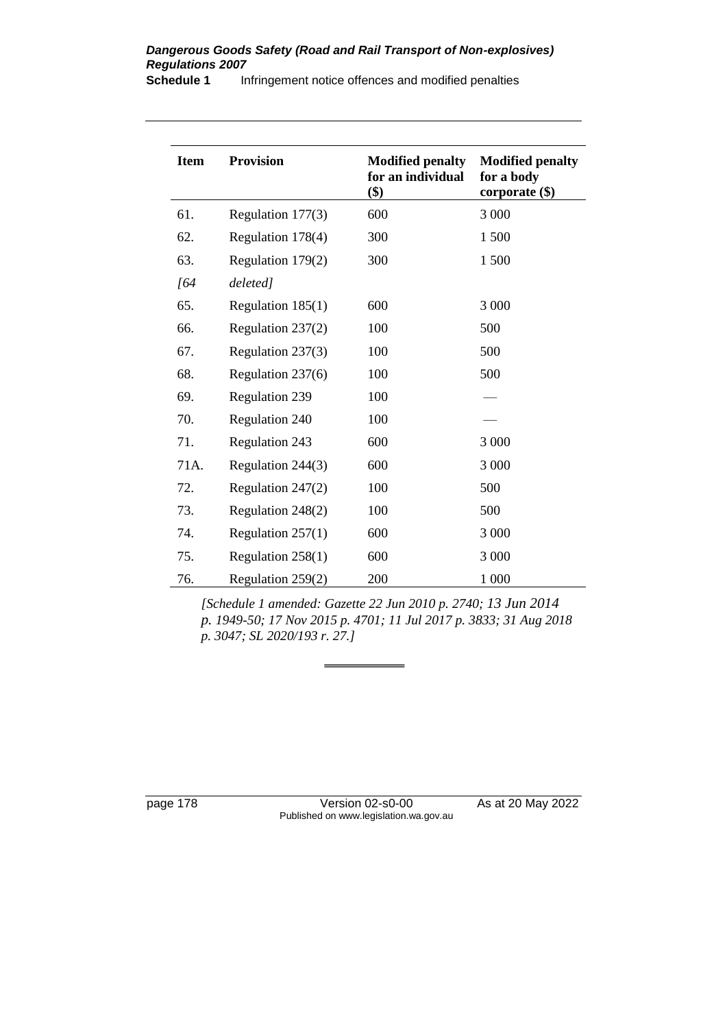| Item | Provision | Modified penalty for an individual ($) | Modified penalty for a body corporate ($) |
|---|---|---|---|
| 61. | Regulation 177(3) | 600 | 3 000 |
| 62. | Regulation 178(4) | 300 | 1 500 |
| 63. | Regulation 179(2) | 300 | 1 500 |
| *[64* | *deleted]* | | |
| 65. | Regulation 185(1) | 600 | 3 000 |
| 66. | Regulation 237(2) | 100 | 500 |
| 67. | Regulation 237(3) | 100 | 500 |
| 68. | Regulation 237(6) | 100 | 500 |
| 69. | Regulation 239 | 100 | — |
| 70. | Regulation 240 | 100 | — |
| 71. | Regulation 243 | 600 | 3 000 |
| 71A. | Regulation 244(3) | 600 | 3 000 |
| 72. | Regulation 247(2) | 100 | 500 |
| 73. | Regulation 248(2) | 100 | 500 |
| 74. | Regulation 257(1) | 600 | 3 000 |
| 75. | Regulation 258(1) | 600 | 3 000 |
| 76. | Regulation 259(2) | 200 | 1 000 |

*[Schedule 1 amended: Gazette 22 Jun 2010 p. 2740; 13 Jun 2014 p. 1949-50; 17 Nov 2015 p. 4701; 11 Jul 2017 p. 3833; 31 Aug 2018 p. 3047; SL 2020/193 r. 27.]*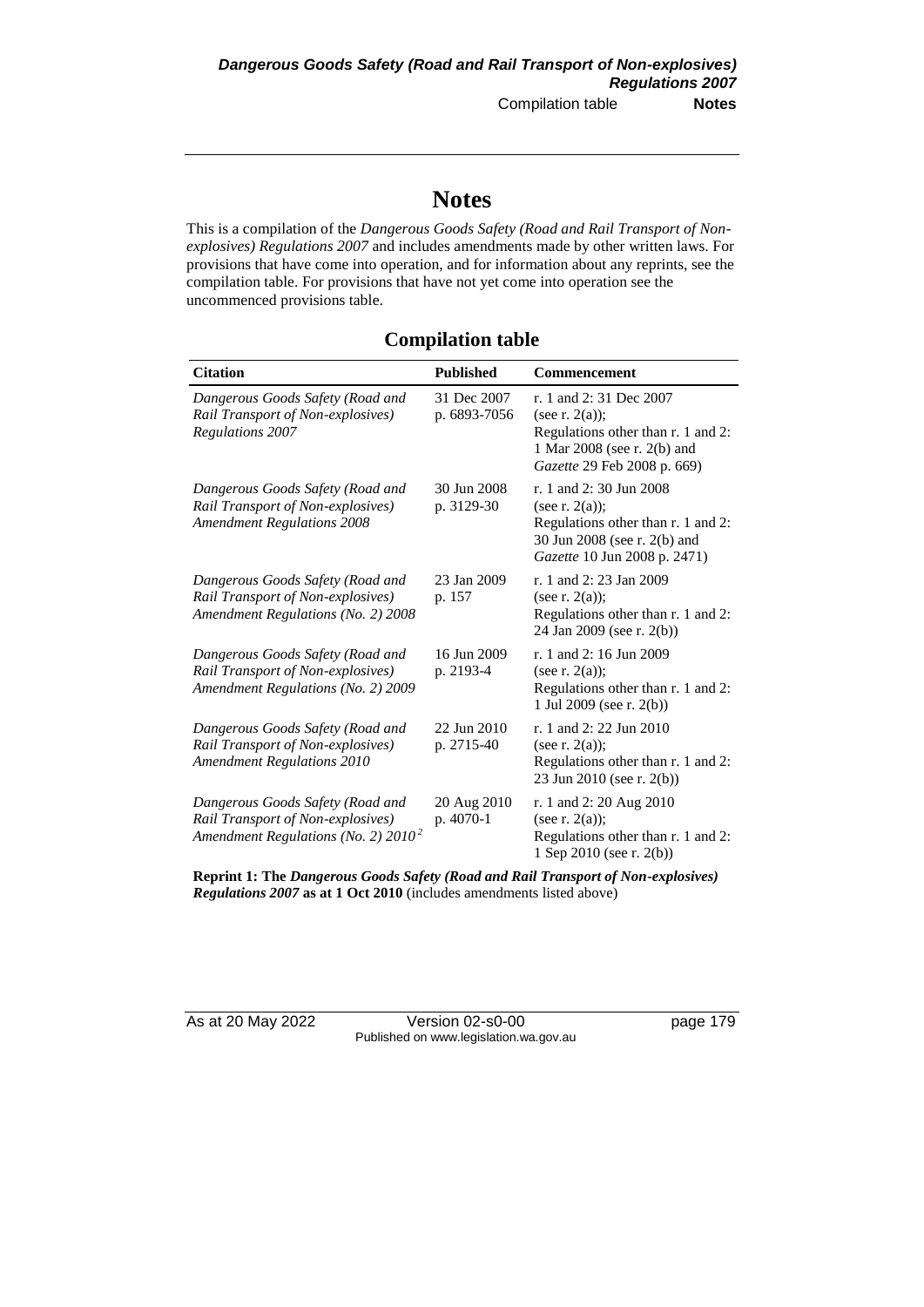# Notes

This is a compilation of the *Dangerous Goods Safety (Road and Rail Transport of Non-explosives) Regulations 2007* and includes amendments made by other written laws. For provisions that have come into operation, and for information about any reprints, see the compilation table. For provisions that have not yet come into operation see the uncommenced provisions table.

## Compilation table

| Citation | Published | Commencement |
|---|---|---|
| *Dangerous Goods Safety (Road and Rail Transport of Non-explosives) Regulations 2007* | 31 Dec 2007 p. 6893-7056 | r. 1 and 2: 31 Dec 2007 (see r. 2(a)); Regulations other than r. 1 and 2: 1 Mar 2008 (see r. 2(b) and *Gazette* 29 Feb 2008 p. 669) |
| *Dangerous Goods Safety (Road and Rail Transport of Non-explosives) Amendment Regulations 2008* | 30 Jun 2008 p. 3129-30 | r. 1 and 2: 30 Jun 2008 (see r. 2(a)); Regulations other than r. 1 and 2: 30 Jun 2008 (see r. 2(b) and *Gazette* 10 Jun 2008 p. 2471) |
| *Dangerous Goods Safety (Road and Rail Transport of Non-explosives) Amendment Regulations (No. 2) 2008* | 23 Jan 2009 p. 157 | r. 1 and 2: 23 Jan 2009 (see r. 2(a)); Regulations other than r. 1 and 2: 24 Jan 2009 (see r. 2(b)) |
| *Dangerous Goods Safety (Road and Rail Transport of Non-explosives) Amendment Regulations (No. 2) 2009* | 16 Jun 2009 p. 2193-4 | r. 1 and 2: 16 Jun 2009 (see r. 2(a)); Regulations other than r. 1 and 2: 1 Jul 2009 (see r. 2(b)) |
| *Dangerous Goods Safety (Road and Rail Transport of Non-explosives) Amendment Regulations 2010* | 22 Jun 2010 p. 2715-40 | r. 1 and 2: 22 Jun 2010 (see r. 2(a)); Regulations other than r. 1 and 2: 23 Jun 2010 (see r. 2(b)) |
| *Dangerous Goods Safety (Road and Rail Transport of Non-explosives) Amendment Regulations (No. 2) 2010* [2] | 20 Aug 2010 p. 4070-1 | r. 1 and 2: 20 Aug 2010 (see r. 2(a)); Regulations other than r. 1 and 2: 1 Sep 2010 (see r. 2(b)) |

**Reprint 1: The *Dangerous Goods Safety (Road and Rail Transport of Non-explosives) Regulations 2007* as at 1 Oct 2010** (includes amendments listed above)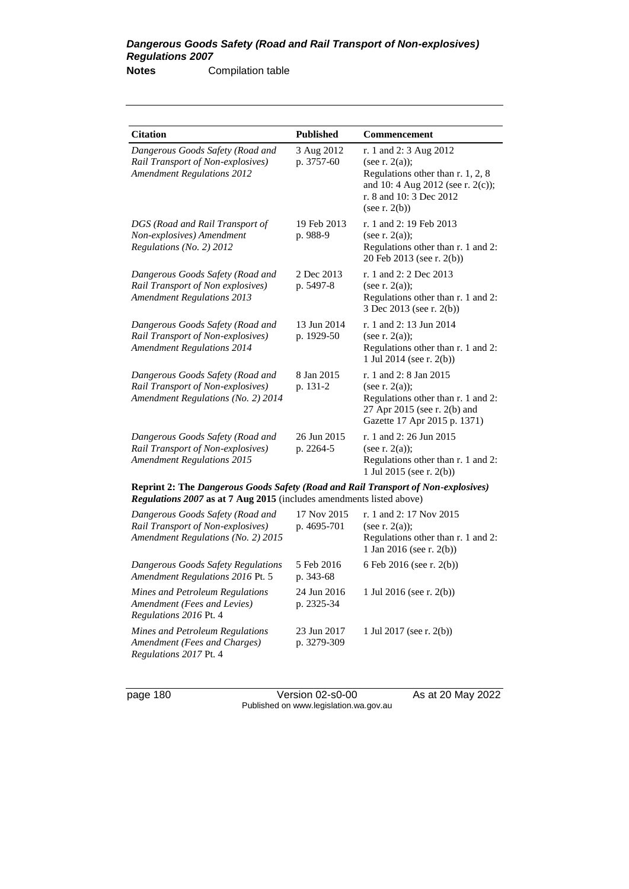| Citation | Published | Commencement |
|---|---|---|
| *Dangerous Goods Safety (Road and Rail Transport of Non-explosives) Amendment Regulations 2012* | 3 Aug 2012 p. 3757-60 | r. 1 and 2: 3 Aug 2012 (see r. 2(a)); Regulations other than r. 1, 2, 8 and 10: 4 Aug 2012 (see r. 2(c)); r. 8 and 10: 3 Dec 2012 (see r. 2(b)) |
| *DGS (Road and Rail Transport of Non-explosives) Amendment Regulations (No. 2) 2012* | 19 Feb 2013 p. 988-9 | r. 1 and 2: 19 Feb 2013 (see r. 2(a)); Regulations other than r. 1 and 2: 20 Feb 2013 (see r. 2(b)) |
| *Dangerous Goods Safety (Road and Rail Transport of Non explosives) Amendment Regulations 2013* | 2 Dec 2013 p. 5497-8 | r. 1 and 2: 2 Dec 2013 (see r. 2(a)); Regulations other than r. 1 and 2: 3 Dec 2013 (see r. 2(b)) |
| *Dangerous Goods Safety (Road and Rail Transport of Non-explosives) Amendment Regulations 2014* | 13 Jun 2014 p. 1929-50 | r. 1 and 2: 13 Jun 2014 (see r. 2(a)); Regulations other than r. 1 and 2: 1 Jul 2014 (see r. 2(b)) |
| *Dangerous Goods Safety (Road and Rail Transport of Non-explosives) Amendment Regulations (No. 2) 2014* | 8 Jan 2015 p. 131-2 | r. 1 and 2: 8 Jan 2015 (see r. 2(a)); Regulations other than r. 1 and 2: 27 Apr 2015 (see r. 2(b) and Gazette 17 Apr 2015 p. 1371) |
| *Dangerous Goods Safety (Road and Rail Transport of Non-explosives) Amendment Regulations 2015* | 26 Jun 2015 p. 2264-5 | r. 1 and 2: 26 Jun 2015 (see r. 2(a)); Regulations other than r. 1 and 2: 1 Jul 2015 (see r. 2(b)) |
| **Reprint 2: The *Dangerous Goods Safety (Road and Rail Transport of Non-explosives) Regulations 2007* as at 7 Aug 2015** (includes amendments listed above) | | |
| *Dangerous Goods Safety (Road and Rail Transport of Non-explosives) Amendment Regulations (No. 2) 2015* | 17 Nov 2015 p. 4695-701 | r. 1 and 2: 17 Nov 2015 (see r. 2(a)); Regulations other than r. 1 and 2: 1 Jan 2016 (see r. 2(b)) |
| *Dangerous Goods Safety Regulations Amendment Regulations 2016* Pt. 5 | 5 Feb 2016 p. 343-68 | 6 Feb 2016 (see r. 2(b)) |
| *Mines and Petroleum Regulations Amendment (Fees and Levies) Regulations 2016* Pt. 4 | 24 Jun 2016 p. 2325-34 | 1 Jul 2016 (see r. 2(b)) |
| *Mines and Petroleum Regulations Amendment (Fees and Charges) Regulations 2017* Pt. 4 | 23 Jun 2017 p. 3279-309 | 1 Jul 2017 (see r. 2(b)) |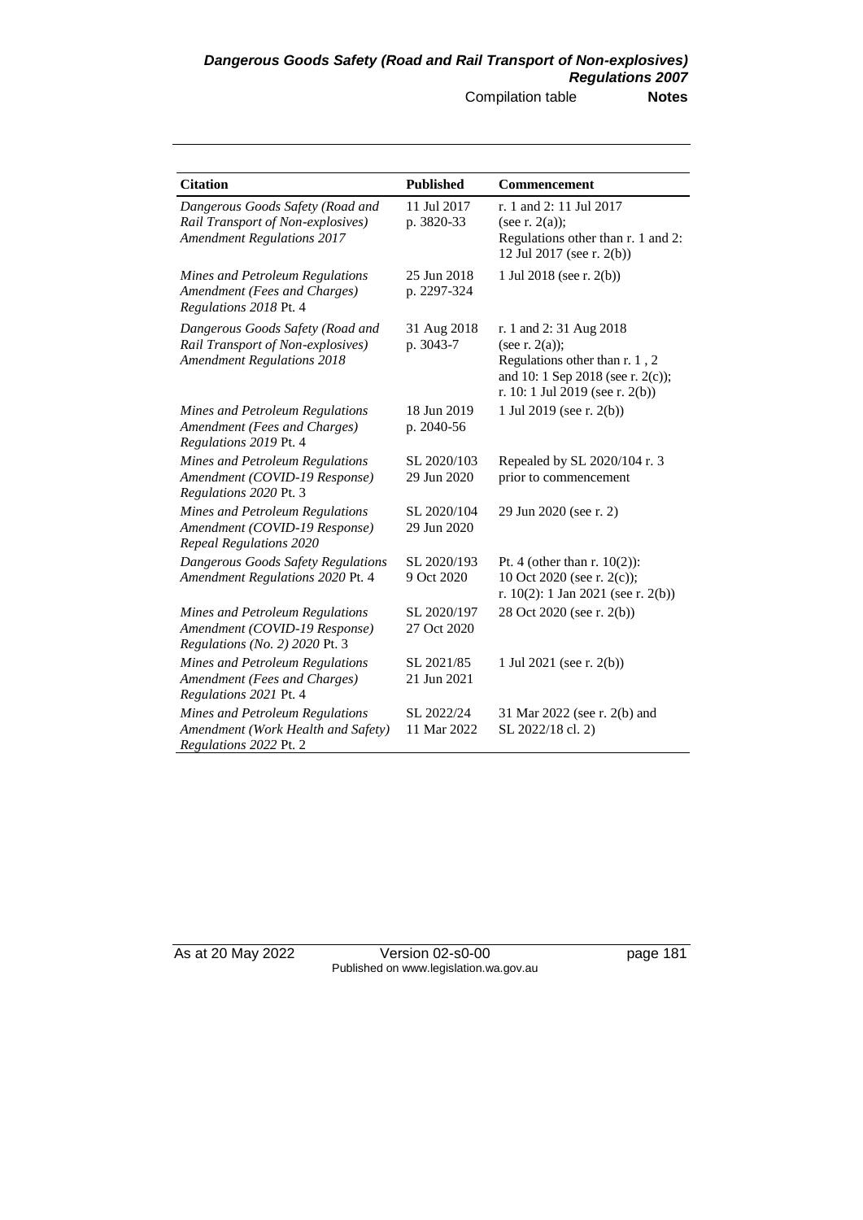| Citation | Published | Commencement |
|---|---|---|
| *Dangerous Goods Safety (Road and Rail Transport of Non-explosives) Amendment Regulations 2017* | 11 Jul 2017 p. 3820-33 | r. 1 and 2: 11 Jul 2017 (see r. 2(a)); Regulations other than r. 1 and 2: 12 Jul 2017 (see r. 2(b)) |
| *Mines and Petroleum Regulations Amendment (Fees and Charges) Regulations 2018* Pt. 4 | 25 Jun 2018 p. 2297-324 | 1 Jul 2018 (see r. 2(b)) |
| *Dangerous Goods Safety (Road and Rail Transport of Non-explosives) Amendment Regulations 2018* | 31 Aug 2018 p. 3043-7 | r. 1 and 2: 31 Aug 2018 (see r. 2(a)); Regulations other than r. 1 , 2 and 10: 1 Sep 2018 (see r. 2(c)); r. 10: 1 Jul 2019 (see r. 2(b)) |
| *Mines and Petroleum Regulations Amendment (Fees and Charges) Regulations 2019* Pt. 4 | 18 Jun 2019 p. 2040-56 | 1 Jul 2019 (see r. 2(b)) |
| *Mines and Petroleum Regulations Amendment (COVID-19 Response) Regulations 2020* Pt. 3 | SL 2020/103 29 Jun 2020 | Repealed by SL 2020/104 r. 3 prior to commencement |
| *Mines and Petroleum Regulations Amendment (COVID-19 Response) Repeal Regulations 2020* | SL 2020/104 29 Jun 2020 | 29 Jun 2020 (see r. 2) |
| *Dangerous Goods Safety Regulations Amendment Regulations 2020* Pt. 4 | SL 2020/193 9 Oct 2020 | Pt. 4 (other than r. 10(2)): 10 Oct 2020 (see r. 2(c)); r. 10(2): 1 Jan 2021 (see r. 2(b)) |
| *Mines and Petroleum Regulations Amendment (COVID-19 Response) Regulations (No. 2) 2020* Pt. 3 | SL 2020/197 27 Oct 2020 | 28 Oct 2020 (see r. 2(b)) |
| *Mines and Petroleum Regulations Amendment (Fees and Charges) Regulations 2021* Pt. 4 | SL 2021/85 21 Jun 2021 | 1 Jul 2021 (see r. 2(b)) |
| *Mines and Petroleum Regulations Amendment (Work Health and Safety) Regulations 2022* Pt. 2 | SL 2022/24 11 Mar 2022 | 31 Mar 2022 (see r. 2(b) and SL 2022/18 cl. 2) |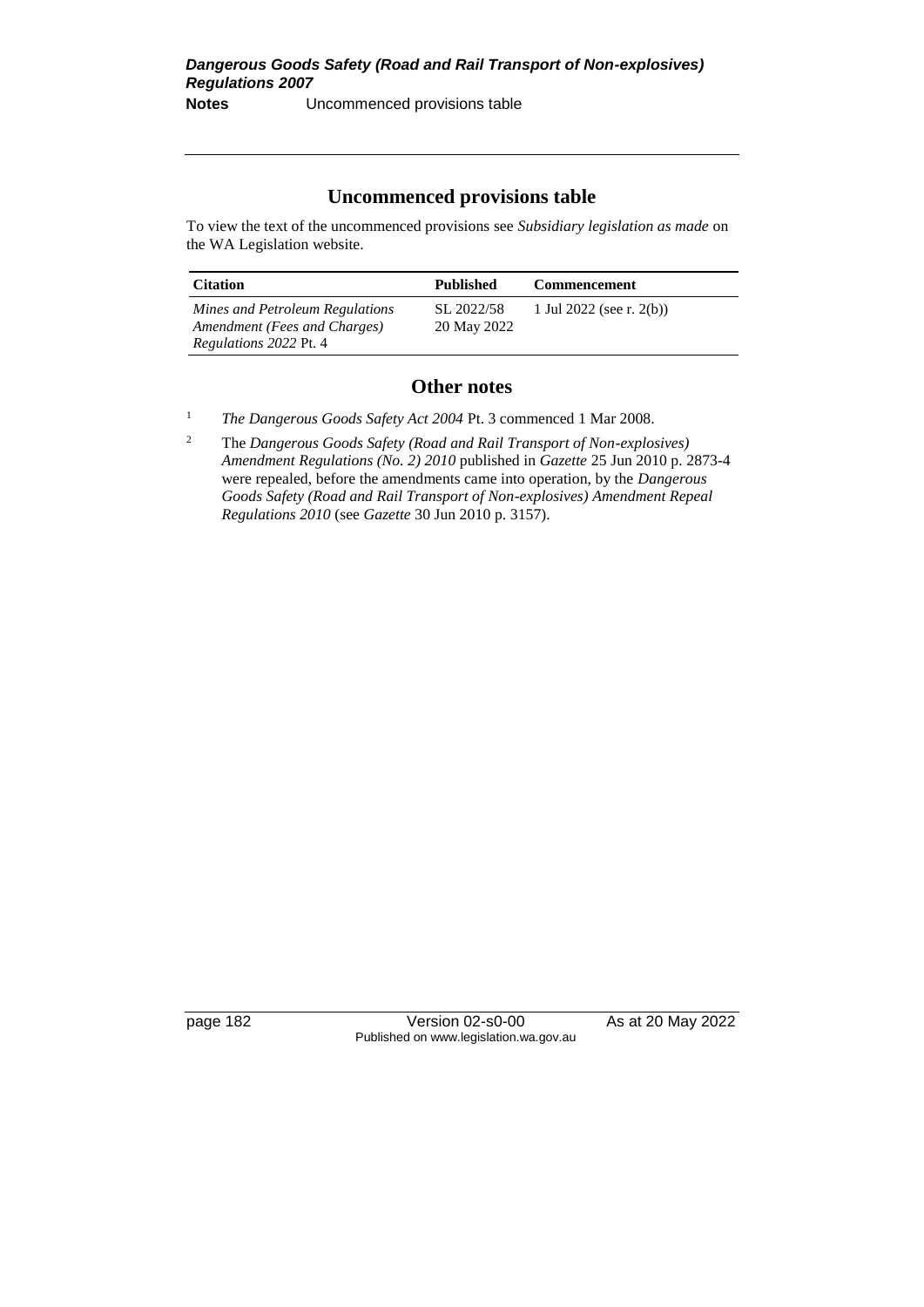## Uncommenced provisions table

To view the text of the uncommenced provisions see *Subsidiary legislation as made* on the WA Legislation website.

| Citation | Published | Commencement |
|---|---|---|
| *Mines and Petroleum Regulations Amendment (Fees and Charges) Regulations 2022* Pt. 4 | SL 2022/58 20 May 2022 | 1 Jul 2022 (see r. 2(b)) |

## Other notes

[1] *The Dangerous Goods Safety Act 2004* Pt. 3 commenced 1 Mar 2008.

[2] The *Dangerous Goods Safety (Road and Rail Transport of Non-explosives) Amendment Regulations (No. 2) 2010* published in *Gazette* 25 Jun 2010 p. 2873-4 were repealed, before the amendments came into operation, by the *Dangerous Goods Safety (Road and Rail Transport of Non-explosives) Amendment Repeal Regulations 2010* (see *Gazette* 30 Jun 2010 p. 3157).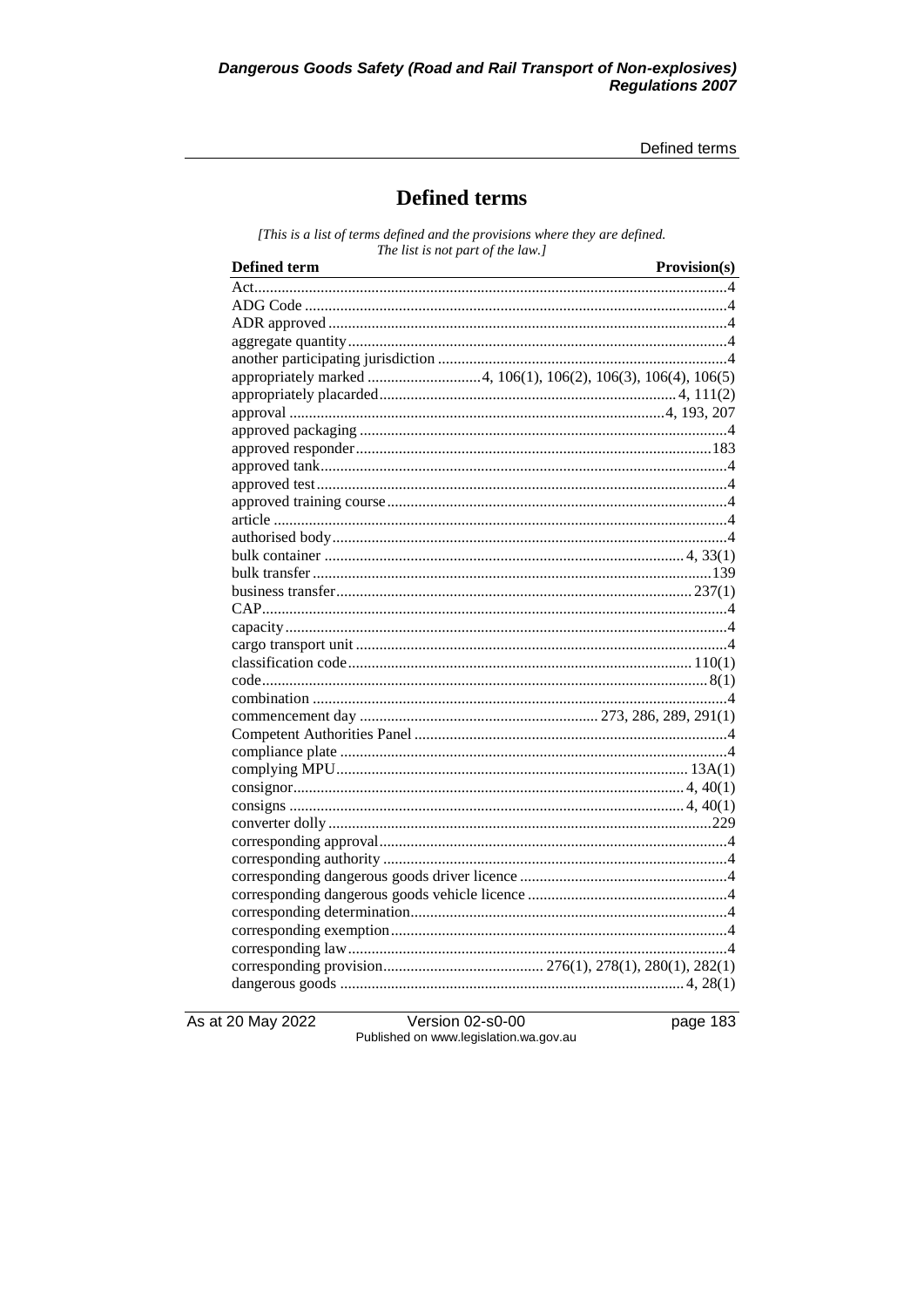# Defined terms

*[This is a list of terms defined and the provisions where they are defined. The list is not part of the law.]*

| Defined term | Provision(s) |
|---|---|
| Act | 4 |
| ADG Code | 4 |
| ADR approved | 4 |
| aggregate quantity | 4 |
| another participating jurisdiction | 4 |
| appropriately marked | 4, 106(1), 106(2), 106(3), 106(4), 106(5) |
| appropriately placarded | 4, 111(2) |
| approval | 4, 193, 207 |
| approved packaging | 4 |
| approved responder | 183 |
| approved tank | 4 |
| approved test | 4 |
| approved training course | 4 |
| article | 4 |
| authorised body | 4 |
| bulk container | 4, 33(1) |
| bulk transfer | 139 |
| business transfer | 237(1) |
| CAP | 4 |
| capacity | 4 |
| cargo transport unit | 4 |
| classification code | 110(1) |
| code | 8(1) |
| combination | 4 |
| commencement day | 273, 286, 289, 291(1) |
| Competent Authorities Panel | 4 |
| compliance plate | 4 |
| complying MPU | 13A(1) |
| consignor | 4, 40(1) |
| consigns | 4, 40(1) |
| converter dolly | 229 |
| corresponding approval | 4 |
| corresponding authority | 4 |
| corresponding dangerous goods driver licence | 4 |
| corresponding dangerous goods vehicle licence | 4 |
| corresponding determination | 4 |
| corresponding exemption | 4 |
| corresponding law | 4 |
| corresponding provision | 276(1), 278(1), 280(1), 282(1) |
| dangerous goods | 4, 28(1) |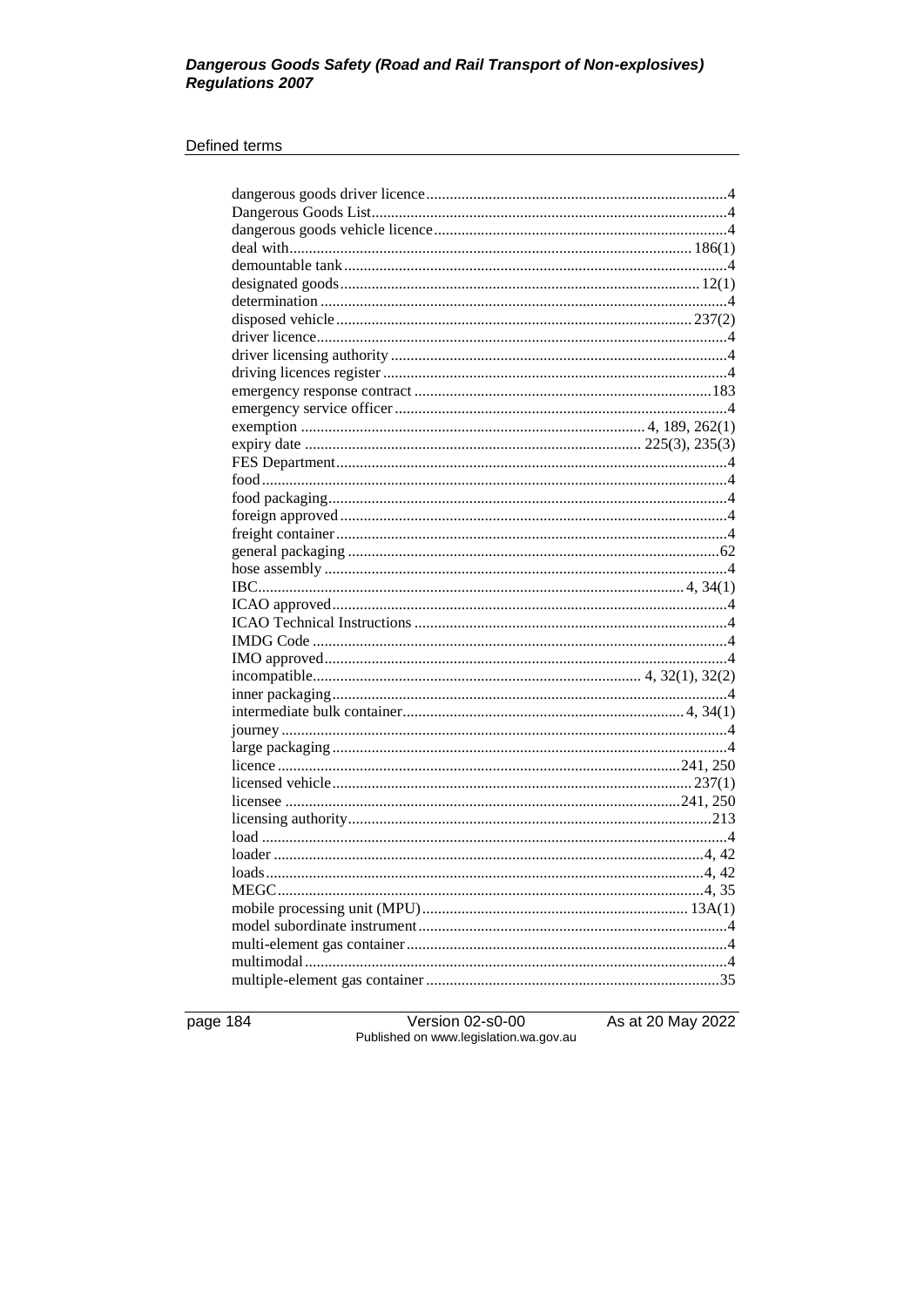Defined terms

| | |
|---|---|
| dangerous goods driver licence | 4 |
| Dangerous Goods List | 4 |
| dangerous goods vehicle licence | 4 |
| deal with | 186(1) |
| demountable tank | 4 |
| designated goods | 12(1) |
| determination | 4 |
| disposed vehicle | 237(2) |
| driver licence | 4 |
| driver licensing authority | 4 |
| driving licences register | 4 |
| emergency response contract | 183 |
| emergency service officer | 4 |
| exemption | 4, 189, 262(1) |
| expiry date | 225(3), 235(3) |
| FES Department | 4 |
| food | 4 |
| food packaging | 4 |
| foreign approved | 4 |
| freight container | 4 |
| general packaging | 62 |
| hose assembly | 4 |
| IBC | 4, 34(1) |
| ICAO approved | 4 |
| ICAO Technical Instructions | 4 |
| IMDG Code | 4 |
| IMO approved | 4 |
| incompatible | 4, 32(1), 32(2) |
| inner packaging | 4 |
| intermediate bulk container | 4, 34(1) |
| journey | 4 |
| large packaging | 4 |
| licence | 241, 250 |
| licensed vehicle | 237(1) |
| licensee | 241, 250 |
| licensing authority | 213 |
| load | 4 |
| loader | 4, 42 |
| loads | 4, 42 |
| MEGC | 4, 35 |
| mobile processing unit (MPU) | 13A(1) |
| model subordinate instrument | 4 |
| multi-element gas container | 4 |
| multimodal | 4 |
| multiple-element gas container | 35 |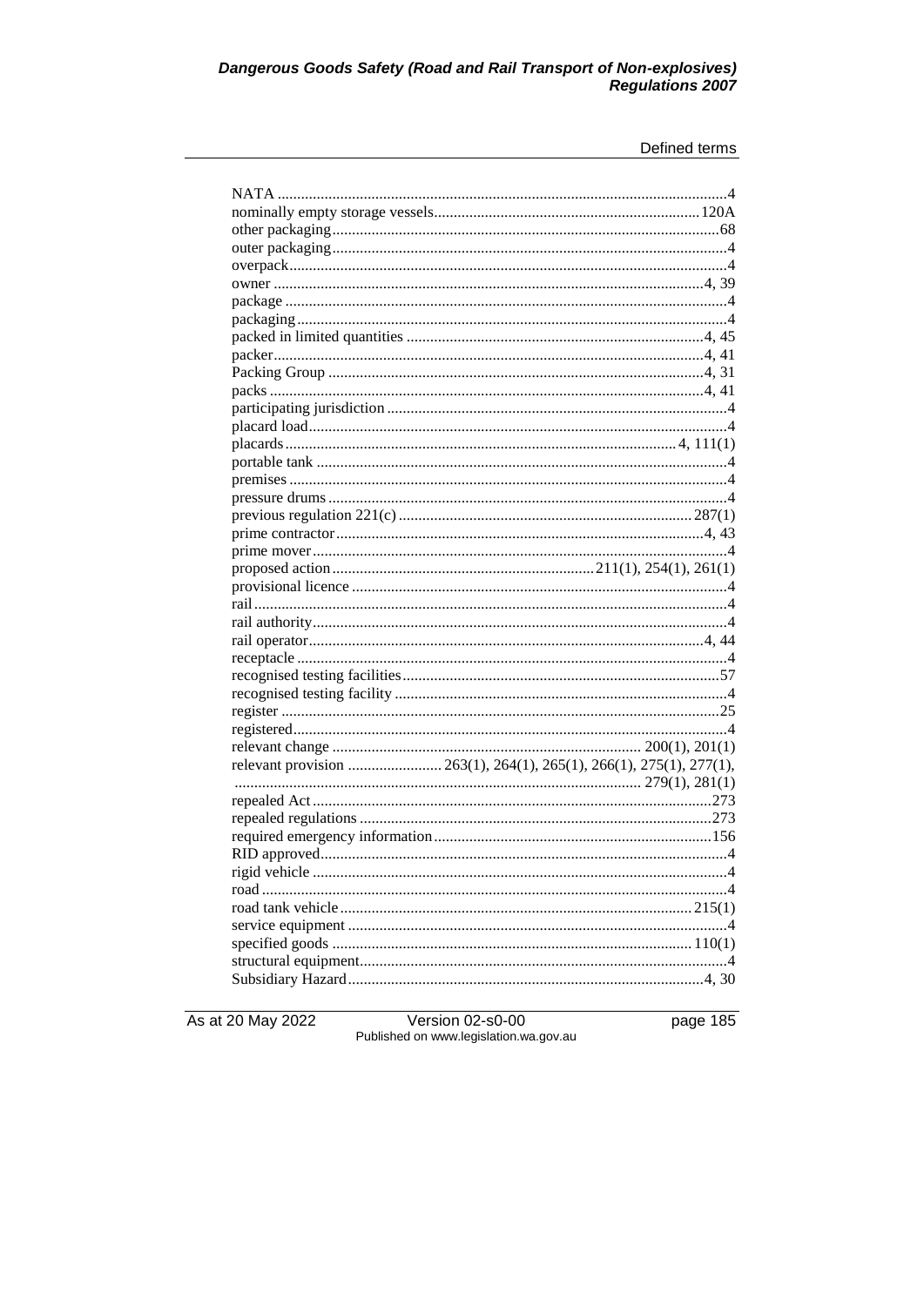NATA ....................................................................................................4
nominally empty storage vessels....................................................................120A
other packaging..................................................................................................68
outer packaging....................................................................................................4
overpack...............................................................................................................4
owner ...............................................................................................................4, 39
package ................................................................................................................4
packaging..............................................................................................................4
packed in limited quantities ..........................................................................4, 45
packer...............................................................................................................4, 41
Packing Group ...............................................................................................4, 31
packs ................................................................................................................4, 41
participating jurisdiction ......................................................................................4
placard load..........................................................................................................4
placards.......................................................................................................4, 111(1)
portable tank .........................................................................................................4
premises ................................................................................................................4
pressure drums .....................................................................................................4
previous regulation 221(c) ........................................................................287(1)
prime contractor...............................................................................................4, 43
prime mover..........................................................................................................4
proposed action ..................................................................211(1), 254(1), 261(1)
provisional licence ...............................................................................................4
rail .........................................................................................................................4
rail authority..........................................................................................................4
rail operator......................................................................................................4, 44
receptacle ..............................................................................................................4
recognised testing facilities..................................................................................57
recognised testing facility ......................................................................................4
register .................................................................................................................25
registered...............................................................................................................4
relevant change ..............................................................................200(1), 201(1)
relevant provision ........................263(1), 264(1), 265(1), 266(1), 275(1), 277(1), ....................................................................................................279(1), 281(1)
repealed Act........................................................................................................273
repealed regulations ...........................................................................................273
required emergency information.........................................................................156
RID approved........................................................................................................4
rigid vehicle ..........................................................................................................4
road .......................................................................................................................4
road tank vehicle ...........................................................................................215(1)
service equipment .................................................................................................4
specified goods .............................................................................................110(1)
structural equipment..............................................................................................4
Subsidiary Hazard...........................................................................................4, 30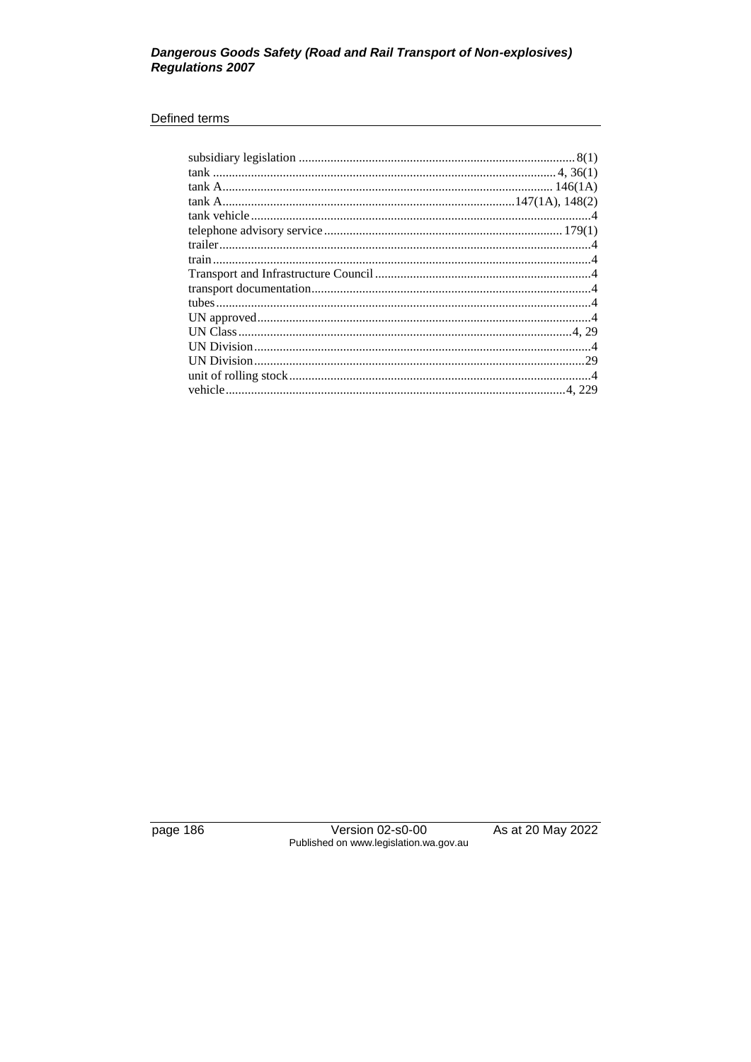Defined terms

| | |
|---|---|
| subsidiary legislation | 8(1) |
| tank | 4, 36(1) |
| tank A | 146(1A) |
| tank A | 147(1A), 148(2) |
| tank vehicle | 4 |
| telephone advisory service | 179(1) |
| trailer | 4 |
| train | 4 |
| Transport and Infrastructure Council | 4 |
| transport documentation | 4 |
| tubes | 4 |
| UN approved | 4 |
| UN Class | 4, 29 |
| UN Division | 4 |
| UN Division | 29 |
| unit of rolling stock | 4 |
| vehicle | 4, 229 |